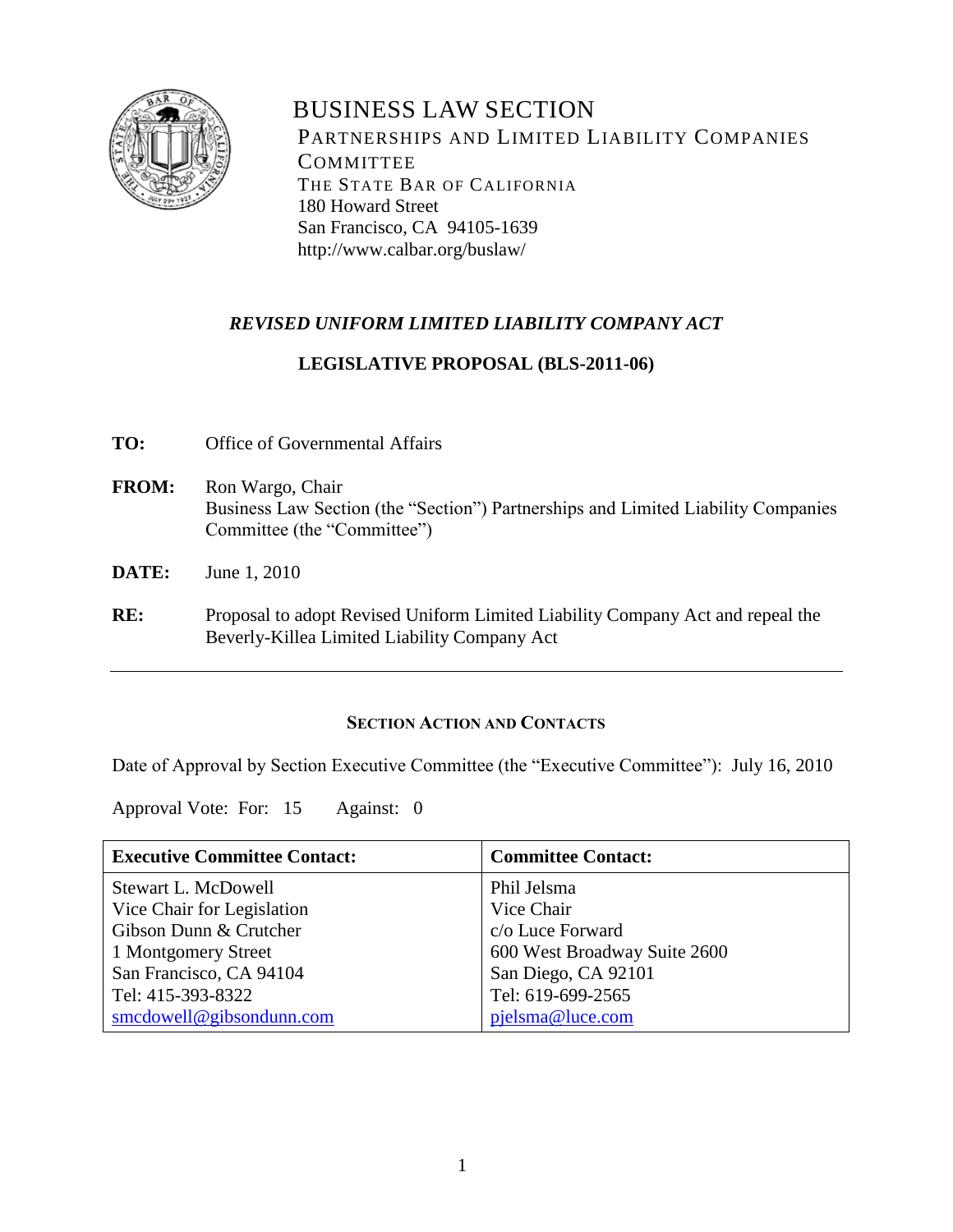# BUSINESS LAW SECTION

PARTNERSHIPS AND LIMITED LIABILITY COMPANIES COMMITTEE
THE STATE BAR OF CALIFORNIA
180 Howard Street
San Francisco, CA 94105-1639
http://www.calbar.org/buslaw/

***REVISED UNIFORM LIMITED LIABILITY COMPANY ACT***

**LEGISLATIVE PROPOSAL (BLS-2011-06)**

**TO:** Office of Governmental Affairs

**FROM:** Ron Wargo, Chair
Business Law Section (the "Section") Partnerships and Limited Liability Companies Committee (the "Committee")

**DATE:** June 1, 2010

**RE:** Proposal to adopt Revised Uniform Limited Liability Company Act and repeal the Beverly-Killea Limited Liability Company Act

---

**SECTION ACTION AND CONTACTS**

Date of Approval by Section Executive Committee (the "Executive Committee"): July 16, 2010

Approval Vote: For: 15 Against: 0

| **Executive Committee Contact:** | **Committee Contact:** |
|---|---|
| Stewart L. McDowell<br>Vice Chair for Legislation<br>Gibson Dunn & Crutcher<br>1 Montgomery Street<br>San Francisco, CA 94104<br>Tel: 415-393-8322<br>smcdowell@gibsondunn.com | Phil Jelsma<br>Vice Chair<br>c/o Luce Forward<br>600 West Broadway Suite 2600<br>San Diego, CA 92101<br>Tel: 619-699-2565<br>pjelsma@luce.com |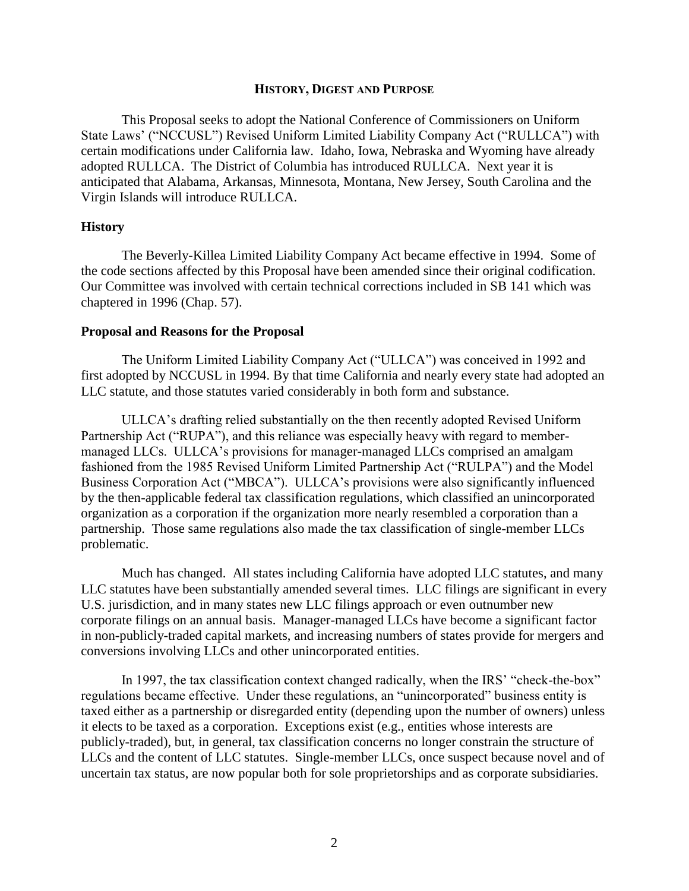## History, Digest and Purpose

This Proposal seeks to adopt the National Conference of Commissioners on Uniform State Laws' ("NCCUSL") Revised Uniform Limited Liability Company Act ("RULLCA") with certain modifications under California law. Idaho, Iowa, Nebraska and Wyoming have already adopted RULLCA. The District of Columbia has introduced RULLCA. Next year it is anticipated that Alabama, Arkansas, Minnesota, Montana, New Jersey, South Carolina and the Virgin Islands will introduce RULLCA.

### History

The Beverly-Killea Limited Liability Company Act became effective in 1994. Some of the code sections affected by this Proposal have been amended since their original codification. Our Committee was involved with certain technical corrections included in SB 141 which was chaptered in 1996 (Chap. 57).

### Proposal and Reasons for the Proposal

The Uniform Limited Liability Company Act ("ULLCA") was conceived in 1992 and first adopted by NCCUSL in 1994. By that time California and nearly every state had adopted an LLC statute, and those statutes varied considerably in both form and substance.

ULLCA's drafting relied substantially on the then recently adopted Revised Uniform Partnership Act ("RUPA"), and this reliance was especially heavy with regard to member-managed LLCs. ULLCA's provisions for manager-managed LLCs comprised an amalgam fashioned from the 1985 Revised Uniform Limited Partnership Act ("RULPA") and the Model Business Corporation Act ("MBCA"). ULLCA's provisions were also significantly influenced by the then-applicable federal tax classification regulations, which classified an unincorporated organization as a corporation if the organization more nearly resembled a corporation than a partnership. Those same regulations also made the tax classification of single-member LLCs problematic.

Much has changed. All states including California have adopted LLC statutes, and many LLC statutes have been substantially amended several times. LLC filings are significant in every U.S. jurisdiction, and in many states new LLC filings approach or even outnumber new corporate filings on an annual basis. Manager-managed LLCs have become a significant factor in non-publicly-traded capital markets, and increasing numbers of states provide for mergers and conversions involving LLCs and other unincorporated entities.

In 1997, the tax classification context changed radically, when the IRS' "check-the-box" regulations became effective. Under these regulations, an "unincorporated" business entity is taxed either as a partnership or disregarded entity (depending upon the number of owners) unless it elects to be taxed as a corporation. Exceptions exist (e.g., entities whose interests are publicly-traded), but, in general, tax classification concerns no longer constrain the structure of LLCs and the content of LLC statutes. Single-member LLCs, once suspect because novel and of uncertain tax status, are now popular both for sole proprietorships and as corporate subsidiaries.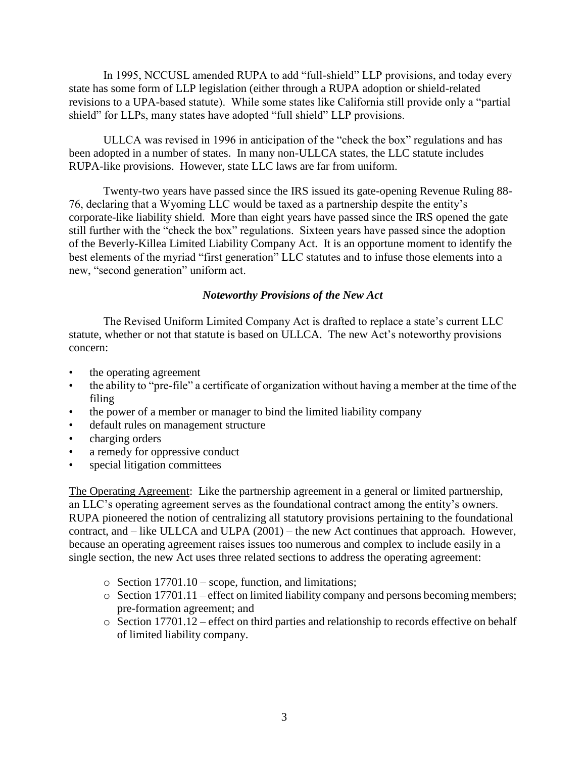In 1995, NCCUSL amended RUPA to add "full-shield" LLP provisions, and today every state has some form of LLP legislation (either through a RUPA adoption or shield-related revisions to a UPA-based statute). While some states like California still provide only a "partial shield" for LLPs, many states have adopted "full shield" LLP provisions.

ULLCA was revised in 1996 in anticipation of the "check the box" regulations and has been adopted in a number of states. In many non-ULLCA states, the LLC statute includes RUPA-like provisions. However, state LLC laws are far from uniform.

Twenty-two years have passed since the IRS issued its gate-opening Revenue Ruling 88-76, declaring that a Wyoming LLC would be taxed as a partnership despite the entity's corporate-like liability shield. More than eight years have passed since the IRS opened the gate still further with the "check the box" regulations. Sixteen years have passed since the adoption of the Beverly-Killea Limited Liability Company Act. It is an opportune moment to identify the best elements of the myriad "first generation" LLC statutes and to infuse those elements into a new, "second generation" uniform act.

### *Noteworthy Provisions of the New Act*

The Revised Uniform Limited Company Act is drafted to replace a state's current LLC statute, whether or not that statute is based on ULLCA. The new Act's noteworthy provisions concern:

- the operating agreement
- the ability to "pre-file" a certificate of organization without having a member at the time of the filing
- the power of a member or manager to bind the limited liability company
- default rules on management structure
- charging orders
- a remedy for oppressive conduct
- special litigation committees

<u>The Operating Agreement</u>: Like the partnership agreement in a general or limited partnership, an LLC's operating agreement serves as the foundational contract among the entity's owners. RUPA pioneered the notion of centralizing all statutory provisions pertaining to the foundational contract, and – like ULLCA and ULPA (2001) – the new Act continues that approach. However, because an operating agreement raises issues too numerous and complex to include easily in a single section, the new Act uses three related sections to address the operating agreement:

- Section 17701.10 – scope, function, and limitations;
- Section 17701.11 – effect on limited liability company and persons becoming members; pre-formation agreement; and
- Section 17701.12 – effect on third parties and relationship to records effective on behalf of limited liability company.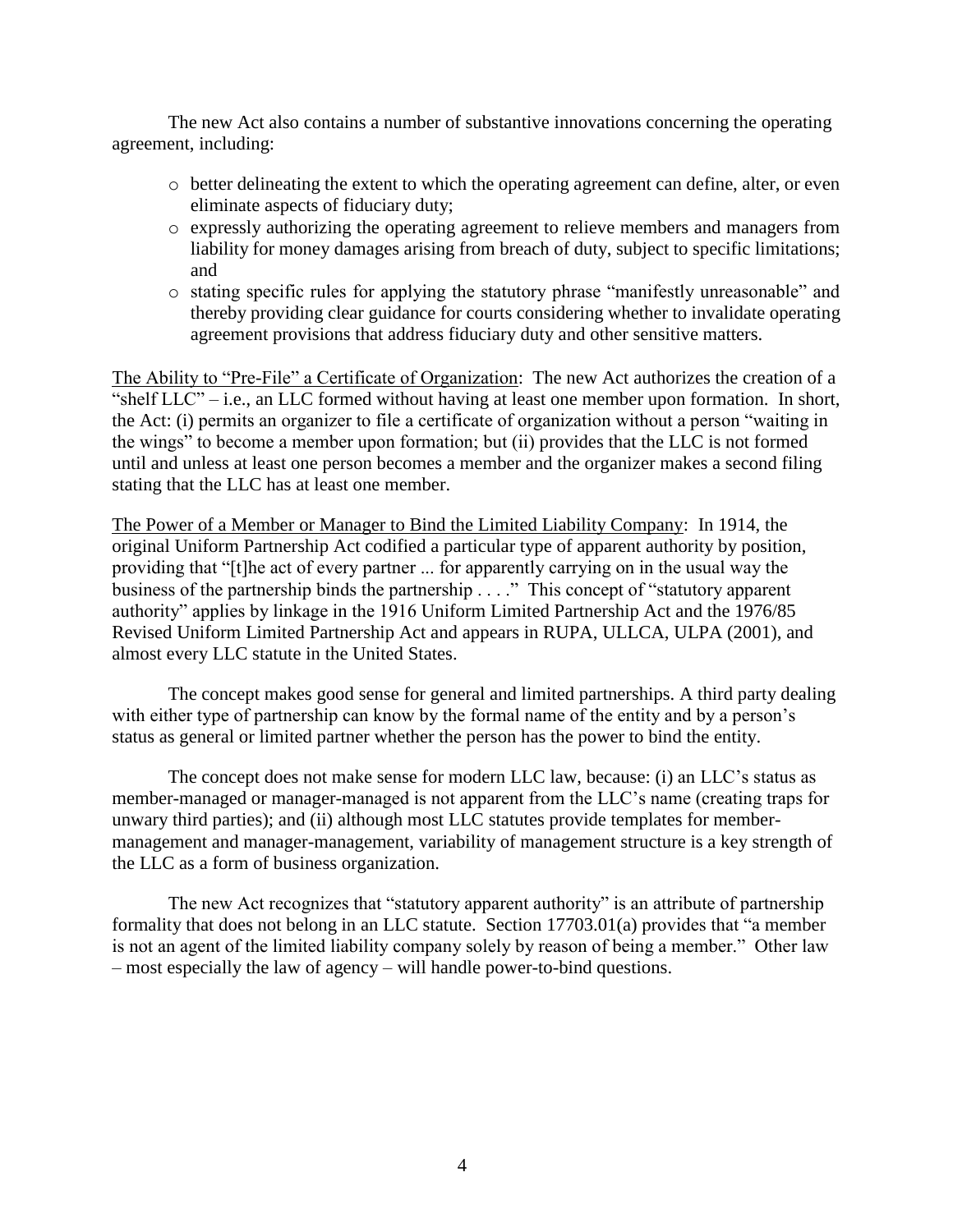The new Act also contains a number of substantive innovations concerning the operating agreement, including:

- better delineating the extent to which the operating agreement can define, alter, or even eliminate aspects of fiduciary duty;
- expressly authorizing the operating agreement to relieve members and managers from liability for money damages arising from breach of duty, subject to specific limitations; and
- stating specific rules for applying the statutory phrase "manifestly unreasonable" and thereby providing clear guidance for courts considering whether to invalidate operating agreement provisions that address fiduciary duty and other sensitive matters.

<u>The Ability to "Pre-File" a Certificate of Organization</u>: The new Act authorizes the creation of a "shelf LLC" – i.e., an LLC formed without having at least one member upon formation. In short, the Act: (i) permits an organizer to file a certificate of organization without a person "waiting in the wings" to become a member upon formation; but (ii) provides that the LLC is not formed until and unless at least one person becomes a member and the organizer makes a second filing stating that the LLC has at least one member.

<u>The Power of a Member or Manager to Bind the Limited Liability Company</u>: In 1914, the original Uniform Partnership Act codified a particular type of apparent authority by position, providing that "[t]he act of every partner ... for apparently carrying on in the usual way the business of the partnership binds the partnership . . . ." This concept of "statutory apparent authority" applies by linkage in the 1916 Uniform Limited Partnership Act and the 1976/85 Revised Uniform Limited Partnership Act and appears in RUPA, ULLCA, ULPA (2001), and almost every LLC statute in the United States.

The concept makes good sense for general and limited partnerships. A third party dealing with either type of partnership can know by the formal name of the entity and by a person's status as general or limited partner whether the person has the power to bind the entity.

The concept does not make sense for modern LLC law, because: (i) an LLC's status as member-managed or manager-managed is not apparent from the LLC's name (creating traps for unwary third parties); and (ii) although most LLC statutes provide templates for member-management and manager-management, variability of management structure is a key strength of the LLC as a form of business organization.

The new Act recognizes that "statutory apparent authority" is an attribute of partnership formality that does not belong in an LLC statute. Section 17703.01(a) provides that "a member is not an agent of the limited liability company solely by reason of being a member." Other law – most especially the law of agency – will handle power-to-bind questions.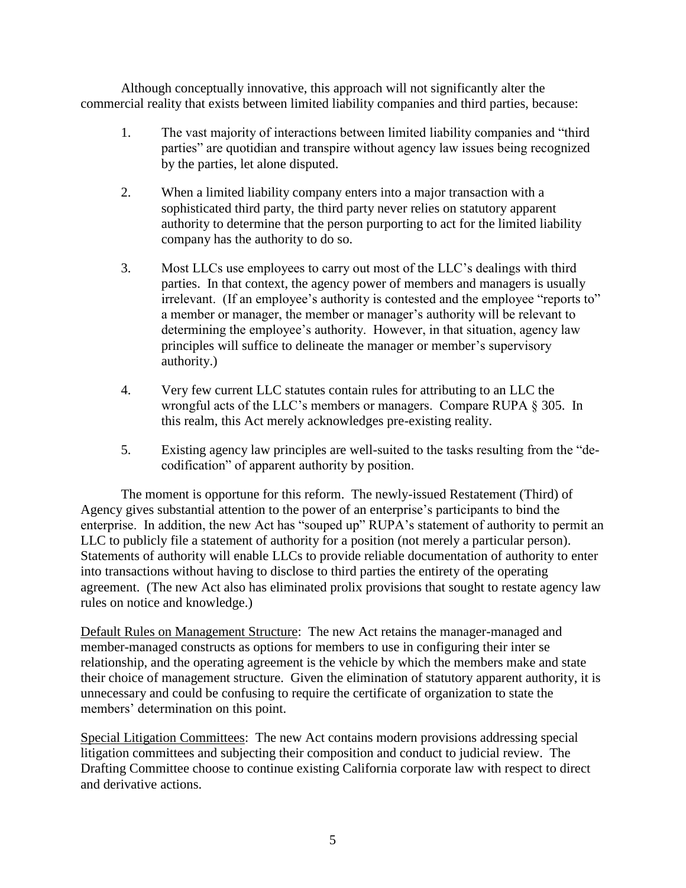Although conceptually innovative, this approach will not significantly alter the commercial reality that exists between limited liability companies and third parties, because:

1. The vast majority of interactions between limited liability companies and "third parties" are quotidian and transpire without agency law issues being recognized by the parties, let alone disputed.

2. When a limited liability company enters into a major transaction with a sophisticated third party, the third party never relies on statutory apparent authority to determine that the person purporting to act for the limited liability company has the authority to do so.

3. Most LLCs use employees to carry out most of the LLC's dealings with third parties. In that context, the agency power of members and managers is usually irrelevant. (If an employee's authority is contested and the employee "reports to" a member or manager, the member or manager's authority will be relevant to determining the employee's authority. However, in that situation, agency law principles will suffice to delineate the manager or member's supervisory authority.)

4. Very few current LLC statutes contain rules for attributing to an LLC the wrongful acts of the LLC's members or managers. Compare RUPA § 305. In this realm, this Act merely acknowledges pre-existing reality.

5. Existing agency law principles are well-suited to the tasks resulting from the "de-codification" of apparent authority by position.

The moment is opportune for this reform. The newly-issued Restatement (Third) of Agency gives substantial attention to the power of an enterprise's participants to bind the enterprise. In addition, the new Act has "souped up" RUPA's statement of authority to permit an LLC to publicly file a statement of authority for a position (not merely a particular person). Statements of authority will enable LLCs to provide reliable documentation of authority to enter into transactions without having to disclose to third parties the entirety of the operating agreement. (The new Act also has eliminated prolix provisions that sought to restate agency law rules on notice and knowledge.)

<u>Default Rules on Management Structure</u>: The new Act retains the manager-managed and member-managed constructs as options for members to use in configuring their inter se relationship, and the operating agreement is the vehicle by which the members make and state their choice of management structure. Given the elimination of statutory apparent authority, it is unnecessary and could be confusing to require the certificate of organization to state the members' determination on this point.

<u>Special Litigation Committees</u>: The new Act contains modern provisions addressing special litigation committees and subjecting their composition and conduct to judicial review. The Drafting Committee choose to continue existing California corporate law with respect to direct and derivative actions.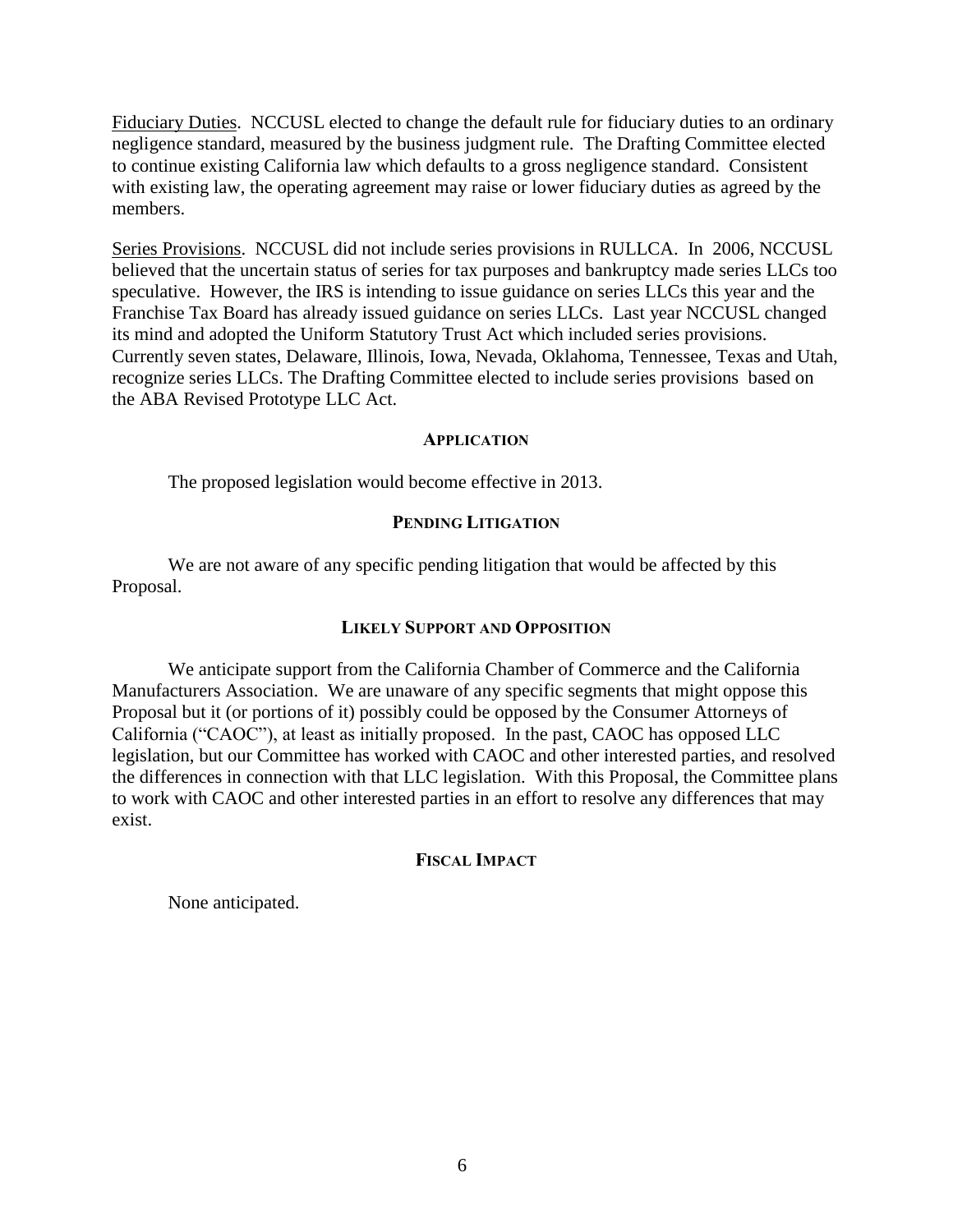Fiduciary Duties. NCCUSL elected to change the default rule for fiduciary duties to an ordinary negligence standard, measured by the business judgment rule. The Drafting Committee elected to continue existing California law which defaults to a gross negligence standard. Consistent with existing law, the operating agreement may raise or lower fiduciary duties as agreed by the members.

Series Provisions. NCCUSL did not include series provisions in RULLCA. In 2006, NCCUSL believed that the uncertain status of series for tax purposes and bankruptcy made series LLCs too speculative. However, the IRS is intending to issue guidance on series LLCs this year and the Franchise Tax Board has already issued guidance on series LLCs. Last year NCCUSL changed its mind and adopted the Uniform Statutory Trust Act which included series provisions. Currently seven states, Delaware, Illinois, Iowa, Nevada, Oklahoma, Tennessee, Texas and Utah, recognize series LLCs. The Drafting Committee elected to include series provisions based on the ABA Revised Prototype LLC Act.

## APPLICATION

The proposed legislation would become effective in 2013.

## PENDING LITIGATION

We are not aware of any specific pending litigation that would be affected by this Proposal.

## LIKELY SUPPORT AND OPPOSITION

We anticipate support from the California Chamber of Commerce and the California Manufacturers Association. We are unaware of any specific segments that might oppose this Proposal but it (or portions of it) possibly could be opposed by the Consumer Attorneys of California ("CAOC"), at least as initially proposed. In the past, CAOC has opposed LLC legislation, but our Committee has worked with CAOC and other interested parties, and resolved the differences in connection with that LLC legislation. With this Proposal, the Committee plans to work with CAOC and other interested parties in an effort to resolve any differences that may exist.

## FISCAL IMPACT

None anticipated.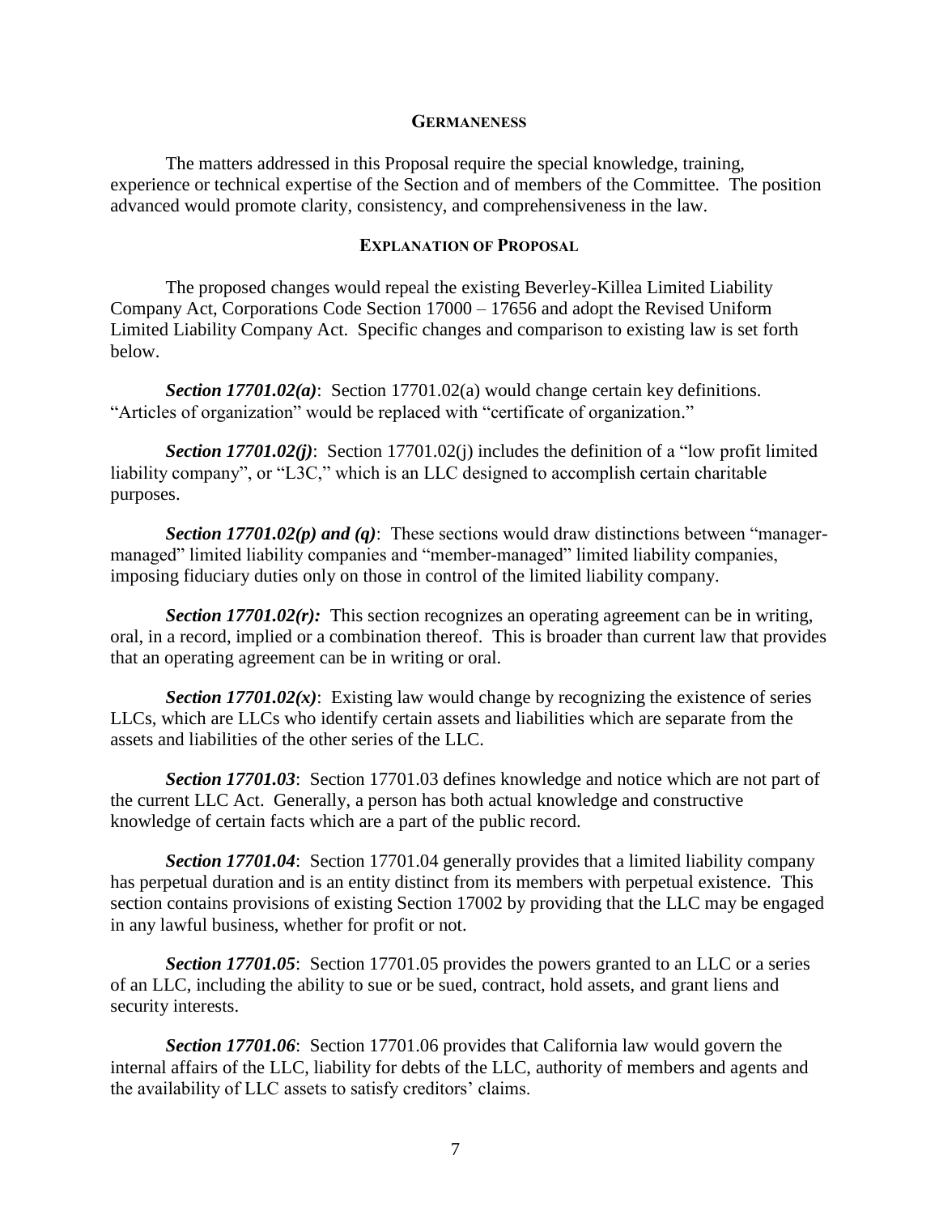## Germaneness

The matters addressed in this Proposal require the special knowledge, training, experience or technical expertise of the Section and of members of the Committee. The position advanced would promote clarity, consistency, and comprehensiveness in the law.

## Explanation of Proposal

The proposed changes would repeal the existing Beverley-Killea Limited Liability Company Act, Corporations Code Section 17000 – 17656 and adopt the Revised Uniform Limited Liability Company Act. Specific changes and comparison to existing law is set forth below.

***Section 17701.02(a)***: Section 17701.02(a) would change certain key definitions. "Articles of organization" would be replaced with "certificate of organization."

***Section 17701.02(j)***: Section 17701.02(j) includes the definition of a "low profit limited liability company", or "L3C," which is an LLC designed to accomplish certain charitable purposes.

***Section 17701.02(p) and (q)***: These sections would draw distinctions between "manager-managed" limited liability companies and "member-managed" limited liability companies, imposing fiduciary duties only on those in control of the limited liability company.

***Section 17701.02(r):*** This section recognizes an operating agreement can be in writing, oral, in a record, implied or a combination thereof. This is broader than current law that provides that an operating agreement can be in writing or oral.

***Section 17701.02(x)***: Existing law would change by recognizing the existence of series LLCs, which are LLCs who identify certain assets and liabilities which are separate from the assets and liabilities of the other series of the LLC.

***Section 17701.03***: Section 17701.03 defines knowledge and notice which are not part of the current LLC Act. Generally, a person has both actual knowledge and constructive knowledge of certain facts which are a part of the public record.

***Section 17701.04***: Section 17701.04 generally provides that a limited liability company has perpetual duration and is an entity distinct from its members with perpetual existence. This section contains provisions of existing Section 17002 by providing that the LLC may be engaged in any lawful business, whether for profit or not.

***Section 17701.05***: Section 17701.05 provides the powers granted to an LLC or a series of an LLC, including the ability to sue or be sued, contract, hold assets, and grant liens and security interests.

***Section 17701.06***: Section 17701.06 provides that California law would govern the internal affairs of the LLC, liability for debts of the LLC, authority of members and agents and the availability of LLC assets to satisfy creditors' claims.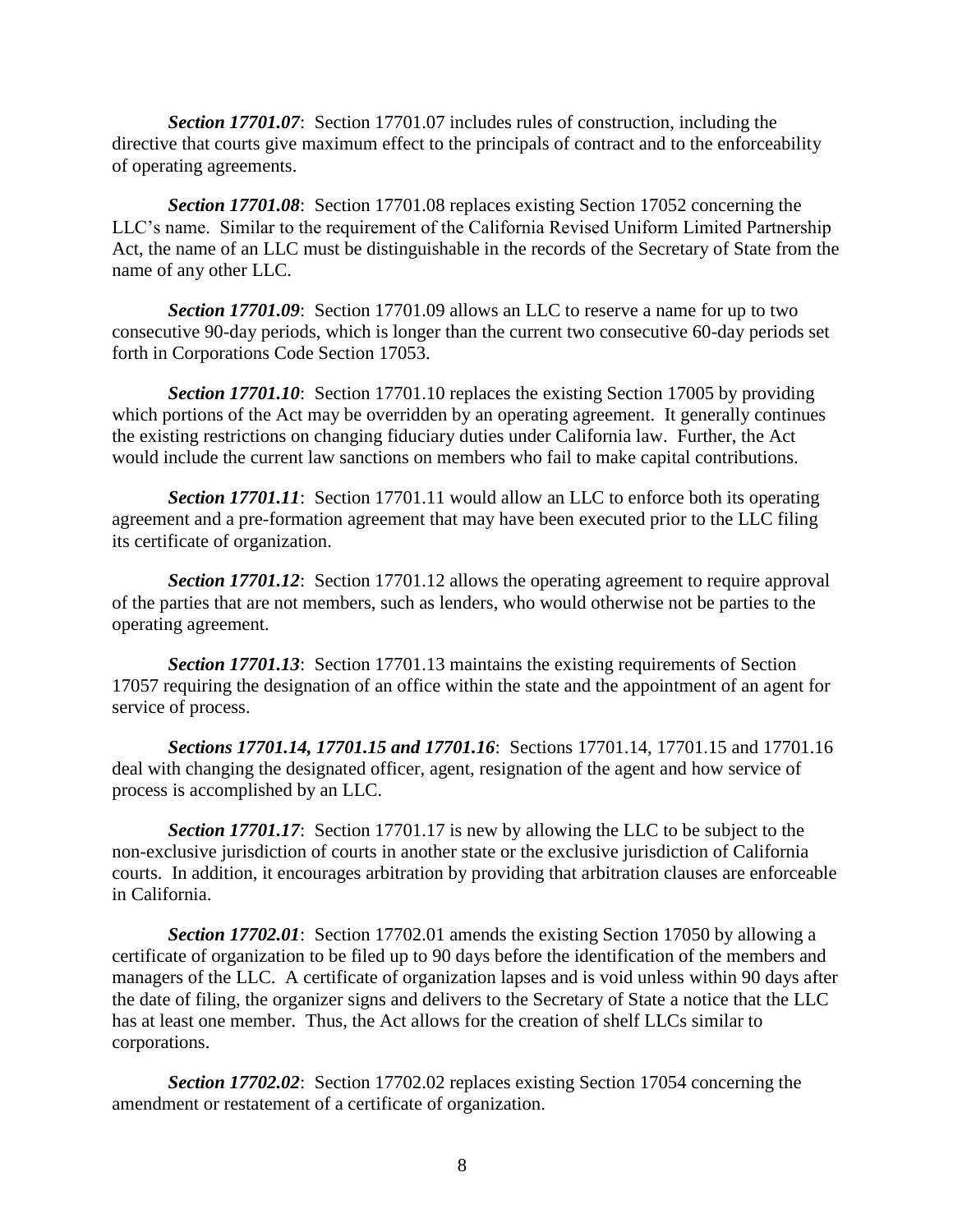***Section 17701.07***: Section 17701.07 includes rules of construction, including the directive that courts give maximum effect to the principals of contract and to the enforceability of operating agreements.

***Section 17701.08***: Section 17701.08 replaces existing Section 17052 concerning the LLC's name. Similar to the requirement of the California Revised Uniform Limited Partnership Act, the name of an LLC must be distinguishable in the records of the Secretary of State from the name of any other LLC.

***Section 17701.09***: Section 17701.09 allows an LLC to reserve a name for up to two consecutive 90-day periods, which is longer than the current two consecutive 60-day periods set forth in Corporations Code Section 17053.

***Section 17701.10***: Section 17701.10 replaces the existing Section 17005 by providing which portions of the Act may be overridden by an operating agreement. It generally continues the existing restrictions on changing fiduciary duties under California law. Further, the Act would include the current law sanctions on members who fail to make capital contributions.

***Section 17701.11***: Section 17701.11 would allow an LLC to enforce both its operating agreement and a pre-formation agreement that may have been executed prior to the LLC filing its certificate of organization.

***Section 17701.12***: Section 17701.12 allows the operating agreement to require approval of the parties that are not members, such as lenders, who would otherwise not be parties to the operating agreement.

***Section 17701.13***: Section 17701.13 maintains the existing requirements of Section 17057 requiring the designation of an office within the state and the appointment of an agent for service of process.

***Sections 17701.14, 17701.15 and 17701.16***: Sections 17701.14, 17701.15 and 17701.16 deal with changing the designated officer, agent, resignation of the agent and how service of process is accomplished by an LLC.

***Section 17701.17***: Section 17701.17 is new by allowing the LLC to be subject to the non-exclusive jurisdiction of courts in another state or the exclusive jurisdiction of California courts. In addition, it encourages arbitration by providing that arbitration clauses are enforceable in California.

***Section 17702.01***: Section 17702.01 amends the existing Section 17050 by allowing a certificate of organization to be filed up to 90 days before the identification of the members and managers of the LLC. A certificate of organization lapses and is void unless within 90 days after the date of filing, the organizer signs and delivers to the Secretary of State a notice that the LLC has at least one member. Thus, the Act allows for the creation of shelf LLCs similar to corporations.

***Section 17702.02***: Section 17702.02 replaces existing Section 17054 concerning the amendment or restatement of a certificate of organization.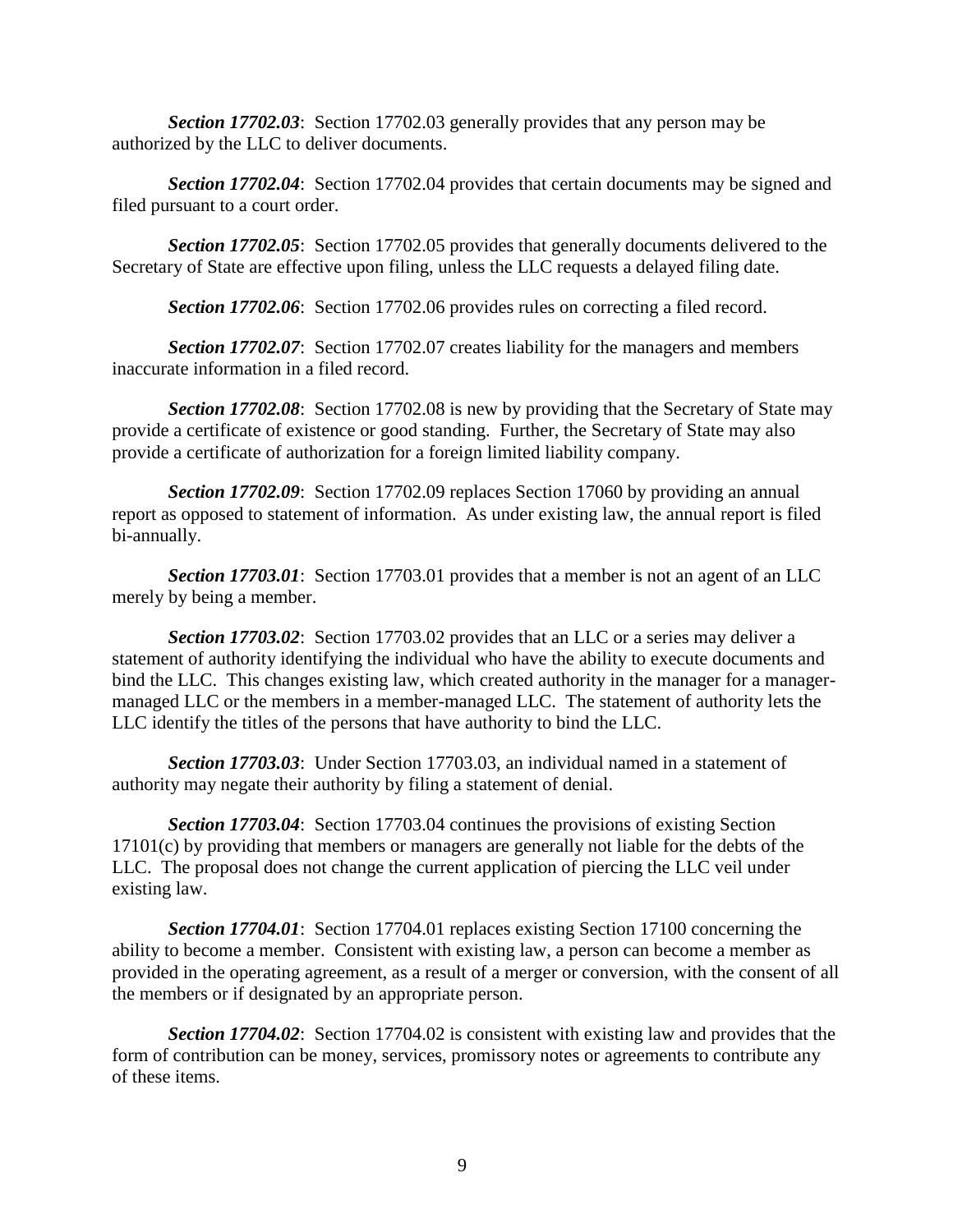***Section 17702.03***: Section 17702.03 generally provides that any person may be authorized by the LLC to deliver documents.

***Section 17702.04***: Section 17702.04 provides that certain documents may be signed and filed pursuant to a court order.

***Section 17702.05***: Section 17702.05 provides that generally documents delivered to the Secretary of State are effective upon filing, unless the LLC requests a delayed filing date.

***Section 17702.06***: Section 17702.06 provides rules on correcting a filed record.

***Section 17702.07***: Section 17702.07 creates liability for the managers and members inaccurate information in a filed record.

***Section 17702.08***: Section 17702.08 is new by providing that the Secretary of State may provide a certificate of existence or good standing. Further, the Secretary of State may also provide a certificate of authorization for a foreign limited liability company.

***Section 17702.09***: Section 17702.09 replaces Section 17060 by providing an annual report as opposed to statement of information. As under existing law, the annual report is filed bi-annually.

***Section 17703.01***: Section 17703.01 provides that a member is not an agent of an LLC merely by being a member.

***Section 17703.02***: Section 17703.02 provides that an LLC or a series may deliver a statement of authority identifying the individual who have the ability to execute documents and bind the LLC. This changes existing law, which created authority in the manager for a manager-managed LLC or the members in a member-managed LLC. The statement of authority lets the LLC identify the titles of the persons that have authority to bind the LLC.

***Section 17703.03***: Under Section 17703.03, an individual named in a statement of authority may negate their authority by filing a statement of denial.

***Section 17703.04***: Section 17703.04 continues the provisions of existing Section 17101(c) by providing that members or managers are generally not liable for the debts of the LLC. The proposal does not change the current application of piercing the LLC veil under existing law.

***Section 17704.01***: Section 17704.01 replaces existing Section 17100 concerning the ability to become a member. Consistent with existing law, a person can become a member as provided in the operating agreement, as a result of a merger or conversion, with the consent of all the members or if designated by an appropriate person.

***Section 17704.02***: Section 17704.02 is consistent with existing law and provides that the form of contribution can be money, services, promissory notes or agreements to contribute any of these items.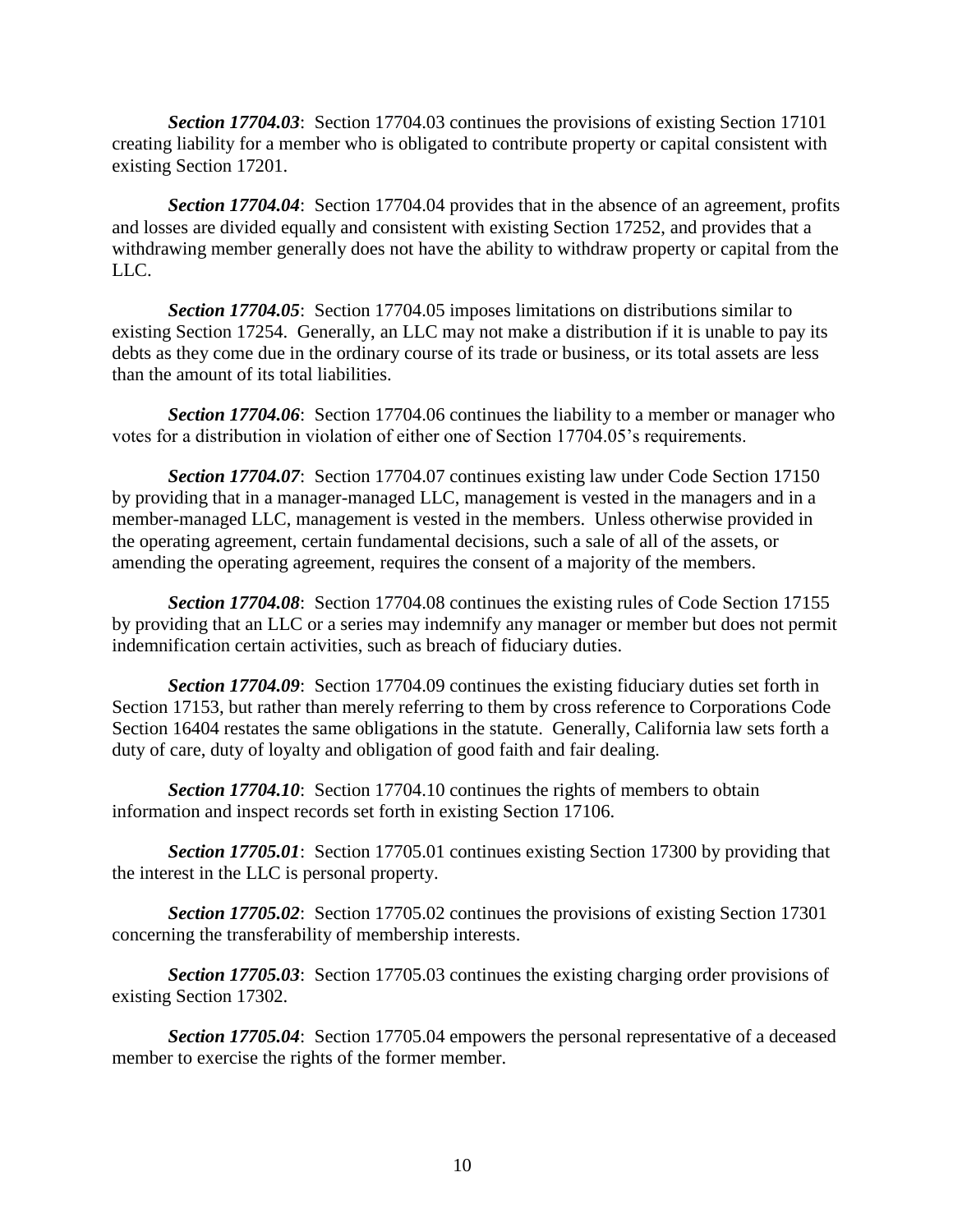***Section 17704.03***: Section 17704.03 continues the provisions of existing Section 17101 creating liability for a member who is obligated to contribute property or capital consistent with existing Section 17201.

***Section 17704.04***: Section 17704.04 provides that in the absence of an agreement, profits and losses are divided equally and consistent with existing Section 17252, and provides that a withdrawing member generally does not have the ability to withdraw property or capital from the LLC.

***Section 17704.05***: Section 17704.05 imposes limitations on distributions similar to existing Section 17254. Generally, an LLC may not make a distribution if it is unable to pay its debts as they come due in the ordinary course of its trade or business, or its total assets are less than the amount of its total liabilities.

***Section 17704.06***: Section 17704.06 continues the liability to a member or manager who votes for a distribution in violation of either one of Section 17704.05's requirements.

***Section 17704.07***: Section 17704.07 continues existing law under Code Section 17150 by providing that in a manager-managed LLC, management is vested in the managers and in a member-managed LLC, management is vested in the members. Unless otherwise provided in the operating agreement, certain fundamental decisions, such a sale of all of the assets, or amending the operating agreement, requires the consent of a majority of the members.

***Section 17704.08***: Section 17704.08 continues the existing rules of Code Section 17155 by providing that an LLC or a series may indemnify any manager or member but does not permit indemnification certain activities, such as breach of fiduciary duties.

***Section 17704.09***: Section 17704.09 continues the existing fiduciary duties set forth in Section 17153, but rather than merely referring to them by cross reference to Corporations Code Section 16404 restates the same obligations in the statute. Generally, California law sets forth a duty of care, duty of loyalty and obligation of good faith and fair dealing.

***Section 17704.10***: Section 17704.10 continues the rights of members to obtain information and inspect records set forth in existing Section 17106.

***Section 17705.01***: Section 17705.01 continues existing Section 17300 by providing that the interest in the LLC is personal property.

***Section 17705.02***: Section 17705.02 continues the provisions of existing Section 17301 concerning the transferability of membership interests.

***Section 17705.03***: Section 17705.03 continues the existing charging order provisions of existing Section 17302.

***Section 17705.04***: Section 17705.04 empowers the personal representative of a deceased member to exercise the rights of the former member.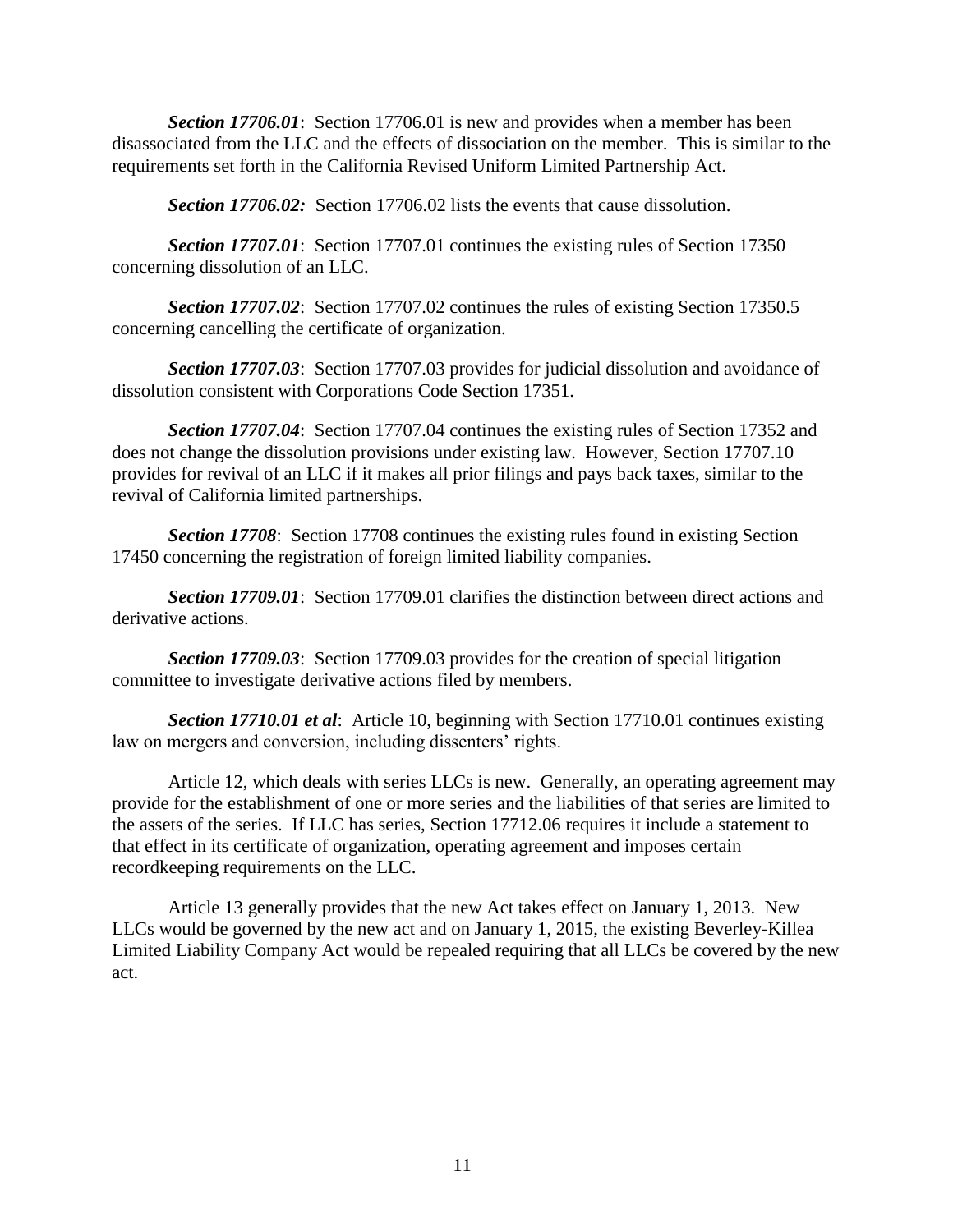***Section 17706.01***: Section 17706.01 is new and provides when a member has been disassociated from the LLC and the effects of dissociation on the member. This is similar to the requirements set forth in the California Revised Uniform Limited Partnership Act.

***Section 17706.02:*** Section 17706.02 lists the events that cause dissolution.

***Section 17707.01***: Section 17707.01 continues the existing rules of Section 17350 concerning dissolution of an LLC.

***Section 17707.02***: Section 17707.02 continues the rules of existing Section 17350.5 concerning cancelling the certificate of organization.

***Section 17707.03***: Section 17707.03 provides for judicial dissolution and avoidance of dissolution consistent with Corporations Code Section 17351.

***Section 17707.04***: Section 17707.04 continues the existing rules of Section 17352 and does not change the dissolution provisions under existing law. However, Section 17707.10 provides for revival of an LLC if it makes all prior filings and pays back taxes, similar to the revival of California limited partnerships.

***Section 17708***: Section 17708 continues the existing rules found in existing Section 17450 concerning the registration of foreign limited liability companies.

***Section 17709.01***: Section 17709.01 clarifies the distinction between direct actions and derivative actions.

***Section 17709.03***: Section 17709.03 provides for the creation of special litigation committee to investigate derivative actions filed by members.

***Section 17710.01 et al***: Article 10, beginning with Section 17710.01 continues existing law on mergers and conversion, including dissenters' rights.

Article 12, which deals with series LLCs is new. Generally, an operating agreement may provide for the establishment of one or more series and the liabilities of that series are limited to the assets of the series. If LLC has series, Section 17712.06 requires it include a statement to that effect in its certificate of organization, operating agreement and imposes certain recordkeeping requirements on the LLC.

Article 13 generally provides that the new Act takes effect on January 1, 2013. New LLCs would be governed by the new act and on January 1, 2015, the existing Beverley-Killea Limited Liability Company Act would be repealed requiring that all LLCs be covered by the new act.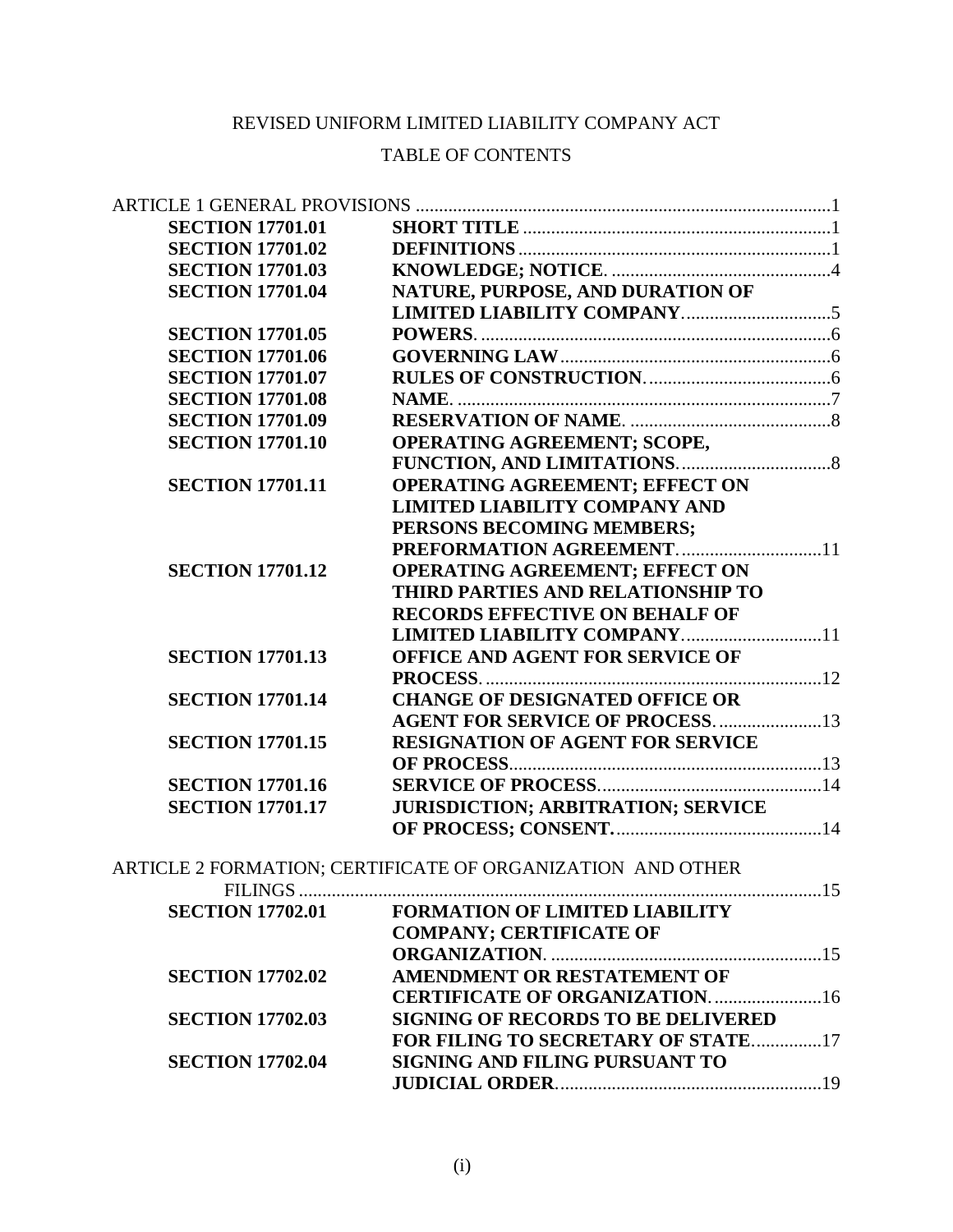REVISED UNIFORM LIMITED LIABILITY COMPANY ACT

TABLE OF CONTENTS

ARTICLE 1 GENERAL PROVISIONS ........................................................................................1

| | | |
|---|---|---|
| **SECTION 17701.01** | **SHORT TITLE** | 1 |
| **SECTION 17701.02** | **DEFINITIONS** | 1 |
| **SECTION 17701.03** | **KNOWLEDGE; NOTICE.** | 4 |
| **SECTION 17701.04** | **NATURE, PURPOSE, AND DURATION OF LIMITED LIABILITY COMPANY.** | 5 |
| **SECTION 17701.05** | **POWERS.** | 6 |
| **SECTION 17701.06** | **GOVERNING LAW** | 6 |
| **SECTION 17701.07** | **RULES OF CONSTRUCTION.** | 6 |
| **SECTION 17701.08** | **NAME.** | 7 |
| **SECTION 17701.09** | **RESERVATION OF NAME.** | 8 |
| **SECTION 17701.10** | **OPERATING AGREEMENT; SCOPE, FUNCTION, AND LIMITATIONS.** | 8 |
| **SECTION 17701.11** | **OPERATING AGREEMENT; EFFECT ON LIMITED LIABILITY COMPANY AND PERSONS BECOMING MEMBERS; PREFORMATION AGREEMENT.** | 11 |
| **SECTION 17701.12** | **OPERATING AGREEMENT; EFFECT ON THIRD PARTIES AND RELATIONSHIP TO RECORDS EFFECTIVE ON BEHALF OF LIMITED LIABILITY COMPANY.** | 11 |
| **SECTION 17701.13** | **OFFICE AND AGENT FOR SERVICE OF PROCESS.** | 12 |
| **SECTION 17701.14** | **CHANGE OF DESIGNATED OFFICE OR AGENT FOR SERVICE OF PROCESS.** | 13 |
| **SECTION 17701.15** | **RESIGNATION OF AGENT FOR SERVICE OF PROCESS** | 13 |
| **SECTION 17701.16** | **SERVICE OF PROCESS** | 14 |
| **SECTION 17701.17** | **JURISDICTION; ARBITRATION; SERVICE OF PROCESS; CONSENT.** | 14 |

ARTICLE 2 FORMATION; CERTIFICATE OF ORGANIZATION AND OTHER FILINGS ........................................................................................15

| | | |
|---|---|---|
| **SECTION 17702.01** | **FORMATION OF LIMITED LIABILITY COMPANY; CERTIFICATE OF ORGANIZATION.** | 15 |
| **SECTION 17702.02** | **AMENDMENT OR RESTATEMENT OF CERTIFICATE OF ORGANIZATION.** | 16 |
| **SECTION 17702.03** | **SIGNING OF RECORDS TO BE DELIVERED FOR FILING TO SECRETARY OF STATE** | 17 |
| **SECTION 17702.04** | **SIGNING AND FILING PURSUANT TO JUDICIAL ORDER.** | 19 |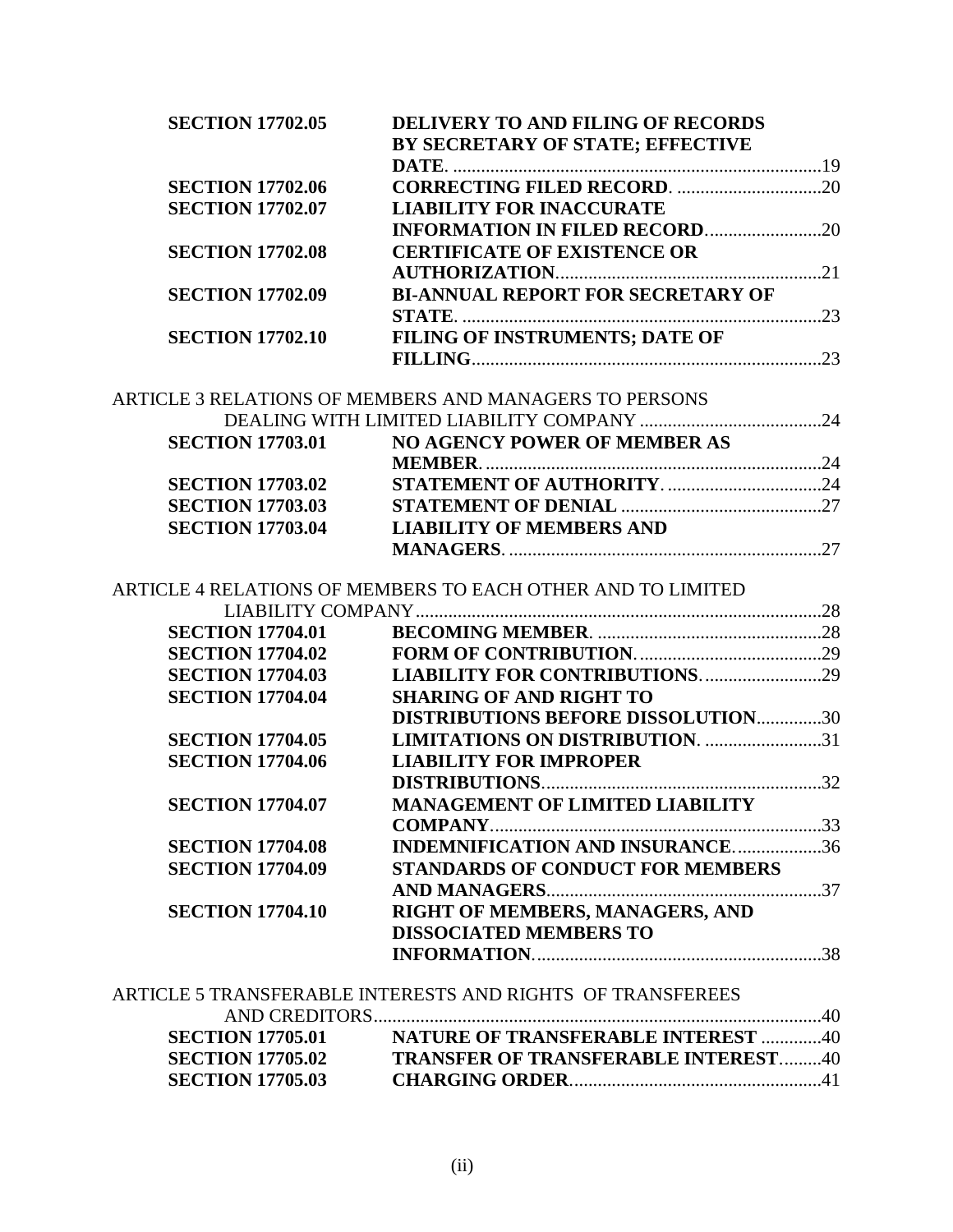| | | |
|---|---|---|
| **SECTION 17702.05** | **DELIVERY TO AND FILING OF RECORDS BY SECRETARY OF STATE; EFFECTIVE DATE.** | 19 |
| **SECTION 17702.06** | **CORRECTING FILED RECORD.** | 20 |
| **SECTION 17702.07** | **LIABILITY FOR INACCURATE INFORMATION IN FILED RECORD.** | 20 |
| **SECTION 17702.08** | **CERTIFICATE OF EXISTENCE OR AUTHORIZATION.** | 21 |
| **SECTION 17702.09** | **BI-ANNUAL REPORT FOR SECRETARY OF STATE.** | 23 |
| **SECTION 17702.10** | **FILING OF INSTRUMENTS; DATE OF FILLING.** | 23 |

ARTICLE 3 RELATIONS OF MEMBERS AND MANAGERS TO PERSONS DEALING WITH LIMITED LIABILITY COMPANY ....24

| | | |
|---|---|---|
| **SECTION 17703.01** | **NO AGENCY POWER OF MEMBER AS MEMBER.** | 24 |
| **SECTION 17703.02** | **STATEMENT OF AUTHORITY.** | 24 |
| **SECTION 17703.03** | **STATEMENT OF DENIAL** | 27 |
| **SECTION 17703.04** | **LIABILITY OF MEMBERS AND MANAGERS.** | 27 |

ARTICLE 4 RELATIONS OF MEMBERS TO EACH OTHER AND TO LIMITED LIABILITY COMPANY ....28

| | | |
|---|---|---|
| **SECTION 17704.01** | **BECOMING MEMBER.** | 28 |
| **SECTION 17704.02** | **FORM OF CONTRIBUTION.** | 29 |
| **SECTION 17704.03** | **LIABILITY FOR CONTRIBUTIONS.** | 29 |
| **SECTION 17704.04** | **SHARING OF AND RIGHT TO DISTRIBUTIONS BEFORE DISSOLUTION** | 30 |
| **SECTION 17704.05** | **LIMITATIONS ON DISTRIBUTION.** | 31 |
| **SECTION 17704.06** | **LIABILITY FOR IMPROPER DISTRIBUTIONS** | 32 |
| **SECTION 17704.07** | **MANAGEMENT OF LIMITED LIABILITY COMPANY** | 33 |
| **SECTION 17704.08** | **INDEMNIFICATION AND INSURANCE.** | 36 |
| **SECTION 17704.09** | **STANDARDS OF CONDUCT FOR MEMBERS AND MANAGERS** | 37 |
| **SECTION 17704.10** | **RIGHT OF MEMBERS, MANAGERS, AND DISSOCIATED MEMBERS TO INFORMATION.** | 38 |

ARTICLE 5 TRANSFERABLE INTERESTS AND RIGHTS OF TRANSFEREES AND CREDITORS ....40

| | | |
|---|---|---|
| **SECTION 17705.01** | **NATURE OF TRANSFERABLE INTEREST** | 40 |
| **SECTION 17705.02** | **TRANSFER OF TRANSFERABLE INTEREST** | 40 |
| **SECTION 17705.03** | **CHARGING ORDER** | 41 |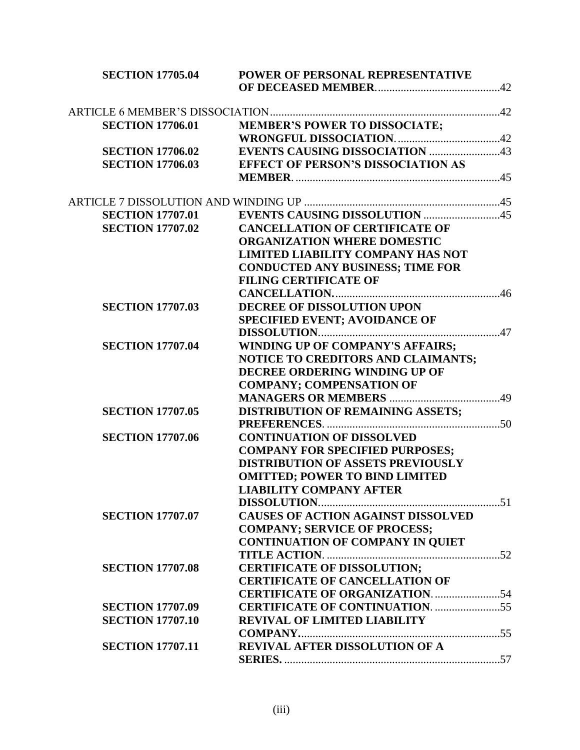| | | |
|---|---|---|
| **SECTION 17705.04** | **POWER OF PERSONAL REPRESENTATIVE OF DECEASED MEMBER.** | 42 |
| ARTICLE 6 MEMBER'S DISSOCIATION | | 42 |
| **SECTION 17706.01** | **MEMBER'S POWER TO DISSOCIATE; WRONGFUL DISSOCIATION.** | 42 |
| **SECTION 17706.02** | **EVENTS CAUSING DISSOCIATION** | 43 |
| **SECTION 17706.03** | **EFFECT OF PERSON'S DISSOCIATION AS MEMBER.** | 45 |
| ARTICLE 7 DISSOLUTION AND WINDING UP | | 45 |
| **SECTION 17707.01** | **EVENTS CAUSING DISSOLUTION** | 45 |
| **SECTION 17707.02** | **CANCELLATION OF CERTIFICATE OF ORGANIZATION WHERE DOMESTIC LIMITED LIABILITY COMPANY HAS NOT CONDUCTED ANY BUSINESS; TIME FOR FILING CERTIFICATE OF CANCELLATION.** | 46 |
| **SECTION 17707.03** | **DECREE OF DISSOLUTION UPON SPECIFIED EVENT; AVOIDANCE OF DISSOLUTION.** | 47 |
| **SECTION 17707.04** | **WINDING UP OF COMPANY'S AFFAIRS; NOTICE TO CREDITORS AND CLAIMANTS; DECREE ORDERING WINDING UP OF COMPANY; COMPENSATION OF MANAGERS OR MEMBERS** | 49 |
| **SECTION 17707.05** | **DISTRIBUTION OF REMAINING ASSETS; PREFERENCES.** | 50 |
| **SECTION 17707.06** | **CONTINUATION OF DISSOLVED COMPANY FOR SPECIFIED PURPOSES; DISTRIBUTION OF ASSETS PREVIOUSLY OMITTED; POWER TO BIND LIMITED LIABILITY COMPANY AFTER DISSOLUTION.** | 51 |
| **SECTION 17707.07** | **CAUSES OF ACTION AGAINST DISSOLVED COMPANY; SERVICE OF PROCESS; CONTINUATION OF COMPANY IN QUIET TITLE ACTION.** | 52 |
| **SECTION 17707.08** | **CERTIFICATE OF DISSOLUTION; CERTIFICATE OF CANCELLATION OF CERTIFICATE OF ORGANIZATION.** | 54 |
| **SECTION 17707.09** | **CERTIFICATE OF CONTINUATION.** | 55 |
| **SECTION 17707.10** | **REVIVAL OF LIMITED LIABILITY COMPANY.** | 55 |
| **SECTION 17707.11** | **REVIVAL AFTER DISSOLUTION OF A SERIES.** | 57 |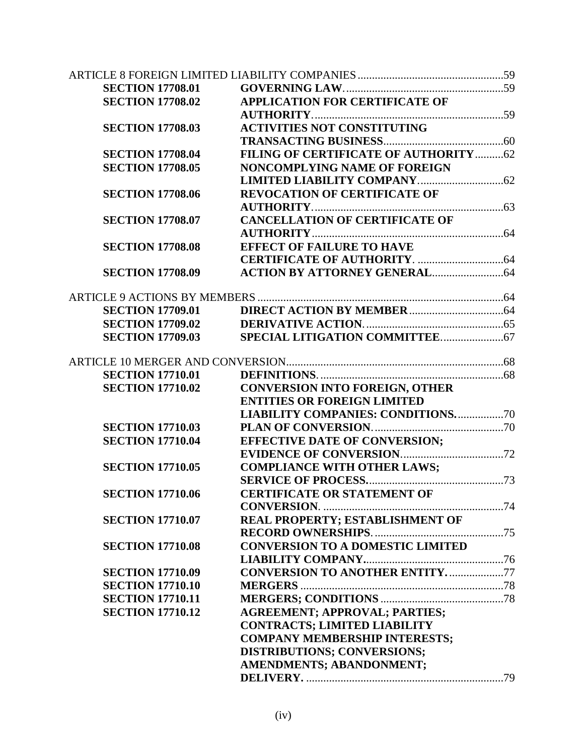ARTICLE 8 FOREIGN LIMITED LIABILITY COMPANIES ............ 59

| | | |
|---|---|---|
| **SECTION 17708.01** | **GOVERNING LAW.** | 59 |
| **SECTION 17708.02** | **APPLICATION FOR CERTIFICATE OF AUTHORITY.** | 59 |
| **SECTION 17708.03** | **ACTIVITIES NOT CONSTITUTING TRANSACTING BUSINESS** | 60 |
| **SECTION 17708.04** | **FILING OF CERTIFICATE OF AUTHORITY** | 62 |
| **SECTION 17708.05** | **NONCOMPLYING NAME OF FOREIGN LIMITED LIABILITY COMPANY.** | 62 |
| **SECTION 17708.06** | **REVOCATION OF CERTIFICATE OF AUTHORITY.** | 63 |
| **SECTION 17708.07** | **CANCELLATION OF CERTIFICATE OF AUTHORITY** | 64 |
| **SECTION 17708.08** | **EFFECT OF FAILURE TO HAVE CERTIFICATE OF AUTHORITY.** | 64 |
| **SECTION 17708.09** | **ACTION BY ATTORNEY GENERAL** | 64 |

ARTICLE 9 ACTIONS BY MEMBERS ............ 64

| | | |
|---|---|---|
| **SECTION 17709.01** | **DIRECT ACTION BY MEMBER** | 64 |
| **SECTION 17709.02** | **DERIVATIVE ACTION.** | 65 |
| **SECTION 17709.03** | **SPECIAL LITIGATION COMMITTEE.** | 67 |

ARTICLE 10 MERGER AND CONVERSION ............ 68

| | | |
|---|---|---|
| **SECTION 17710.01** | **DEFINITIONS.** | 68 |
| **SECTION 17710.02** | **CONVERSION INTO FOREIGN, OTHER ENTITIES OR FOREIGN LIMITED LIABILITY COMPANIES: CONDITIONS.** | 70 |
| **SECTION 17710.03** | **PLAN OF CONVERSION.** | 70 |
| **SECTION 17710.04** | **EFFECTIVE DATE OF CONVERSION; EVIDENCE OF CONVERSION.** | 72 |
| **SECTION 17710.05** | **COMPLIANCE WITH OTHER LAWS; SERVICE OF PROCESS.** | 73 |
| **SECTION 17710.06** | **CERTIFICATE OR STATEMENT OF CONVERSION.** | 74 |
| **SECTION 17710.07** | **REAL PROPERTY; ESTABLISHMENT OF RECORD OWNERSHIPS.** | 75 |
| **SECTION 17710.08** | **CONVERSION TO A DOMESTIC LIMITED LIABILITY COMPANY.** | 76 |
| **SECTION 17710.09** | **CONVERSION TO ANOTHER ENTITY.** | 77 |
| **SECTION 17710.10** | **MERGERS** | 78 |
| **SECTION 17710.11** | **MERGERS; CONDITIONS** | 78 |
| **SECTION 17710.12** | **AGREEMENT; APPROVAL; PARTIES; CONTRACTS; LIMITED LIABILITY COMPANY MEMBERSHIP INTERESTS; DISTRIBUTIONS; CONVERSIONS; AMENDMENTS; ABANDONMENT; DELIVERY.** | 79 |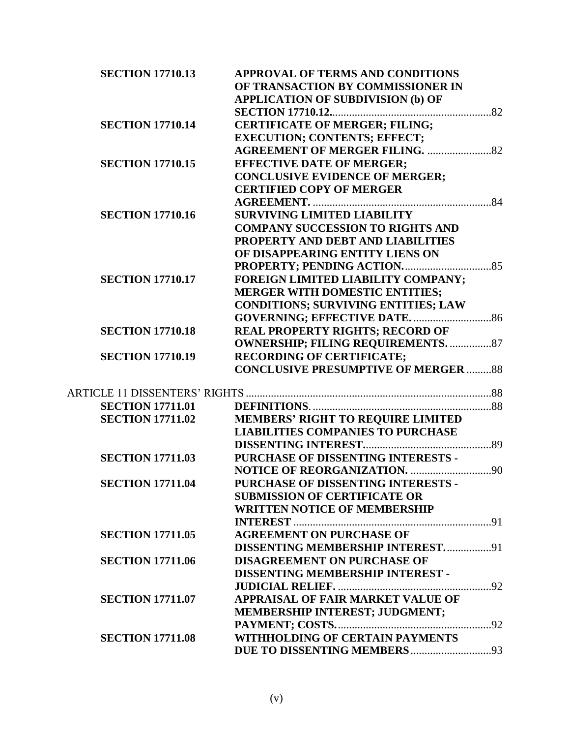| | | |
|---|---|---|
| **SECTION 17710.13** | **APPROVAL OF TERMS AND CONDITIONS OF TRANSACTION BY COMMISSIONER IN APPLICATION OF SUBDIVISION (b) OF SECTION 17710.12.** | 82 |
| **SECTION 17710.14** | **CERTIFICATE OF MERGER; FILING; EXECUTION; CONTENTS; EFFECT; AGREEMENT OF MERGER FILING.** | 82 |
| **SECTION 17710.15** | **EFFECTIVE DATE OF MERGER; CONCLUSIVE EVIDENCE OF MERGER; CERTIFIED COPY OF MERGER AGREEMENT.** | 84 |
| **SECTION 17710.16** | **SURVIVING LIMITED LIABILITY COMPANY SUCCESSION TO RIGHTS AND PROPERTY AND DEBT AND LIABILITIES OF DISAPPEARING ENTITY LIENS ON PROPERTY; PENDING ACTION.** | 85 |
| **SECTION 17710.17** | **FOREIGN LIMITED LIABILITY COMPANY; MERGER WITH DOMESTIC ENTITIES; CONDITIONS; SURVIVING ENTITIES; LAW GOVERNING; EFFECTIVE DATE.** | 86 |
| **SECTION 17710.18** | **REAL PROPERTY RIGHTS; RECORD OF OWNERSHIP; FILING REQUIREMENTS.** | 87 |
| **SECTION 17710.19** | **RECORDING OF CERTIFICATE; CONCLUSIVE PRESUMPTIVE OF MERGER** | 88 |
| ARTICLE 11 DISSENTERS' RIGHTS | | 88 |
| **SECTION 17711.01** | **DEFINITIONS.** | 88 |
| **SECTION 17711.02** | **MEMBERS' RIGHT TO REQUIRE LIMITED LIABILITIES COMPANIES TO PURCHASE DISSENTING INTEREST.** | 89 |
| **SECTION 17711.03** | **PURCHASE OF DISSENTING INTERESTS - NOTICE OF REORGANIZATION.** | 90 |
| **SECTION 17711.04** | **PURCHASE OF DISSENTING INTERESTS - SUBMISSION OF CERTIFICATE OR WRITTEN NOTICE OF MEMBERSHIP INTEREST** | 91 |
| **SECTION 17711.05** | **AGREEMENT ON PURCHASE OF DISSENTING MEMBERSHIP INTEREST.** | 91 |
| **SECTION 17711.06** | **DISAGREEMENT ON PURCHASE OF DISSENTING MEMBERSHIP INTEREST - JUDICIAL RELIEF.** | 92 |
| **SECTION 17711.07** | **APPRAISAL OF FAIR MARKET VALUE OF MEMBERSHIP INTEREST; JUDGMENT; PAYMENT; COSTS.** | 92 |
| **SECTION 17711.08** | **WITHHOLDING OF CERTAIN PAYMENTS DUE TO DISSENTING MEMBERS** | 93 |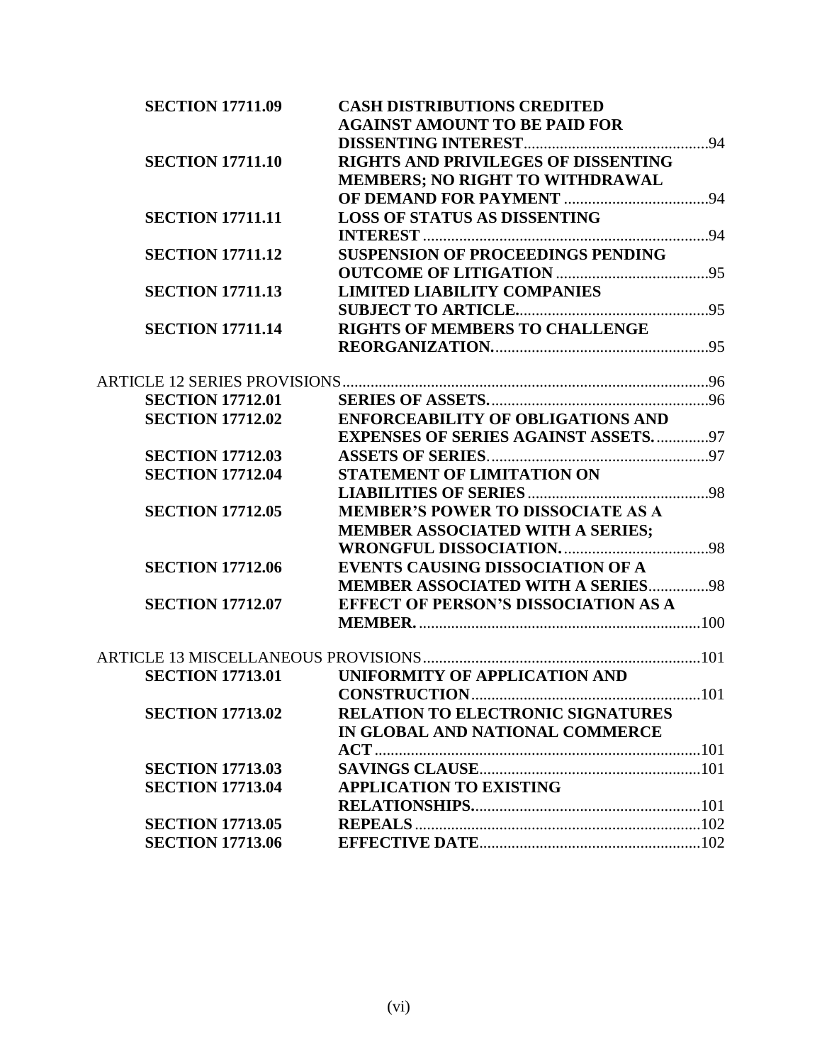| | | |
|---|---|---|
| **SECTION 17711.09** | **CASH DISTRIBUTIONS CREDITED AGAINST AMOUNT TO BE PAID FOR DISSENTING INTEREST** | 94 |
| **SECTION 17711.10** | **RIGHTS AND PRIVILEGES OF DISSENTING MEMBERS; NO RIGHT TO WITHDRAWAL OF DEMAND FOR PAYMENT** | 94 |
| **SECTION 17711.11** | **LOSS OF STATUS AS DISSENTING INTEREST** | 94 |
| **SECTION 17711.12** | **SUSPENSION OF PROCEEDINGS PENDING OUTCOME OF LITIGATION** | 95 |
| **SECTION 17711.13** | **LIMITED LIABILITY COMPANIES SUBJECT TO ARTICLE.** | 95 |
| **SECTION 17711.14** | **RIGHTS OF MEMBERS TO CHALLENGE REORGANIZATION.** | 95 |
| ARTICLE 12 SERIES PROVISIONS | | 96 |
| **SECTION 17712.01** | **SERIES OF ASSETS.** | 96 |
| **SECTION 17712.02** | **ENFORCEABILITY OF OBLIGATIONS AND EXPENSES OF SERIES AGAINST ASSETS.** | 97 |
| **SECTION 17712.03** | **ASSETS OF SERIES** | 97 |
| **SECTION 17712.04** | **STATEMENT OF LIMITATION ON LIABILITIES OF SERIES** | 98 |
| **SECTION 17712.05** | **MEMBER'S POWER TO DISSOCIATE AS A MEMBER ASSOCIATED WITH A SERIES; WRONGFUL DISSOCIATION.** | 98 |
| **SECTION 17712.06** | **EVENTS CAUSING DISSOCIATION OF A MEMBER ASSOCIATED WITH A SERIES** | 98 |
| **SECTION 17712.07** | **EFFECT OF PERSON'S DISSOCIATION AS A MEMBER.** | 100 |
| ARTICLE 13 MISCELLANEOUS PROVISIONS | | 101 |
| **SECTION 17713.01** | **UNIFORMITY OF APPLICATION AND CONSTRUCTION** | 101 |
| **SECTION 17713.02** | **RELATION TO ELECTRONIC SIGNATURES IN GLOBAL AND NATIONAL COMMERCE ACT** | 101 |
| **SECTION 17713.03** | **SAVINGS CLAUSE** | 101 |
| **SECTION 17713.04** | **APPLICATION TO EXISTING RELATIONSHIPS.** | 101 |
| **SECTION 17713.05** | **REPEALS** | 102 |
| **SECTION 17713.06** | **EFFECTIVE DATE** | 102 |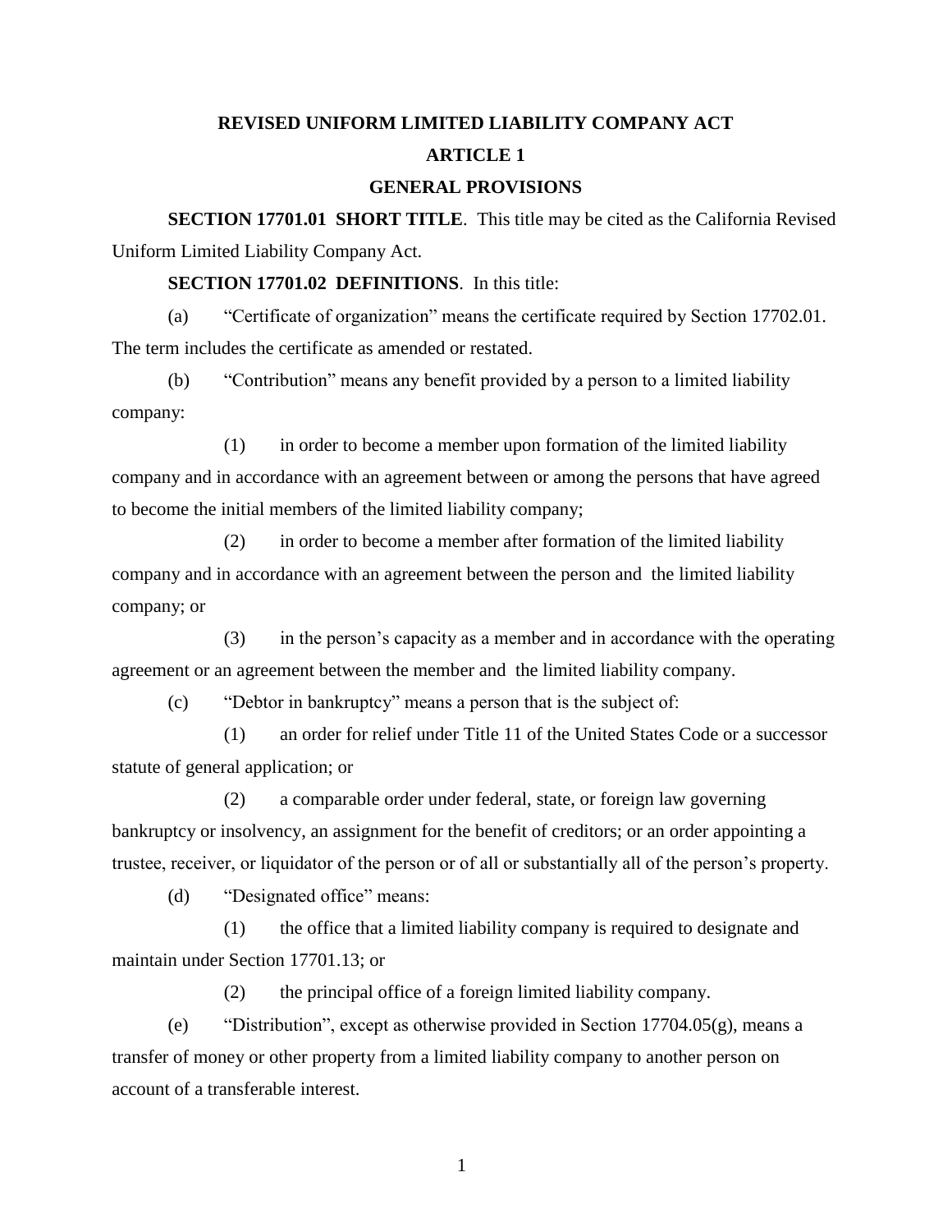# REVISED UNIFORM LIMITED LIABILITY COMPANY ACT

## ARTICLE 1

## GENERAL PROVISIONS

**SECTION 17701.01 SHORT TITLE**. This title may be cited as the California Revised Uniform Limited Liability Company Act.

**SECTION 17701.02 DEFINITIONS**. In this title:

(a) "Certificate of organization" means the certificate required by Section 17702.01. The term includes the certificate as amended or restated.

(b) "Contribution" means any benefit provided by a person to a limited liability company:

(1) in order to become a member upon formation of the limited liability company and in accordance with an agreement between or among the persons that have agreed to become the initial members of the limited liability company;

(2) in order to become a member after formation of the limited liability company and in accordance with an agreement between the person and the limited liability company; or

(3) in the person's capacity as a member and in accordance with the operating agreement or an agreement between the member and the limited liability company.

(c) "Debtor in bankruptcy" means a person that is the subject of:

(1) an order for relief under Title 11 of the United States Code or a successor statute of general application; or

(2) a comparable order under federal, state, or foreign law governing bankruptcy or insolvency, an assignment for the benefit of creditors; or an order appointing a trustee, receiver, or liquidator of the person or of all or substantially all of the person's property.

(d) "Designated office" means:

(1) the office that a limited liability company is required to designate and maintain under Section 17701.13; or

(2) the principal office of a foreign limited liability company.

(e) "Distribution", except as otherwise provided in Section 17704.05(g), means a transfer of money or other property from a limited liability company to another person on account of a transferable interest.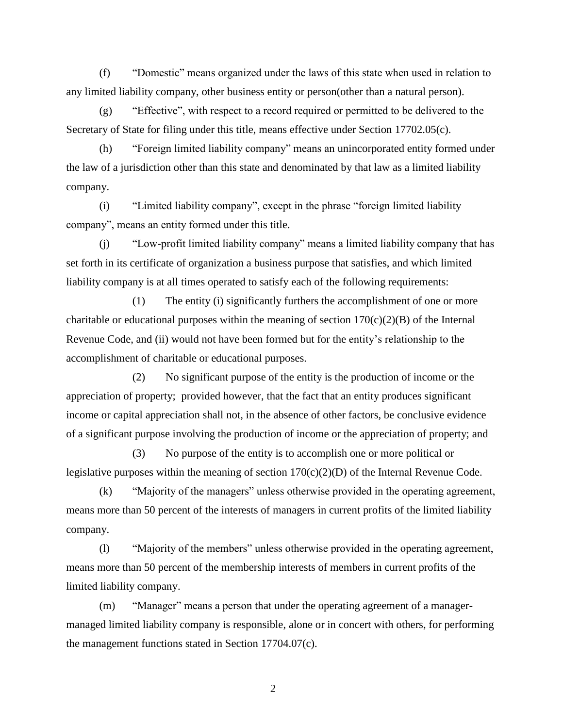(f) "Domestic" means organized under the laws of this state when used in relation to any limited liability company, other business entity or person(other than a natural person).

(g) "Effective", with respect to a record required or permitted to be delivered to the Secretary of State for filing under this title, means effective under Section 17702.05(c).

(h) "Foreign limited liability company" means an unincorporated entity formed under the law of a jurisdiction other than this state and denominated by that law as a limited liability company.

(i) "Limited liability company", except in the phrase "foreign limited liability company", means an entity formed under this title.

(j) "Low-profit limited liability company" means a limited liability company that has set forth in its certificate of organization a business purpose that satisfies, and which limited liability company is at all times operated to satisfy each of the following requirements:

(1) The entity (i) significantly furthers the accomplishment of one or more charitable or educational purposes within the meaning of section 170(c)(2)(B) of the Internal Revenue Code, and (ii) would not have been formed but for the entity's relationship to the accomplishment of charitable or educational purposes.

(2) No significant purpose of the entity is the production of income or the appreciation of property; provided however, that the fact that an entity produces significant income or capital appreciation shall not, in the absence of other factors, be conclusive evidence of a significant purpose involving the production of income or the appreciation of property; and

(3) No purpose of the entity is to accomplish one or more political or legislative purposes within the meaning of section 170(c)(2)(D) of the Internal Revenue Code.

(k) "Majority of the managers" unless otherwise provided in the operating agreement, means more than 50 percent of the interests of managers in current profits of the limited liability company.

(l) "Majority of the members" unless otherwise provided in the operating agreement, means more than 50 percent of the membership interests of members in current profits of the limited liability company.

(m) "Manager" means a person that under the operating agreement of a manager-managed limited liability company is responsible, alone or in concert with others, for performing the management functions stated in Section 17704.07(c).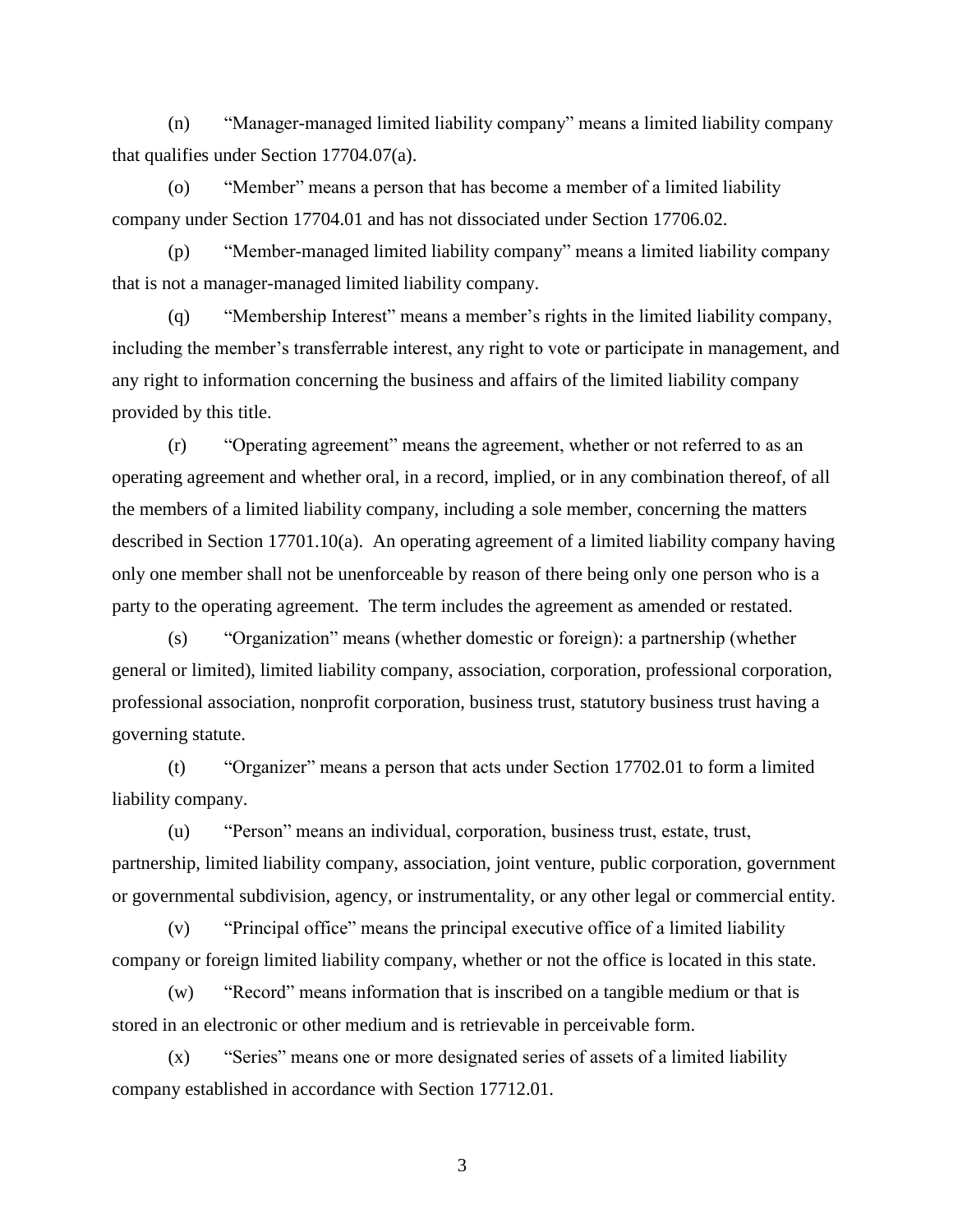(n) “Manager-managed limited liability company” means a limited liability company that qualifies under Section 17704.07(a).

(o) “Member” means a person that has become a member of a limited liability company under Section 17704.01 and has not dissociated under Section 17706.02.

(p) “Member-managed limited liability company” means a limited liability company that is not a manager-managed limited liability company.

(q) “Membership Interest” means a member’s rights in the limited liability company, including the member’s transferrable interest, any right to vote or participate in management, and any right to information concerning the business and affairs of the limited liability company provided by this title.

(r) “Operating agreement” means the agreement, whether or not referred to as an operating agreement and whether oral, in a record, implied, or in any combination thereof, of all the members of a limited liability company, including a sole member, concerning the matters described in Section 17701.10(a). An operating agreement of a limited liability company having only one member shall not be unenforceable by reason of there being only one person who is a party to the operating agreement. The term includes the agreement as amended or restated.

(s) “Organization” means (whether domestic or foreign): a partnership (whether general or limited), limited liability company, association, corporation, professional corporation, professional association, nonprofit corporation, business trust, statutory business trust having a governing statute.

(t) “Organizer” means a person that acts under Section 17702.01 to form a limited liability company.

(u) “Person” means an individual, corporation, business trust, estate, trust, partnership, limited liability company, association, joint venture, public corporation, government or governmental subdivision, agency, or instrumentality, or any other legal or commercial entity.

(v) “Principal office” means the principal executive office of a limited liability company or foreign limited liability company, whether or not the office is located in this state.

(w) “Record” means information that is inscribed on a tangible medium or that is stored in an electronic or other medium and is retrievable in perceivable form.

(x) “Series” means one or more designated series of assets of a limited liability company established in accordance with Section 17712.01.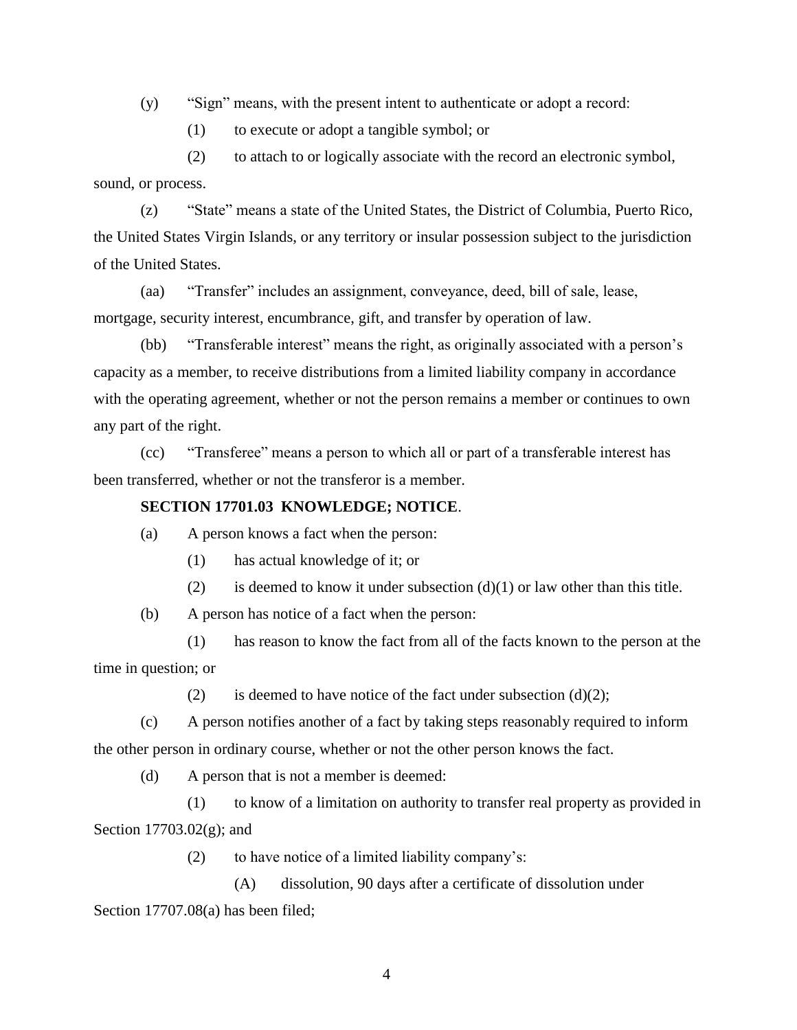(y) "Sign" means, with the present intent to authenticate or adopt a record:

(1) to execute or adopt a tangible symbol; or

(2) to attach to or logically associate with the record an electronic symbol, sound, or process.

(z) "State" means a state of the United States, the District of Columbia, Puerto Rico, the United States Virgin Islands, or any territory or insular possession subject to the jurisdiction of the United States.

(aa) "Transfer" includes an assignment, conveyance, deed, bill of sale, lease, mortgage, security interest, encumbrance, gift, and transfer by operation of law.

(bb) "Transferable interest" means the right, as originally associated with a person's capacity as a member, to receive distributions from a limited liability company in accordance with the operating agreement, whether or not the person remains a member or continues to own any part of the right.

(cc) "Transferee" means a person to which all or part of a transferable interest has been transferred, whether or not the transferor is a member.

**SECTION 17701.03 KNOWLEDGE; NOTICE**.

(a) A person knows a fact when the person:

(1) has actual knowledge of it; or

(2) is deemed to know it under subsection (d)(1) or law other than this title.

(b) A person has notice of a fact when the person:

(1) has reason to know the fact from all of the facts known to the person at the time in question; or

(2) is deemed to have notice of the fact under subsection (d)(2);

(c) A person notifies another of a fact by taking steps reasonably required to inform the other person in ordinary course, whether or not the other person knows the fact.

(d) A person that is not a member is deemed:

(1) to know of a limitation on authority to transfer real property as provided in Section 17703.02(g); and

(2) to have notice of a limited liability company's:

(A) dissolution, 90 days after a certificate of dissolution under Section 17707.08(a) has been filed;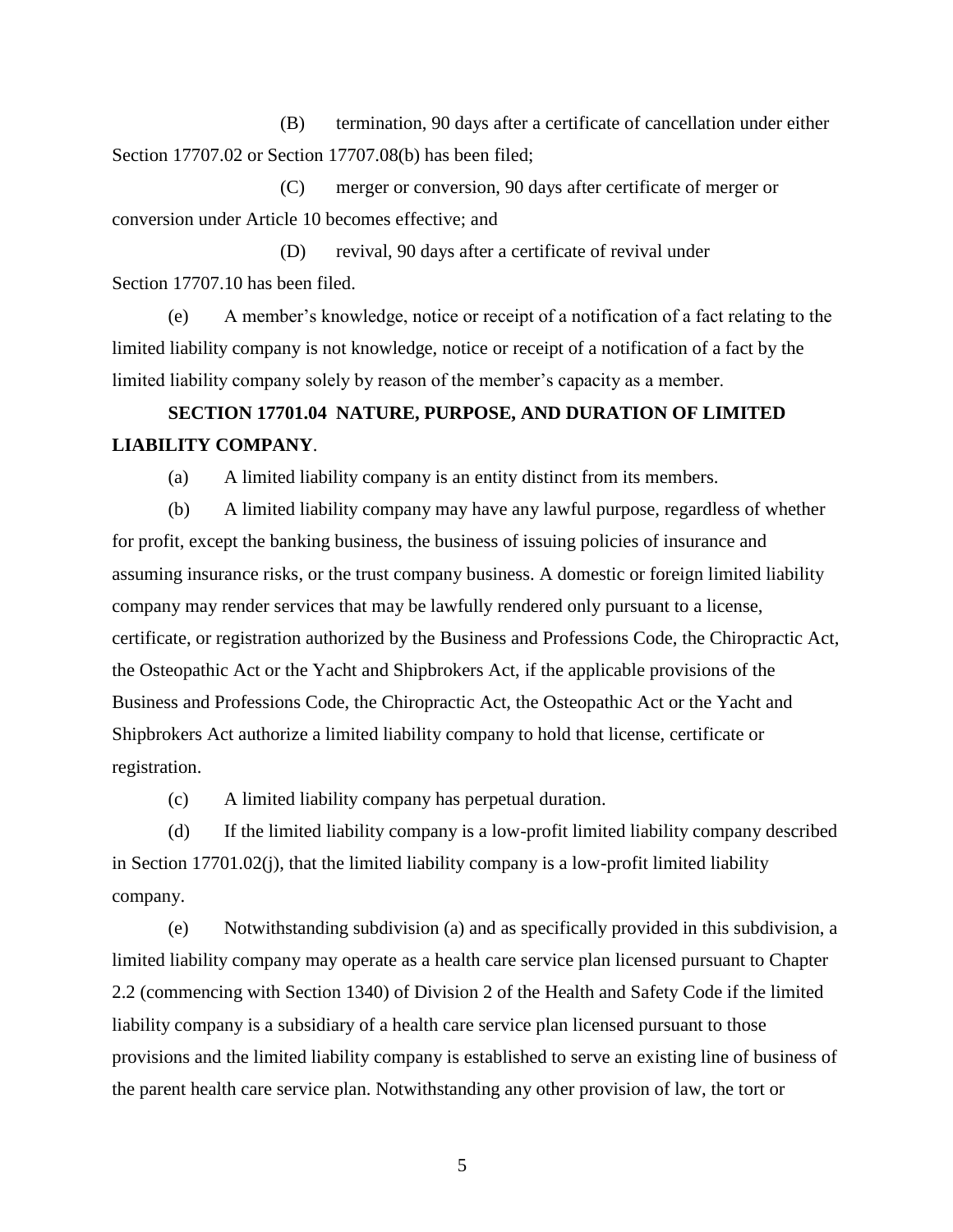(B) termination, 90 days after a certificate of cancellation under either Section 17707.02 or Section 17707.08(b) has been filed;

(C) merger or conversion, 90 days after certificate of merger or conversion under Article 10 becomes effective; and

(D) revival, 90 days after a certificate of revival under Section 17707.10 has been filed.

(e) A member's knowledge, notice or receipt of a notification of a fact relating to the limited liability company is not knowledge, notice or receipt of a notification of a fact by the limited liability company solely by reason of the member's capacity as a member.

**SECTION 17701.04 NATURE, PURPOSE, AND DURATION OF LIMITED LIABILITY COMPANY**.

(a) A limited liability company is an entity distinct from its members.

(b) A limited liability company may have any lawful purpose, regardless of whether for profit, except the banking business, the business of issuing policies of insurance and assuming insurance risks, or the trust company business. A domestic or foreign limited liability company may render services that may be lawfully rendered only pursuant to a license, certificate, or registration authorized by the Business and Professions Code, the Chiropractic Act, the Osteopathic Act or the Yacht and Shipbrokers Act, if the applicable provisions of the Business and Professions Code, the Chiropractic Act, the Osteopathic Act or the Yacht and Shipbrokers Act authorize a limited liability company to hold that license, certificate or registration.

(c) A limited liability company has perpetual duration.

(d) If the limited liability company is a low-profit limited liability company described in Section 17701.02(j), that the limited liability company is a low-profit limited liability company.

(e) Notwithstanding subdivision (a) and as specifically provided in this subdivision, a limited liability company may operate as a health care service plan licensed pursuant to Chapter 2.2 (commencing with Section 1340) of Division 2 of the Health and Safety Code if the limited liability company is a subsidiary of a health care service plan licensed pursuant to those provisions and the limited liability company is established to serve an existing line of business of the parent health care service plan. Notwithstanding any other provision of law, the tort or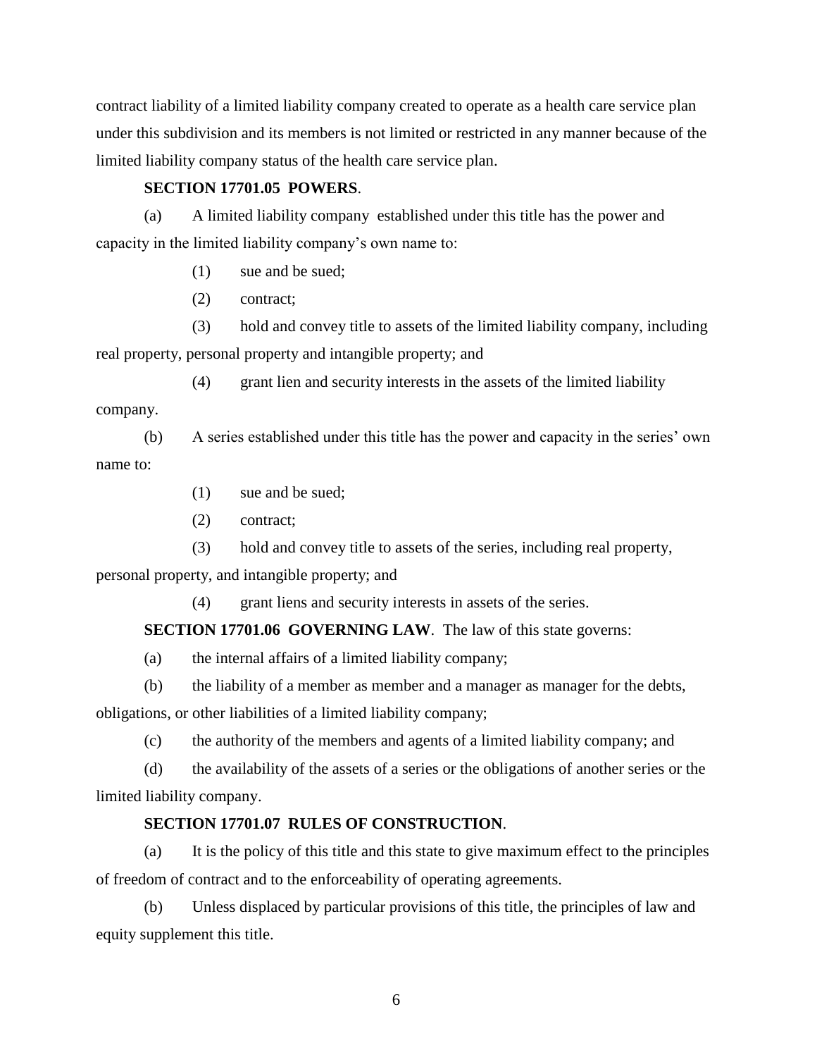contract liability of a limited liability company created to operate as a health care service plan under this subdivision and its members is not limited or restricted in any manner because of the limited liability company status of the health care service plan.

**SECTION 17701.05 POWERS**.

(a) A limited liability company established under this title has the power and capacity in the limited liability company's own name to:

(1) sue and be sued;

(2) contract;

(3) hold and convey title to assets of the limited liability company, including real property, personal property and intangible property; and

(4) grant lien and security interests in the assets of the limited liability company.

(b) A series established under this title has the power and capacity in the series' own name to:

(1) sue and be sued;

(2) contract;

(3) hold and convey title to assets of the series, including real property, personal property, and intangible property; and

(4) grant liens and security interests in assets of the series.

**SECTION 17701.06 GOVERNING LAW**. The law of this state governs:

(a) the internal affairs of a limited liability company;

(b) the liability of a member as member and a manager as manager for the debts, obligations, or other liabilities of a limited liability company;

(c) the authority of the members and agents of a limited liability company; and

(d) the availability of the assets of a series or the obligations of another series or the limited liability company.

**SECTION 17701.07 RULES OF CONSTRUCTION**.

(a) It is the policy of this title and this state to give maximum effect to the principles of freedom of contract and to the enforceability of operating agreements.

(b) Unless displaced by particular provisions of this title, the principles of law and equity supplement this title.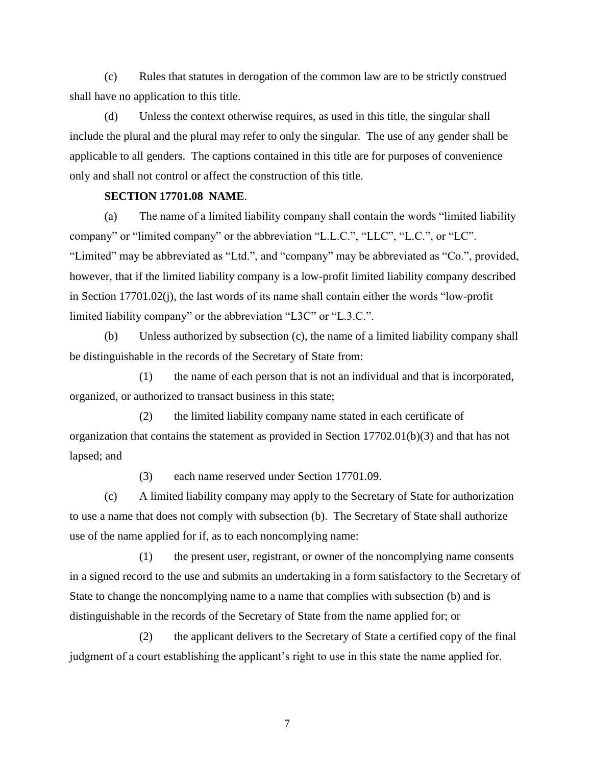(c) Rules that statutes in derogation of the common law are to be strictly construed shall have no application to this title.

(d) Unless the context otherwise requires, as used in this title, the singular shall include the plural and the plural may refer to only the singular. The use of any gender shall be applicable to all genders. The captions contained in this title are for purposes of convenience only and shall not control or affect the construction of this title.

**SECTION 17701.08 NAME**.

(a) The name of a limited liability company shall contain the words "limited liability company" or "limited company" or the abbreviation "L.L.C.", "LLC", "L.C.", or "LC". "Limited" may be abbreviated as "Ltd.", and "company" may be abbreviated as "Co.", provided, however, that if the limited liability company is a low-profit limited liability company described in Section 17701.02(j), the last words of its name shall contain either the words "low-profit limited liability company" or the abbreviation "L3C" or "L.3.C.".

(b) Unless authorized by subsection (c), the name of a limited liability company shall be distinguishable in the records of the Secretary of State from:

(1) the name of each person that is not an individual and that is incorporated, organized, or authorized to transact business in this state;

(2) the limited liability company name stated in each certificate of organization that contains the statement as provided in Section 17702.01(b)(3) and that has not lapsed; and

(3) each name reserved under Section 17701.09.

(c) A limited liability company may apply to the Secretary of State for authorization to use a name that does not comply with subsection (b). The Secretary of State shall authorize use of the name applied for if, as to each noncomplying name:

(1) the present user, registrant, or owner of the noncomplying name consents in a signed record to the use and submits an undertaking in a form satisfactory to the Secretary of State to change the noncomplying name to a name that complies with subsection (b) and is distinguishable in the records of the Secretary of State from the name applied for; or

(2) the applicant delivers to the Secretary of State a certified copy of the final judgment of a court establishing the applicant's right to use in this state the name applied for.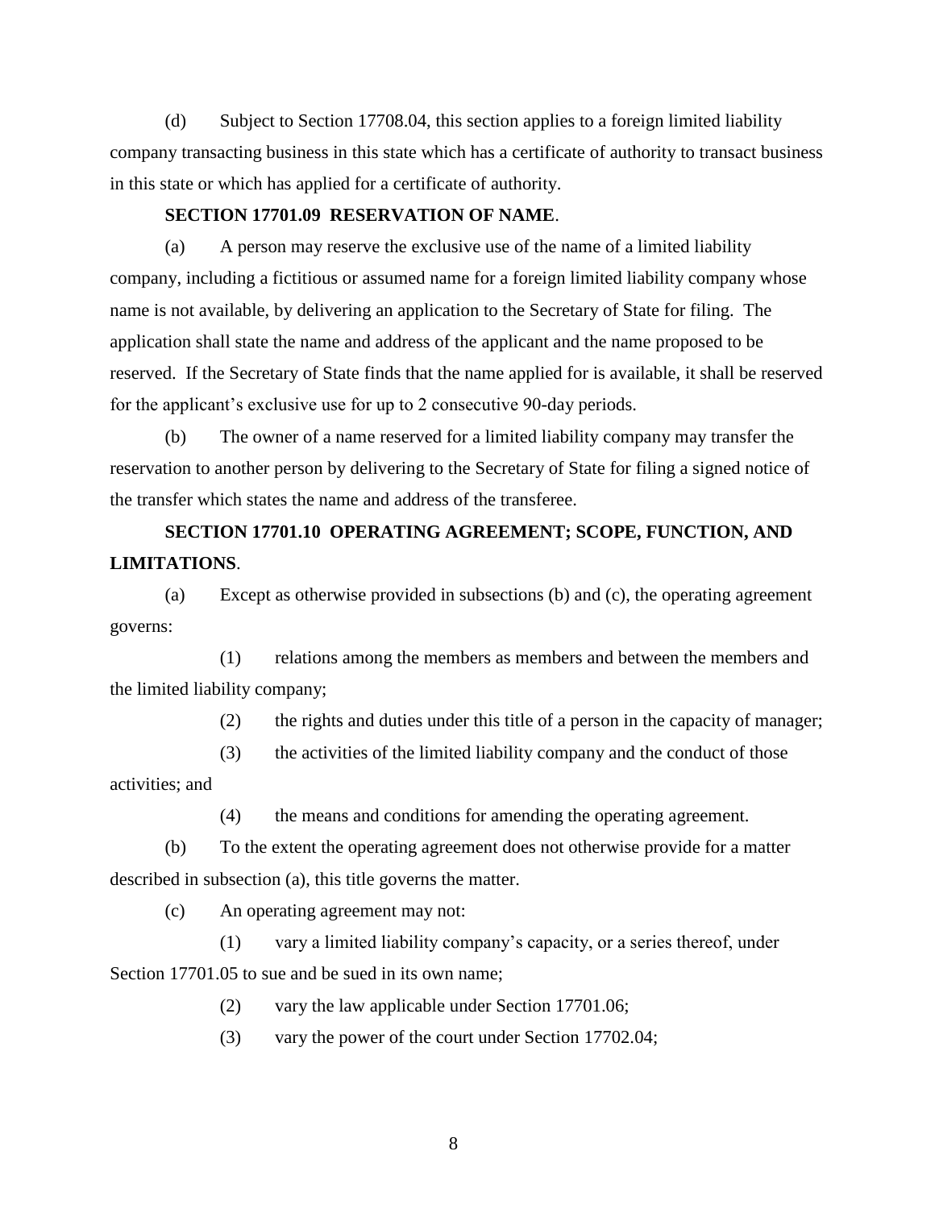(d) Subject to Section 17708.04, this section applies to a foreign limited liability company transacting business in this state which has a certificate of authority to transact business in this state or which has applied for a certificate of authority.

**SECTION 17701.09 RESERVATION OF NAME**.

(a) A person may reserve the exclusive use of the name of a limited liability company, including a fictitious or assumed name for a foreign limited liability company whose name is not available, by delivering an application to the Secretary of State for filing. The application shall state the name and address of the applicant and the name proposed to be reserved. If the Secretary of State finds that the name applied for is available, it shall be reserved for the applicant's exclusive use for up to 2 consecutive 90-day periods.

(b) The owner of a name reserved for a limited liability company may transfer the reservation to another person by delivering to the Secretary of State for filing a signed notice of the transfer which states the name and address of the transferee.

**SECTION 17701.10 OPERATING AGREEMENT; SCOPE, FUNCTION, AND LIMITATIONS**.

(a) Except as otherwise provided in subsections (b) and (c), the operating agreement governs:

(1) relations among the members as members and between the members and the limited liability company;

(2) the rights and duties under this title of a person in the capacity of manager;

(3) the activities of the limited liability company and the conduct of those activities; and

(4) the means and conditions for amending the operating agreement.

(b) To the extent the operating agreement does not otherwise provide for a matter described in subsection (a), this title governs the matter.

(c) An operating agreement may not:

(1) vary a limited liability company's capacity, or a series thereof, under Section 17701.05 to sue and be sued in its own name;

(2) vary the law applicable under Section 17701.06;

(3) vary the power of the court under Section 17702.04;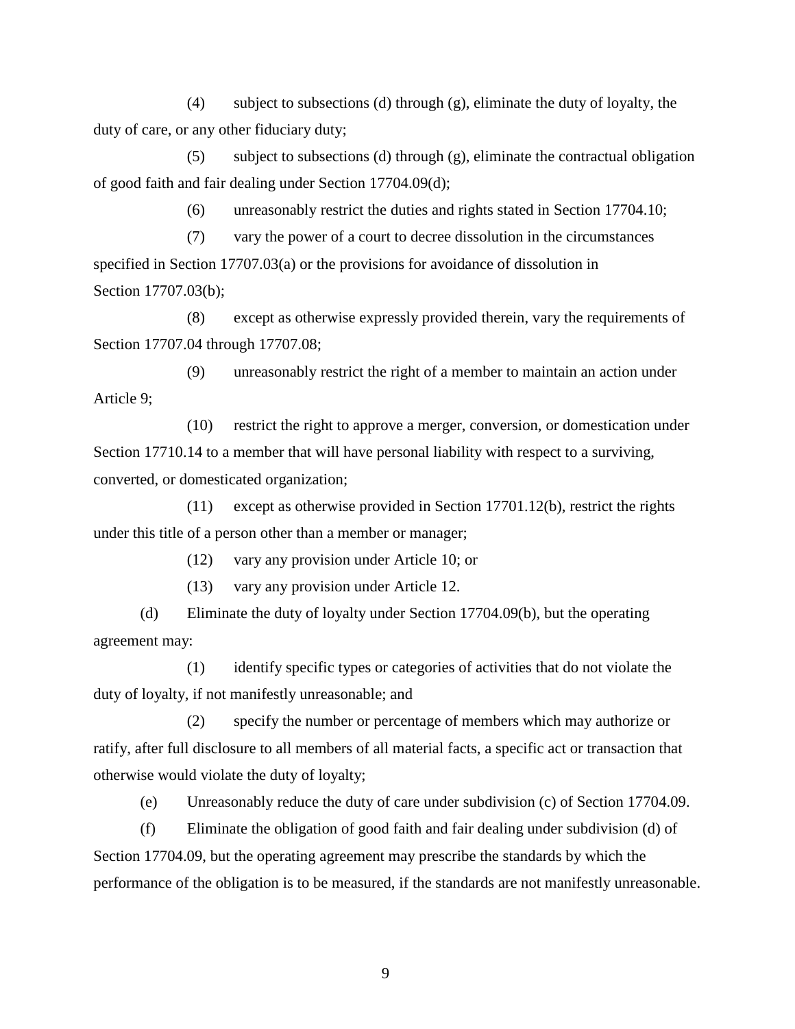(4) subject to subsections (d) through (g), eliminate the duty of loyalty, the duty of care, or any other fiduciary duty;

(5) subject to subsections (d) through (g), eliminate the contractual obligation of good faith and fair dealing under Section 17704.09(d);

(6) unreasonably restrict the duties and rights stated in Section 17704.10;

(7) vary the power of a court to decree dissolution in the circumstances specified in Section 17707.03(a) or the provisions for avoidance of dissolution in Section 17707.03(b);

(8) except as otherwise expressly provided therein, vary the requirements of Section 17707.04 through 17707.08;

(9) unreasonably restrict the right of a member to maintain an action under Article 9;

(10) restrict the right to approve a merger, conversion, or domestication under Section 17710.14 to a member that will have personal liability with respect to a surviving, converted, or domesticated organization;

(11) except as otherwise provided in Section 17701.12(b), restrict the rights under this title of a person other than a member or manager;

(12) vary any provision under Article 10; or

(13) vary any provision under Article 12.

(d) Eliminate the duty of loyalty under Section 17704.09(b), but the operating agreement may:

(1) identify specific types or categories of activities that do not violate the duty of loyalty, if not manifestly unreasonable; and

(2) specify the number or percentage of members which may authorize or ratify, after full disclosure to all members of all material facts, a specific act or transaction that otherwise would violate the duty of loyalty;

(e) Unreasonably reduce the duty of care under subdivision (c) of Section 17704.09.

(f) Eliminate the obligation of good faith and fair dealing under subdivision (d) of Section 17704.09, but the operating agreement may prescribe the standards by which the performance of the obligation is to be measured, if the standards are not manifestly unreasonable.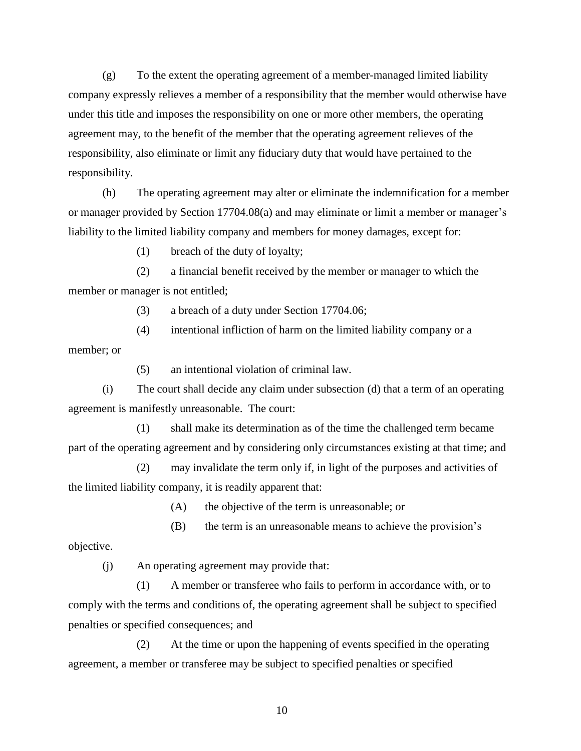(g) To the extent the operating agreement of a member-managed limited liability company expressly relieves a member of a responsibility that the member would otherwise have under this title and imposes the responsibility on one or more other members, the operating agreement may, to the benefit of the member that the operating agreement relieves of the responsibility, also eliminate or limit any fiduciary duty that would have pertained to the responsibility.

(h) The operating agreement may alter or eliminate the indemnification for a member or manager provided by Section 17704.08(a) and may eliminate or limit a member or manager's liability to the limited liability company and members for money damages, except for:

(1) breach of the duty of loyalty;

(2) a financial benefit received by the member or manager to which the member or manager is not entitled;

(3) a breach of a duty under Section 17704.06;

(4) intentional infliction of harm on the limited liability company or a member; or

(5) an intentional violation of criminal law.

(i) The court shall decide any claim under subsection (d) that a term of an operating agreement is manifestly unreasonable. The court:

(1) shall make its determination as of the time the challenged term became part of the operating agreement and by considering only circumstances existing at that time; and

(2) may invalidate the term only if, in light of the purposes and activities of the limited liability company, it is readily apparent that:

(A) the objective of the term is unreasonable; or

(B) the term is an unreasonable means to achieve the provision's objective.

(j) An operating agreement may provide that:

(1) A member or transferee who fails to perform in accordance with, or to comply with the terms and conditions of, the operating agreement shall be subject to specified penalties or specified consequences; and

(2) At the time or upon the happening of events specified in the operating agreement, a member or transferee may be subject to specified penalties or specified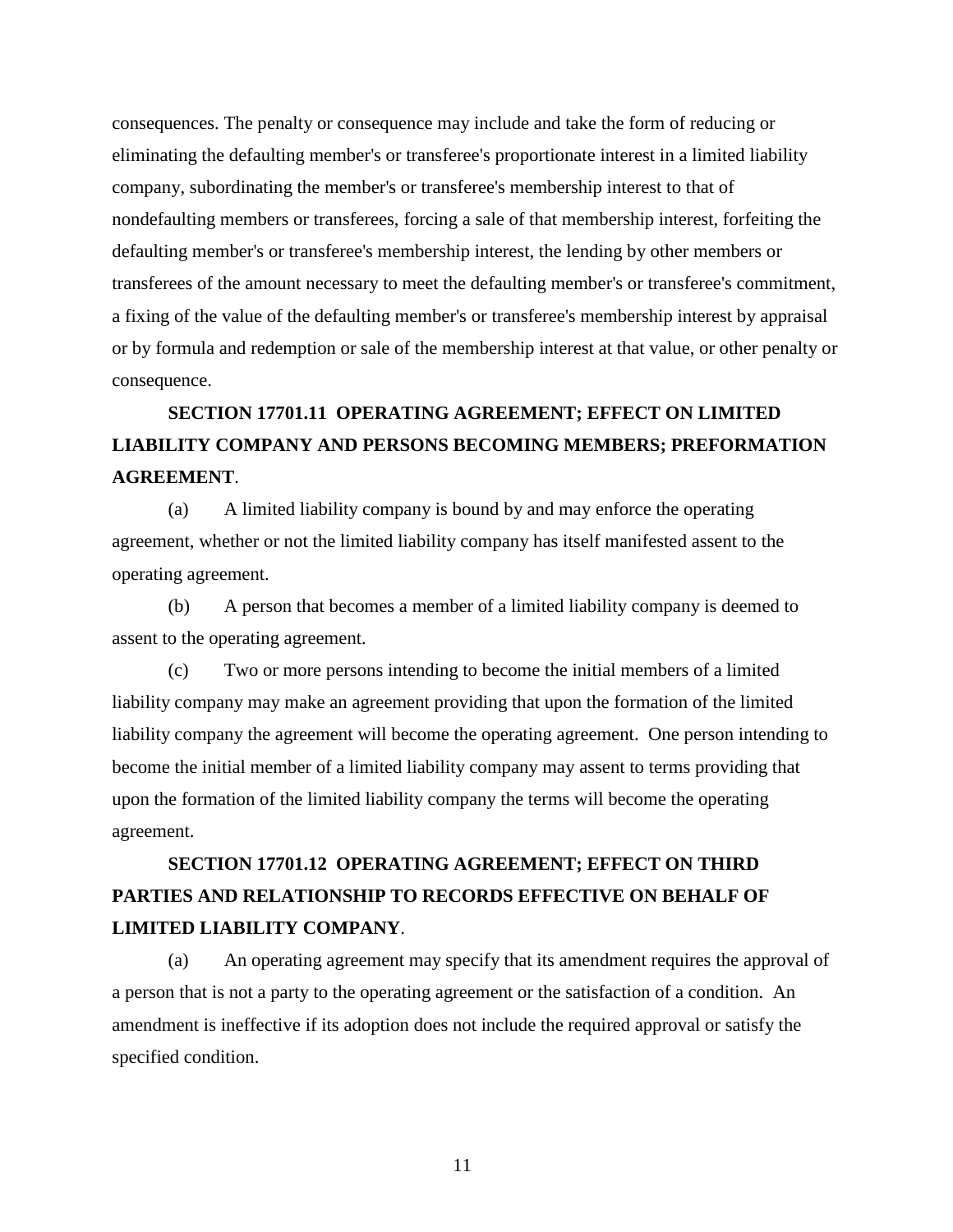consequences. The penalty or consequence may include and take the form of reducing or eliminating the defaulting member's or transferee's proportionate interest in a limited liability company, subordinating the member's or transferee's membership interest to that of nondefaulting members or transferees, forcing a sale of that membership interest, forfeiting the defaulting member's or transferee's membership interest, the lending by other members or transferees of the amount necessary to meet the defaulting member's or transferee's commitment, a fixing of the value of the defaulting member's or transferee's membership interest by appraisal or by formula and redemption or sale of the membership interest at that value, or other penalty or consequence.

## SECTION 17701.11 OPERATING AGREEMENT; EFFECT ON LIMITED LIABILITY COMPANY AND PERSONS BECOMING MEMBERS; PREFORMATION AGREEMENT.

(a) A limited liability company is bound by and may enforce the operating agreement, whether or not the limited liability company has itself manifested assent to the operating agreement.

(b) A person that becomes a member of a limited liability company is deemed to assent to the operating agreement.

(c) Two or more persons intending to become the initial members of a limited liability company may make an agreement providing that upon the formation of the limited liability company the agreement will become the operating agreement. One person intending to become the initial member of a limited liability company may assent to terms providing that upon the formation of the limited liability company the terms will become the operating agreement.

## SECTION 17701.12 OPERATING AGREEMENT; EFFECT ON THIRD PARTIES AND RELATIONSHIP TO RECORDS EFFECTIVE ON BEHALF OF LIMITED LIABILITY COMPANY.

(a) An operating agreement may specify that its amendment requires the approval of a person that is not a party to the operating agreement or the satisfaction of a condition. An amendment is ineffective if its adoption does not include the required approval or satisfy the specified condition.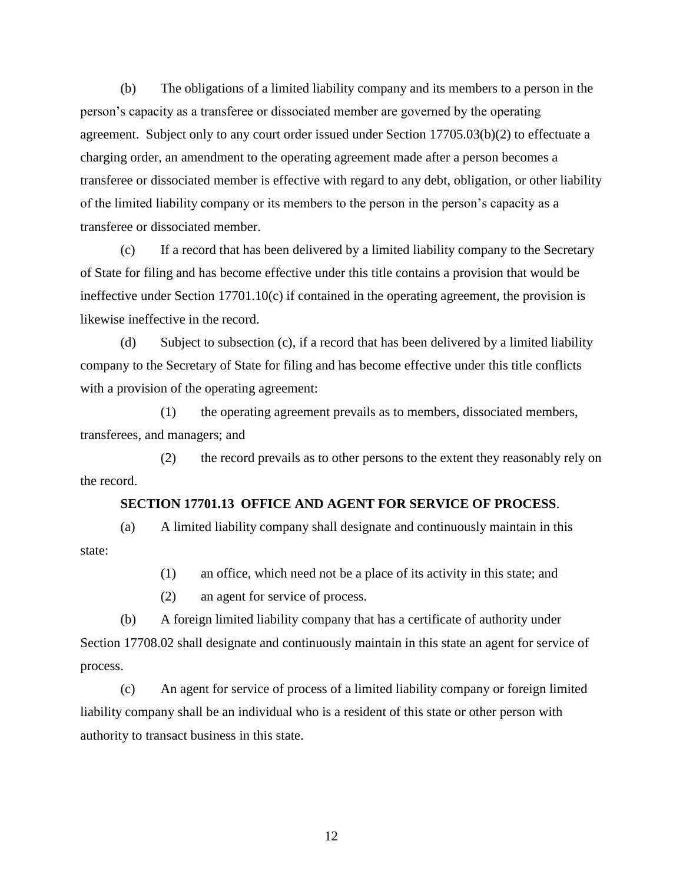(b) The obligations of a limited liability company and its members to a person in the person's capacity as a transferee or dissociated member are governed by the operating agreement. Subject only to any court order issued under Section 17705.03(b)(2) to effectuate a charging order, an amendment to the operating agreement made after a person becomes a transferee or dissociated member is effective with regard to any debt, obligation, or other liability of the limited liability company or its members to the person in the person's capacity as a transferee or dissociated member.

(c) If a record that has been delivered by a limited liability company to the Secretary of State for filing and has become effective under this title contains a provision that would be ineffective under Section 17701.10(c) if contained in the operating agreement, the provision is likewise ineffective in the record.

(d) Subject to subsection (c), if a record that has been delivered by a limited liability company to the Secretary of State for filing and has become effective under this title conflicts with a provision of the operating agreement:

(1) the operating agreement prevails as to members, dissociated members, transferees, and managers; and

(2) the record prevails as to other persons to the extent they reasonably rely on the record.

**SECTION 17701.13 OFFICE AND AGENT FOR SERVICE OF PROCESS**.

(a) A limited liability company shall designate and continuously maintain in this state:

(1) an office, which need not be a place of its activity in this state; and

(2) an agent for service of process.

(b) A foreign limited liability company that has a certificate of authority under Section 17708.02 shall designate and continuously maintain in this state an agent for service of process.

(c) An agent for service of process of a limited liability company or foreign limited liability company shall be an individual who is a resident of this state or other person with authority to transact business in this state.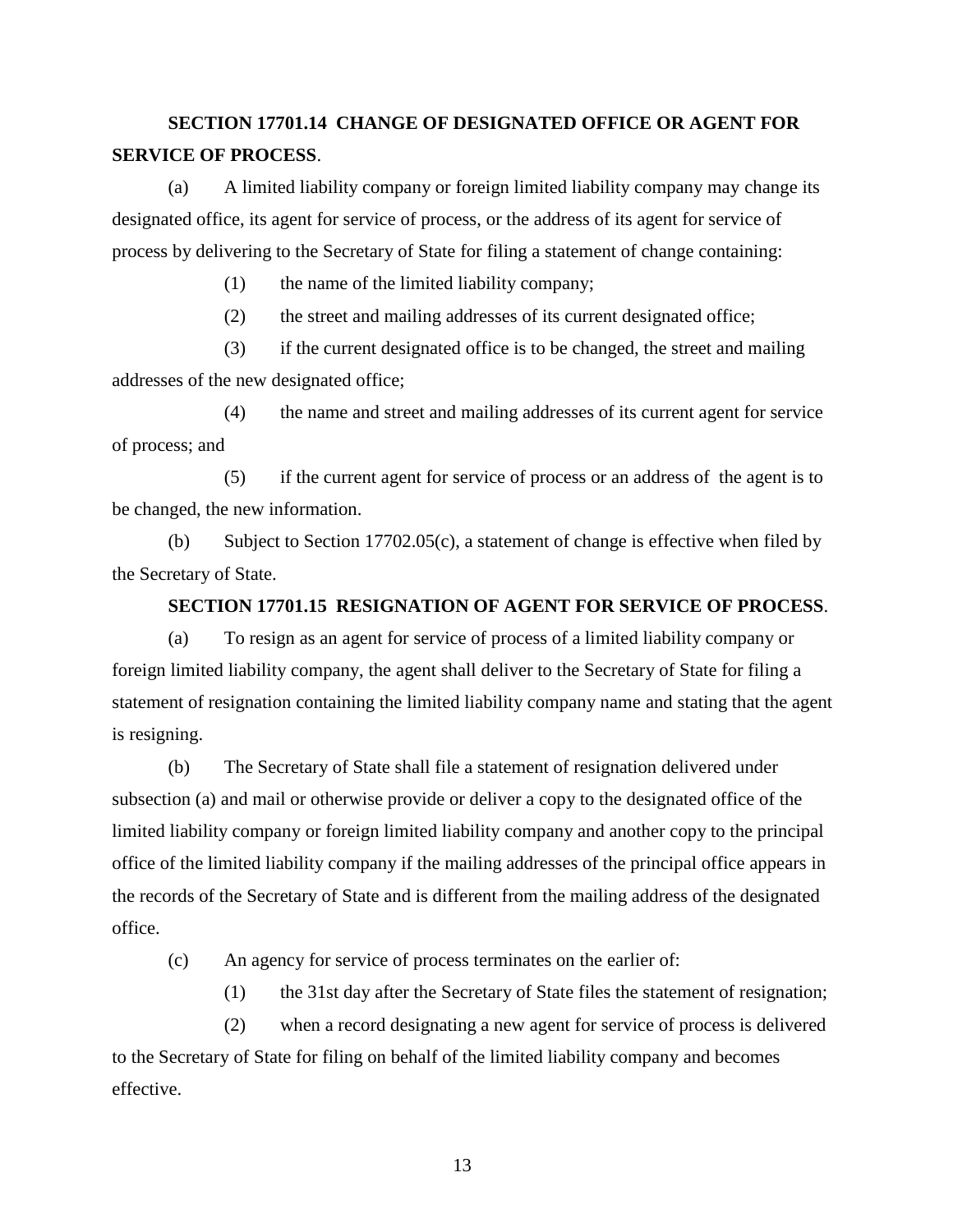**SECTION 17701.14 CHANGE OF DESIGNATED OFFICE OR AGENT FOR SERVICE OF PROCESS**.

(a) A limited liability company or foreign limited liability company may change its designated office, its agent for service of process, or the address of its agent for service of process by delivering to the Secretary of State for filing a statement of change containing:

(1) the name of the limited liability company;

(2) the street and mailing addresses of its current designated office;

(3) if the current designated office is to be changed, the street and mailing addresses of the new designated office;

(4) the name and street and mailing addresses of its current agent for service of process; and

(5) if the current agent for service of process or an address of the agent is to be changed, the new information.

(b) Subject to Section 17702.05(c), a statement of change is effective when filed by the Secretary of State.

**SECTION 17701.15 RESIGNATION OF AGENT FOR SERVICE OF PROCESS**.

(a) To resign as an agent for service of process of a limited liability company or foreign limited liability company, the agent shall deliver to the Secretary of State for filing a statement of resignation containing the limited liability company name and stating that the agent is resigning.

(b) The Secretary of State shall file a statement of resignation delivered under subsection (a) and mail or otherwise provide or deliver a copy to the designated office of the limited liability company or foreign limited liability company and another copy to the principal office of the limited liability company if the mailing addresses of the principal office appears in the records of the Secretary of State and is different from the mailing address of the designated office.

(c) An agency for service of process terminates on the earlier of:

(1) the 31st day after the Secretary of State files the statement of resignation;

(2) when a record designating a new agent for service of process is delivered to the Secretary of State for filing on behalf of the limited liability company and becomes effective.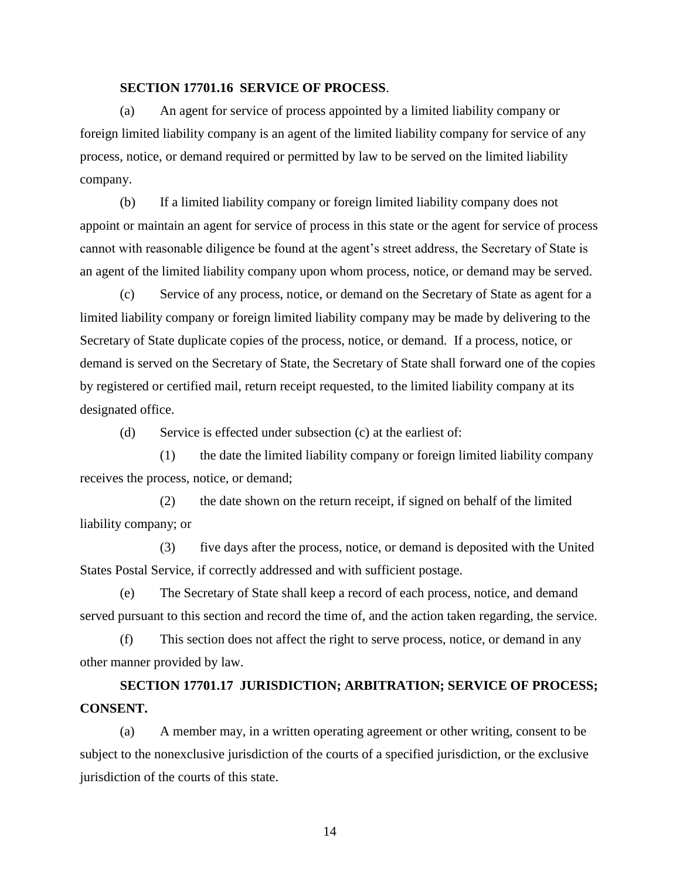**SECTION 17701.16 SERVICE OF PROCESS**.

(a) An agent for service of process appointed by a limited liability company or foreign limited liability company is an agent of the limited liability company for service of any process, notice, or demand required or permitted by law to be served on the limited liability company.

(b) If a limited liability company or foreign limited liability company does not appoint or maintain an agent for service of process in this state or the agent for service of process cannot with reasonable diligence be found at the agent's street address, the Secretary of State is an agent of the limited liability company upon whom process, notice, or demand may be served.

(c) Service of any process, notice, or demand on the Secretary of State as agent for a limited liability company or foreign limited liability company may be made by delivering to the Secretary of State duplicate copies of the process, notice, or demand. If a process, notice, or demand is served on the Secretary of State, the Secretary of State shall forward one of the copies by registered or certified mail, return receipt requested, to the limited liability company at its designated office.

(d) Service is effected under subsection (c) at the earliest of:

(1) the date the limited liability company or foreign limited liability company receives the process, notice, or demand;

(2) the date shown on the return receipt, if signed on behalf of the limited liability company; or

(3) five days after the process, notice, or demand is deposited with the United States Postal Service, if correctly addressed and with sufficient postage.

(e) The Secretary of State shall keep a record of each process, notice, and demand served pursuant to this section and record the time of, and the action taken regarding, the service.

(f) This section does not affect the right to serve process, notice, or demand in any other manner provided by law.

**SECTION 17701.17 JURISDICTION; ARBITRATION; SERVICE OF PROCESS; CONSENT.**

(a) A member may, in a written operating agreement or other writing, consent to be subject to the nonexclusive jurisdiction of the courts of a specified jurisdiction, or the exclusive jurisdiction of the courts of this state.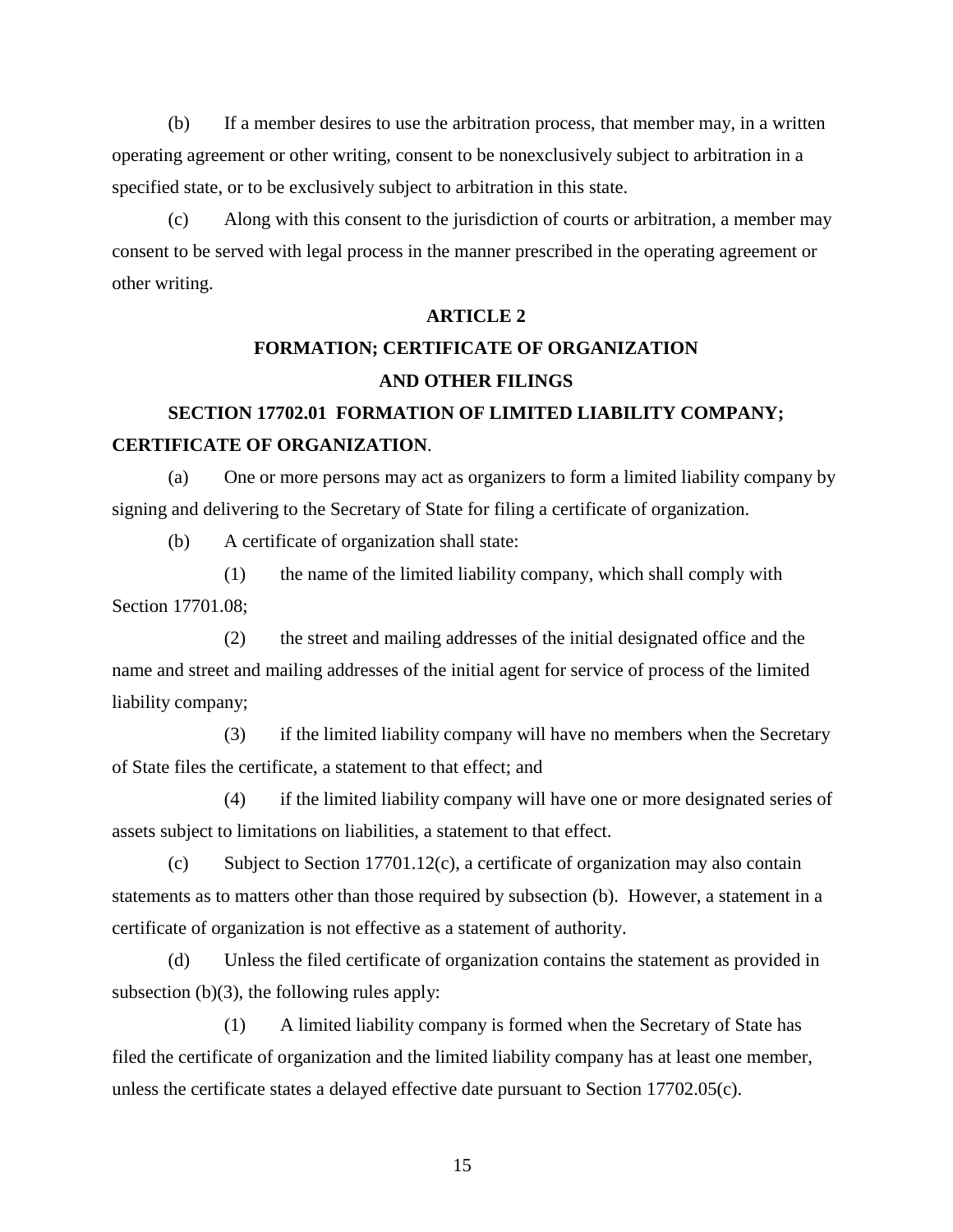(b) If a member desires to use the arbitration process, that member may, in a written operating agreement or other writing, consent to be nonexclusively subject to arbitration in a specified state, or to be exclusively subject to arbitration in this state.

(c) Along with this consent to the jurisdiction of courts or arbitration, a member may consent to be served with legal process in the manner prescribed in the operating agreement or other writing.

## ARTICLE 2

## FORMATION; CERTIFICATE OF ORGANIZATION AND OTHER FILINGS

### SECTION 17702.01 FORMATION OF LIMITED LIABILITY COMPANY; CERTIFICATE OF ORGANIZATION.

(a) One or more persons may act as organizers to form a limited liability company by signing and delivering to the Secretary of State for filing a certificate of organization.

(b) A certificate of organization shall state:

(1) the name of the limited liability company, which shall comply with Section 17701.08;

(2) the street and mailing addresses of the initial designated office and the name and street and mailing addresses of the initial agent for service of process of the limited liability company;

(3) if the limited liability company will have no members when the Secretary of State files the certificate, a statement to that effect; and

(4) if the limited liability company will have one or more designated series of assets subject to limitations on liabilities, a statement to that effect.

(c) Subject to Section 17701.12(c), a certificate of organization may also contain statements as to matters other than those required by subsection (b). However, a statement in a certificate of organization is not effective as a statement of authority.

(d) Unless the filed certificate of organization contains the statement as provided in subsection (b)(3), the following rules apply:

(1) A limited liability company is formed when the Secretary of State has filed the certificate of organization and the limited liability company has at least one member, unless the certificate states a delayed effective date pursuant to Section 17702.05(c).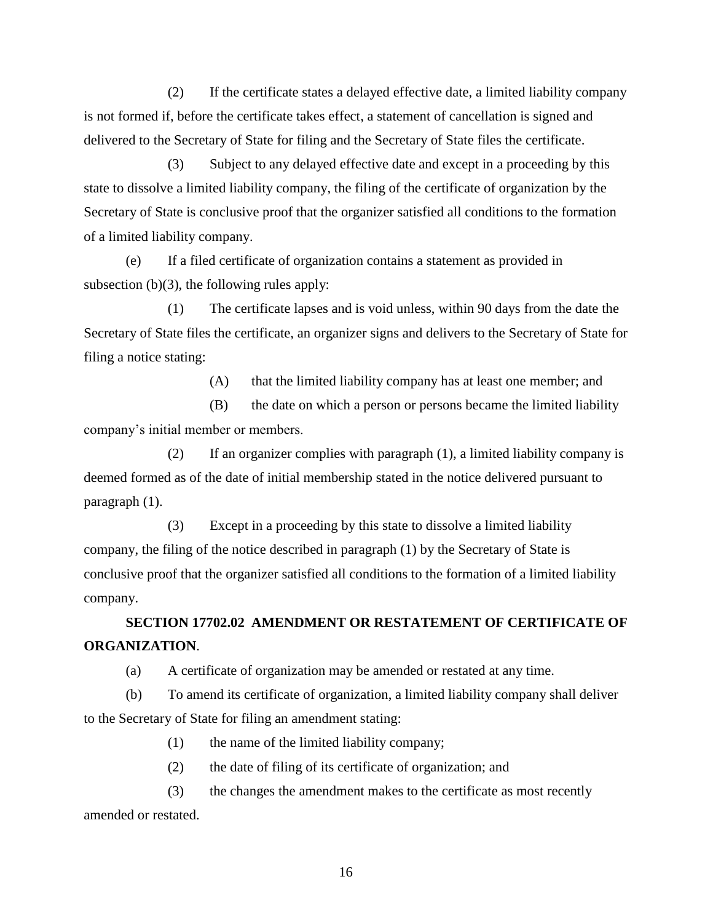(2) If the certificate states a delayed effective date, a limited liability company is not formed if, before the certificate takes effect, a statement of cancellation is signed and delivered to the Secretary of State for filing and the Secretary of State files the certificate.

(3) Subject to any delayed effective date and except in a proceeding by this state to dissolve a limited liability company, the filing of the certificate of organization by the Secretary of State is conclusive proof that the organizer satisfied all conditions to the formation of a limited liability company.

(e) If a filed certificate of organization contains a statement as provided in subsection (b)(3), the following rules apply:

(1) The certificate lapses and is void unless, within 90 days from the date the Secretary of State files the certificate, an organizer signs and delivers to the Secretary of State for filing a notice stating:

(A) that the limited liability company has at least one member; and

(B) the date on which a person or persons became the limited liability company's initial member or members.

(2) If an organizer complies with paragraph (1), a limited liability company is deemed formed as of the date of initial membership stated in the notice delivered pursuant to paragraph (1).

(3) Except in a proceeding by this state to dissolve a limited liability company, the filing of the notice described in paragraph (1) by the Secretary of State is conclusive proof that the organizer satisfied all conditions to the formation of a limited liability company.

## SECTION 17702.02 AMENDMENT OR RESTATEMENT OF CERTIFICATE OF ORGANIZATION.

(a) A certificate of organization may be amended or restated at any time.

(b) To amend its certificate of organization, a limited liability company shall deliver to the Secretary of State for filing an amendment stating:

(1) the name of the limited liability company;

(2) the date of filing of its certificate of organization; and

(3) the changes the amendment makes to the certificate as most recently amended or restated.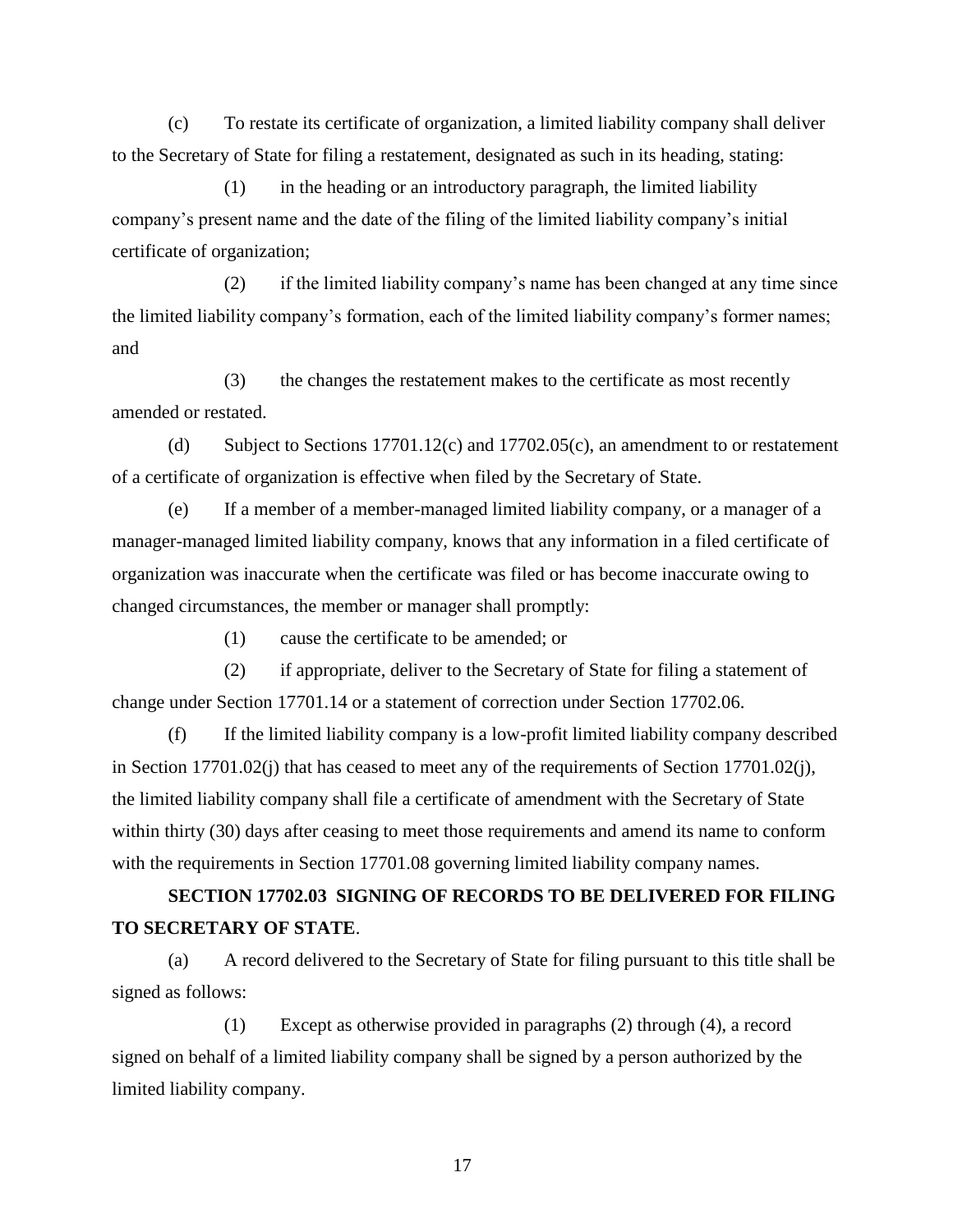(c) To restate its certificate of organization, a limited liability company shall deliver to the Secretary of State for filing a restatement, designated as such in its heading, stating:

(1) in the heading or an introductory paragraph, the limited liability company's present name and the date of the filing of the limited liability company's initial certificate of organization;

(2) if the limited liability company's name has been changed at any time since the limited liability company's formation, each of the limited liability company's former names; and

(3) the changes the restatement makes to the certificate as most recently amended or restated.

(d) Subject to Sections 17701.12(c) and 17702.05(c), an amendment to or restatement of a certificate of organization is effective when filed by the Secretary of State.

(e) If a member of a member-managed limited liability company, or a manager of a manager-managed limited liability company, knows that any information in a filed certificate of organization was inaccurate when the certificate was filed or has become inaccurate owing to changed circumstances, the member or manager shall promptly:

(1) cause the certificate to be amended; or

(2) if appropriate, deliver to the Secretary of State for filing a statement of change under Section 17701.14 or a statement of correction under Section 17702.06.

(f) If the limited liability company is a low-profit limited liability company described in Section 17701.02(j) that has ceased to meet any of the requirements of Section 17701.02(j), the limited liability company shall file a certificate of amendment with the Secretary of State within thirty (30) days after ceasing to meet those requirements and amend its name to conform with the requirements in Section 17701.08 governing limited liability company names.

**SECTION 17702.03 SIGNING OF RECORDS TO BE DELIVERED FOR FILING TO SECRETARY OF STATE**.

(a) A record delivered to the Secretary of State for filing pursuant to this title shall be signed as follows:

(1) Except as otherwise provided in paragraphs (2) through (4), a record signed on behalf of a limited liability company shall be signed by a person authorized by the limited liability company.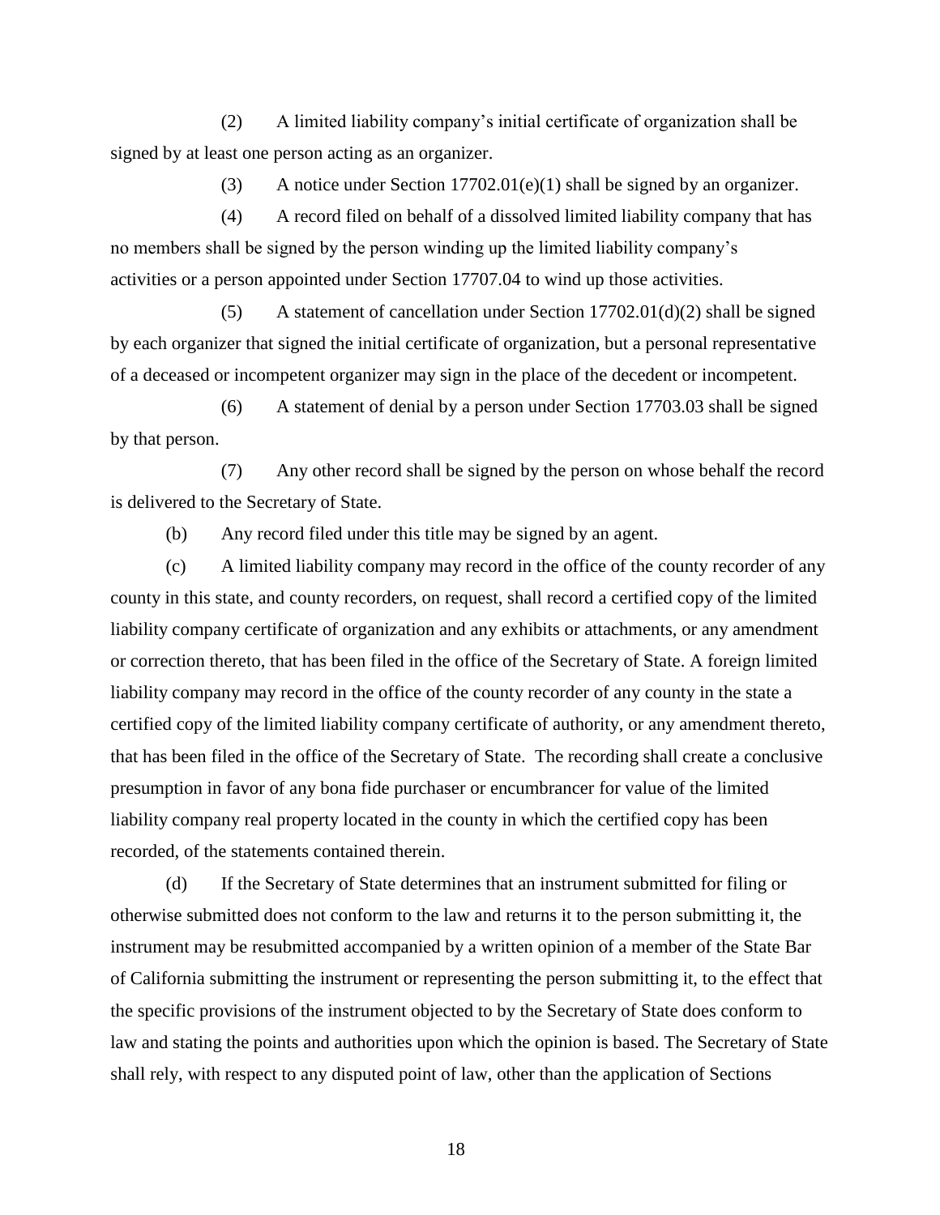(2) A limited liability company's initial certificate of organization shall be signed by at least one person acting as an organizer.

(3) A notice under Section 17702.01(e)(1) shall be signed by an organizer.

(4) A record filed on behalf of a dissolved limited liability company that has no members shall be signed by the person winding up the limited liability company's activities or a person appointed under Section 17707.04 to wind up those activities.

(5) A statement of cancellation under Section 17702.01(d)(2) shall be signed by each organizer that signed the initial certificate of organization, but a personal representative of a deceased or incompetent organizer may sign in the place of the decedent or incompetent.

(6) A statement of denial by a person under Section 17703.03 shall be signed by that person.

(7) Any other record shall be signed by the person on whose behalf the record is delivered to the Secretary of State.

(b) Any record filed under this title may be signed by an agent.

(c) A limited liability company may record in the office of the county recorder of any county in this state, and county recorders, on request, shall record a certified copy of the limited liability company certificate of organization and any exhibits or attachments, or any amendment or correction thereto, that has been filed in the office of the Secretary of State. A foreign limited liability company may record in the office of the county recorder of any county in the state a certified copy of the limited liability company certificate of authority, or any amendment thereto, that has been filed in the office of the Secretary of State. The recording shall create a conclusive presumption in favor of any bona fide purchaser or encumbrancer for value of the limited liability company real property located in the county in which the certified copy has been recorded, of the statements contained therein.

(d) If the Secretary of State determines that an instrument submitted for filing or otherwise submitted does not conform to the law and returns it to the person submitting it, the instrument may be resubmitted accompanied by a written opinion of a member of the State Bar of California submitting the instrument or representing the person submitting it, to the effect that the specific provisions of the instrument objected to by the Secretary of State does conform to law and stating the points and authorities upon which the opinion is based. The Secretary of State shall rely, with respect to any disputed point of law, other than the application of Sections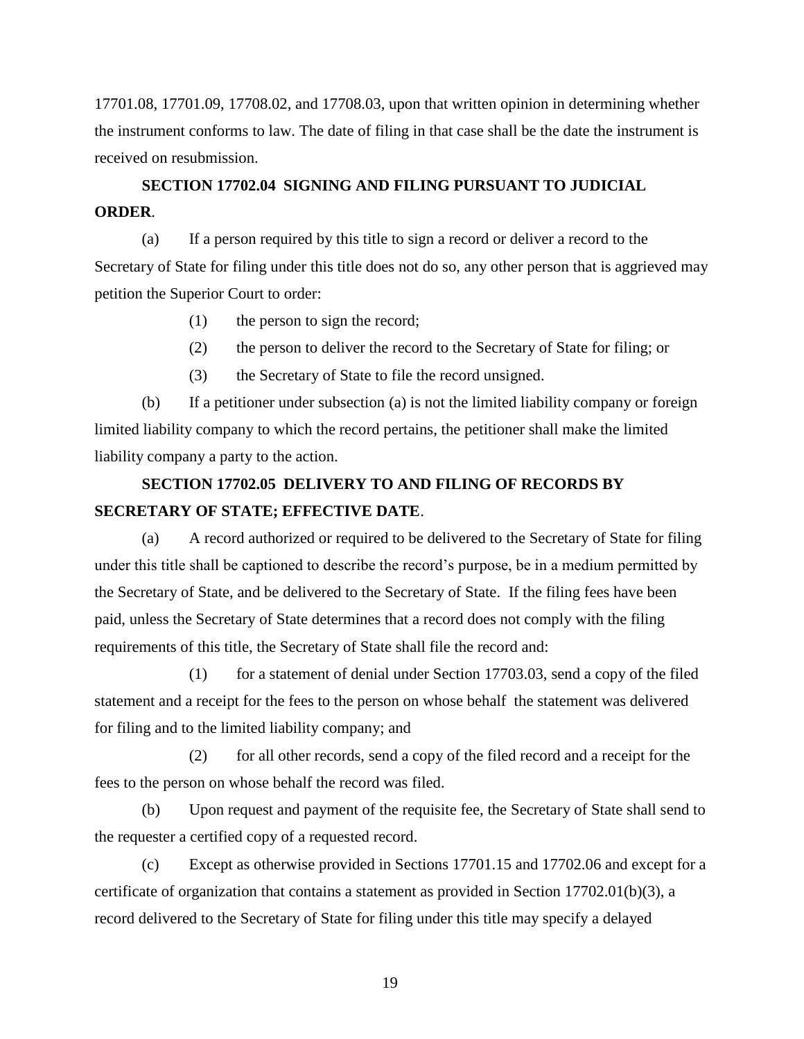17701.08, 17701.09, 17708.02, and 17708.03, upon that written opinion in determining whether the instrument conforms to law. The date of filing in that case shall be the date the instrument is received on resubmission.

## SECTION 17702.04 SIGNING AND FILING PURSUANT TO JUDICIAL ORDER.

(a) If a person required by this title to sign a record or deliver a record to the Secretary of State for filing under this title does not do so, any other person that is aggrieved may petition the Superior Court to order:

(1) the person to sign the record;

(2) the person to deliver the record to the Secretary of State for filing; or

(3) the Secretary of State to file the record unsigned.

(b) If a petitioner under subsection (a) is not the limited liability company or foreign limited liability company to which the record pertains, the petitioner shall make the limited liability company a party to the action.

## SECTION 17702.05 DELIVERY TO AND FILING OF RECORDS BY SECRETARY OF STATE; EFFECTIVE DATE.

(a) A record authorized or required to be delivered to the Secretary of State for filing under this title shall be captioned to describe the record's purpose, be in a medium permitted by the Secretary of State, and be delivered to the Secretary of State. If the filing fees have been paid, unless the Secretary of State determines that a record does not comply with the filing requirements of this title, the Secretary of State shall file the record and:

(1) for a statement of denial under Section 17703.03, send a copy of the filed statement and a receipt for the fees to the person on whose behalf the statement was delivered for filing and to the limited liability company; and

(2) for all other records, send a copy of the filed record and a receipt for the fees to the person on whose behalf the record was filed.

(b) Upon request and payment of the requisite fee, the Secretary of State shall send to the requester a certified copy of a requested record.

(c) Except as otherwise provided in Sections 17701.15 and 17702.06 and except for a certificate of organization that contains a statement as provided in Section 17702.01(b)(3), a record delivered to the Secretary of State for filing under this title may specify a delayed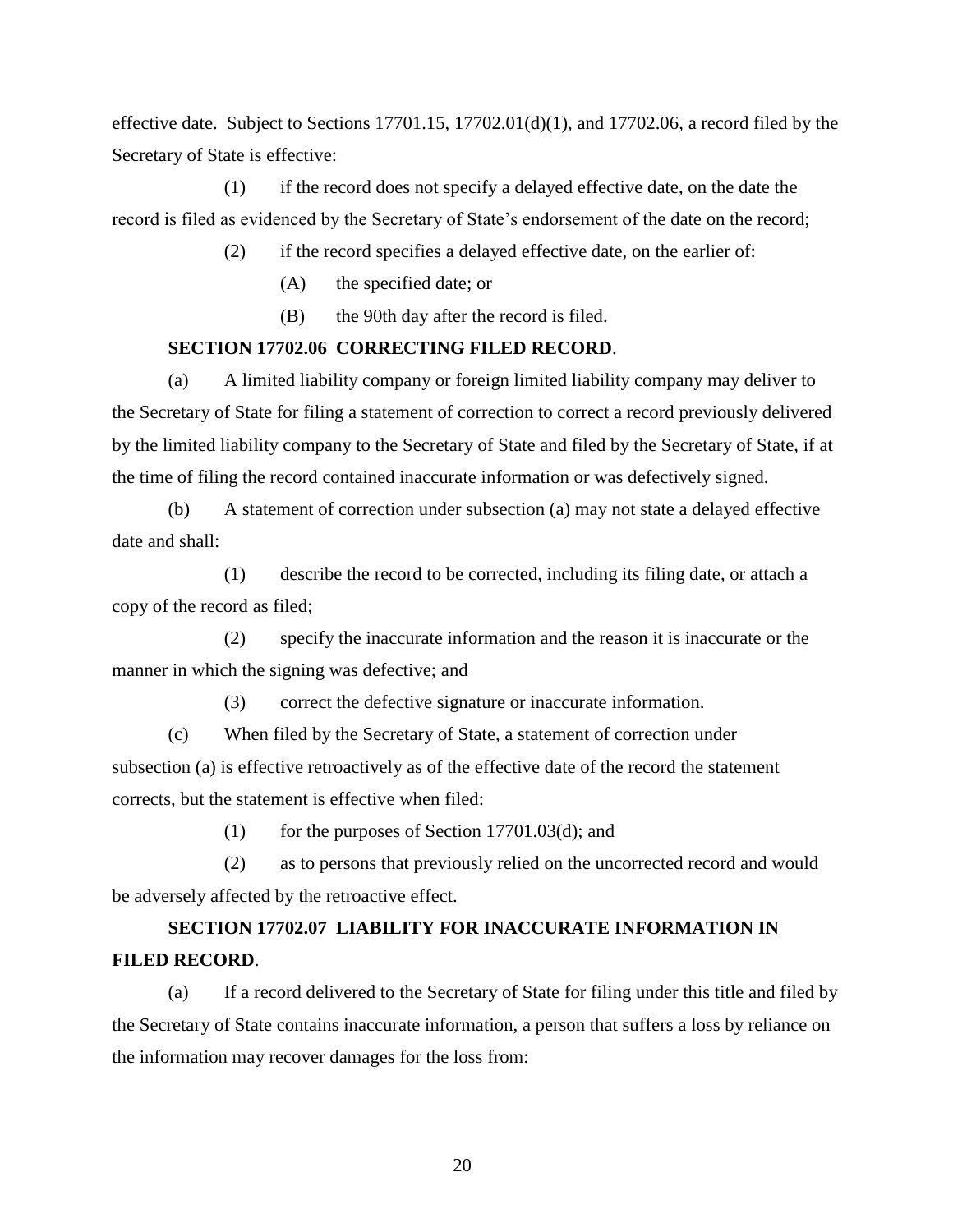effective date. Subject to Sections 17701.15, 17702.01(d)(1), and 17702.06, a record filed by the Secretary of State is effective:

(1) if the record does not specify a delayed effective date, on the date the record is filed as evidenced by the Secretary of State's endorsement of the date on the record;

(2) if the record specifies a delayed effective date, on the earlier of:

(A) the specified date; or

(B) the 90th day after the record is filed.

**SECTION 17702.06 CORRECTING FILED RECORD**.

(a) A limited liability company or foreign limited liability company may deliver to the Secretary of State for filing a statement of correction to correct a record previously delivered by the limited liability company to the Secretary of State and filed by the Secretary of State, if at the time of filing the record contained inaccurate information or was defectively signed.

(b) A statement of correction under subsection (a) may not state a delayed effective date and shall:

(1) describe the record to be corrected, including its filing date, or attach a copy of the record as filed;

(2) specify the inaccurate information and the reason it is inaccurate or the manner in which the signing was defective; and

(3) correct the defective signature or inaccurate information.

(c) When filed by the Secretary of State, a statement of correction under subsection (a) is effective retroactively as of the effective date of the record the statement corrects, but the statement is effective when filed:

(1) for the purposes of Section 17701.03(d); and

(2) as to persons that previously relied on the uncorrected record and would be adversely affected by the retroactive effect.

**SECTION 17702.07 LIABILITY FOR INACCURATE INFORMATION IN FILED RECORD**.

(a) If a record delivered to the Secretary of State for filing under this title and filed by the Secretary of State contains inaccurate information, a person that suffers a loss by reliance on the information may recover damages for the loss from: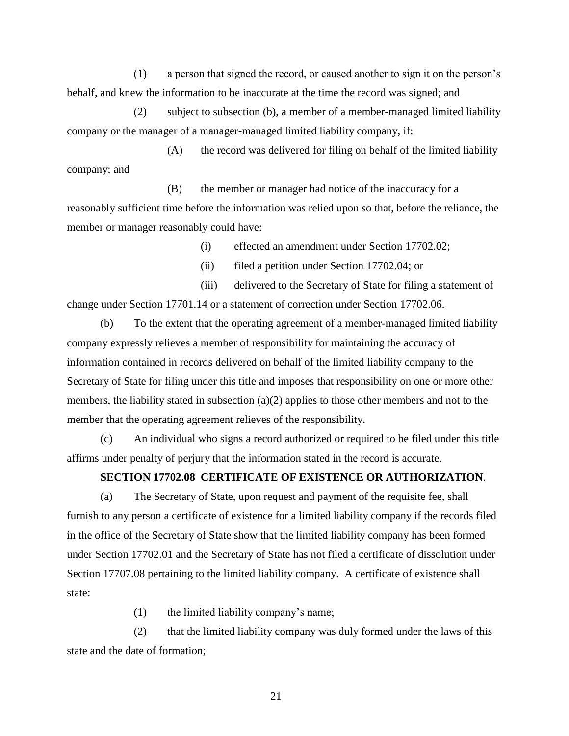(1) a person that signed the record, or caused another to sign it on the person's behalf, and knew the information to be inaccurate at the time the record was signed; and

(2) subject to subsection (b), a member of a member-managed limited liability company or the manager of a manager-managed limited liability company, if:

(A) the record was delivered for filing on behalf of the limited liability company; and

(B) the member or manager had notice of the inaccuracy for a reasonably sufficient time before the information was relied upon so that, before the reliance, the member or manager reasonably could have:

(i) effected an amendment under Section 17702.02;

(ii) filed a petition under Section 17702.04; or

(iii) delivered to the Secretary of State for filing a statement of change under Section 17701.14 or a statement of correction under Section 17702.06.

(b) To the extent that the operating agreement of a member-managed limited liability company expressly relieves a member of responsibility for maintaining the accuracy of information contained in records delivered on behalf of the limited liability company to the Secretary of State for filing under this title and imposes that responsibility on one or more other members, the liability stated in subsection (a)(2) applies to those other members and not to the member that the operating agreement relieves of the responsibility.

(c) An individual who signs a record authorized or required to be filed under this title affirms under penalty of perjury that the information stated in the record is accurate.

**SECTION 17702.08 CERTIFICATE OF EXISTENCE OR AUTHORIZATION**.

(a) The Secretary of State, upon request and payment of the requisite fee, shall furnish to any person a certificate of existence for a limited liability company if the records filed in the office of the Secretary of State show that the limited liability company has been formed under Section 17702.01 and the Secretary of State has not filed a certificate of dissolution under Section 17707.08 pertaining to the limited liability company. A certificate of existence shall state:

(1) the limited liability company's name;

(2) that the limited liability company was duly formed under the laws of this state and the date of formation;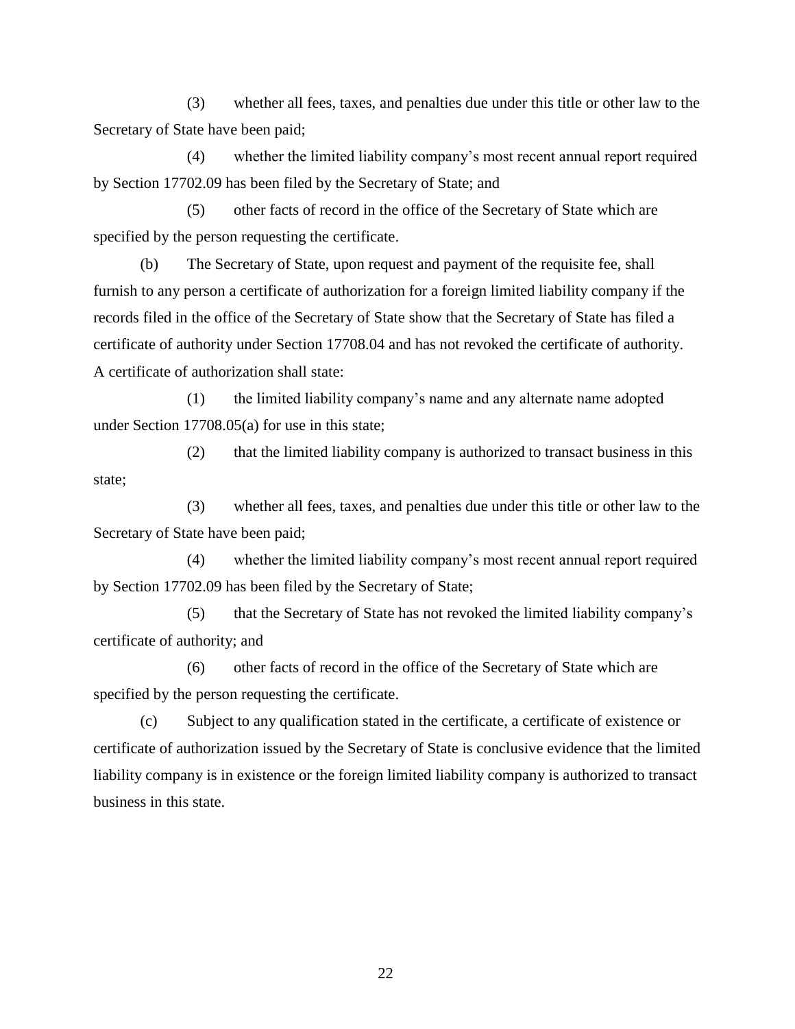(3) whether all fees, taxes, and penalties due under this title or other law to the Secretary of State have been paid;

(4) whether the limited liability company's most recent annual report required by Section 17702.09 has been filed by the Secretary of State; and

(5) other facts of record in the office of the Secretary of State which are specified by the person requesting the certificate.

(b) The Secretary of State, upon request and payment of the requisite fee, shall furnish to any person a certificate of authorization for a foreign limited liability company if the records filed in the office of the Secretary of State show that the Secretary of State has filed a certificate of authority under Section 17708.04 and has not revoked the certificate of authority. A certificate of authorization shall state:

(1) the limited liability company's name and any alternate name adopted under Section 17708.05(a) for use in this state;

(2) that the limited liability company is authorized to transact business in this state;

(3) whether all fees, taxes, and penalties due under this title or other law to the Secretary of State have been paid;

(4) whether the limited liability company's most recent annual report required by Section 17702.09 has been filed by the Secretary of State;

(5) that the Secretary of State has not revoked the limited liability company's certificate of authority; and

(6) other facts of record in the office of the Secretary of State which are specified by the person requesting the certificate.

(c) Subject to any qualification stated in the certificate, a certificate of existence or certificate of authorization issued by the Secretary of State is conclusive evidence that the limited liability company is in existence or the foreign limited liability company is authorized to transact business in this state.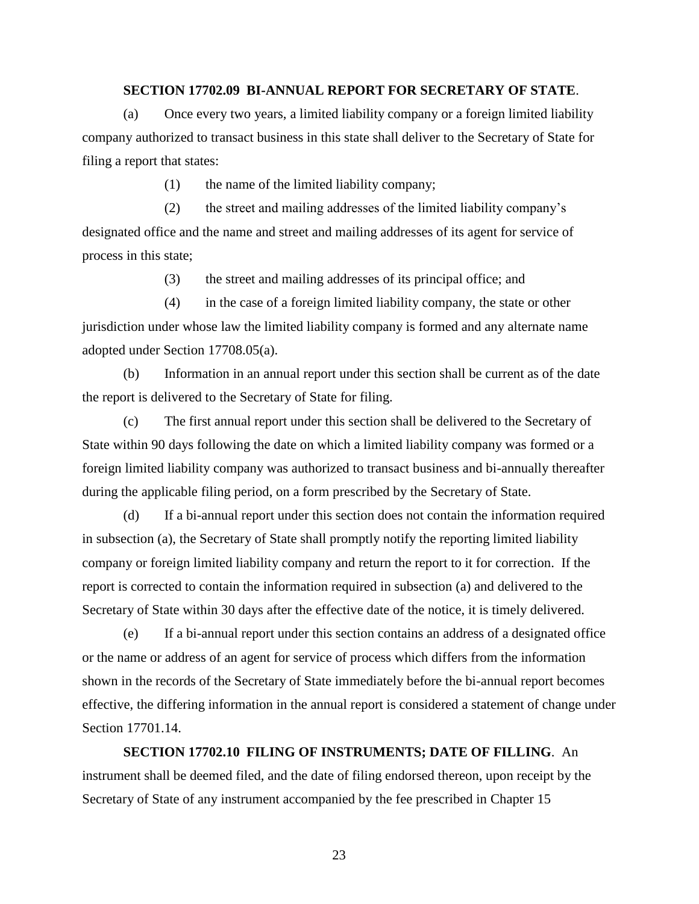**SECTION 17702.09 BI-ANNUAL REPORT FOR SECRETARY OF STATE**.

(a) Once every two years, a limited liability company or a foreign limited liability company authorized to transact business in this state shall deliver to the Secretary of State for filing a report that states:

(1) the name of the limited liability company;

(2) the street and mailing addresses of the limited liability company's designated office and the name and street and mailing addresses of its agent for service of process in this state;

(3) the street and mailing addresses of its principal office; and

(4) in the case of a foreign limited liability company, the state or other jurisdiction under whose law the limited liability company is formed and any alternate name adopted under Section 17708.05(a).

(b) Information in an annual report under this section shall be current as of the date the report is delivered to the Secretary of State for filing.

(c) The first annual report under this section shall be delivered to the Secretary of State within 90 days following the date on which a limited liability company was formed or a foreign limited liability company was authorized to transact business and bi-annually thereafter during the applicable filing period, on a form prescribed by the Secretary of State.

(d) If a bi-annual report under this section does not contain the information required in subsection (a), the Secretary of State shall promptly notify the reporting limited liability company or foreign limited liability company and return the report to it for correction. If the report is corrected to contain the information required in subsection (a) and delivered to the Secretary of State within 30 days after the effective date of the notice, it is timely delivered.

(e) If a bi-annual report under this section contains an address of a designated office or the name or address of an agent for service of process which differs from the information shown in the records of the Secretary of State immediately before the bi-annual report becomes effective, the differing information in the annual report is considered a statement of change under Section 17701.14.

**SECTION 17702.10 FILING OF INSTRUMENTS; DATE OF FILLING**. An instrument shall be deemed filed, and the date of filing endorsed thereon, upon receipt by the Secretary of State of any instrument accompanied by the fee prescribed in Chapter 15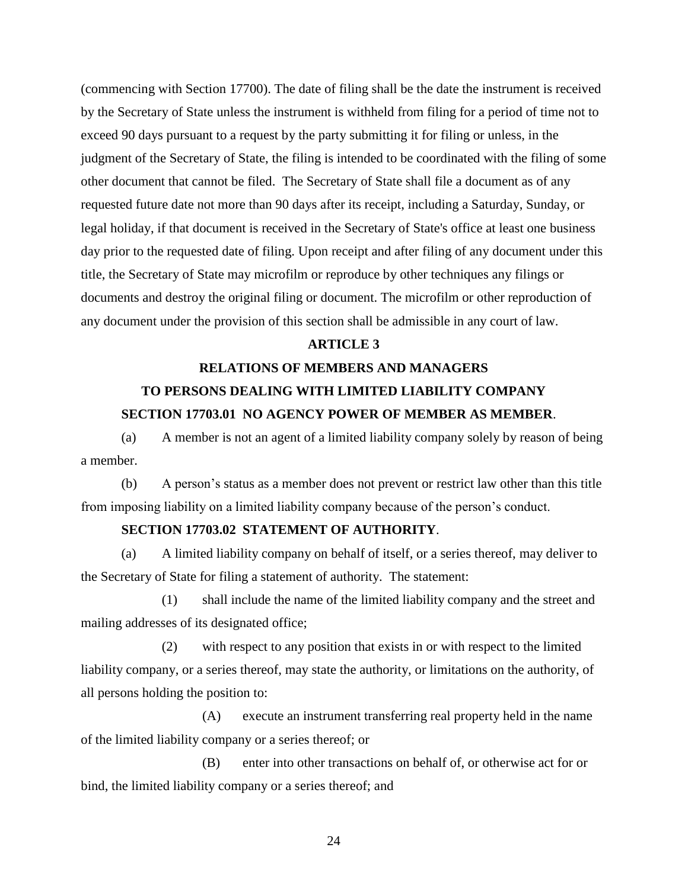(commencing with Section 17700). The date of filing shall be the date the instrument is received by the Secretary of State unless the instrument is withheld from filing for a period of time not to exceed 90 days pursuant to a request by the party submitting it for filing or unless, in the judgment of the Secretary of State, the filing is intended to be coordinated with the filing of some other document that cannot be filed. The Secretary of State shall file a document as of any requested future date not more than 90 days after its receipt, including a Saturday, Sunday, or legal holiday, if that document is received in the Secretary of State's office at least one business day prior to the requested date of filing. Upon receipt and after filing of any document under this title, the Secretary of State may microfilm or reproduce by other techniques any filings or documents and destroy the original filing or document. The microfilm or other reproduction of any document under the provision of this section shall be admissible in any court of law.

## ARTICLE 3

## RELATIONS OF MEMBERS AND MANAGERS TO PERSONS DEALING WITH LIMITED LIABILITY COMPANY

### SECTION 17703.01 NO AGENCY POWER OF MEMBER AS MEMBER.

(a) A member is not an agent of a limited liability company solely by reason of being a member.

(b) A person's status as a member does not prevent or restrict law other than this title from imposing liability on a limited liability company because of the person's conduct.

### SECTION 17703.02 STATEMENT OF AUTHORITY.

(a) A limited liability company on behalf of itself, or a series thereof, may deliver to the Secretary of State for filing a statement of authority. The statement:

(1) shall include the name of the limited liability company and the street and mailing addresses of its designated office;

(2) with respect to any position that exists in or with respect to the limited liability company, or a series thereof, may state the authority, or limitations on the authority, of all persons holding the position to:

(A) execute an instrument transferring real property held in the name of the limited liability company or a series thereof; or

(B) enter into other transactions on behalf of, or otherwise act for or bind, the limited liability company or a series thereof; and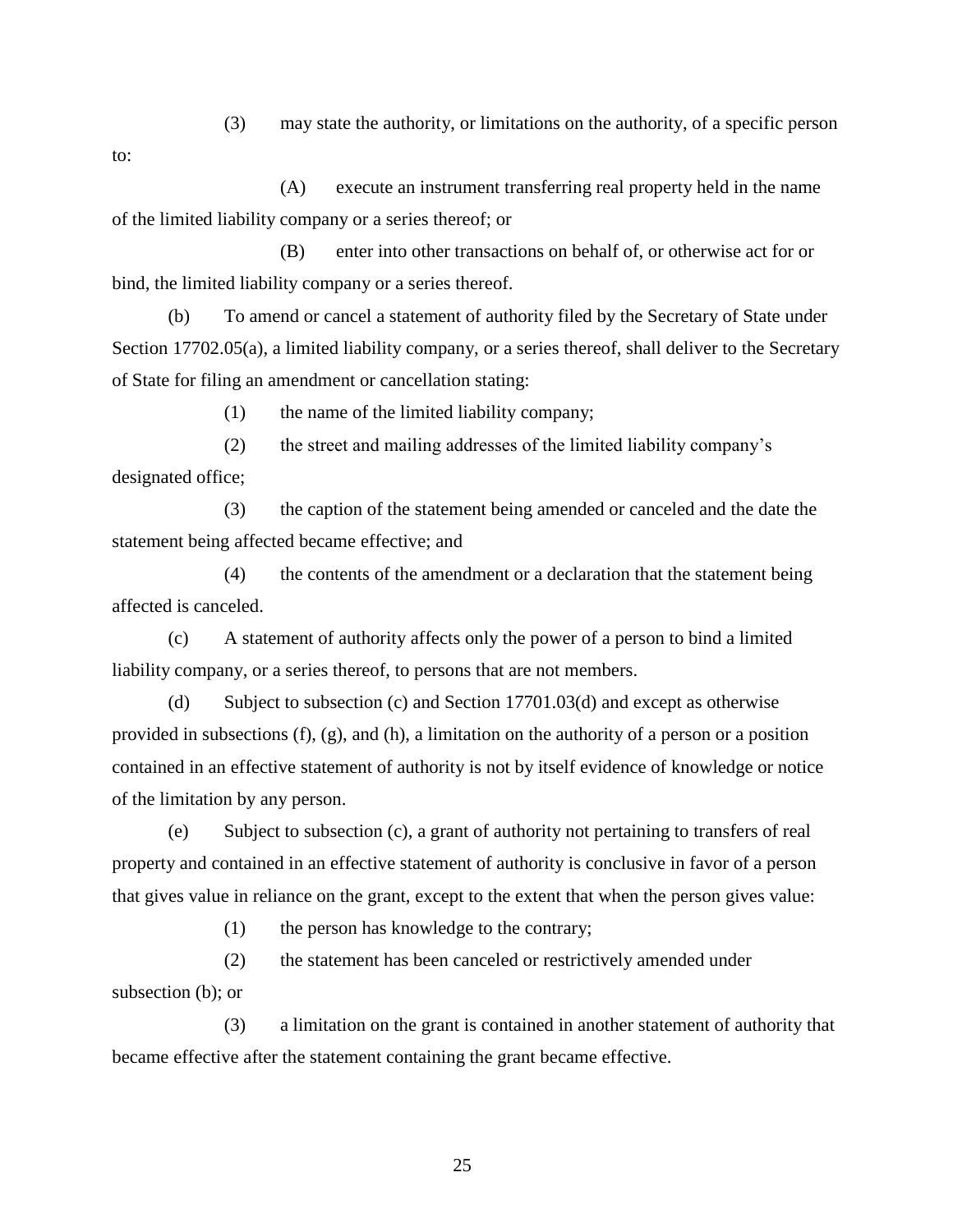(3) may state the authority, or limitations on the authority, of a specific person to:

(A) execute an instrument transferring real property held in the name of the limited liability company or a series thereof; or

(B) enter into other transactions on behalf of, or otherwise act for or bind, the limited liability company or a series thereof.

(b) To amend or cancel a statement of authority filed by the Secretary of State under Section 17702.05(a), a limited liability company, or a series thereof, shall deliver to the Secretary of State for filing an amendment or cancellation stating:

(1) the name of the limited liability company;

(2) the street and mailing addresses of the limited liability company's designated office;

(3) the caption of the statement being amended or canceled and the date the statement being affected became effective; and

(4) the contents of the amendment or a declaration that the statement being affected is canceled.

(c) A statement of authority affects only the power of a person to bind a limited liability company, or a series thereof, to persons that are not members.

(d) Subject to subsection (c) and Section 17701.03(d) and except as otherwise provided in subsections (f), (g), and (h), a limitation on the authority of a person or a position contained in an effective statement of authority is not by itself evidence of knowledge or notice of the limitation by any person.

(e) Subject to subsection (c), a grant of authority not pertaining to transfers of real property and contained in an effective statement of authority is conclusive in favor of a person that gives value in reliance on the grant, except to the extent that when the person gives value:

(1) the person has knowledge to the contrary;

(2) the statement has been canceled or restrictively amended under subsection (b); or

(3) a limitation on the grant is contained in another statement of authority that became effective after the statement containing the grant became effective.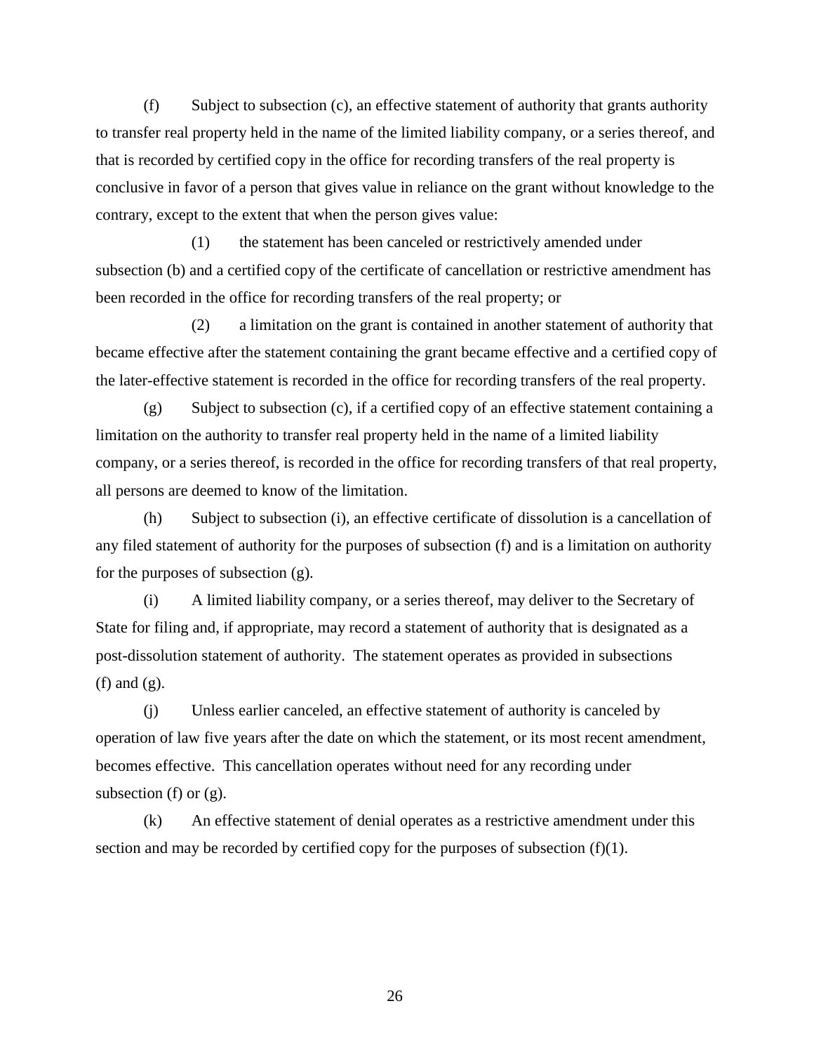(f) Subject to subsection (c), an effective statement of authority that grants authority to transfer real property held in the name of the limited liability company, or a series thereof, and that is recorded by certified copy in the office for recording transfers of the real property is conclusive in favor of a person that gives value in reliance on the grant without knowledge to the contrary, except to the extent that when the person gives value:

(1) the statement has been canceled or restrictively amended under subsection (b) and a certified copy of the certificate of cancellation or restrictive amendment has been recorded in the office for recording transfers of the real property; or

(2) a limitation on the grant is contained in another statement of authority that became effective after the statement containing the grant became effective and a certified copy of the later-effective statement is recorded in the office for recording transfers of the real property.

(g) Subject to subsection (c), if a certified copy of an effective statement containing a limitation on the authority to transfer real property held in the name of a limited liability company, or a series thereof, is recorded in the office for recording transfers of that real property, all persons are deemed to know of the limitation.

(h) Subject to subsection (i), an effective certificate of dissolution is a cancellation of any filed statement of authority for the purposes of subsection (f) and is a limitation on authority for the purposes of subsection (g).

(i) A limited liability company, or a series thereof, may deliver to the Secretary of State for filing and, if appropriate, may record a statement of authority that is designated as a post-dissolution statement of authority. The statement operates as provided in subsections (f) and (g).

(j) Unless earlier canceled, an effective statement of authority is canceled by operation of law five years after the date on which the statement, or its most recent amendment, becomes effective. This cancellation operates without need for any recording under subsection (f) or (g).

(k) An effective statement of denial operates as a restrictive amendment under this section and may be recorded by certified copy for the purposes of subsection (f)(1).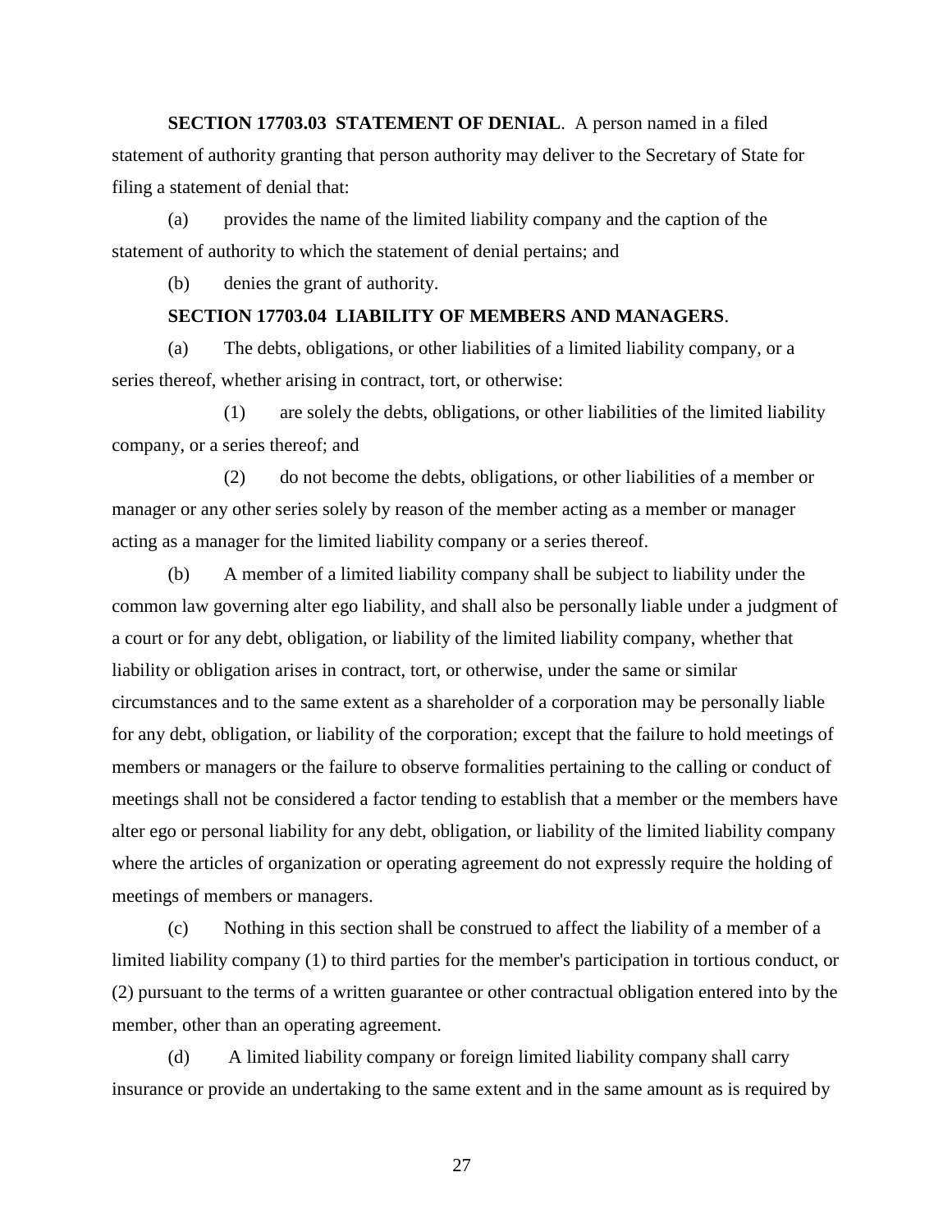**SECTION 17703.03 STATEMENT OF DENIAL**. A person named in a filed statement of authority granting that person authority may deliver to the Secretary of State for filing a statement of denial that:

(a) provides the name of the limited liability company and the caption of the statement of authority to which the statement of denial pertains; and

(b) denies the grant of authority.

**SECTION 17703.04 LIABILITY OF MEMBERS AND MANAGERS**.

(a) The debts, obligations, or other liabilities of a limited liability company, or a series thereof, whether arising in contract, tort, or otherwise:

(1) are solely the debts, obligations, or other liabilities of the limited liability company, or a series thereof; and

(2) do not become the debts, obligations, or other liabilities of a member or manager or any other series solely by reason of the member acting as a member or manager acting as a manager for the limited liability company or a series thereof.

(b) A member of a limited liability company shall be subject to liability under the common law governing alter ego liability, and shall also be personally liable under a judgment of a court or for any debt, obligation, or liability of the limited liability company, whether that liability or obligation arises in contract, tort, or otherwise, under the same or similar circumstances and to the same extent as a shareholder of a corporation may be personally liable for any debt, obligation, or liability of the corporation; except that the failure to hold meetings of members or managers or the failure to observe formalities pertaining to the calling or conduct of meetings shall not be considered a factor tending to establish that a member or the members have alter ego or personal liability for any debt, obligation, or liability of the limited liability company where the articles of organization or operating agreement do not expressly require the holding of meetings of members or managers.

(c) Nothing in this section shall be construed to affect the liability of a member of a limited liability company (1) to third parties for the member's participation in tortious conduct, or (2) pursuant to the terms of a written guarantee or other contractual obligation entered into by the member, other than an operating agreement.

(d) A limited liability company or foreign limited liability company shall carry insurance or provide an undertaking to the same extent and in the same amount as is required by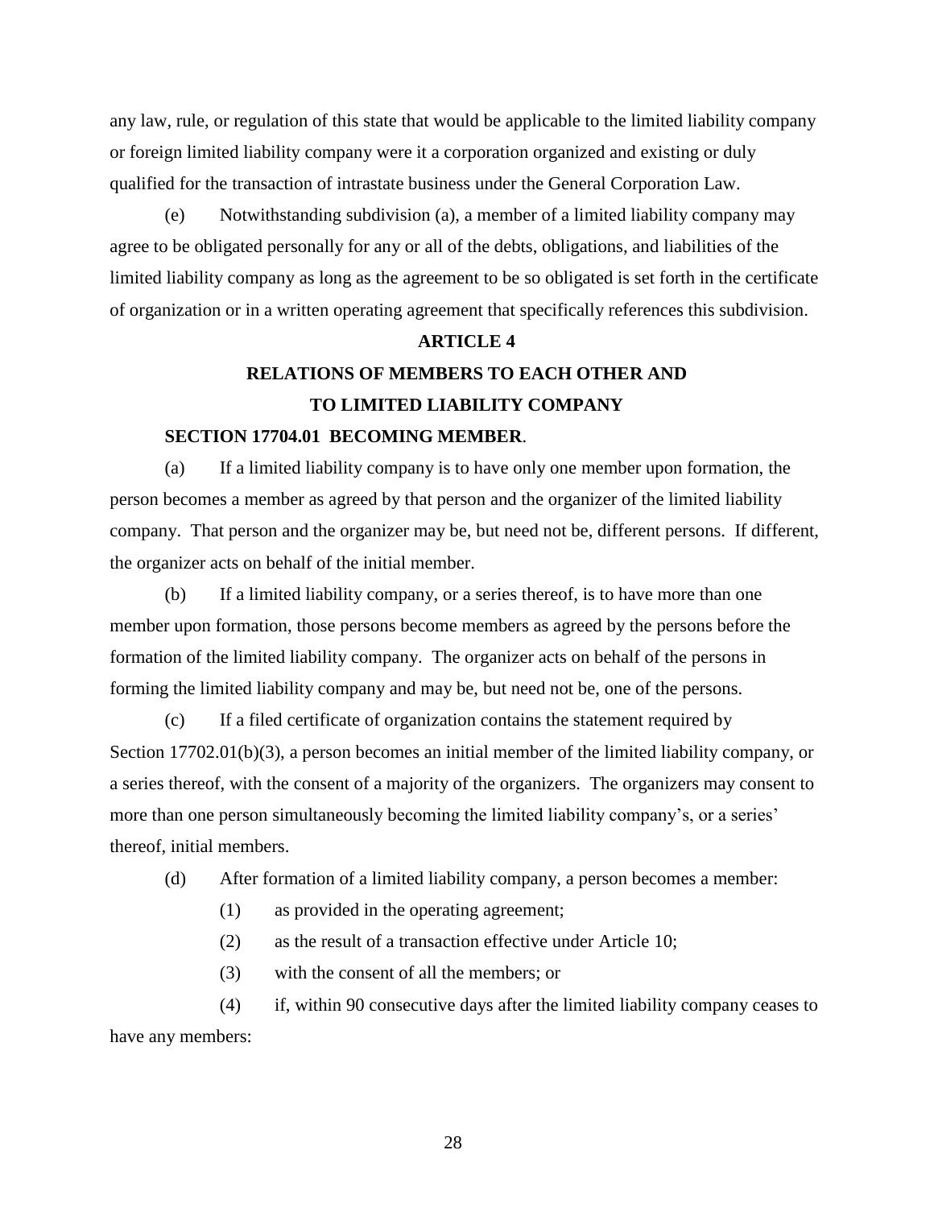any law, rule, or regulation of this state that would be applicable to the limited liability company or foreign limited liability company were it a corporation organized and existing or duly qualified for the transaction of intrastate business under the General Corporation Law.

(e) Notwithstanding subdivision (a), a member of a limited liability company may agree to be obligated personally for any or all of the debts, obligations, and liabilities of the limited liability company as long as the agreement to be so obligated is set forth in the certificate of organization or in a written operating agreement that specifically references this subdivision.

## ARTICLE 4

## RELATIONS OF MEMBERS TO EACH OTHER AND TO LIMITED LIABILITY COMPANY

### SECTION 17704.01 BECOMING MEMBER.

(a) If a limited liability company is to have only one member upon formation, the person becomes a member as agreed by that person and the organizer of the limited liability company. That person and the organizer may be, but need not be, different persons. If different, the organizer acts on behalf of the initial member.

(b) If a limited liability company, or a series thereof, is to have more than one member upon formation, those persons become members as agreed by the persons before the formation of the limited liability company. The organizer acts on behalf of the persons in forming the limited liability company and may be, but need not be, one of the persons.

(c) If a filed certificate of organization contains the statement required by Section 17702.01(b)(3), a person becomes an initial member of the limited liability company, or a series thereof, with the consent of a majority of the organizers. The organizers may consent to more than one person simultaneously becoming the limited liability company's, or a series' thereof, initial members.

(d) After formation of a limited liability company, a person becomes a member:

(1) as provided in the operating agreement;

(2) as the result of a transaction effective under Article 10;

(3) with the consent of all the members; or

(4) if, within 90 consecutive days after the limited liability company ceases to have any members: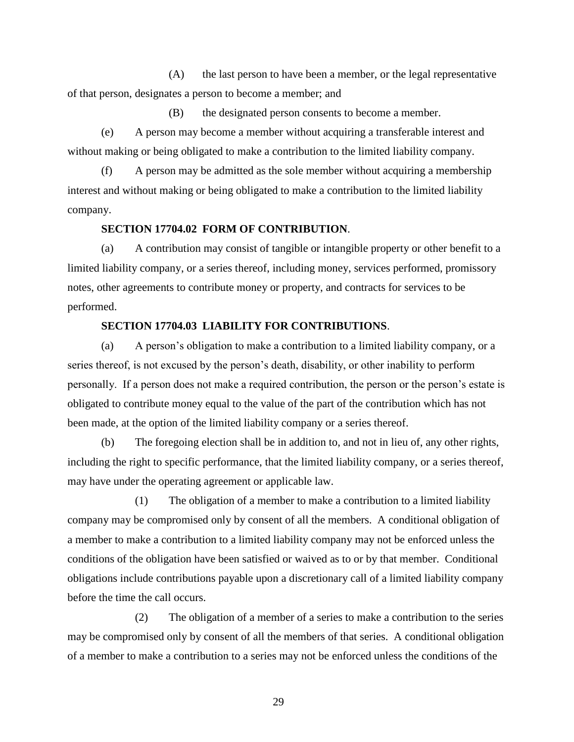(A) the last person to have been a member, or the legal representative of that person, designates a person to become a member; and

(B) the designated person consents to become a member.

(e) A person may become a member without acquiring a transferable interest and without making or being obligated to make a contribution to the limited liability company.

(f) A person may be admitted as the sole member without acquiring a membership interest and without making or being obligated to make a contribution to the limited liability company.

**SECTION 17704.02 FORM OF CONTRIBUTION**.

(a) A contribution may consist of tangible or intangible property or other benefit to a limited liability company, or a series thereof, including money, services performed, promissory notes, other agreements to contribute money or property, and contracts for services to be performed.

**SECTION 17704.03 LIABILITY FOR CONTRIBUTIONS**.

(a) A person's obligation to make a contribution to a limited liability company, or a series thereof, is not excused by the person's death, disability, or other inability to perform personally. If a person does not make a required contribution, the person or the person's estate is obligated to contribute money equal to the value of the part of the contribution which has not been made, at the option of the limited liability company or a series thereof.

(b) The foregoing election shall be in addition to, and not in lieu of, any other rights, including the right to specific performance, that the limited liability company, or a series thereof, may have under the operating agreement or applicable law.

(1) The obligation of a member to make a contribution to a limited liability company may be compromised only by consent of all the members. A conditional obligation of a member to make a contribution to a limited liability company may not be enforced unless the conditions of the obligation have been satisfied or waived as to or by that member. Conditional obligations include contributions payable upon a discretionary call of a limited liability company before the time the call occurs.

(2) The obligation of a member of a series to make a contribution to the series may be compromised only by consent of all the members of that series. A conditional obligation of a member to make a contribution to a series may not be enforced unless the conditions of the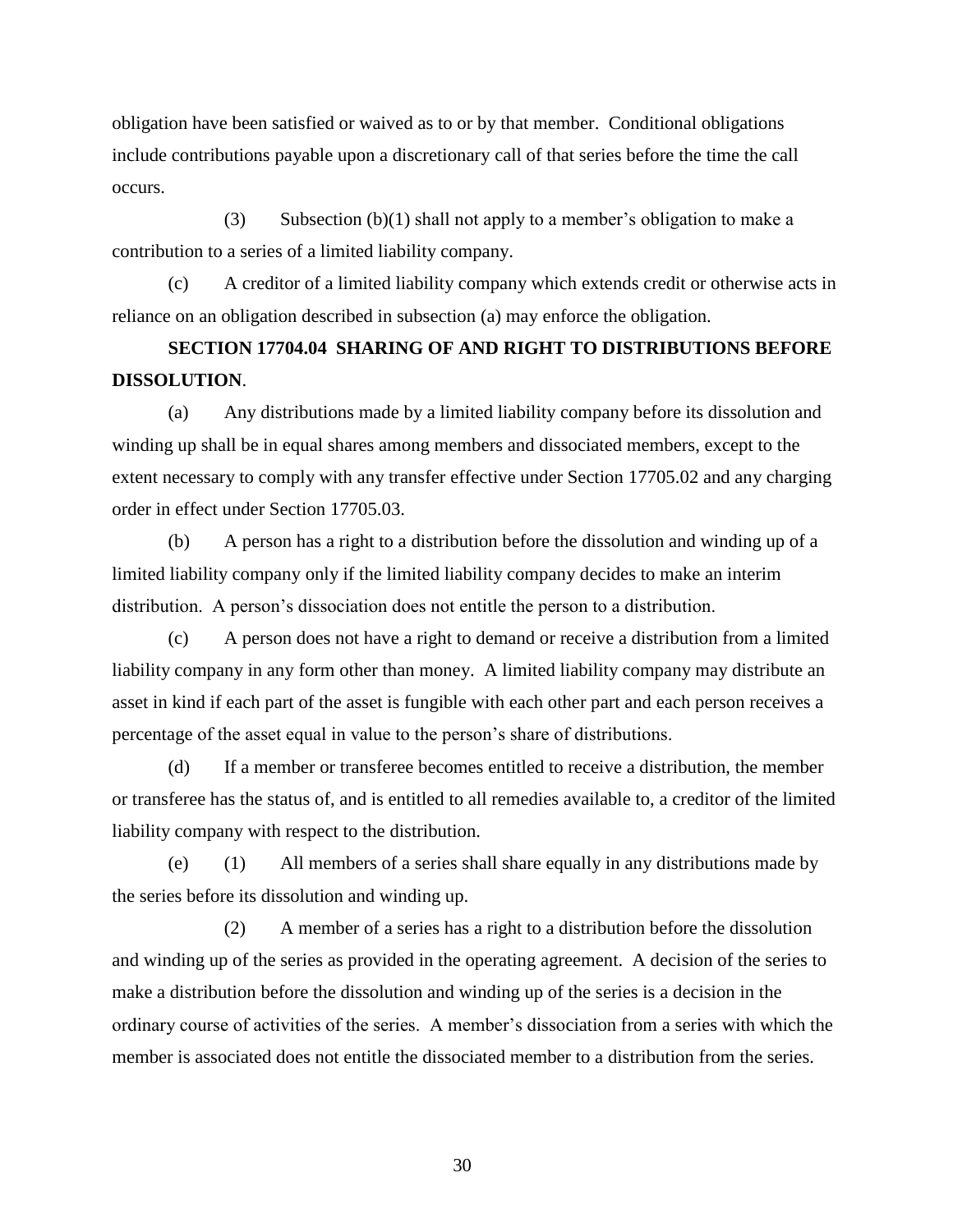obligation have been satisfied or waived as to or by that member. Conditional obligations include contributions payable upon a discretionary call of that series before the time the call occurs.

(3) Subsection (b)(1) shall not apply to a member's obligation to make a contribution to a series of a limited liability company.

(c) A creditor of a limited liability company which extends credit or otherwise acts in reliance on an obligation described in subsection (a) may enforce the obligation.

**SECTION 17704.04 SHARING OF AND RIGHT TO DISTRIBUTIONS BEFORE DISSOLUTION**.

(a) Any distributions made by a limited liability company before its dissolution and winding up shall be in equal shares among members and dissociated members, except to the extent necessary to comply with any transfer effective under Section 17705.02 and any charging order in effect under Section 17705.03.

(b) A person has a right to a distribution before the dissolution and winding up of a limited liability company only if the limited liability company decides to make an interim distribution. A person's dissociation does not entitle the person to a distribution.

(c) A person does not have a right to demand or receive a distribution from a limited liability company in any form other than money. A limited liability company may distribute an asset in kind if each part of the asset is fungible with each other part and each person receives a percentage of the asset equal in value to the person's share of distributions.

(d) If a member or transferee becomes entitled to receive a distribution, the member or transferee has the status of, and is entitled to all remedies available to, a creditor of the limited liability company with respect to the distribution.

(e) (1) All members of a series shall share equally in any distributions made by the series before its dissolution and winding up.

(2) A member of a series has a right to a distribution before the dissolution and winding up of the series as provided in the operating agreement. A decision of the series to make a distribution before the dissolution and winding up of the series is a decision in the ordinary course of activities of the series. A member's dissociation from a series with which the member is associated does not entitle the dissociated member to a distribution from the series.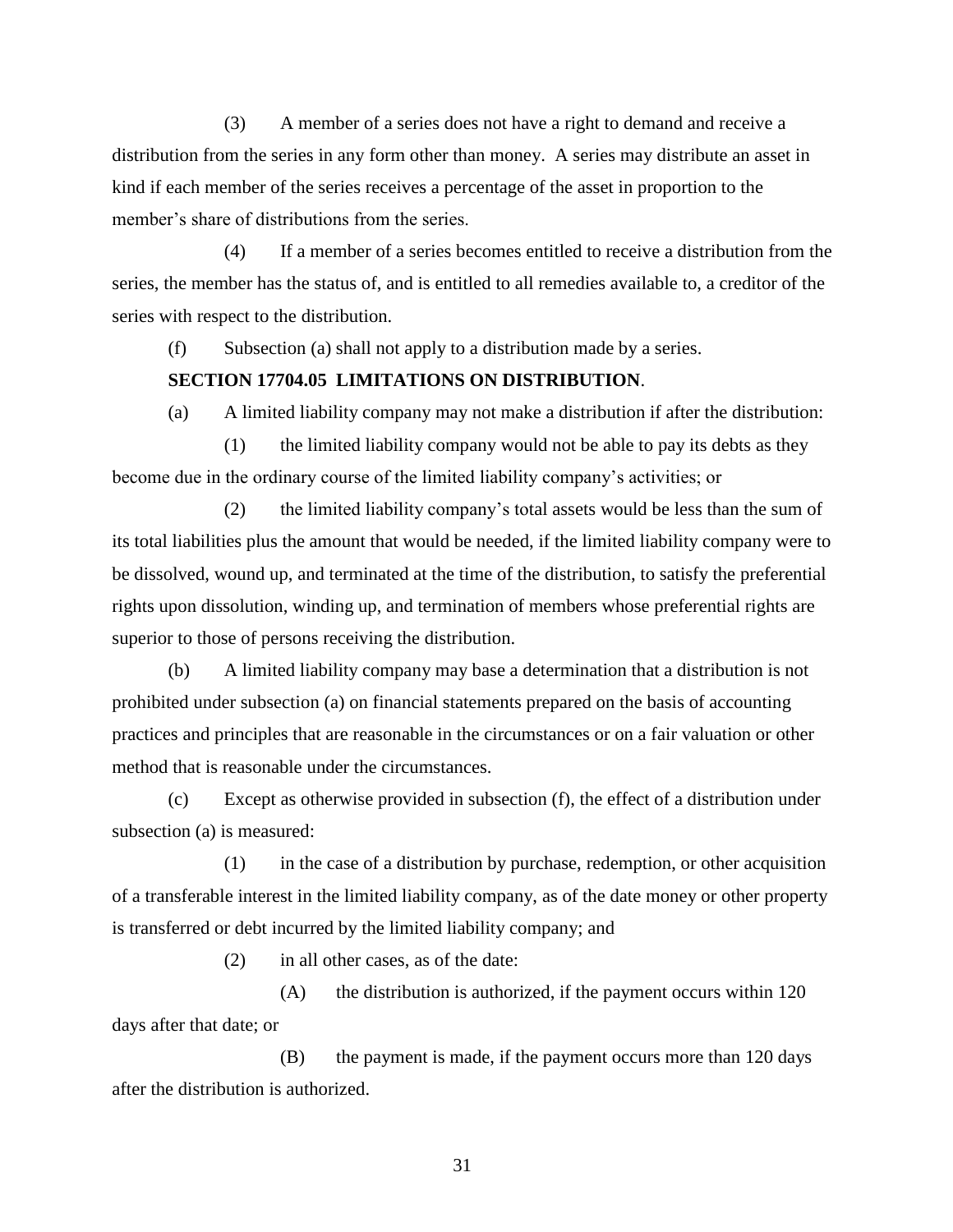(3) A member of a series does not have a right to demand and receive a distribution from the series in any form other than money. A series may distribute an asset in kind if each member of the series receives a percentage of the asset in proportion to the member's share of distributions from the series.

(4) If a member of a series becomes entitled to receive a distribution from the series, the member has the status of, and is entitled to all remedies available to, a creditor of the series with respect to the distribution.

(f) Subsection (a) shall not apply to a distribution made by a series.

**SECTION 17704.05 LIMITATIONS ON DISTRIBUTION**.

(a) A limited liability company may not make a distribution if after the distribution:

(1) the limited liability company would not be able to pay its debts as they become due in the ordinary course of the limited liability company's activities; or

(2) the limited liability company's total assets would be less than the sum of its total liabilities plus the amount that would be needed, if the limited liability company were to be dissolved, wound up, and terminated at the time of the distribution, to satisfy the preferential rights upon dissolution, winding up, and termination of members whose preferential rights are superior to those of persons receiving the distribution.

(b) A limited liability company may base a determination that a distribution is not prohibited under subsection (a) on financial statements prepared on the basis of accounting practices and principles that are reasonable in the circumstances or on a fair valuation or other method that is reasonable under the circumstances.

(c) Except as otherwise provided in subsection (f), the effect of a distribution under subsection (a) is measured:

(1) in the case of a distribution by purchase, redemption, or other acquisition of a transferable interest in the limited liability company, as of the date money or other property is transferred or debt incurred by the limited liability company; and

(2) in all other cases, as of the date:

(A) the distribution is authorized, if the payment occurs within 120 days after that date; or

(B) the payment is made, if the payment occurs more than 120 days after the distribution is authorized.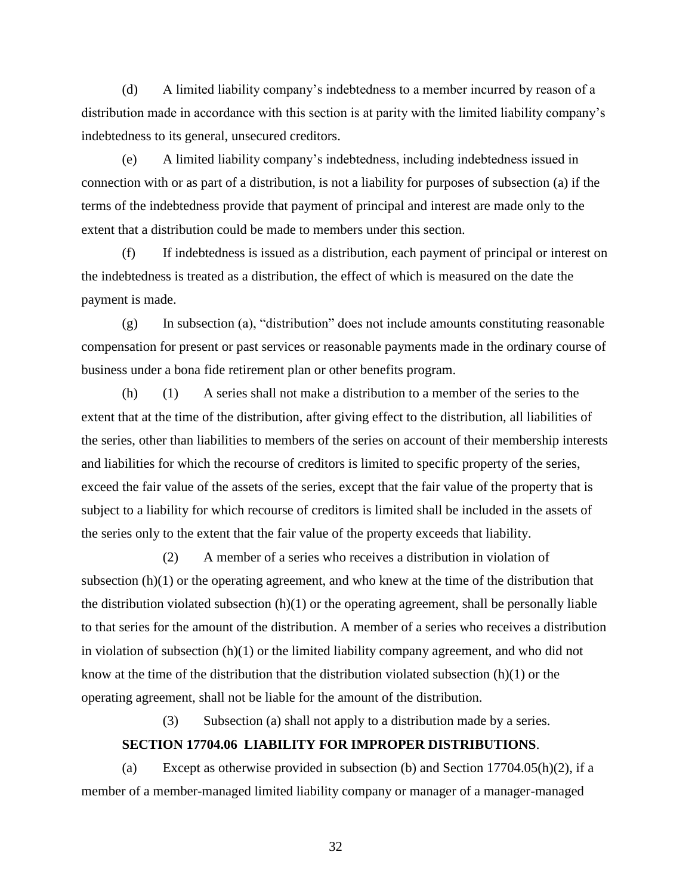(d) A limited liability company's indebtedness to a member incurred by reason of a distribution made in accordance with this section is at parity with the limited liability company's indebtedness to its general, unsecured creditors.

(e) A limited liability company's indebtedness, including indebtedness issued in connection with or as part of a distribution, is not a liability for purposes of subsection (a) if the terms of the indebtedness provide that payment of principal and interest are made only to the extent that a distribution could be made to members under this section.

(f) If indebtedness is issued as a distribution, each payment of principal or interest on the indebtedness is treated as a distribution, the effect of which is measured on the date the payment is made.

(g) In subsection (a), "distribution" does not include amounts constituting reasonable compensation for present or past services or reasonable payments made in the ordinary course of business under a bona fide retirement plan or other benefits program.

(h) (1) A series shall not make a distribution to a member of the series to the extent that at the time of the distribution, after giving effect to the distribution, all liabilities of the series, other than liabilities to members of the series on account of their membership interests and liabilities for which the recourse of creditors is limited to specific property of the series, exceed the fair value of the assets of the series, except that the fair value of the property that is subject to a liability for which recourse of creditors is limited shall be included in the assets of the series only to the extent that the fair value of the property exceeds that liability.

(2) A member of a series who receives a distribution in violation of subsection (h)(1) or the operating agreement, and who knew at the time of the distribution that the distribution violated subsection (h)(1) or the operating agreement, shall be personally liable to that series for the amount of the distribution. A member of a series who receives a distribution in violation of subsection (h)(1) or the limited liability company agreement, and who did not know at the time of the distribution that the distribution violated subsection (h)(1) or the operating agreement, shall not be liable for the amount of the distribution.

(3) Subsection (a) shall not apply to a distribution made by a series.

**SECTION 17704.06 LIABILITY FOR IMPROPER DISTRIBUTIONS**.

(a) Except as otherwise provided in subsection (b) and Section 17704.05(h)(2), if a member of a member-managed limited liability company or manager of a manager-managed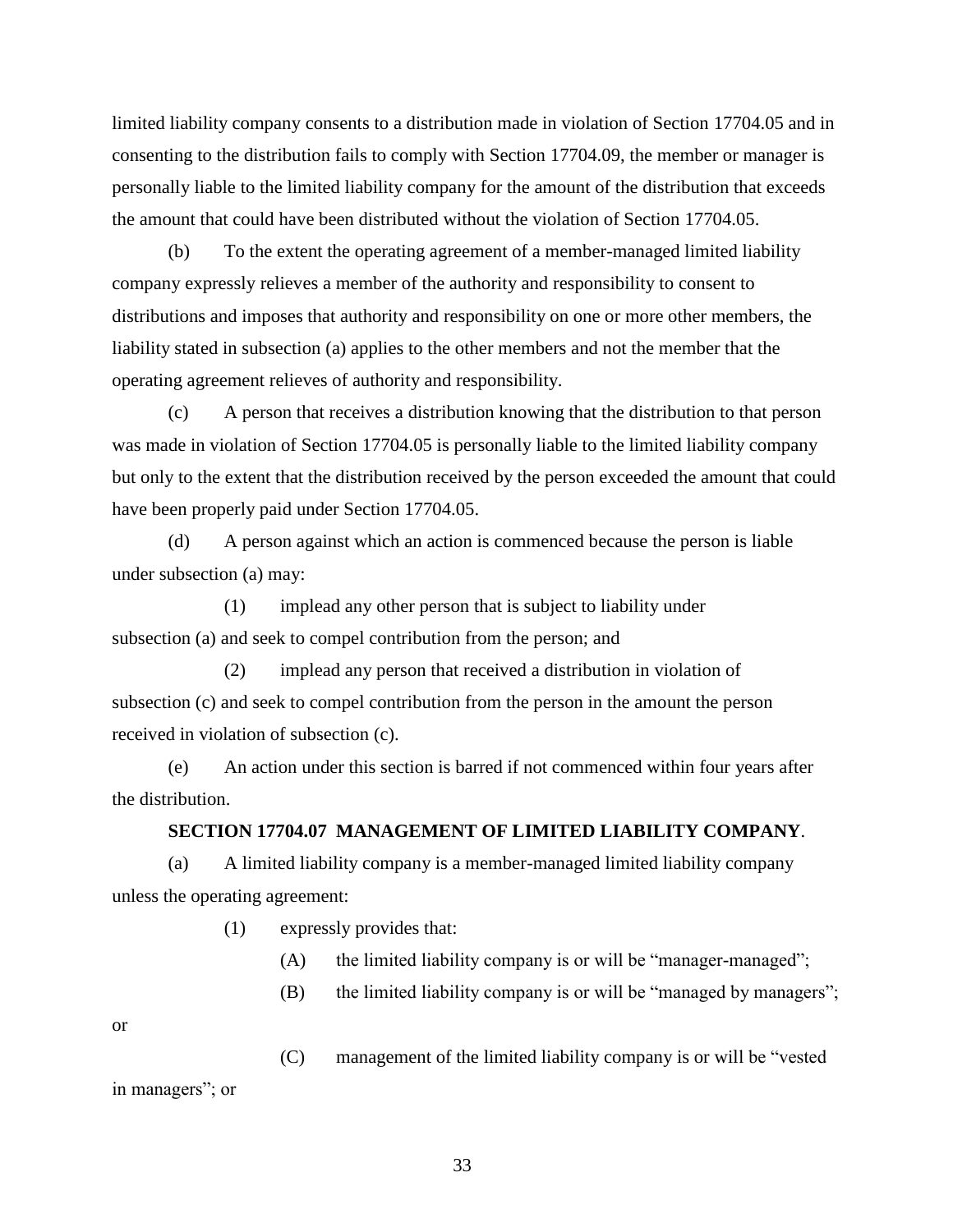limited liability company consents to a distribution made in violation of Section 17704.05 and in consenting to the distribution fails to comply with Section 17704.09, the member or manager is personally liable to the limited liability company for the amount of the distribution that exceeds the amount that could have been distributed without the violation of Section 17704.05.

(b) To the extent the operating agreement of a member-managed limited liability company expressly relieves a member of the authority and responsibility to consent to distributions and imposes that authority and responsibility on one or more other members, the liability stated in subsection (a) applies to the other members and not the member that the operating agreement relieves of authority and responsibility.

(c) A person that receives a distribution knowing that the distribution to that person was made in violation of Section 17704.05 is personally liable to the limited liability company but only to the extent that the distribution received by the person exceeded the amount that could have been properly paid under Section 17704.05.

(d) A person against which an action is commenced because the person is liable under subsection (a) may:

(1) implead any other person that is subject to liability under subsection (a) and seek to compel contribution from the person; and

(2) implead any person that received a distribution in violation of subsection (c) and seek to compel contribution from the person in the amount the person received in violation of subsection (c).

(e) An action under this section is barred if not commenced within four years after the distribution.

**SECTION 17704.07 MANAGEMENT OF LIMITED LIABILITY COMPANY**.

(a) A limited liability company is a member-managed limited liability company unless the operating agreement:

(1) expressly provides that:

(A) the limited liability company is or will be "manager-managed";

(B) the limited liability company is or will be "managed by managers"; or

(C) management of the limited liability company is or will be "vested in managers"; or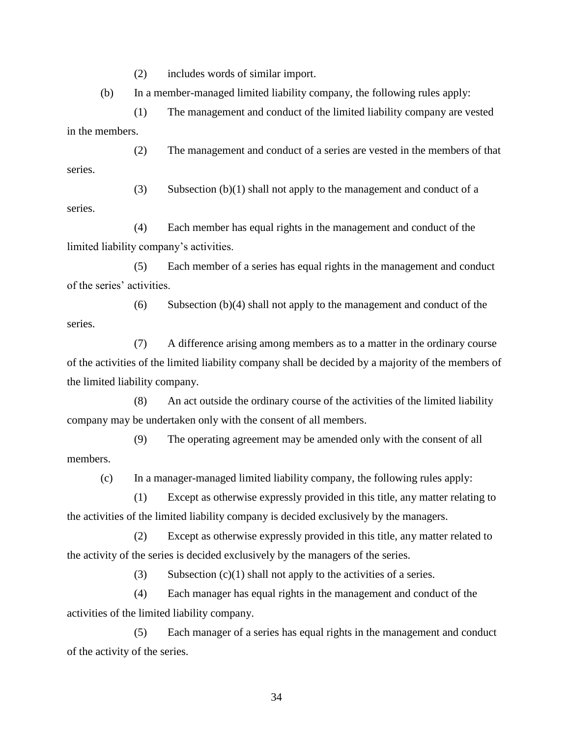(2) includes words of similar import.

(b) In a member-managed limited liability company, the following rules apply:

(1) The management and conduct of the limited liability company are vested in the members.

(2) The management and conduct of a series are vested in the members of that series.

(3) Subsection (b)(1) shall not apply to the management and conduct of a series.

(4) Each member has equal rights in the management and conduct of the limited liability company's activities.

(5) Each member of a series has equal rights in the management and conduct of the series' activities.

(6) Subsection (b)(4) shall not apply to the management and conduct of the series.

(7) A difference arising among members as to a matter in the ordinary course of the activities of the limited liability company shall be decided by a majority of the members of the limited liability company.

(8) An act outside the ordinary course of the activities of the limited liability company may be undertaken only with the consent of all members.

(9) The operating agreement may be amended only with the consent of all members.

(c) In a manager-managed limited liability company, the following rules apply:

(1) Except as otherwise expressly provided in this title, any matter relating to the activities of the limited liability company is decided exclusively by the managers.

(2) Except as otherwise expressly provided in this title, any matter related to the activity of the series is decided exclusively by the managers of the series.

(3) Subsection (c)(1) shall not apply to the activities of a series.

(4) Each manager has equal rights in the management and conduct of the activities of the limited liability company.

(5) Each manager of a series has equal rights in the management and conduct of the activity of the series.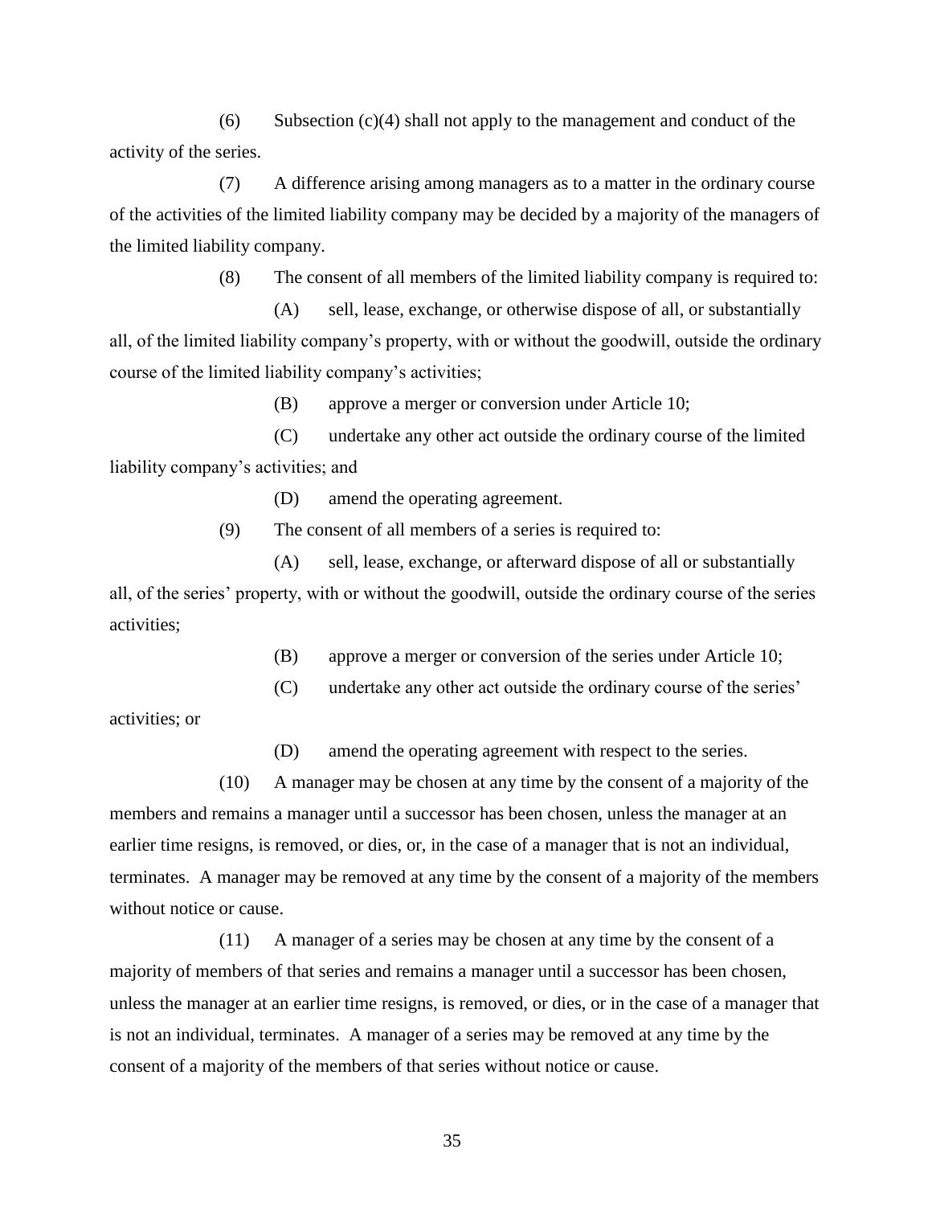(6) Subsection (c)(4) shall not apply to the management and conduct of the activity of the series.

(7) A difference arising among managers as to a matter in the ordinary course of the activities of the limited liability company may be decided by a majority of the managers of the limited liability company.

(8) The consent of all members of the limited liability company is required to:

(A) sell, lease, exchange, or otherwise dispose of all, or substantially all, of the limited liability company's property, with or without the goodwill, outside the ordinary course of the limited liability company's activities;

(B) approve a merger or conversion under Article 10;

(C) undertake any other act outside the ordinary course of the limited liability company's activities; and

(D) amend the operating agreement.

(9) The consent of all members of a series is required to:

(A) sell, lease, exchange, or afterward dispose of all or substantially all, of the series' property, with or without the goodwill, outside the ordinary course of the series activities;

(B) approve a merger or conversion of the series under Article 10;

(C) undertake any other act outside the ordinary course of the series' activities; or

(D) amend the operating agreement with respect to the series.

(10) A manager may be chosen at any time by the consent of a majority of the members and remains a manager until a successor has been chosen, unless the manager at an earlier time resigns, is removed, or dies, or, in the case of a manager that is not an individual, terminates. A manager may be removed at any time by the consent of a majority of the members without notice or cause.

(11) A manager of a series may be chosen at any time by the consent of a majority of members of that series and remains a manager until a successor has been chosen, unless the manager at an earlier time resigns, is removed, or dies, or in the case of a manager that is not an individual, terminates. A manager of a series may be removed at any time by the consent of a majority of the members of that series without notice or cause.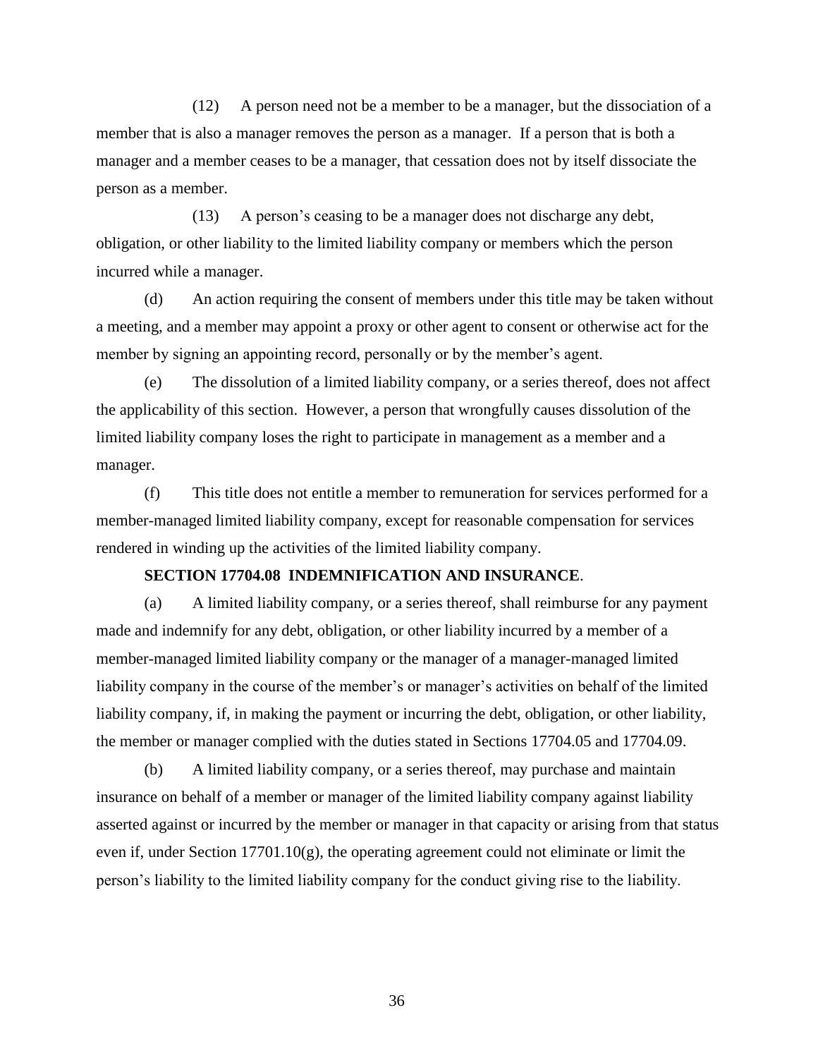(12) A person need not be a member to be a manager, but the dissociation of a member that is also a manager removes the person as a manager. If a person that is both a manager and a member ceases to be a manager, that cessation does not by itself dissociate the person as a member.

(13) A person's ceasing to be a manager does not discharge any debt, obligation, or other liability to the limited liability company or members which the person incurred while a manager.

(d) An action requiring the consent of members under this title may be taken without a meeting, and a member may appoint a proxy or other agent to consent or otherwise act for the member by signing an appointing record, personally or by the member's agent.

(e) The dissolution of a limited liability company, or a series thereof, does not affect the applicability of this section. However, a person that wrongfully causes dissolution of the limited liability company loses the right to participate in management as a member and a manager.

(f) This title does not entitle a member to remuneration for services performed for a member-managed limited liability company, except for reasonable compensation for services rendered in winding up the activities of the limited liability company.

**SECTION 17704.08 INDEMNIFICATION AND INSURANCE**.

(a) A limited liability company, or a series thereof, shall reimburse for any payment made and indemnify for any debt, obligation, or other liability incurred by a member of a member-managed limited liability company or the manager of a manager-managed limited liability company in the course of the member's or manager's activities on behalf of the limited liability company, if, in making the payment or incurring the debt, obligation, or other liability, the member or manager complied with the duties stated in Sections 17704.05 and 17704.09.

(b) A limited liability company, or a series thereof, may purchase and maintain insurance on behalf of a member or manager of the limited liability company against liability asserted against or incurred by the member or manager in that capacity or arising from that status even if, under Section 17701.10(g), the operating agreement could not eliminate or limit the person's liability to the limited liability company for the conduct giving rise to the liability.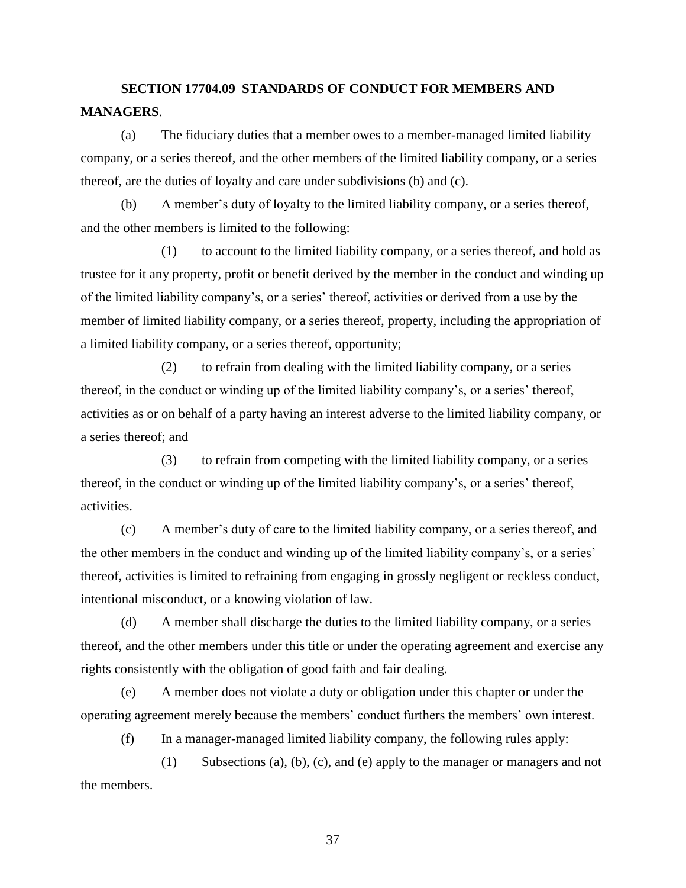**SECTION 17704.09 STANDARDS OF CONDUCT FOR MEMBERS AND MANAGERS**.

(a) The fiduciary duties that a member owes to a member-managed limited liability company, or a series thereof, and the other members of the limited liability company, or a series thereof, are the duties of loyalty and care under subdivisions (b) and (c).

(b) A member's duty of loyalty to the limited liability company, or a series thereof, and the other members is limited to the following:

(1) to account to the limited liability company, or a series thereof, and hold as trustee for it any property, profit or benefit derived by the member in the conduct and winding up of the limited liability company's, or a series' thereof, activities or derived from a use by the member of limited liability company, or a series thereof, property, including the appropriation of a limited liability company, or a series thereof, opportunity;

(2) to refrain from dealing with the limited liability company, or a series thereof, in the conduct or winding up of the limited liability company's, or a series' thereof, activities as or on behalf of a party having an interest adverse to the limited liability company, or a series thereof; and

(3) to refrain from competing with the limited liability company, or a series thereof, in the conduct or winding up of the limited liability company's, or a series' thereof, activities.

(c) A member's duty of care to the limited liability company, or a series thereof, and the other members in the conduct and winding up of the limited liability company's, or a series' thereof, activities is limited to refraining from engaging in grossly negligent or reckless conduct, intentional misconduct, or a knowing violation of law.

(d) A member shall discharge the duties to the limited liability company, or a series thereof, and the other members under this title or under the operating agreement and exercise any rights consistently with the obligation of good faith and fair dealing.

(e) A member does not violate a duty or obligation under this chapter or under the operating agreement merely because the members' conduct furthers the members' own interest.

(f) In a manager-managed limited liability company, the following rules apply:

(1) Subsections (a), (b), (c), and (e) apply to the manager or managers and not the members.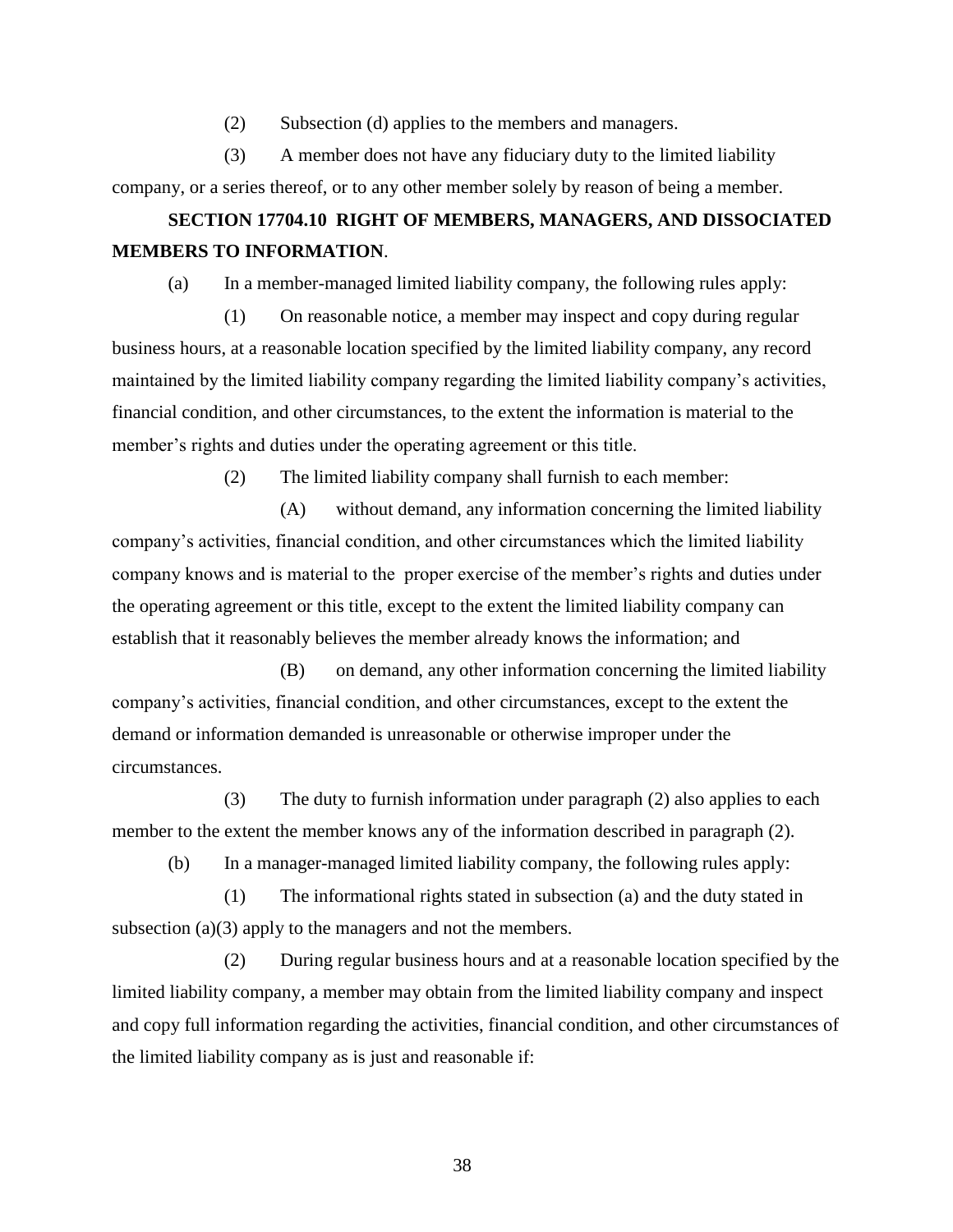(2) Subsection (d) applies to the members and managers.

(3) A member does not have any fiduciary duty to the limited liability company, or a series thereof, or to any other member solely by reason of being a member.

**SECTION 17704.10 RIGHT OF MEMBERS, MANAGERS, AND DISSOCIATED MEMBERS TO INFORMATION**.

(a) In a member-managed limited liability company, the following rules apply:

(1) On reasonable notice, a member may inspect and copy during regular business hours, at a reasonable location specified by the limited liability company, any record maintained by the limited liability company regarding the limited liability company's activities, financial condition, and other circumstances, to the extent the information is material to the member's rights and duties under the operating agreement or this title.

(2) The limited liability company shall furnish to each member:

(A) without demand, any information concerning the limited liability company's activities, financial condition, and other circumstances which the limited liability company knows and is material to the proper exercise of the member's rights and duties under the operating agreement or this title, except to the extent the limited liability company can establish that it reasonably believes the member already knows the information; and

(B) on demand, any other information concerning the limited liability company's activities, financial condition, and other circumstances, except to the extent the demand or information demanded is unreasonable or otherwise improper under the circumstances.

(3) The duty to furnish information under paragraph (2) also applies to each member to the extent the member knows any of the information described in paragraph (2).

(b) In a manager-managed limited liability company, the following rules apply:

(1) The informational rights stated in subsection (a) and the duty stated in subsection (a)(3) apply to the managers and not the members.

(2) During regular business hours and at a reasonable location specified by the limited liability company, a member may obtain from the limited liability company and inspect and copy full information regarding the activities, financial condition, and other circumstances of the limited liability company as is just and reasonable if: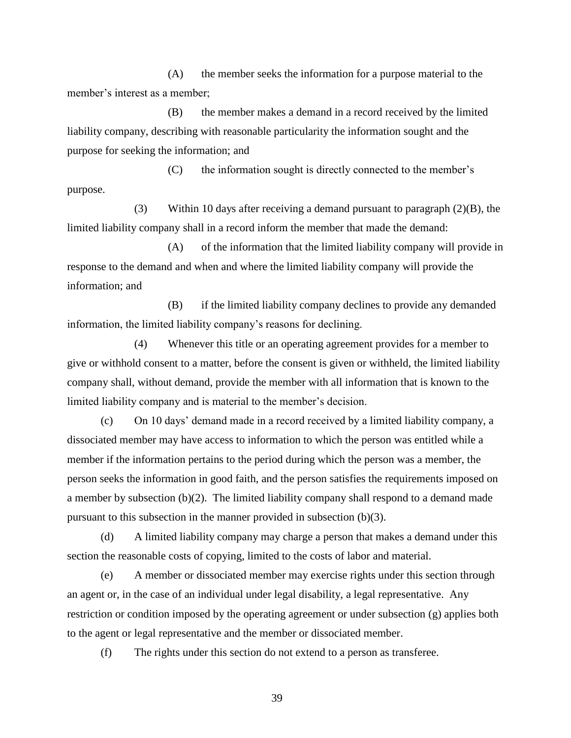(A) the member seeks the information for a purpose material to the member's interest as a member;

(B) the member makes a demand in a record received by the limited liability company, describing with reasonable particularity the information sought and the purpose for seeking the information; and

(C) the information sought is directly connected to the member's purpose.

(3) Within 10 days after receiving a demand pursuant to paragraph (2)(B), the limited liability company shall in a record inform the member that made the demand:

(A) of the information that the limited liability company will provide in response to the demand and when and where the limited liability company will provide the information; and

(B) if the limited liability company declines to provide any demanded information, the limited liability company's reasons for declining.

(4) Whenever this title or an operating agreement provides for a member to give or withhold consent to a matter, before the consent is given or withheld, the limited liability company shall, without demand, provide the member with all information that is known to the limited liability company and is material to the member's decision.

(c) On 10 days' demand made in a record received by a limited liability company, a dissociated member may have access to information to which the person was entitled while a member if the information pertains to the period during which the person was a member, the person seeks the information in good faith, and the person satisfies the requirements imposed on a member by subsection (b)(2). The limited liability company shall respond to a demand made pursuant to this subsection in the manner provided in subsection (b)(3).

(d) A limited liability company may charge a person that makes a demand under this section the reasonable costs of copying, limited to the costs of labor and material.

(e) A member or dissociated member may exercise rights under this section through an agent or, in the case of an individual under legal disability, a legal representative. Any restriction or condition imposed by the operating agreement or under subsection (g) applies both to the agent or legal representative and the member or dissociated member.

(f) The rights under this section do not extend to a person as transferee.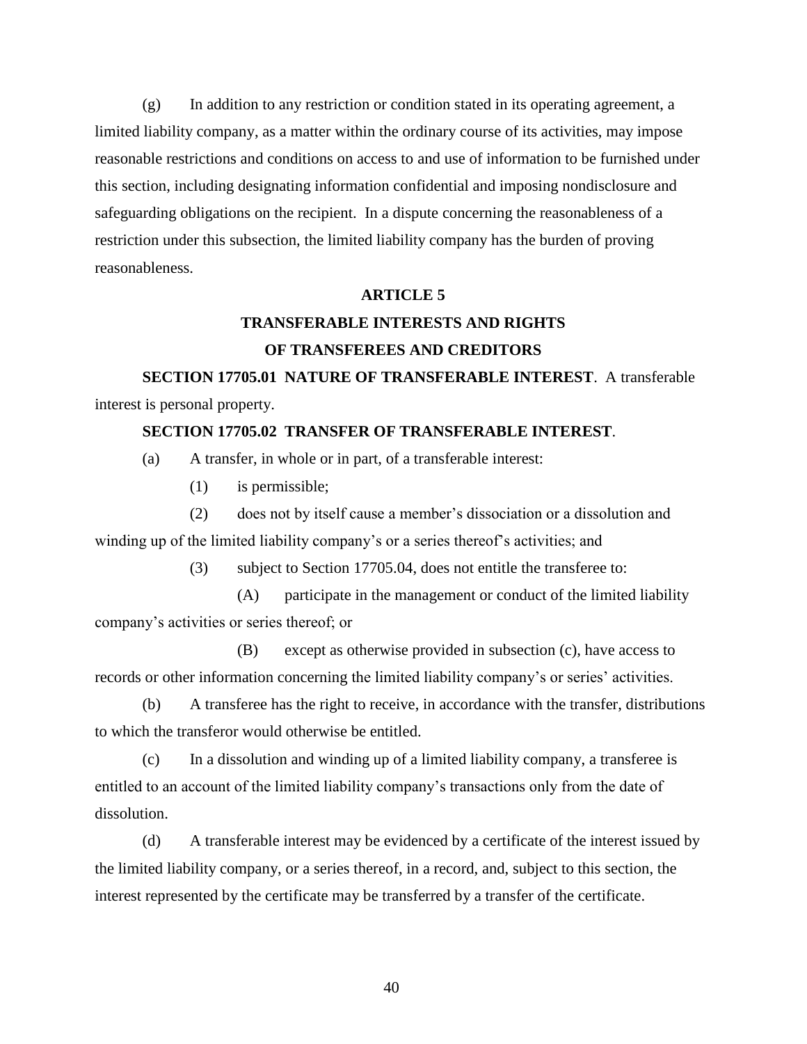(g) In addition to any restriction or condition stated in its operating agreement, a limited liability company, as a matter within the ordinary course of its activities, may impose reasonable restrictions and conditions on access to and use of information to be furnished under this section, including designating information confidential and imposing nondisclosure and safeguarding obligations on the recipient. In a dispute concerning the reasonableness of a restriction under this subsection, the limited liability company has the burden of proving reasonableness.

## ARTICLE 5

## TRANSFERABLE INTERESTS AND RIGHTS OF TRANSFEREES AND CREDITORS

**SECTION 17705.01 NATURE OF TRANSFERABLE INTEREST**. A transferable interest is personal property.

**SECTION 17705.02 TRANSFER OF TRANSFERABLE INTEREST**.

(a) A transfer, in whole or in part, of a transferable interest:

(1) is permissible;

(2) does not by itself cause a member's dissociation or a dissolution and winding up of the limited liability company's or a series thereof's activities; and

(3) subject to Section 17705.04, does not entitle the transferee to:

(A) participate in the management or conduct of the limited liability company's activities or series thereof; or

(B) except as otherwise provided in subsection (c), have access to records or other information concerning the limited liability company's or series' activities.

(b) A transferee has the right to receive, in accordance with the transfer, distributions to which the transferor would otherwise be entitled.

(c) In a dissolution and winding up of a limited liability company, a transferee is entitled to an account of the limited liability company's transactions only from the date of dissolution.

(d) A transferable interest may be evidenced by a certificate of the interest issued by the limited liability company, or a series thereof, in a record, and, subject to this section, the interest represented by the certificate may be transferred by a transfer of the certificate.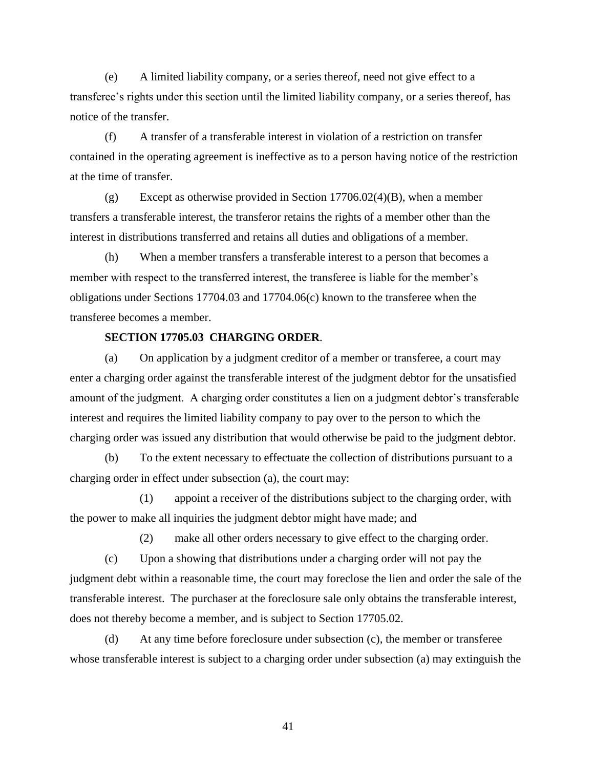(e) A limited liability company, or a series thereof, need not give effect to a transferee's rights under this section until the limited liability company, or a series thereof, has notice of the transfer.

(f) A transfer of a transferable interest in violation of a restriction on transfer contained in the operating agreement is ineffective as to a person having notice of the restriction at the time of transfer.

(g) Except as otherwise provided in Section 17706.02(4)(B), when a member transfers a transferable interest, the transferor retains the rights of a member other than the interest in distributions transferred and retains all duties and obligations of a member.

(h) When a member transfers a transferable interest to a person that becomes a member with respect to the transferred interest, the transferee is liable for the member's obligations under Sections 17704.03 and 17704.06(c) known to the transferee when the transferee becomes a member.

**SECTION 17705.03 CHARGING ORDER**.

(a) On application by a judgment creditor of a member or transferee, a court may enter a charging order against the transferable interest of the judgment debtor for the unsatisfied amount of the judgment. A charging order constitutes a lien on a judgment debtor's transferable interest and requires the limited liability company to pay over to the person to which the charging order was issued any distribution that would otherwise be paid to the judgment debtor.

(b) To the extent necessary to effectuate the collection of distributions pursuant to a charging order in effect under subsection (a), the court may:

(1) appoint a receiver of the distributions subject to the charging order, with the power to make all inquiries the judgment debtor might have made; and

(2) make all other orders necessary to give effect to the charging order.

(c) Upon a showing that distributions under a charging order will not pay the judgment debt within a reasonable time, the court may foreclose the lien and order the sale of the transferable interest. The purchaser at the foreclosure sale only obtains the transferable interest, does not thereby become a member, and is subject to Section 17705.02.

(d) At any time before foreclosure under subsection (c), the member or transferee whose transferable interest is subject to a charging order under subsection (a) may extinguish the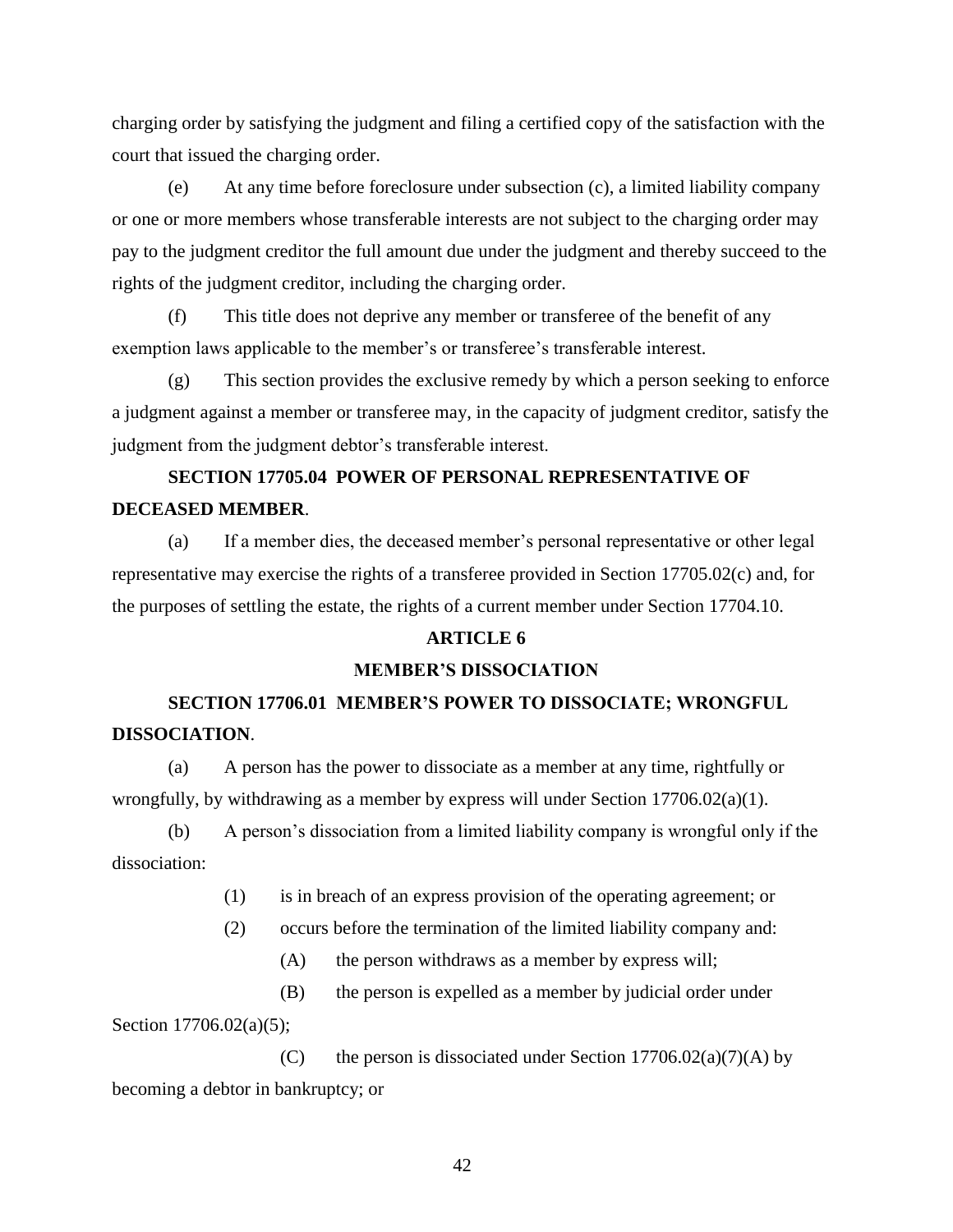charging order by satisfying the judgment and filing a certified copy of the satisfaction with the court that issued the charging order.

(e) At any time before foreclosure under subsection (c), a limited liability company or one or more members whose transferable interests are not subject to the charging order may pay to the judgment creditor the full amount due under the judgment and thereby succeed to the rights of the judgment creditor, including the charging order.

(f) This title does not deprive any member or transferee of the benefit of any exemption laws applicable to the member's or transferee's transferable interest.

(g) This section provides the exclusive remedy by which a person seeking to enforce a judgment against a member or transferee may, in the capacity of judgment creditor, satisfy the judgment from the judgment debtor's transferable interest.

### SECTION 17705.04 POWER OF PERSONAL REPRESENTATIVE OF DECEASED MEMBER.

(a) If a member dies, the deceased member's personal representative or other legal representative may exercise the rights of a transferee provided in Section 17705.02(c) and, for the purposes of settling the estate, the rights of a current member under Section 17704.10.

## ARTICLE 6

## MEMBER'S DISSOCIATION

### SECTION 17706.01 MEMBER'S POWER TO DISSOCIATE; WRONGFUL DISSOCIATION.

(a) A person has the power to dissociate as a member at any time, rightfully or wrongfully, by withdrawing as a member by express will under Section 17706.02(a)(1).

(b) A person's dissociation from a limited liability company is wrongful only if the dissociation:

(1) is in breach of an express provision of the operating agreement; or

(2) occurs before the termination of the limited liability company and:

(A) the person withdraws as a member by express will;

(B) the person is expelled as a member by judicial order under Section 17706.02(a)(5);

(C) the person is dissociated under Section 17706.02(a)(7)(A) by becoming a debtor in bankruptcy; or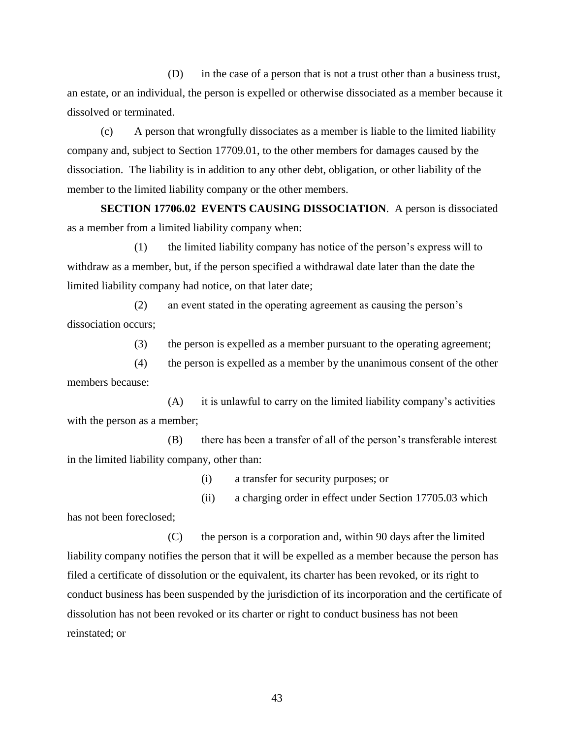(D) in the case of a person that is not a trust other than a business trust, an estate, or an individual, the person is expelled or otherwise dissociated as a member because it dissolved or terminated.

(c) A person that wrongfully dissociates as a member is liable to the limited liability company and, subject to Section 17709.01, to the other members for damages caused by the dissociation. The liability is in addition to any other debt, obligation, or other liability of the member to the limited liability company or the other members.

**SECTION 17706.02 EVENTS CAUSING DISSOCIATION**. A person is dissociated as a member from a limited liability company when:

(1) the limited liability company has notice of the person's express will to withdraw as a member, but, if the person specified a withdrawal date later than the date the limited liability company had notice, on that later date;

(2) an event stated in the operating agreement as causing the person's dissociation occurs;

(3) the person is expelled as a member pursuant to the operating agreement;

(4) the person is expelled as a member by the unanimous consent of the other members because:

(A) it is unlawful to carry on the limited liability company's activities with the person as a member;

(B) there has been a transfer of all of the person's transferable interest in the limited liability company, other than:

(i) a transfer for security purposes; or

(ii) a charging order in effect under Section 17705.03 which has not been foreclosed;

(C) the person is a corporation and, within 90 days after the limited liability company notifies the person that it will be expelled as a member because the person has filed a certificate of dissolution or the equivalent, its charter has been revoked, or its right to conduct business has been suspended by the jurisdiction of its incorporation and the certificate of dissolution has not been revoked or its charter or right to conduct business has not been reinstated; or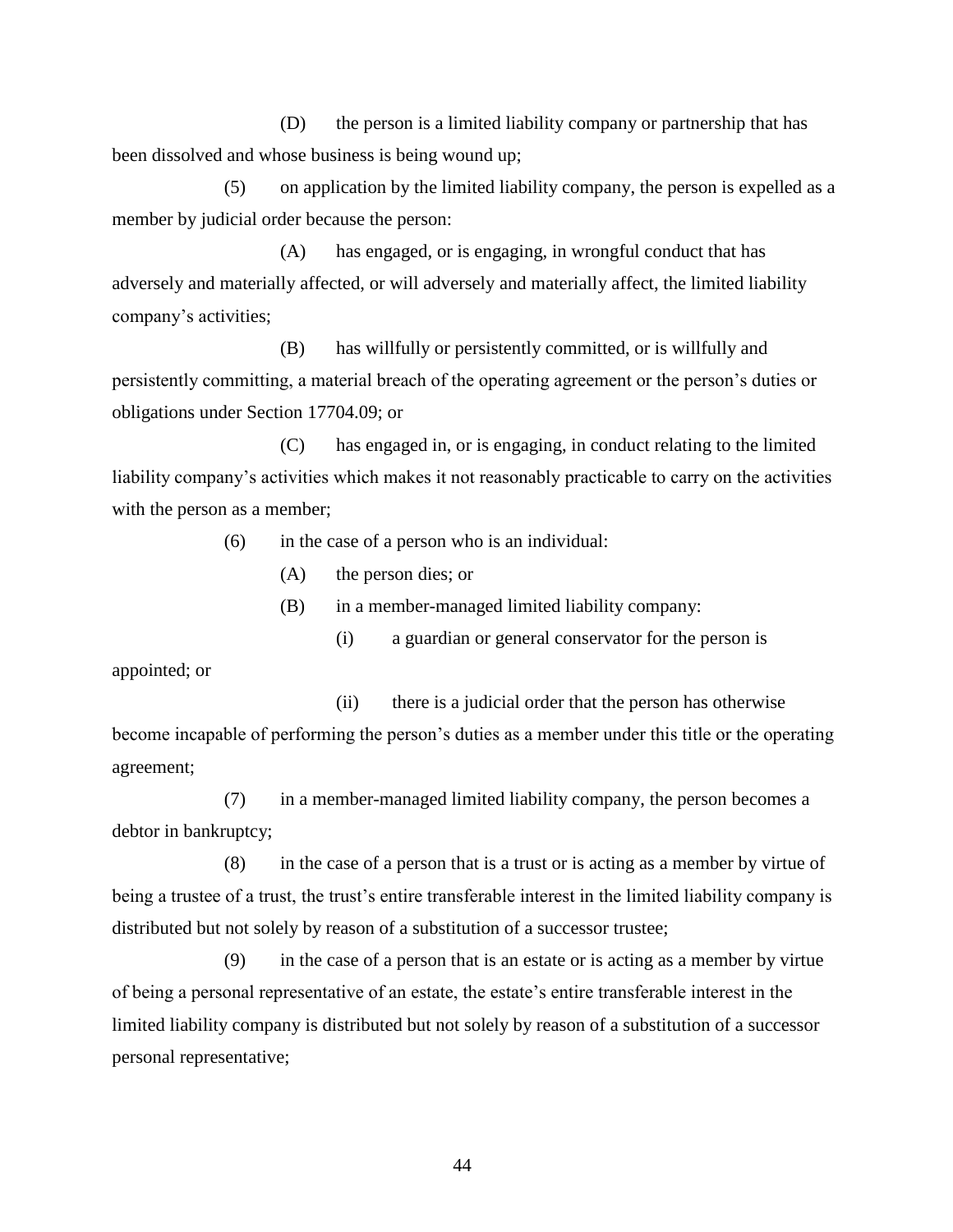(D) the person is a limited liability company or partnership that has been dissolved and whose business is being wound up;

(5) on application by the limited liability company, the person is expelled as a member by judicial order because the person:

(A) has engaged, or is engaging, in wrongful conduct that has adversely and materially affected, or will adversely and materially affect, the limited liability company's activities;

(B) has willfully or persistently committed, or is willfully and persistently committing, a material breach of the operating agreement or the person's duties or obligations under Section 17704.09; or

(C) has engaged in, or is engaging, in conduct relating to the limited liability company's activities which makes it not reasonably practicable to carry on the activities with the person as a member;

(6) in the case of a person who is an individual:

(A) the person dies; or

(B) in a member-managed limited liability company:

(i) a guardian or general conservator for the person is appointed; or

(ii) there is a judicial order that the person has otherwise become incapable of performing the person's duties as a member under this title or the operating agreement;

(7) in a member-managed limited liability company, the person becomes a debtor in bankruptcy;

(8) in the case of a person that is a trust or is acting as a member by virtue of being a trustee of a trust, the trust's entire transferable interest in the limited liability company is distributed but not solely by reason of a substitution of a successor trustee;

(9) in the case of a person that is an estate or is acting as a member by virtue of being a personal representative of an estate, the estate's entire transferable interest in the limited liability company is distributed but not solely by reason of a substitution of a successor personal representative;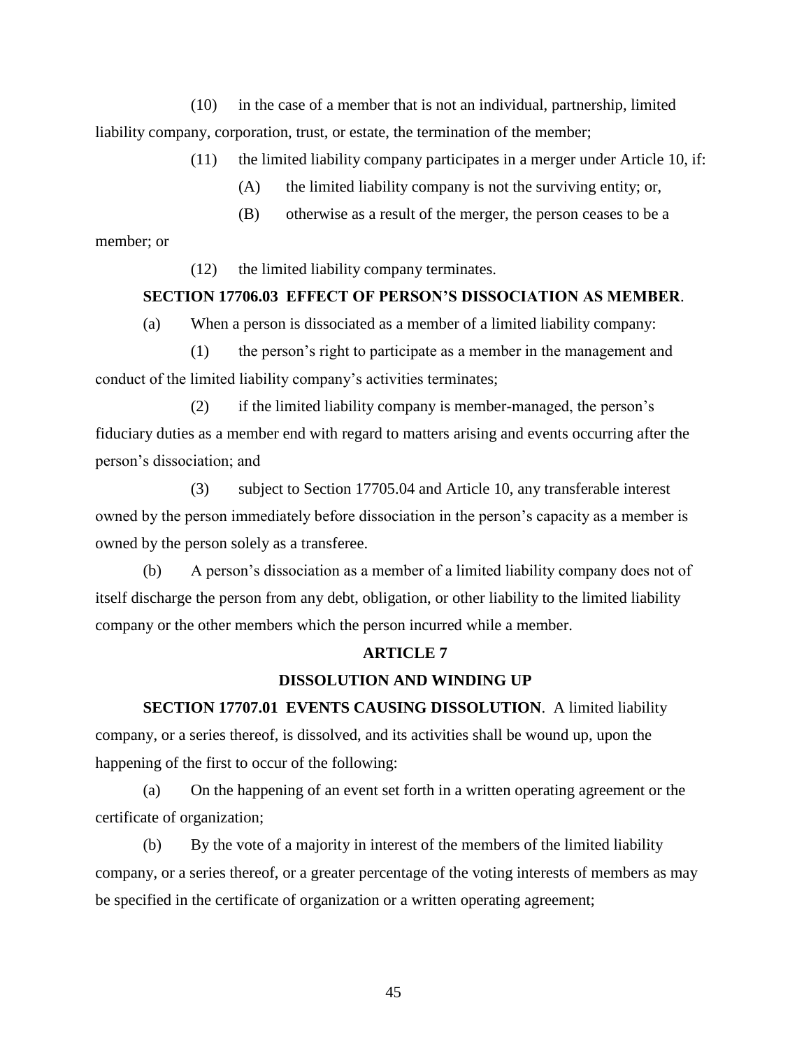(10) in the case of a member that is not an individual, partnership, limited liability company, corporation, trust, or estate, the termination of the member;

(11) the limited liability company participates in a merger under Article 10, if:

(A) the limited liability company is not the surviving entity; or,

(B) otherwise as a result of the merger, the person ceases to be a member; or

(12) the limited liability company terminates.

**SECTION 17706.03 EFFECT OF PERSON'S DISSOCIATION AS MEMBER**.

(a) When a person is dissociated as a member of a limited liability company:

(1) the person's right to participate as a member in the management and conduct of the limited liability company's activities terminates;

(2) if the limited liability company is member-managed, the person's fiduciary duties as a member end with regard to matters arising and events occurring after the person's dissociation; and

(3) subject to Section 17705.04 and Article 10, any transferable interest owned by the person immediately before dissociation in the person's capacity as a member is owned by the person solely as a transferee.

(b) A person's dissociation as a member of a limited liability company does not of itself discharge the person from any debt, obligation, or other liability to the limited liability company or the other members which the person incurred while a member.

## ARTICLE 7

## DISSOLUTION AND WINDING UP

**SECTION 17707.01 EVENTS CAUSING DISSOLUTION**. A limited liability company, or a series thereof, is dissolved, and its activities shall be wound up, upon the happening of the first to occur of the following:

(a) On the happening of an event set forth in a written operating agreement or the certificate of organization;

(b) By the vote of a majority in interest of the members of the limited liability company, or a series thereof, or a greater percentage of the voting interests of members as may be specified in the certificate of organization or a written operating agreement;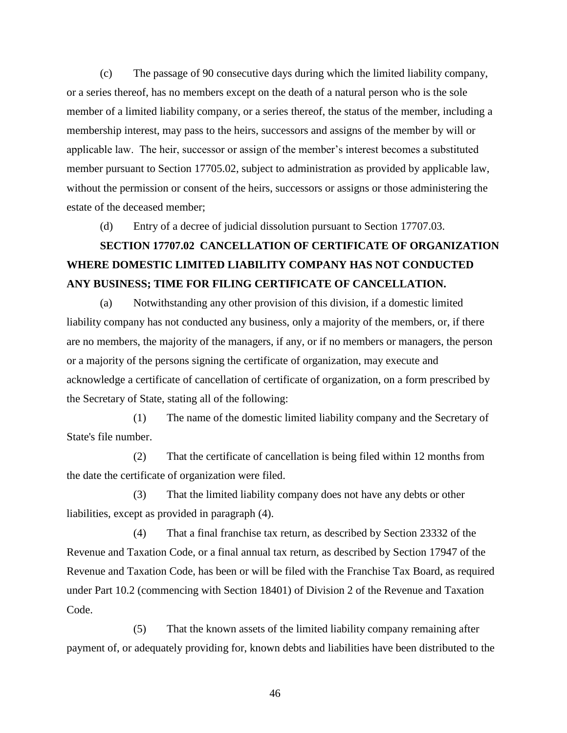(c) The passage of 90 consecutive days during which the limited liability company, or a series thereof, has no members except on the death of a natural person who is the sole member of a limited liability company, or a series thereof, the status of the member, including a membership interest, may pass to the heirs, successors and assigns of the member by will or applicable law. The heir, successor or assign of the member's interest becomes a substituted member pursuant to Section 17705.02, subject to administration as provided by applicable law, without the permission or consent of the heirs, successors or assigns or those administering the estate of the deceased member;

(d) Entry of a decree of judicial dissolution pursuant to Section 17707.03.

## SECTION 17707.02 CANCELLATION OF CERTIFICATE OF ORGANIZATION WHERE DOMESTIC LIMITED LIABILITY COMPANY HAS NOT CONDUCTED ANY BUSINESS; TIME FOR FILING CERTIFICATE OF CANCELLATION.

(a) Notwithstanding any other provision of this division, if a domestic limited liability company has not conducted any business, only a majority of the members, or, if there are no members, the majority of the managers, if any, or if no members or managers, the person or a majority of the persons signing the certificate of organization, may execute and acknowledge a certificate of cancellation of certificate of organization, on a form prescribed by the Secretary of State, stating all of the following:

(1) The name of the domestic limited liability company and the Secretary of State's file number.

(2) That the certificate of cancellation is being filed within 12 months from the date the certificate of organization were filed.

(3) That the limited liability company does not have any debts or other liabilities, except as provided in paragraph (4).

(4) That a final franchise tax return, as described by Section 23332 of the Revenue and Taxation Code, or a final annual tax return, as described by Section 17947 of the Revenue and Taxation Code, has been or will be filed with the Franchise Tax Board, as required under Part 10.2 (commencing with Section 18401) of Division 2 of the Revenue and Taxation Code.

(5) That the known assets of the limited liability company remaining after payment of, or adequately providing for, known debts and liabilities have been distributed to the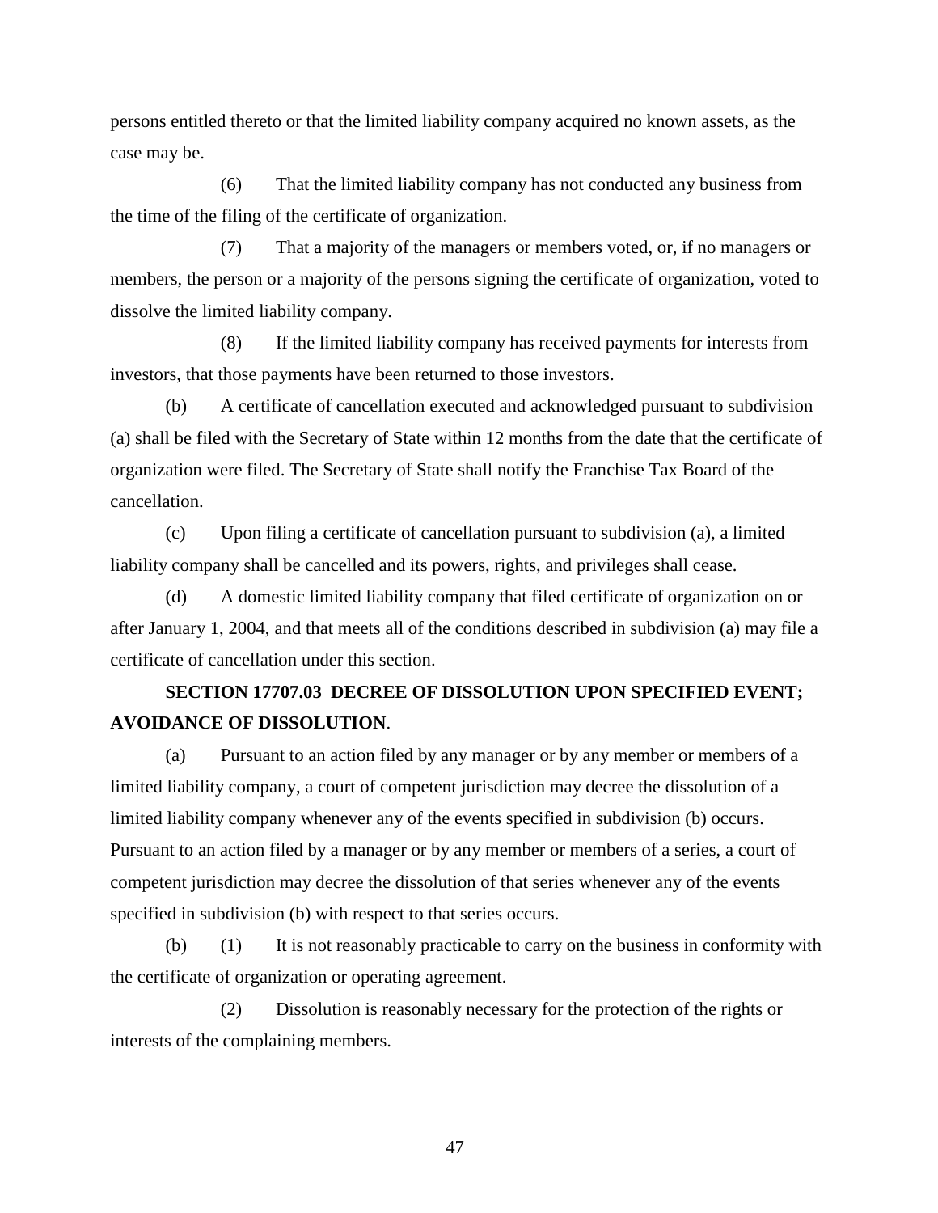persons entitled thereto or that the limited liability company acquired no known assets, as the case may be.

(6) That the limited liability company has not conducted any business from the time of the filing of the certificate of organization.

(7) That a majority of the managers or members voted, or, if no managers or members, the person or a majority of the persons signing the certificate of organization, voted to dissolve the limited liability company.

(8) If the limited liability company has received payments for interests from investors, that those payments have been returned to those investors.

(b) A certificate of cancellation executed and acknowledged pursuant to subdivision (a) shall be filed with the Secretary of State within 12 months from the date that the certificate of organization were filed. The Secretary of State shall notify the Franchise Tax Board of the cancellation.

(c) Upon filing a certificate of cancellation pursuant to subdivision (a), a limited liability company shall be cancelled and its powers, rights, and privileges shall cease.

(d) A domestic limited liability company that filed certificate of organization on or after January 1, 2004, and that meets all of the conditions described in subdivision (a) may file a certificate of cancellation under this section.

## SECTION 17707.03 DECREE OF DISSOLUTION UPON SPECIFIED EVENT; AVOIDANCE OF DISSOLUTION.

(a) Pursuant to an action filed by any manager or by any member or members of a limited liability company, a court of competent jurisdiction may decree the dissolution of a limited liability company whenever any of the events specified in subdivision (b) occurs. Pursuant to an action filed by a manager or by any member or members of a series, a court of competent jurisdiction may decree the dissolution of that series whenever any of the events specified in subdivision (b) with respect to that series occurs.

(b) (1) It is not reasonably practicable to carry on the business in conformity with the certificate of organization or operating agreement.

(2) Dissolution is reasonably necessary for the protection of the rights or interests of the complaining members.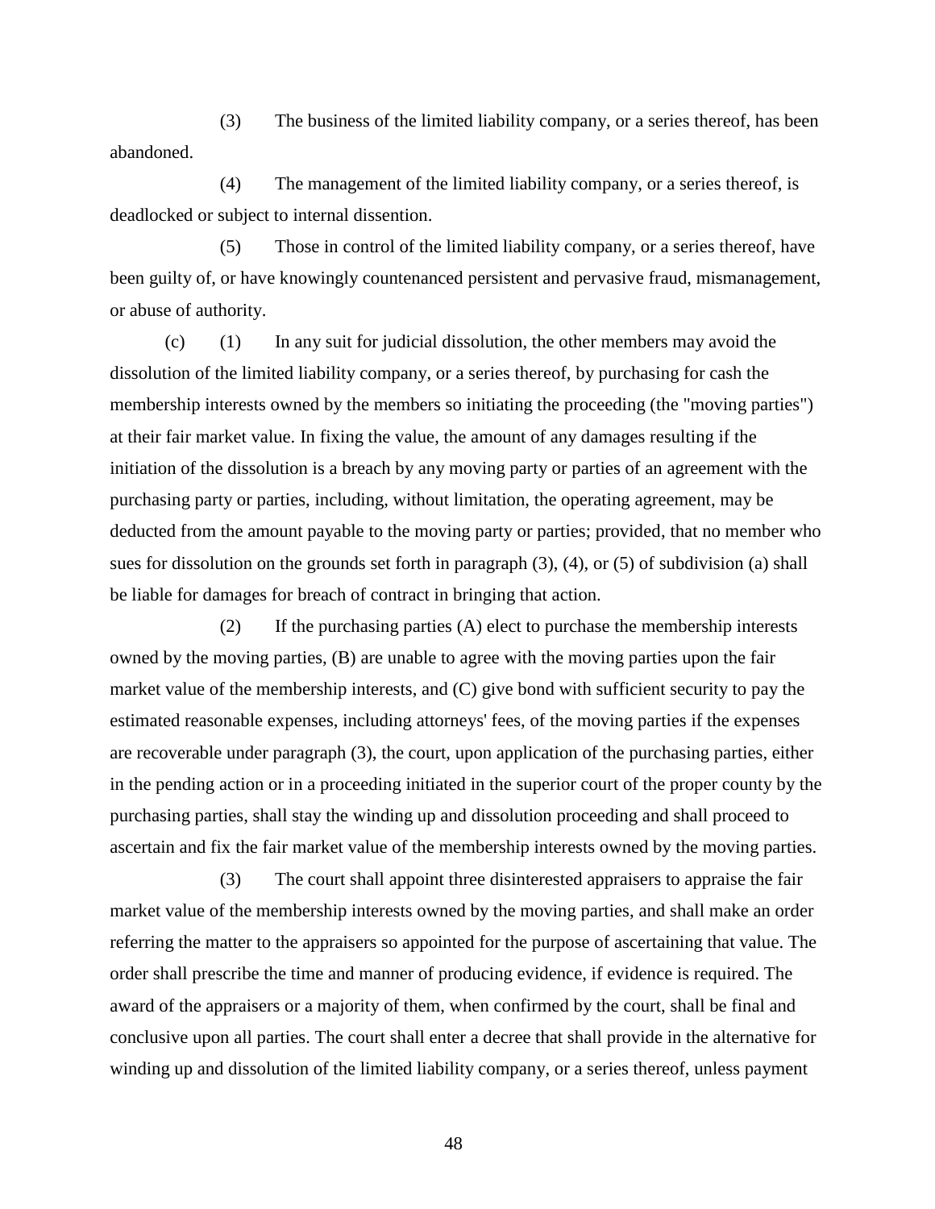(3) The business of the limited liability company, or a series thereof, has been abandoned.

(4) The management of the limited liability company, or a series thereof, is deadlocked or subject to internal dissention.

(5) Those in control of the limited liability company, or a series thereof, have been guilty of, or have knowingly countenanced persistent and pervasive fraud, mismanagement, or abuse of authority.

(c) (1) In any suit for judicial dissolution, the other members may avoid the dissolution of the limited liability company, or a series thereof, by purchasing for cash the membership interests owned by the members so initiating the proceeding (the "moving parties") at their fair market value. In fixing the value, the amount of any damages resulting if the initiation of the dissolution is a breach by any moving party or parties of an agreement with the purchasing party or parties, including, without limitation, the operating agreement, may be deducted from the amount payable to the moving party or parties; provided, that no member who sues for dissolution on the grounds set forth in paragraph (3), (4), or (5) of subdivision (a) shall be liable for damages for breach of contract in bringing that action.

(2) If the purchasing parties (A) elect to purchase the membership interests owned by the moving parties, (B) are unable to agree with the moving parties upon the fair market value of the membership interests, and (C) give bond with sufficient security to pay the estimated reasonable expenses, including attorneys' fees, of the moving parties if the expenses are recoverable under paragraph (3), the court, upon application of the purchasing parties, either in the pending action or in a proceeding initiated in the superior court of the proper county by the purchasing parties, shall stay the winding up and dissolution proceeding and shall proceed to ascertain and fix the fair market value of the membership interests owned by the moving parties.

(3) The court shall appoint three disinterested appraisers to appraise the fair market value of the membership interests owned by the moving parties, and shall make an order referring the matter to the appraisers so appointed for the purpose of ascertaining that value. The order shall prescribe the time and manner of producing evidence, if evidence is required. The award of the appraisers or a majority of them, when confirmed by the court, shall be final and conclusive upon all parties. The court shall enter a decree that shall provide in the alternative for winding up and dissolution of the limited liability company, or a series thereof, unless payment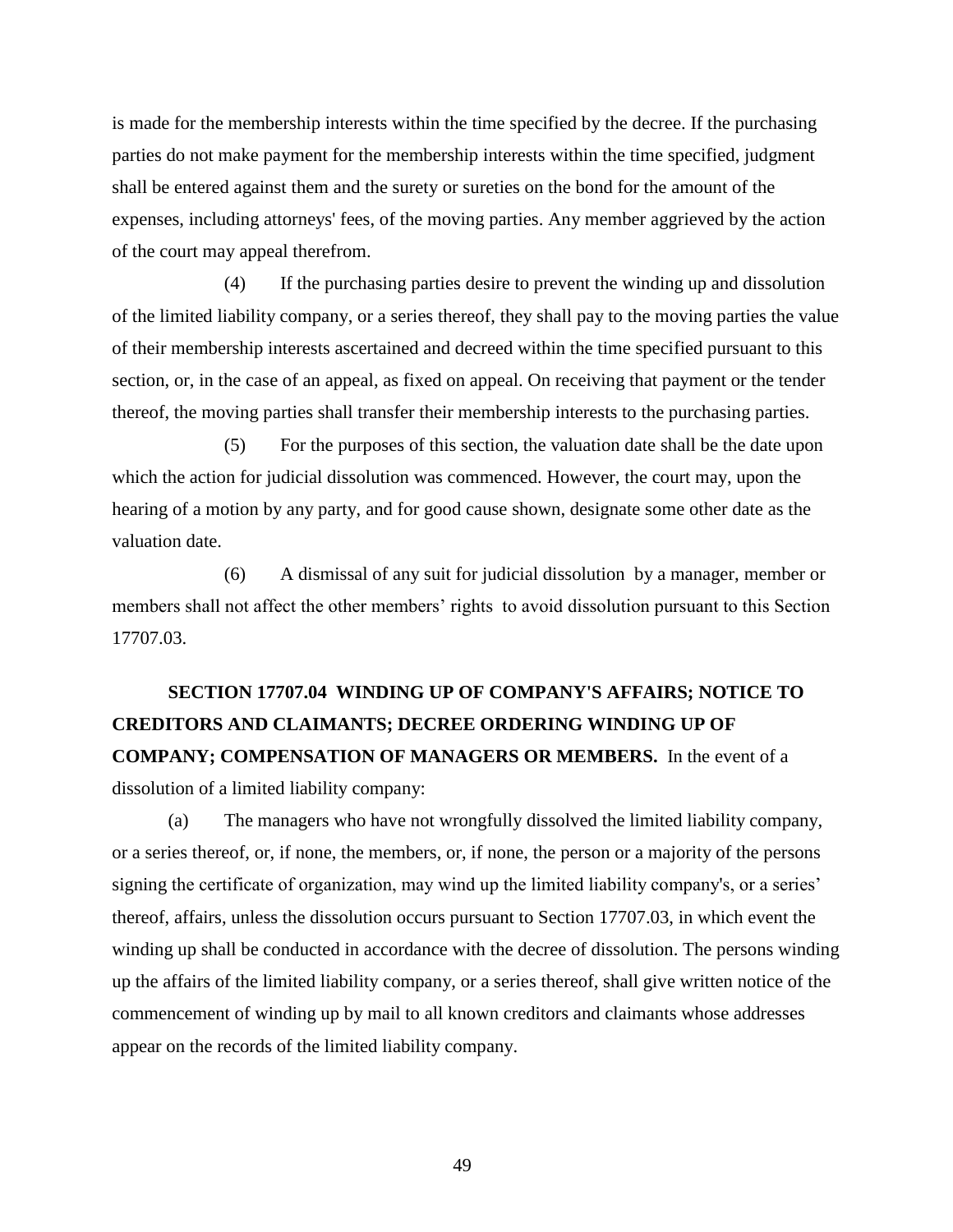is made for the membership interests within the time specified by the decree. If the purchasing parties do not make payment for the membership interests within the time specified, judgment shall be entered against them and the surety or sureties on the bond for the amount of the expenses, including attorneys' fees, of the moving parties. Any member aggrieved by the action of the court may appeal therefrom.

(4) If the purchasing parties desire to prevent the winding up and dissolution of the limited liability company, or a series thereof, they shall pay to the moving parties the value of their membership interests ascertained and decreed within the time specified pursuant to this section, or, in the case of an appeal, as fixed on appeal. On receiving that payment or the tender thereof, the moving parties shall transfer their membership interests to the purchasing parties.

(5) For the purposes of this section, the valuation date shall be the date upon which the action for judicial dissolution was commenced. However, the court may, upon the hearing of a motion by any party, and for good cause shown, designate some other date as the valuation date.

(6) A dismissal of any suit for judicial dissolution by a manager, member or members shall not affect the other members' rights to avoid dissolution pursuant to this Section 17707.03.

**SECTION 17707.04 WINDING UP OF COMPANY'S AFFAIRS; NOTICE TO CREDITORS AND CLAIMANTS; DECREE ORDERING WINDING UP OF COMPANY; COMPENSATION OF MANAGERS OR MEMBERS.** In the event of a dissolution of a limited liability company:

(a) The managers who have not wrongfully dissolved the limited liability company, or a series thereof, or, if none, the members, or, if none, the person or a majority of the persons signing the certificate of organization, may wind up the limited liability company's, or a series' thereof, affairs, unless the dissolution occurs pursuant to Section 17707.03, in which event the winding up shall be conducted in accordance with the decree of dissolution. The persons winding up the affairs of the limited liability company, or a series thereof, shall give written notice of the commencement of winding up by mail to all known creditors and claimants whose addresses appear on the records of the limited liability company.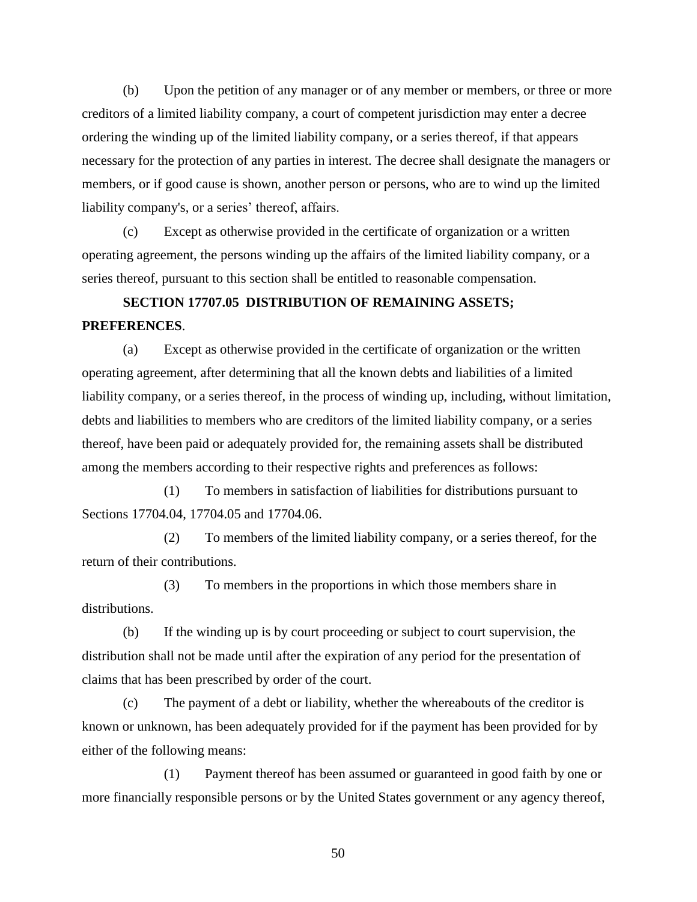(b) Upon the petition of any manager or of any member or members, or three or more creditors of a limited liability company, a court of competent jurisdiction may enter a decree ordering the winding up of the limited liability company, or a series thereof, if that appears necessary for the protection of any parties in interest. The decree shall designate the managers or members, or if good cause is shown, another person or persons, who are to wind up the limited liability company's, or a series' thereof, affairs.

(c) Except as otherwise provided in the certificate of organization or a written operating agreement, the persons winding up the affairs of the limited liability company, or a series thereof, pursuant to this section shall be entitled to reasonable compensation.

**SECTION 17707.05 DISTRIBUTION OF REMAINING ASSETS; PREFERENCES**.

(a) Except as otherwise provided in the certificate of organization or the written operating agreement, after determining that all the known debts and liabilities of a limited liability company, or a series thereof, in the process of winding up, including, without limitation, debts and liabilities to members who are creditors of the limited liability company, or a series thereof, have been paid or adequately provided for, the remaining assets shall be distributed among the members according to their respective rights and preferences as follows:

(1) To members in satisfaction of liabilities for distributions pursuant to Sections 17704.04, 17704.05 and 17704.06.

(2) To members of the limited liability company, or a series thereof, for the return of their contributions.

(3) To members in the proportions in which those members share in distributions.

(b) If the winding up is by court proceeding or subject to court supervision, the distribution shall not be made until after the expiration of any period for the presentation of claims that has been prescribed by order of the court.

(c) The payment of a debt or liability, whether the whereabouts of the creditor is known or unknown, has been adequately provided for if the payment has been provided for by either of the following means:

(1) Payment thereof has been assumed or guaranteed in good faith by one or more financially responsible persons or by the United States government or any agency thereof,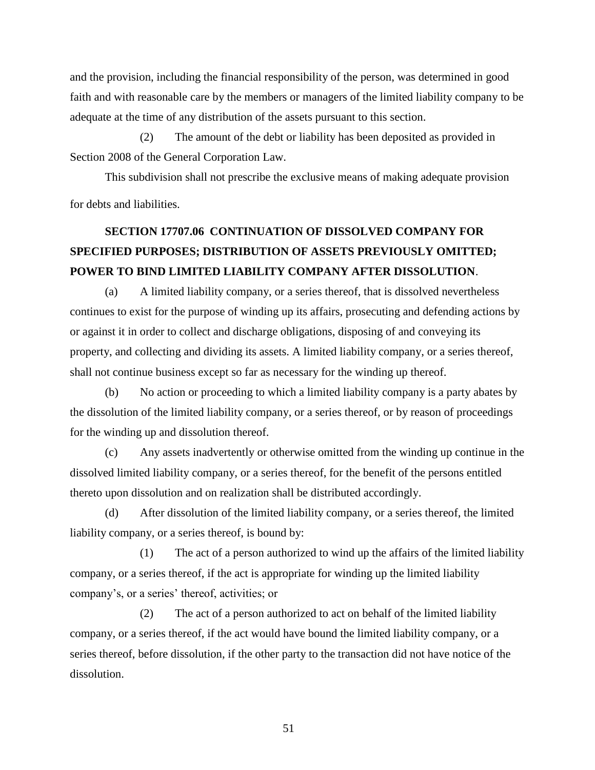and the provision, including the financial responsibility of the person, was determined in good faith and with reasonable care by the members or managers of the limited liability company to be adequate at the time of any distribution of the assets pursuant to this section.

(2) The amount of the debt or liability has been deposited as provided in Section 2008 of the General Corporation Law.

This subdivision shall not prescribe the exclusive means of making adequate provision for debts and liabilities.

**SECTION 17707.06 CONTINUATION OF DISSOLVED COMPANY FOR SPECIFIED PURPOSES; DISTRIBUTION OF ASSETS PREVIOUSLY OMITTED; POWER TO BIND LIMITED LIABILITY COMPANY AFTER DISSOLUTION**.

(a) A limited liability company, or a series thereof, that is dissolved nevertheless continues to exist for the purpose of winding up its affairs, prosecuting and defending actions by or against it in order to collect and discharge obligations, disposing of and conveying its property, and collecting and dividing its assets. A limited liability company, or a series thereof, shall not continue business except so far as necessary for the winding up thereof.

(b) No action or proceeding to which a limited liability company is a party abates by the dissolution of the limited liability company, or a series thereof, or by reason of proceedings for the winding up and dissolution thereof.

(c) Any assets inadvertently or otherwise omitted from the winding up continue in the dissolved limited liability company, or a series thereof, for the benefit of the persons entitled thereto upon dissolution and on realization shall be distributed accordingly.

(d) After dissolution of the limited liability company, or a series thereof, the limited liability company, or a series thereof, is bound by:

(1) The act of a person authorized to wind up the affairs of the limited liability company, or a series thereof, if the act is appropriate for winding up the limited liability company's, or a series' thereof, activities; or

(2) The act of a person authorized to act on behalf of the limited liability company, or a series thereof, if the act would have bound the limited liability company, or a series thereof, before dissolution, if the other party to the transaction did not have notice of the dissolution.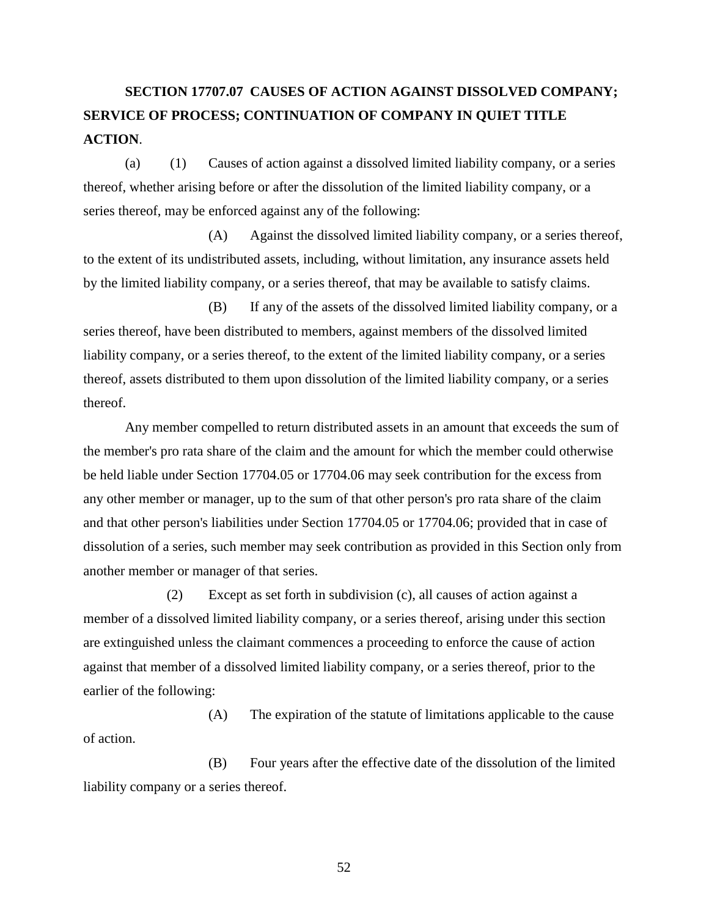**SECTION 17707.07 CAUSES OF ACTION AGAINST DISSOLVED COMPANY; SERVICE OF PROCESS; CONTINUATION OF COMPANY IN QUIET TITLE ACTION**.

(a) (1) Causes of action against a dissolved limited liability company, or a series thereof, whether arising before or after the dissolution of the limited liability company, or a series thereof, may be enforced against any of the following:

(A) Against the dissolved limited liability company, or a series thereof, to the extent of its undistributed assets, including, without limitation, any insurance assets held by the limited liability company, or a series thereof, that may be available to satisfy claims.

(B) If any of the assets of the dissolved limited liability company, or a series thereof, have been distributed to members, against members of the dissolved limited liability company, or a series thereof, to the extent of the limited liability company, or a series thereof, assets distributed to them upon dissolution of the limited liability company, or a series thereof.

Any member compelled to return distributed assets in an amount that exceeds the sum of the member's pro rata share of the claim and the amount for which the member could otherwise be held liable under Section 17704.05 or 17704.06 may seek contribution for the excess from any other member or manager, up to the sum of that other person's pro rata share of the claim and that other person's liabilities under Section 17704.05 or 17704.06; provided that in case of dissolution of a series, such member may seek contribution as provided in this Section only from another member or manager of that series.

(2) Except as set forth in subdivision (c), all causes of action against a member of a dissolved limited liability company, or a series thereof, arising under this section are extinguished unless the claimant commences a proceeding to enforce the cause of action against that member of a dissolved limited liability company, or a series thereof, prior to the earlier of the following:

(A) The expiration of the statute of limitations applicable to the cause of action.

(B) Four years after the effective date of the dissolution of the limited liability company or a series thereof.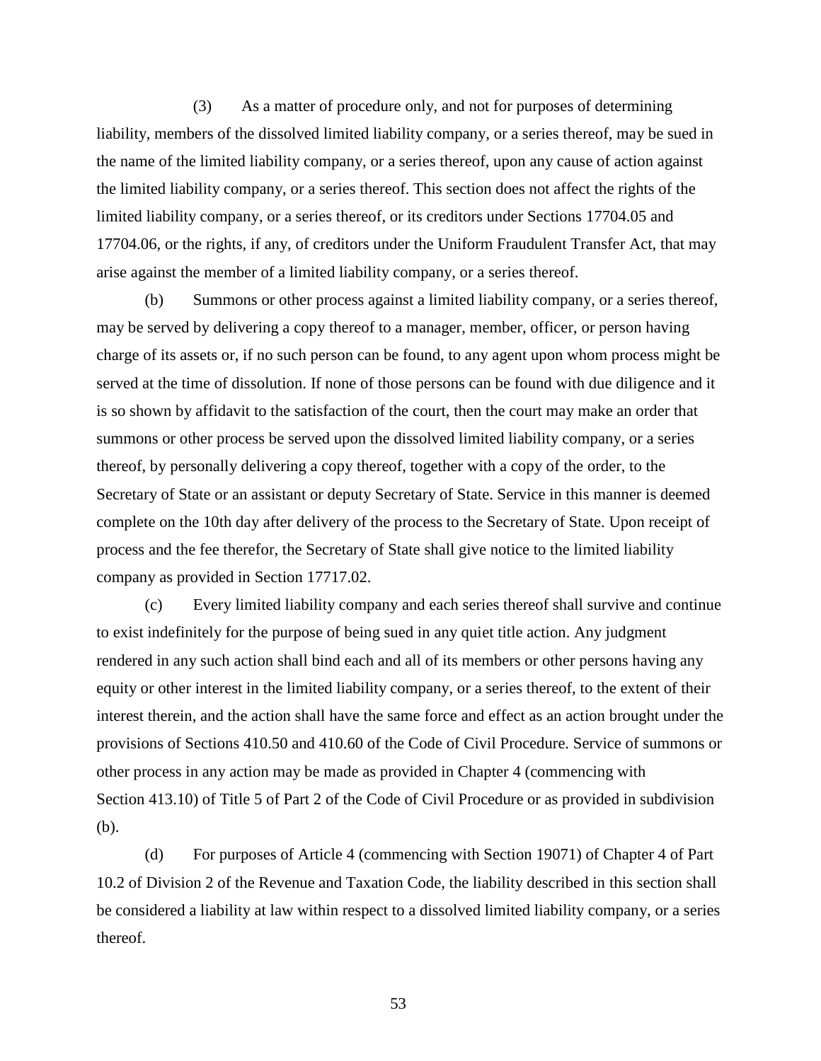(3) As a matter of procedure only, and not for purposes of determining liability, members of the dissolved limited liability company, or a series thereof, may be sued in the name of the limited liability company, or a series thereof, upon any cause of action against the limited liability company, or a series thereof. This section does not affect the rights of the limited liability company, or a series thereof, or its creditors under Sections 17704.05 and 17704.06, or the rights, if any, of creditors under the Uniform Fraudulent Transfer Act, that may arise against the member of a limited liability company, or a series thereof.

(b) Summons or other process against a limited liability company, or a series thereof, may be served by delivering a copy thereof to a manager, member, officer, or person having charge of its assets or, if no such person can be found, to any agent upon whom process might be served at the time of dissolution. If none of those persons can be found with due diligence and it is so shown by affidavit to the satisfaction of the court, then the court may make an order that summons or other process be served upon the dissolved limited liability company, or a series thereof, by personally delivering a copy thereof, together with a copy of the order, to the Secretary of State or an assistant or deputy Secretary of State. Service in this manner is deemed complete on the 10th day after delivery of the process to the Secretary of State. Upon receipt of process and the fee therefor, the Secretary of State shall give notice to the limited liability company as provided in Section 17717.02.

(c) Every limited liability company and each series thereof shall survive and continue to exist indefinitely for the purpose of being sued in any quiet title action. Any judgment rendered in any such action shall bind each and all of its members or other persons having any equity or other interest in the limited liability company, or a series thereof, to the extent of their interest therein, and the action shall have the same force and effect as an action brought under the provisions of Sections 410.50 and 410.60 of the Code of Civil Procedure. Service of summons or other process in any action may be made as provided in Chapter 4 (commencing with Section 413.10) of Title 5 of Part 2 of the Code of Civil Procedure or as provided in subdivision (b).

(d) For purposes of Article 4 (commencing with Section 19071) of Chapter 4 of Part 10.2 of Division 2 of the Revenue and Taxation Code, the liability described in this section shall be considered a liability at law within respect to a dissolved limited liability company, or a series thereof.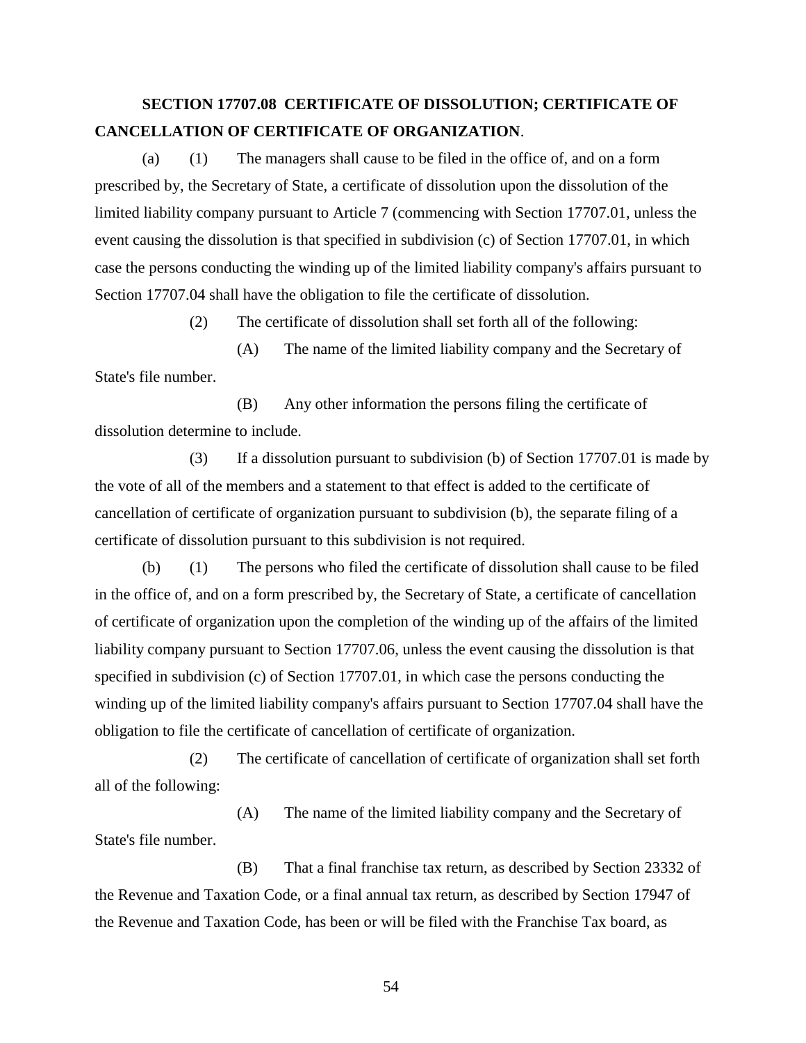**SECTION 17707.08 CERTIFICATE OF DISSOLUTION; CERTIFICATE OF CANCELLATION OF CERTIFICATE OF ORGANIZATION**.

(a) (1) The managers shall cause to be filed in the office of, and on a form prescribed by, the Secretary of State, a certificate of dissolution upon the dissolution of the limited liability company pursuant to Article 7 (commencing with Section 17707.01, unless the event causing the dissolution is that specified in subdivision (c) of Section 17707.01, in which case the persons conducting the winding up of the limited liability company's affairs pursuant to Section 17707.04 shall have the obligation to file the certificate of dissolution.

(2) The certificate of dissolution shall set forth all of the following:

(A) The name of the limited liability company and the Secretary of State's file number.

(B) Any other information the persons filing the certificate of dissolution determine to include.

(3) If a dissolution pursuant to subdivision (b) of Section 17707.01 is made by the vote of all of the members and a statement to that effect is added to the certificate of cancellation of certificate of organization pursuant to subdivision (b), the separate filing of a certificate of dissolution pursuant to this subdivision is not required.

(b) (1) The persons who filed the certificate of dissolution shall cause to be filed in the office of, and on a form prescribed by, the Secretary of State, a certificate of cancellation of certificate of organization upon the completion of the winding up of the affairs of the limited liability company pursuant to Section 17707.06, unless the event causing the dissolution is that specified in subdivision (c) of Section 17707.01, in which case the persons conducting the winding up of the limited liability company's affairs pursuant to Section 17707.04 shall have the obligation to file the certificate of cancellation of certificate of organization.

(2) The certificate of cancellation of certificate of organization shall set forth all of the following:

(A) The name of the limited liability company and the Secretary of State's file number.

(B) That a final franchise tax return, as described by Section 23332 of the Revenue and Taxation Code, or a final annual tax return, as described by Section 17947 of the Revenue and Taxation Code, has been or will be filed with the Franchise Tax board, as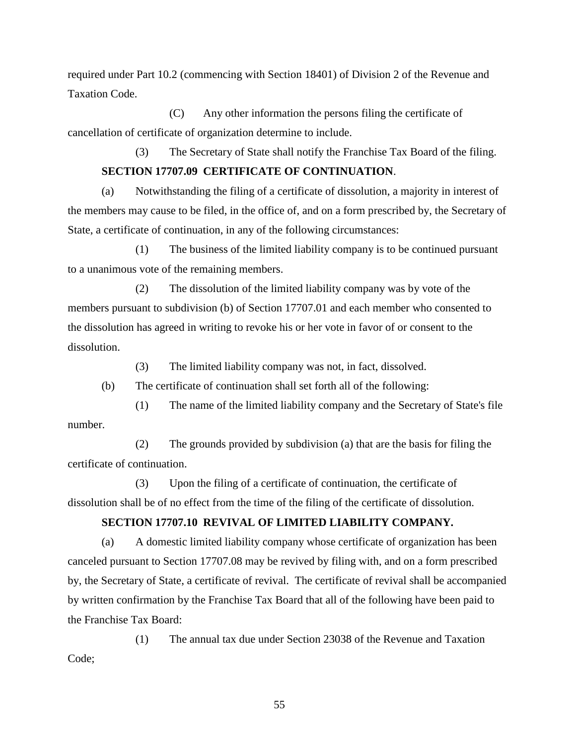required under Part 10.2 (commencing with Section 18401) of Division 2 of the Revenue and Taxation Code.

(C) Any other information the persons filing the certificate of cancellation of certificate of organization determine to include.

(3) The Secretary of State shall notify the Franchise Tax Board of the filing.

**SECTION 17707.09 CERTIFICATE OF CONTINUATION**.

(a) Notwithstanding the filing of a certificate of dissolution, a majority in interest of the members may cause to be filed, in the office of, and on a form prescribed by, the Secretary of State, a certificate of continuation, in any of the following circumstances:

(1) The business of the limited liability company is to be continued pursuant to a unanimous vote of the remaining members.

(2) The dissolution of the limited liability company was by vote of the members pursuant to subdivision (b) of Section 17707.01 and each member who consented to the dissolution has agreed in writing to revoke his or her vote in favor of or consent to the dissolution.

(3) The limited liability company was not, in fact, dissolved.

(b) The certificate of continuation shall set forth all of the following:

(1) The name of the limited liability company and the Secretary of State's file number.

(2) The grounds provided by subdivision (a) that are the basis for filing the certificate of continuation.

(3) Upon the filing of a certificate of continuation, the certificate of dissolution shall be of no effect from the time of the filing of the certificate of dissolution.

**SECTION 17707.10 REVIVAL OF LIMITED LIABILITY COMPANY.**

(a) A domestic limited liability company whose certificate of organization has been canceled pursuant to Section 17707.08 may be revived by filing with, and on a form prescribed by, the Secretary of State, a certificate of revival. The certificate of revival shall be accompanied by written confirmation by the Franchise Tax Board that all of the following have been paid to the Franchise Tax Board:

(1) The annual tax due under Section 23038 of the Revenue and Taxation Code;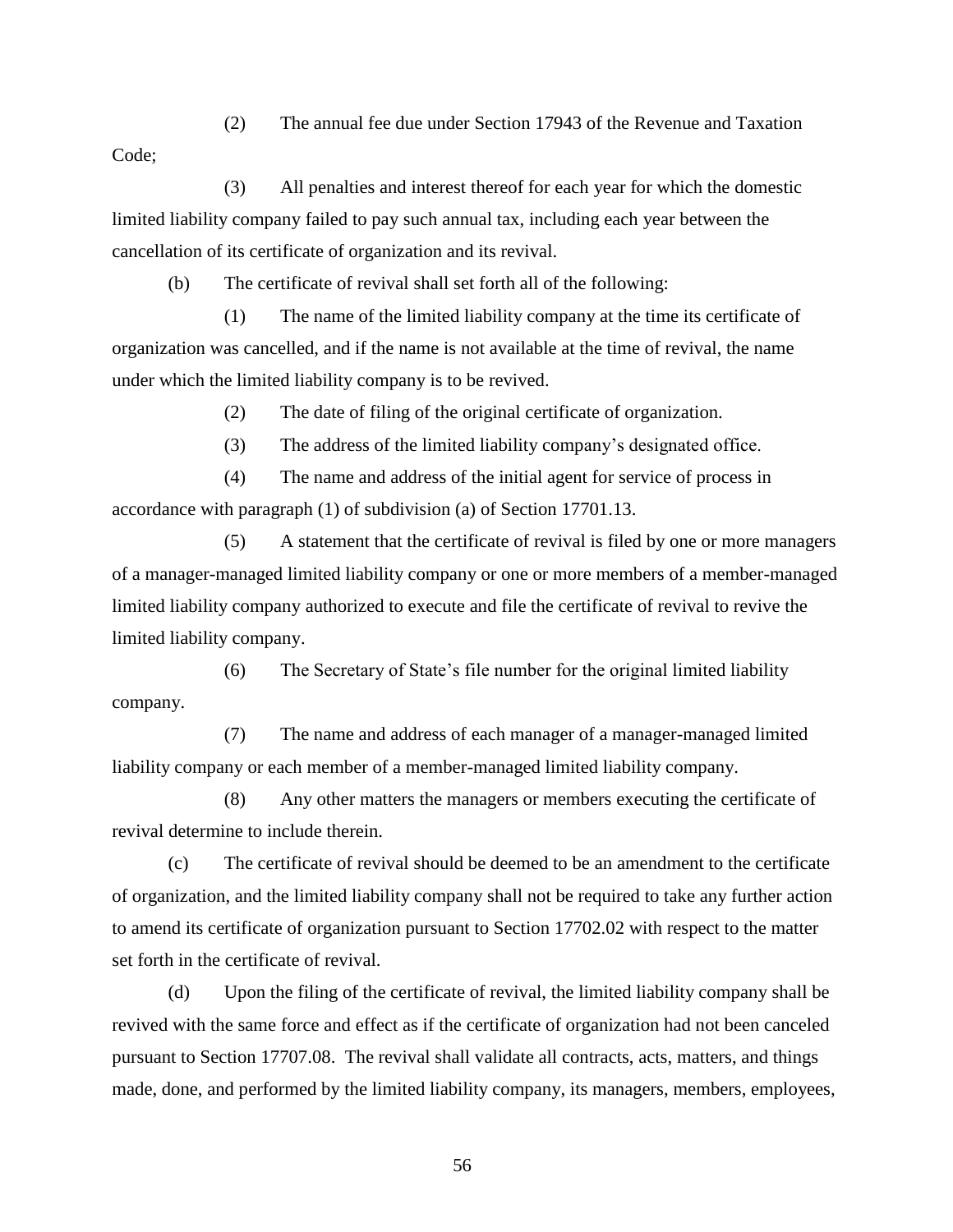(2) The annual fee due under Section 17943 of the Revenue and Taxation Code;

(3) All penalties and interest thereof for each year for which the domestic limited liability company failed to pay such annual tax, including each year between the cancellation of its certificate of organization and its revival.

(b) The certificate of revival shall set forth all of the following:

(1) The name of the limited liability company at the time its certificate of organization was cancelled, and if the name is not available at the time of revival, the name under which the limited liability company is to be revived.

(2) The date of filing of the original certificate of organization.

(3) The address of the limited liability company's designated office.

(4) The name and address of the initial agent for service of process in accordance with paragraph (1) of subdivision (a) of Section 17701.13.

(5) A statement that the certificate of revival is filed by one or more managers of a manager-managed limited liability company or one or more members of a member-managed limited liability company authorized to execute and file the certificate of revival to revive the limited liability company.

(6) The Secretary of State's file number for the original limited liability company.

(7) The name and address of each manager of a manager-managed limited liability company or each member of a member-managed limited liability company.

(8) Any other matters the managers or members executing the certificate of revival determine to include therein.

(c) The certificate of revival should be deemed to be an amendment to the certificate of organization, and the limited liability company shall not be required to take any further action to amend its certificate of organization pursuant to Section 17702.02 with respect to the matter set forth in the certificate of revival.

(d) Upon the filing of the certificate of revival, the limited liability company shall be revived with the same force and effect as if the certificate of organization had not been canceled pursuant to Section 17707.08. The revival shall validate all contracts, acts, matters, and things made, done, and performed by the limited liability company, its managers, members, employees,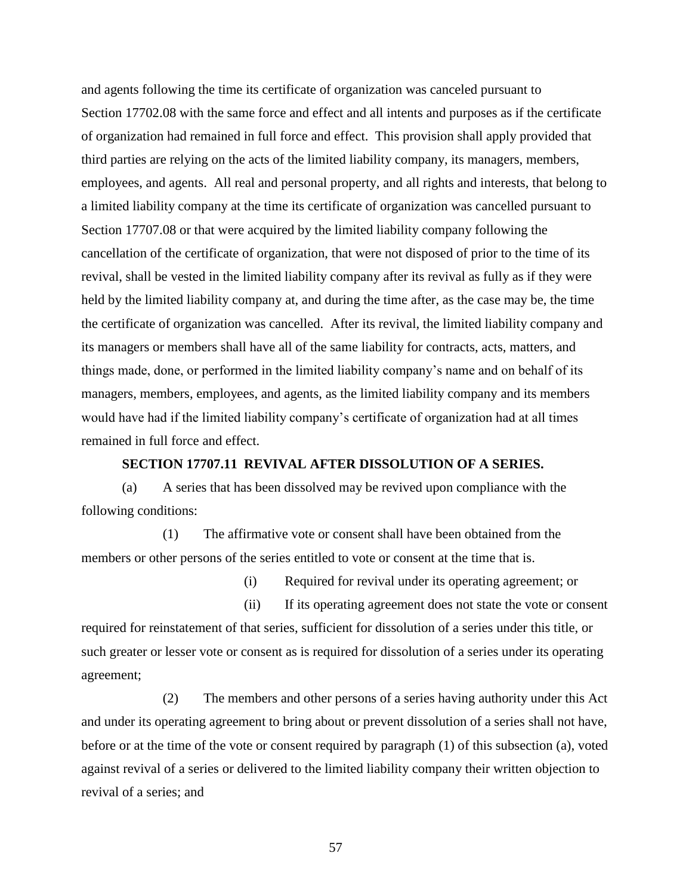and agents following the time its certificate of organization was canceled pursuant to Section 17702.08 with the same force and effect and all intents and purposes as if the certificate of organization had remained in full force and effect. This provision shall apply provided that third parties are relying on the acts of the limited liability company, its managers, members, employees, and agents. All real and personal property, and all rights and interests, that belong to a limited liability company at the time its certificate of organization was cancelled pursuant to Section 17707.08 or that were acquired by the limited liability company following the cancellation of the certificate of organization, that were not disposed of prior to the time of its revival, shall be vested in the limited liability company after its revival as fully as if they were held by the limited liability company at, and during the time after, as the case may be, the time the certificate of organization was cancelled. After its revival, the limited liability company and its managers or members shall have all of the same liability for contracts, acts, matters, and things made, done, or performed in the limited liability company's name and on behalf of its managers, members, employees, and agents, as the limited liability company and its members would have had if the limited liability company's certificate of organization had at all times remained in full force and effect.

**SECTION 17707.11 REVIVAL AFTER DISSOLUTION OF A SERIES.**

(a) A series that has been dissolved may be revived upon compliance with the following conditions:

(1) The affirmative vote or consent shall have been obtained from the members or other persons of the series entitled to vote or consent at the time that is.

(i) Required for revival under its operating agreement; or

(ii) If its operating agreement does not state the vote or consent required for reinstatement of that series, sufficient for dissolution of a series under this title, or such greater or lesser vote or consent as is required for dissolution of a series under its operating agreement;

(2) The members and other persons of a series having authority under this Act and under its operating agreement to bring about or prevent dissolution of a series shall not have, before or at the time of the vote or consent required by paragraph (1) of this subsection (a), voted against revival of a series or delivered to the limited liability company their written objection to revival of a series; and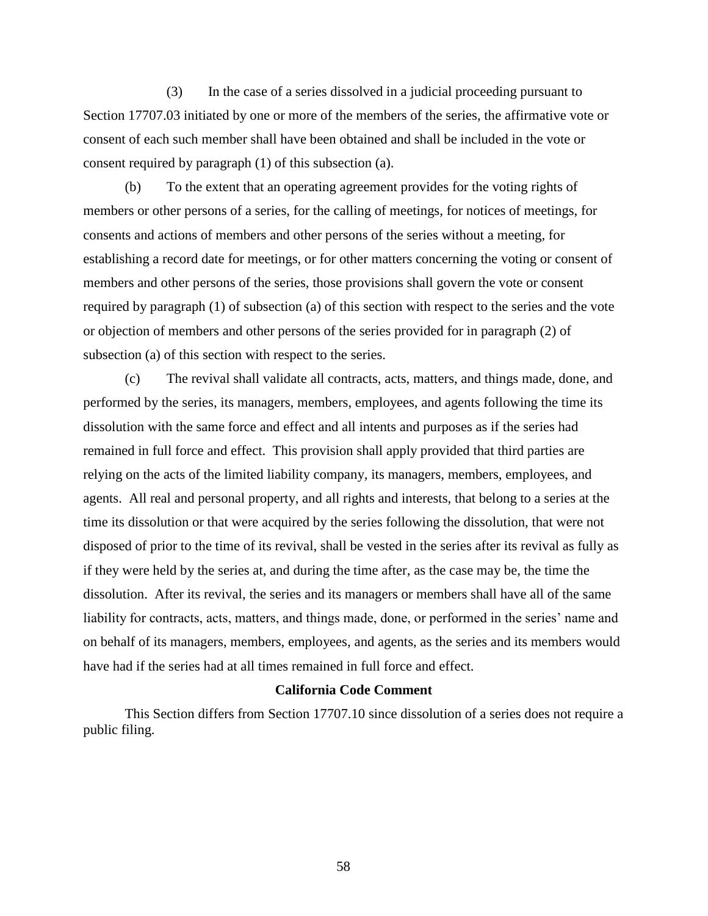(3) In the case of a series dissolved in a judicial proceeding pursuant to Section 17707.03 initiated by one or more of the members of the series, the affirmative vote or consent of each such member shall have been obtained and shall be included in the vote or consent required by paragraph (1) of this subsection (a).

(b) To the extent that an operating agreement provides for the voting rights of members or other persons of a series, for the calling of meetings, for notices of meetings, for consents and actions of members and other persons of the series without a meeting, for establishing a record date for meetings, or for other matters concerning the voting or consent of members and other persons of the series, those provisions shall govern the vote or consent required by paragraph (1) of subsection (a) of this section with respect to the series and the vote or objection of members and other persons of the series provided for in paragraph (2) of subsection (a) of this section with respect to the series.

(c) The revival shall validate all contracts, acts, matters, and things made, done, and performed by the series, its managers, members, employees, and agents following the time its dissolution with the same force and effect and all intents and purposes as if the series had remained in full force and effect. This provision shall apply provided that third parties are relying on the acts of the limited liability company, its managers, members, employees, and agents. All real and personal property, and all rights and interests, that belong to a series at the time its dissolution or that were acquired by the series following the dissolution, that were not disposed of prior to the time of its revival, shall be vested in the series after its revival as fully as if they were held by the series at, and during the time after, as the case may be, the time the dissolution. After its revival, the series and its managers or members shall have all of the same liability for contracts, acts, matters, and things made, done, or performed in the series' name and on behalf of its managers, members, employees, and agents, as the series and its members would have had if the series had at all times remained in full force and effect.

**California Code Comment**

This Section differs from Section 17707.10 since dissolution of a series does not require a public filing.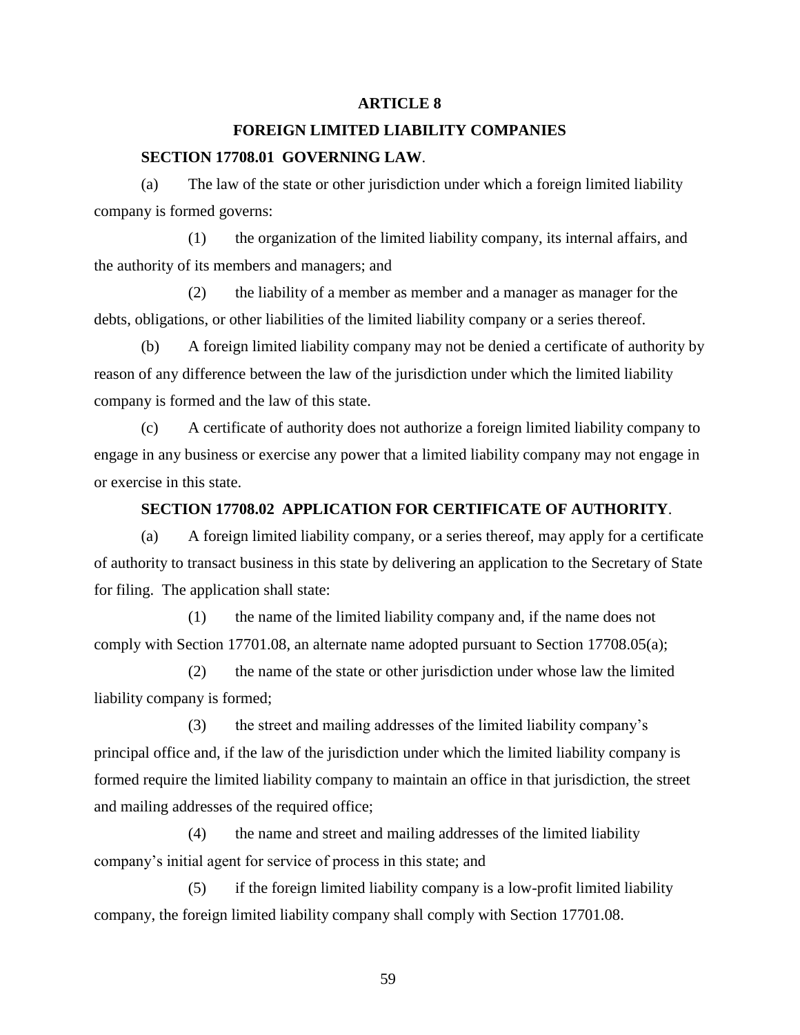# ARTICLE 8

## FOREIGN LIMITED LIABILITY COMPANIES

### SECTION 17708.01 GOVERNING LAW.

(a) The law of the state or other jurisdiction under which a foreign limited liability company is formed governs:

(1) the organization of the limited liability company, its internal affairs, and the authority of its members and managers; and

(2) the liability of a member as member and a manager as manager for the debts, obligations, or other liabilities of the limited liability company or a series thereof.

(b) A foreign limited liability company may not be denied a certificate of authority by reason of any difference between the law of the jurisdiction under which the limited liability company is formed and the law of this state.

(c) A certificate of authority does not authorize a foreign limited liability company to engage in any business or exercise any power that a limited liability company may not engage in or exercise in this state.

### SECTION 17708.02 APPLICATION FOR CERTIFICATE OF AUTHORITY.

(a) A foreign limited liability company, or a series thereof, may apply for a certificate of authority to transact business in this state by delivering an application to the Secretary of State for filing. The application shall state:

(1) the name of the limited liability company and, if the name does not comply with Section 17701.08, an alternate name adopted pursuant to Section 17708.05(a);

(2) the name of the state or other jurisdiction under whose law the limited liability company is formed;

(3) the street and mailing addresses of the limited liability company's principal office and, if the law of the jurisdiction under which the limited liability company is formed require the limited liability company to maintain an office in that jurisdiction, the street and mailing addresses of the required office;

(4) the name and street and mailing addresses of the limited liability company's initial agent for service of process in this state; and

(5) if the foreign limited liability company is a low-profit limited liability company, the foreign limited liability company shall comply with Section 17701.08.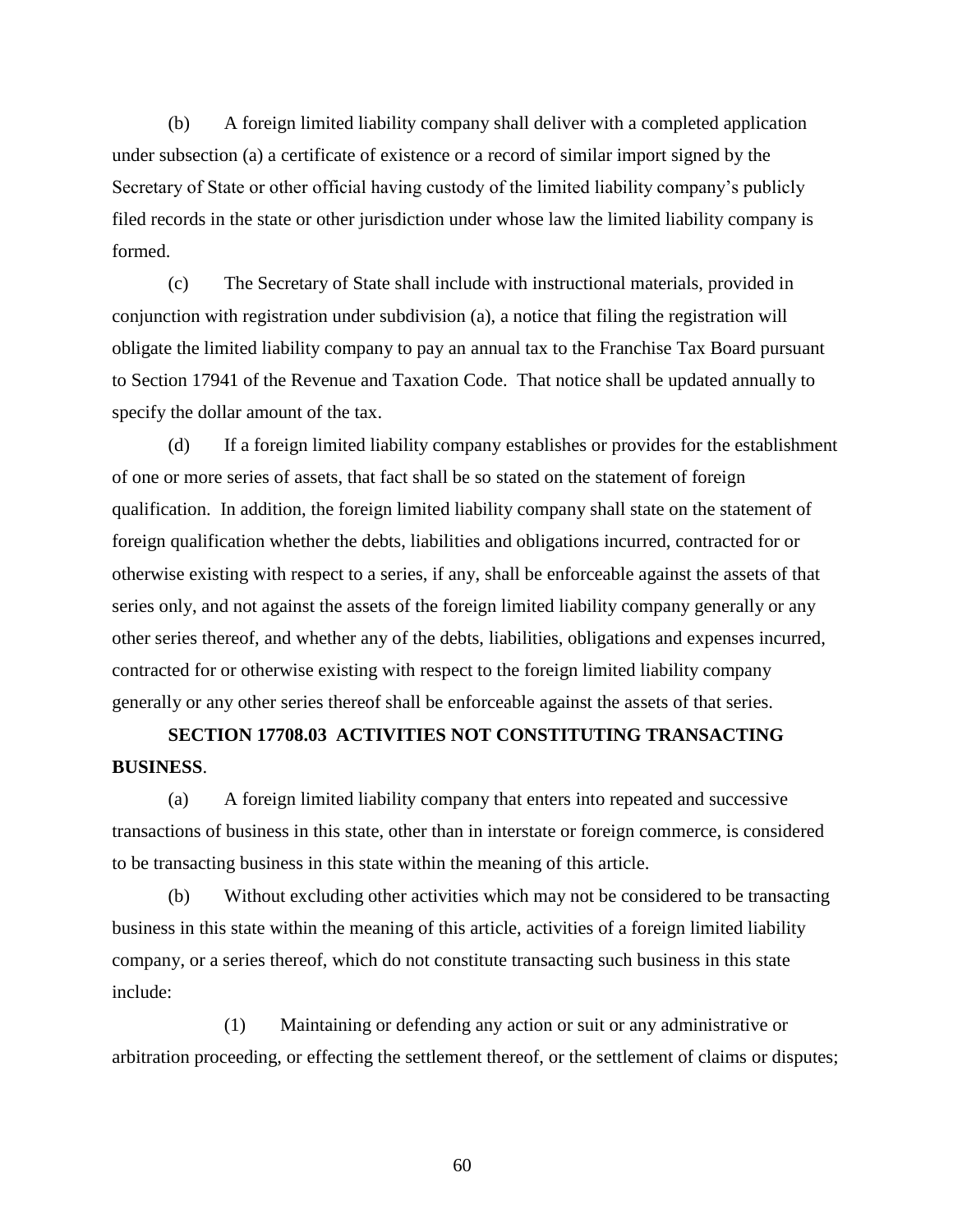(b) A foreign limited liability company shall deliver with a completed application under subsection (a) a certificate of existence or a record of similar import signed by the Secretary of State or other official having custody of the limited liability company's publicly filed records in the state or other jurisdiction under whose law the limited liability company is formed.

(c) The Secretary of State shall include with instructional materials, provided in conjunction with registration under subdivision (a), a notice that filing the registration will obligate the limited liability company to pay an annual tax to the Franchise Tax Board pursuant to Section 17941 of the Revenue and Taxation Code. That notice shall be updated annually to specify the dollar amount of the tax.

(d) If a foreign limited liability company establishes or provides for the establishment of one or more series of assets, that fact shall be so stated on the statement of foreign qualification. In addition, the foreign limited liability company shall state on the statement of foreign qualification whether the debts, liabilities and obligations incurred, contracted for or otherwise existing with respect to a series, if any, shall be enforceable against the assets of that series only, and not against the assets of the foreign limited liability company generally or any other series thereof, and whether any of the debts, liabilities, obligations and expenses incurred, contracted for or otherwise existing with respect to the foreign limited liability company generally or any other series thereof shall be enforceable against the assets of that series.

**SECTION 17708.03 ACTIVITIES NOT CONSTITUTING TRANSACTING BUSINESS**.

(a) A foreign limited liability company that enters into repeated and successive transactions of business in this state, other than in interstate or foreign commerce, is considered to be transacting business in this state within the meaning of this article.

(b) Without excluding other activities which may not be considered to be transacting business in this state within the meaning of this article, activities of a foreign limited liability company, or a series thereof, which do not constitute transacting such business in this state include:

(1) Maintaining or defending any action or suit or any administrative or arbitration proceeding, or effecting the settlement thereof, or the settlement of claims or disputes;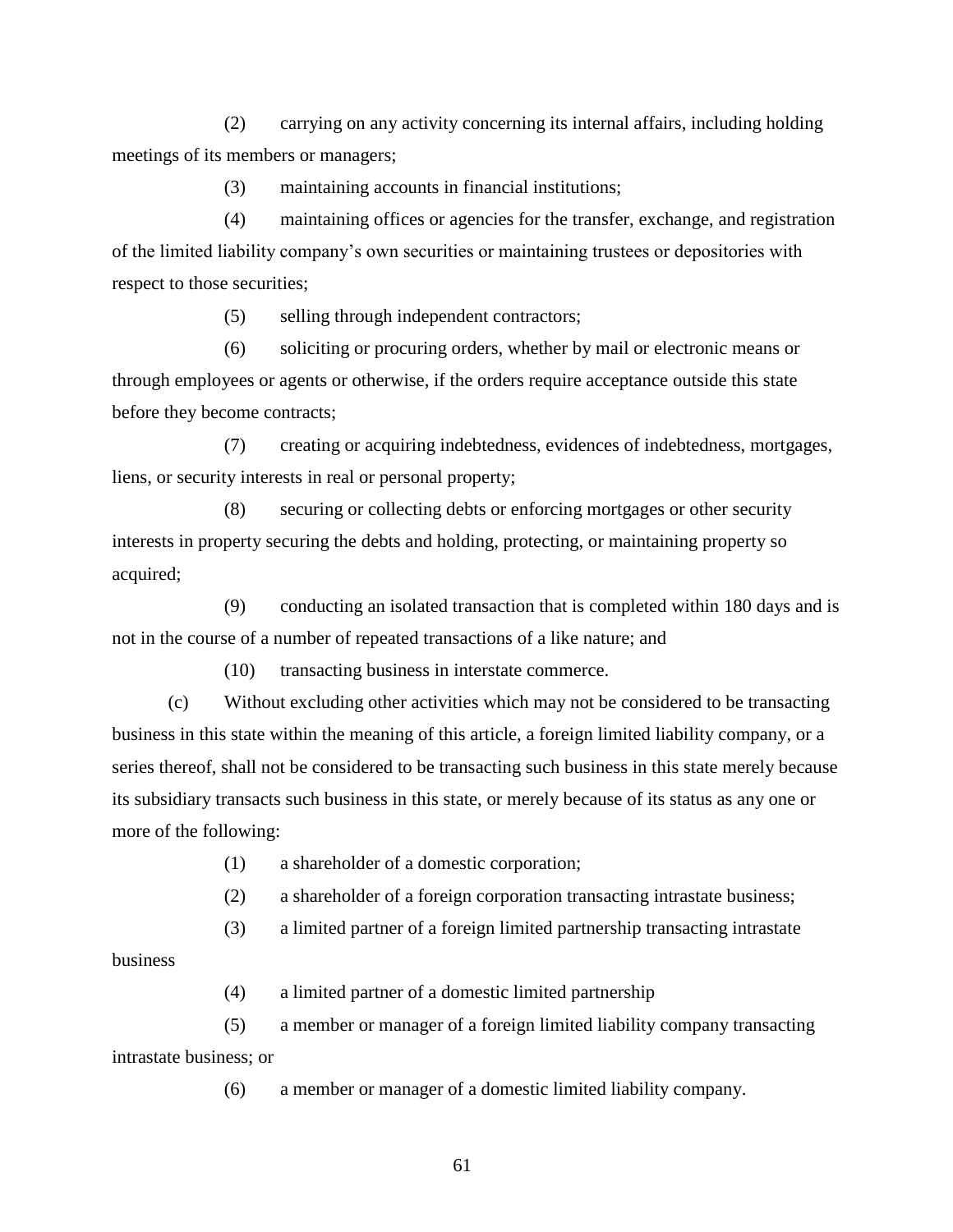(2) carrying on any activity concerning its internal affairs, including holding meetings of its members or managers;

(3) maintaining accounts in financial institutions;

(4) maintaining offices or agencies for the transfer, exchange, and registration of the limited liability company's own securities or maintaining trustees or depositories with respect to those securities;

(5) selling through independent contractors;

(6) soliciting or procuring orders, whether by mail or electronic means or through employees or agents or otherwise, if the orders require acceptance outside this state before they become contracts;

(7) creating or acquiring indebtedness, evidences of indebtedness, mortgages, liens, or security interests in real or personal property;

(8) securing or collecting debts or enforcing mortgages or other security interests in property securing the debts and holding, protecting, or maintaining property so acquired;

(9) conducting an isolated transaction that is completed within 180 days and is not in the course of a number of repeated transactions of a like nature; and

(10) transacting business in interstate commerce.

(c) Without excluding other activities which may not be considered to be transacting business in this state within the meaning of this article, a foreign limited liability company, or a series thereof, shall not be considered to be transacting such business in this state merely because its subsidiary transacts such business in this state, or merely because of its status as any one or more of the following:

(1) a shareholder of a domestic corporation;

(2) a shareholder of a foreign corporation transacting intrastate business;

(3) a limited partner of a foreign limited partnership transacting intrastate business

(4) a limited partner of a domestic limited partnership

(5) a member or manager of a foreign limited liability company transacting intrastate business; or

(6) a member or manager of a domestic limited liability company.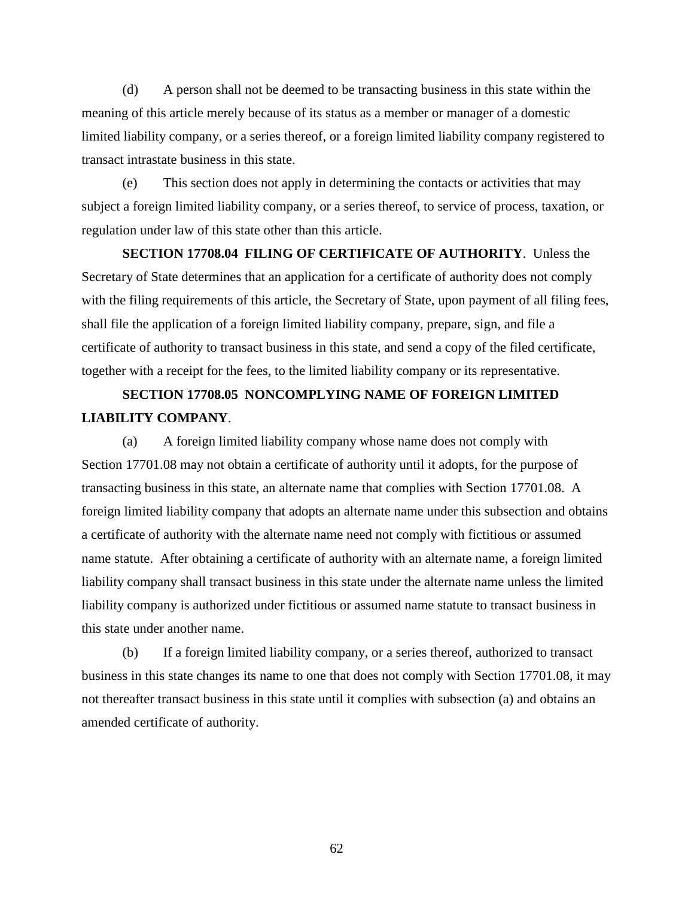(d) A person shall not be deemed to be transacting business in this state within the meaning of this article merely because of its status as a member or manager of a domestic limited liability company, or a series thereof, or a foreign limited liability company registered to transact intrastate business in this state.

(e) This section does not apply in determining the contacts or activities that may subject a foreign limited liability company, or a series thereof, to service of process, taxation, or regulation under law of this state other than this article.

**SECTION 17708.04 FILING OF CERTIFICATE OF AUTHORITY**. Unless the Secretary of State determines that an application for a certificate of authority does not comply with the filing requirements of this article, the Secretary of State, upon payment of all filing fees, shall file the application of a foreign limited liability company, prepare, sign, and file a certificate of authority to transact business in this state, and send a copy of the filed certificate, together with a receipt for the fees, to the limited liability company or its representative.

**SECTION 17708.05 NONCOMPLYING NAME OF FOREIGN LIMITED LIABILITY COMPANY**.

(a) A foreign limited liability company whose name does not comply with Section 17701.08 may not obtain a certificate of authority until it adopts, for the purpose of transacting business in this state, an alternate name that complies with Section 17701.08. A foreign limited liability company that adopts an alternate name under this subsection and obtains a certificate of authority with the alternate name need not comply with fictitious or assumed name statute. After obtaining a certificate of authority with an alternate name, a foreign limited liability company shall transact business in this state under the alternate name unless the limited liability company is authorized under fictitious or assumed name statute to transact business in this state under another name.

(b) If a foreign limited liability company, or a series thereof, authorized to transact business in this state changes its name to one that does not comply with Section 17701.08, it may not thereafter transact business in this state until it complies with subsection (a) and obtains an amended certificate of authority.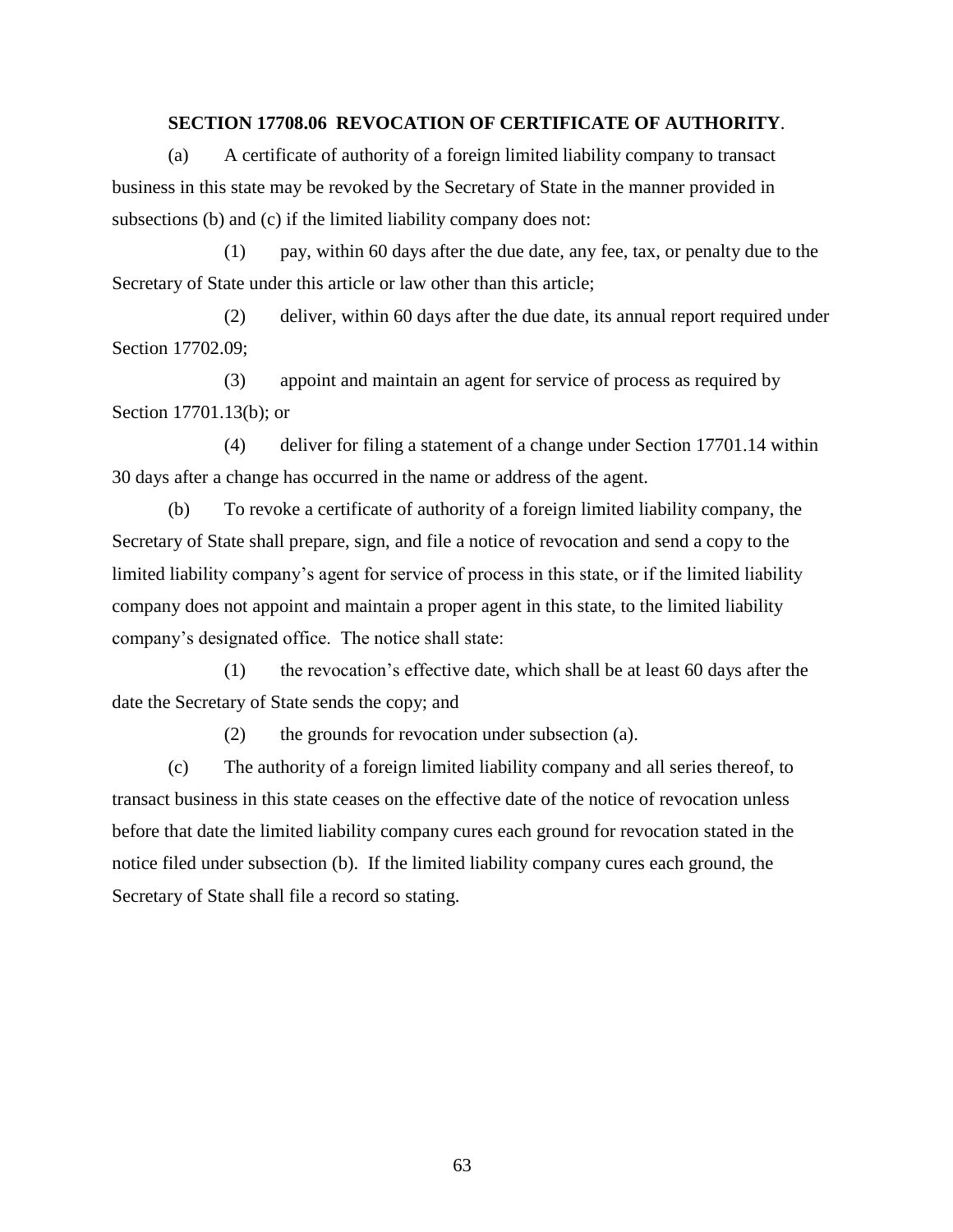### SECTION 17708.06 REVOCATION OF CERTIFICATE OF AUTHORITY.

(a) A certificate of authority of a foreign limited liability company to transact business in this state may be revoked by the Secretary of State in the manner provided in subsections (b) and (c) if the limited liability company does not:

(1) pay, within 60 days after the due date, any fee, tax, or penalty due to the Secretary of State under this article or law other than this article;

(2) deliver, within 60 days after the due date, its annual report required under Section 17702.09;

(3) appoint and maintain an agent for service of process as required by Section 17701.13(b); or

(4) deliver for filing a statement of a change under Section 17701.14 within 30 days after a change has occurred in the name or address of the agent.

(b) To revoke a certificate of authority of a foreign limited liability company, the Secretary of State shall prepare, sign, and file a notice of revocation and send a copy to the limited liability company's agent for service of process in this state, or if the limited liability company does not appoint and maintain a proper agent in this state, to the limited liability company's designated office. The notice shall state:

(1) the revocation's effective date, which shall be at least 60 days after the date the Secretary of State sends the copy; and

(2) the grounds for revocation under subsection (a).

(c) The authority of a foreign limited liability company and all series thereof, to transact business in this state ceases on the effective date of the notice of revocation unless before that date the limited liability company cures each ground for revocation stated in the notice filed under subsection (b). If the limited liability company cures each ground, the Secretary of State shall file a record so stating.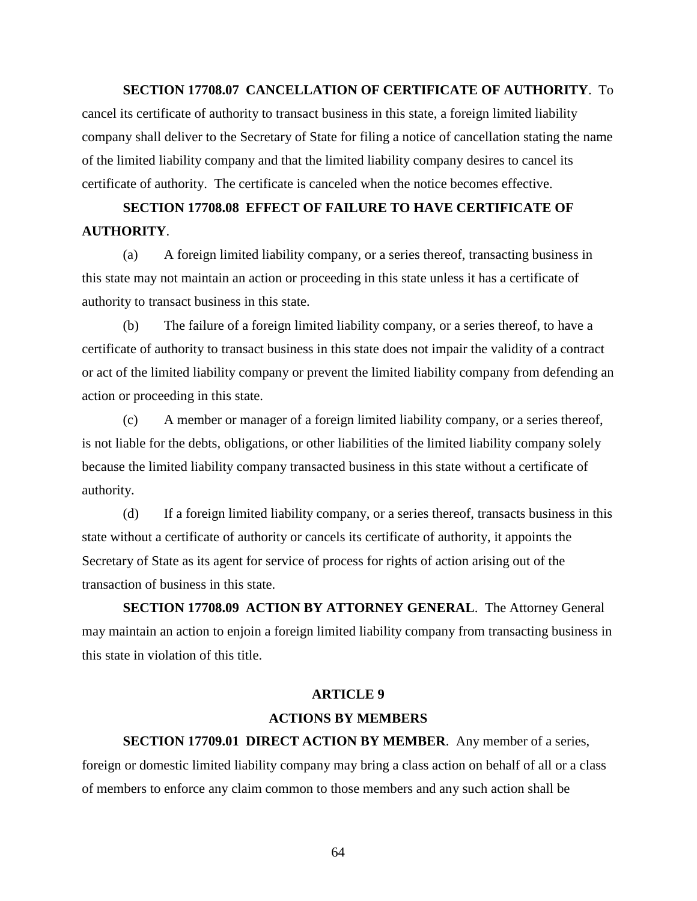**SECTION 17708.07 CANCELLATION OF CERTIFICATE OF AUTHORITY**. To cancel its certificate of authority to transact business in this state, a foreign limited liability company shall deliver to the Secretary of State for filing a notice of cancellation stating the name of the limited liability company and that the limited liability company desires to cancel its certificate of authority. The certificate is canceled when the notice becomes effective.

**SECTION 17708.08 EFFECT OF FAILURE TO HAVE CERTIFICATE OF AUTHORITY**.

(a) A foreign limited liability company, or a series thereof, transacting business in this state may not maintain an action or proceeding in this state unless it has a certificate of authority to transact business in this state.

(b) The failure of a foreign limited liability company, or a series thereof, to have a certificate of authority to transact business in this state does not impair the validity of a contract or act of the limited liability company or prevent the limited liability company from defending an action or proceeding in this state.

(c) A member or manager of a foreign limited liability company, or a series thereof, is not liable for the debts, obligations, or other liabilities of the limited liability company solely because the limited liability company transacted business in this state without a certificate of authority.

(d) If a foreign limited liability company, or a series thereof, transacts business in this state without a certificate of authority or cancels its certificate of authority, it appoints the Secretary of State as its agent for service of process for rights of action arising out of the transaction of business in this state.

**SECTION 17708.09 ACTION BY ATTORNEY GENERAL**. The Attorney General may maintain an action to enjoin a foreign limited liability company from transacting business in this state in violation of this title.

## ARTICLE 9

## ACTIONS BY MEMBERS

**SECTION 17709.01 DIRECT ACTION BY MEMBER**. Any member of a series, foreign or domestic limited liability company may bring a class action on behalf of all or a class of members to enforce any claim common to those members and any such action shall be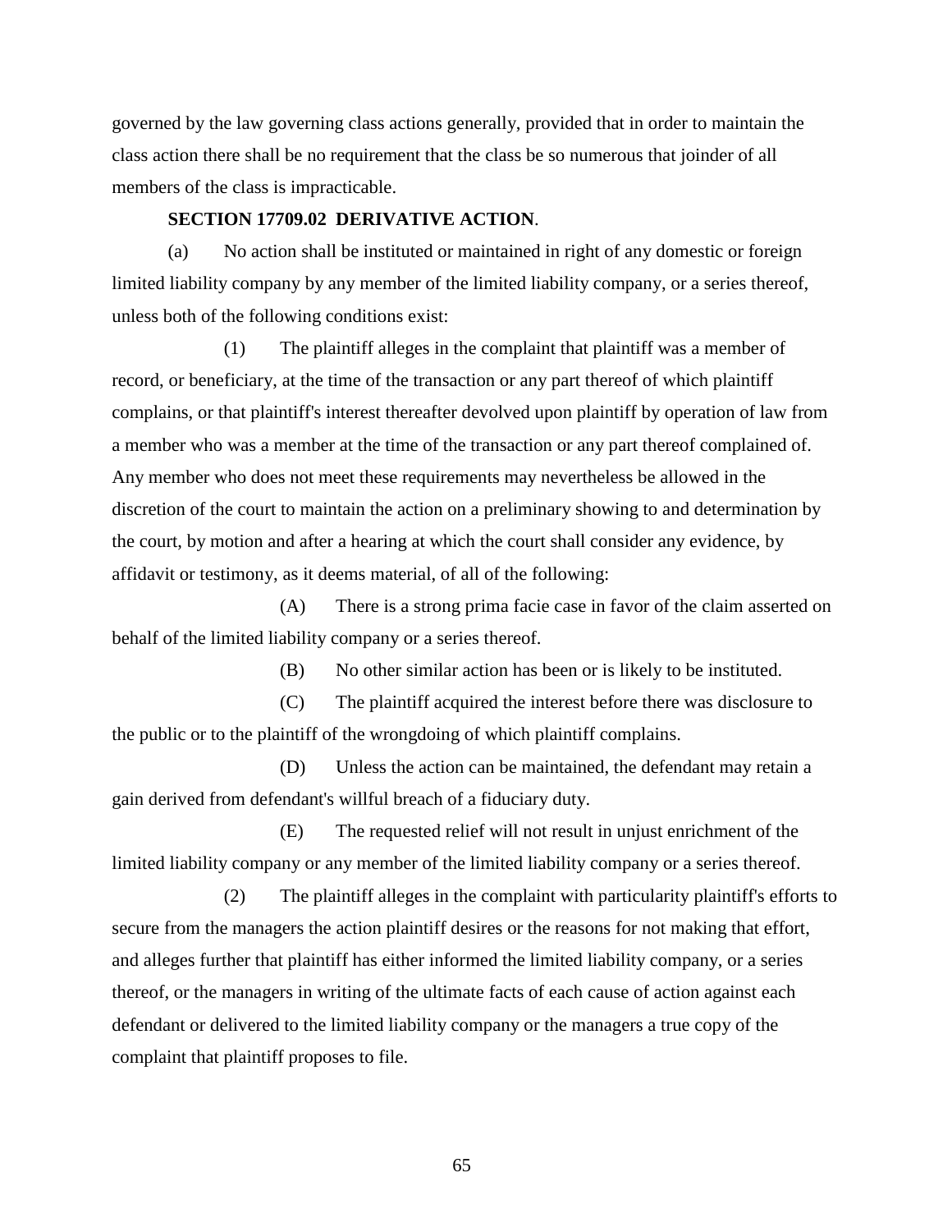governed by the law governing class actions generally, provided that in order to maintain the class action there shall be no requirement that the class be so numerous that joinder of all members of the class is impracticable.

**SECTION 17709.02 DERIVATIVE ACTION**.

(a) No action shall be instituted or maintained in right of any domestic or foreign limited liability company by any member of the limited liability company, or a series thereof, unless both of the following conditions exist:

(1) The plaintiff alleges in the complaint that plaintiff was a member of record, or beneficiary, at the time of the transaction or any part thereof of which plaintiff complains, or that plaintiff's interest thereafter devolved upon plaintiff by operation of law from a member who was a member at the time of the transaction or any part thereof complained of. Any member who does not meet these requirements may nevertheless be allowed in the discretion of the court to maintain the action on a preliminary showing to and determination by the court, by motion and after a hearing at which the court shall consider any evidence, by affidavit or testimony, as it deems material, of all of the following:

(A) There is a strong prima facie case in favor of the claim asserted on behalf of the limited liability company or a series thereof.

(B) No other similar action has been or is likely to be instituted.

(C) The plaintiff acquired the interest before there was disclosure to the public or to the plaintiff of the wrongdoing of which plaintiff complains.

(D) Unless the action can be maintained, the defendant may retain a gain derived from defendant's willful breach of a fiduciary duty.

(E) The requested relief will not result in unjust enrichment of the limited liability company or any member of the limited liability company or a series thereof.

(2) The plaintiff alleges in the complaint with particularity plaintiff's efforts to secure from the managers the action plaintiff desires or the reasons for not making that effort, and alleges further that plaintiff has either informed the limited liability company, or a series thereof, or the managers in writing of the ultimate facts of each cause of action against each defendant or delivered to the limited liability company or the managers a true copy of the complaint that plaintiff proposes to file.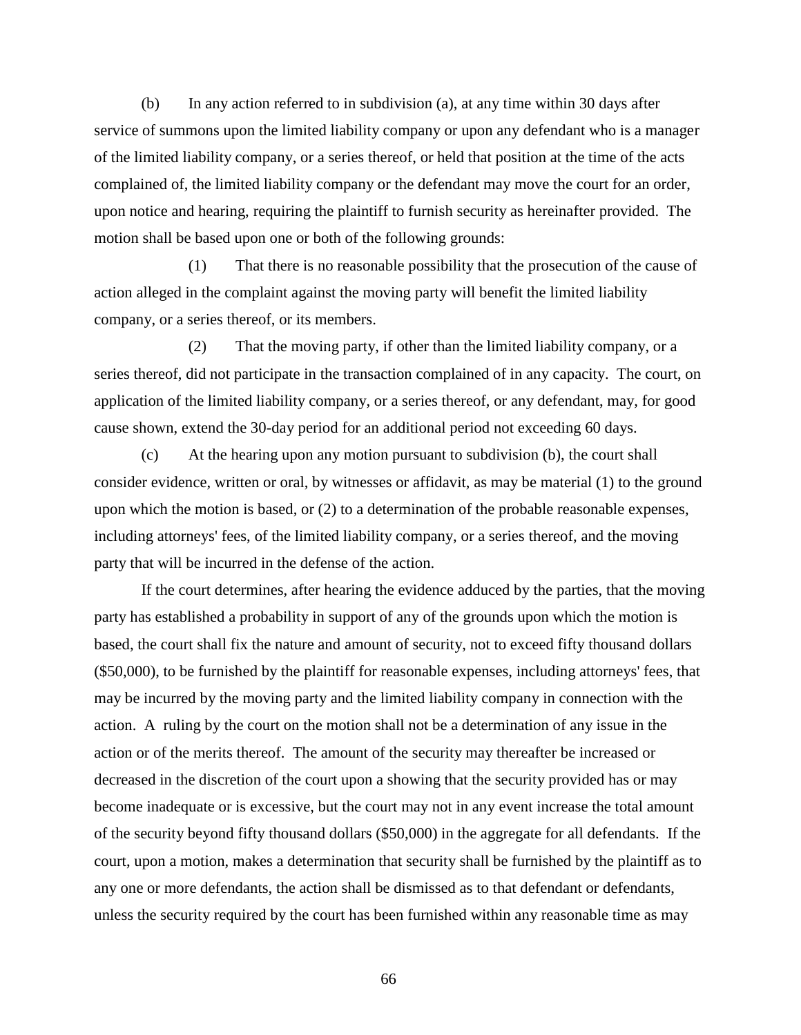(b) In any action referred to in subdivision (a), at any time within 30 days after service of summons upon the limited liability company or upon any defendant who is a manager of the limited liability company, or a series thereof, or held that position at the time of the acts complained of, the limited liability company or the defendant may move the court for an order, upon notice and hearing, requiring the plaintiff to furnish security as hereinafter provided. The motion shall be based upon one or both of the following grounds:

(1) That there is no reasonable possibility that the prosecution of the cause of action alleged in the complaint against the moving party will benefit the limited liability company, or a series thereof, or its members.

(2) That the moving party, if other than the limited liability company, or a series thereof, did not participate in the transaction complained of in any capacity. The court, on application of the limited liability company, or a series thereof, or any defendant, may, for good cause shown, extend the 30-day period for an additional period not exceeding 60 days.

(c) At the hearing upon any motion pursuant to subdivision (b), the court shall consider evidence, written or oral, by witnesses or affidavit, as may be material (1) to the ground upon which the motion is based, or (2) to a determination of the probable reasonable expenses, including attorneys' fees, of the limited liability company, or a series thereof, and the moving party that will be incurred in the defense of the action.

If the court determines, after hearing the evidence adduced by the parties, that the moving party has established a probability in support of any of the grounds upon which the motion is based, the court shall fix the nature and amount of security, not to exceed fifty thousand dollars ($50,000), to be furnished by the plaintiff for reasonable expenses, including attorneys' fees, that may be incurred by the moving party and the limited liability company in connection with the action. A ruling by the court on the motion shall not be a determination of any issue in the action or of the merits thereof. The amount of the security may thereafter be increased or decreased in the discretion of the court upon a showing that the security provided has or may become inadequate or is excessive, but the court may not in any event increase the total amount of the security beyond fifty thousand dollars ($50,000) in the aggregate for all defendants. If the court, upon a motion, makes a determination that security shall be furnished by the plaintiff as to any one or more defendants, the action shall be dismissed as to that defendant or defendants, unless the security required by the court has been furnished within any reasonable time as may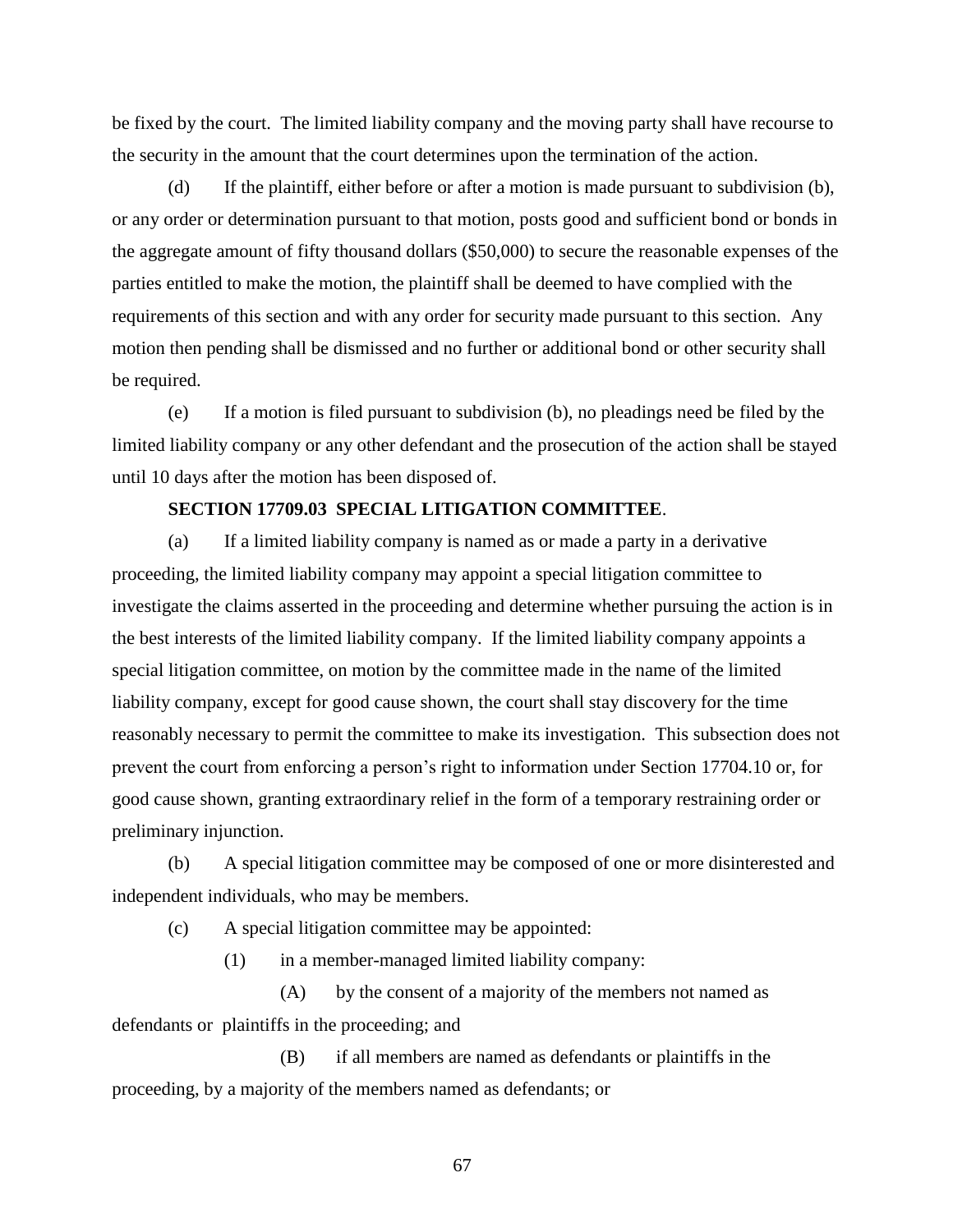be fixed by the court. The limited liability company and the moving party shall have recourse to the security in the amount that the court determines upon the termination of the action.

(d) If the plaintiff, either before or after a motion is made pursuant to subdivision (b), or any order or determination pursuant to that motion, posts good and sufficient bond or bonds in the aggregate amount of fifty thousand dollars ($50,000) to secure the reasonable expenses of the parties entitled to make the motion, the plaintiff shall be deemed to have complied with the requirements of this section and with any order for security made pursuant to this section. Any motion then pending shall be dismissed and no further or additional bond or other security shall be required.

(e) If a motion is filed pursuant to subdivision (b), no pleadings need be filed by the limited liability company or any other defendant and the prosecution of the action shall be stayed until 10 days after the motion has been disposed of.

**SECTION 17709.03 SPECIAL LITIGATION COMMITTEE**.

(a) If a limited liability company is named as or made a party in a derivative proceeding, the limited liability company may appoint a special litigation committee to investigate the claims asserted in the proceeding and determine whether pursuing the action is in the best interests of the limited liability company. If the limited liability company appoints a special litigation committee, on motion by the committee made in the name of the limited liability company, except for good cause shown, the court shall stay discovery for the time reasonably necessary to permit the committee to make its investigation. This subsection does not prevent the court from enforcing a person's right to information under Section 17704.10 or, for good cause shown, granting extraordinary relief in the form of a temporary restraining order or preliminary injunction.

(b) A special litigation committee may be composed of one or more disinterested and independent individuals, who may be members.

(c) A special litigation committee may be appointed:

(1) in a member-managed limited liability company:

(A) by the consent of a majority of the members not named as defendants or plaintiffs in the proceeding; and

(B) if all members are named as defendants or plaintiffs in the proceeding, by a majority of the members named as defendants; or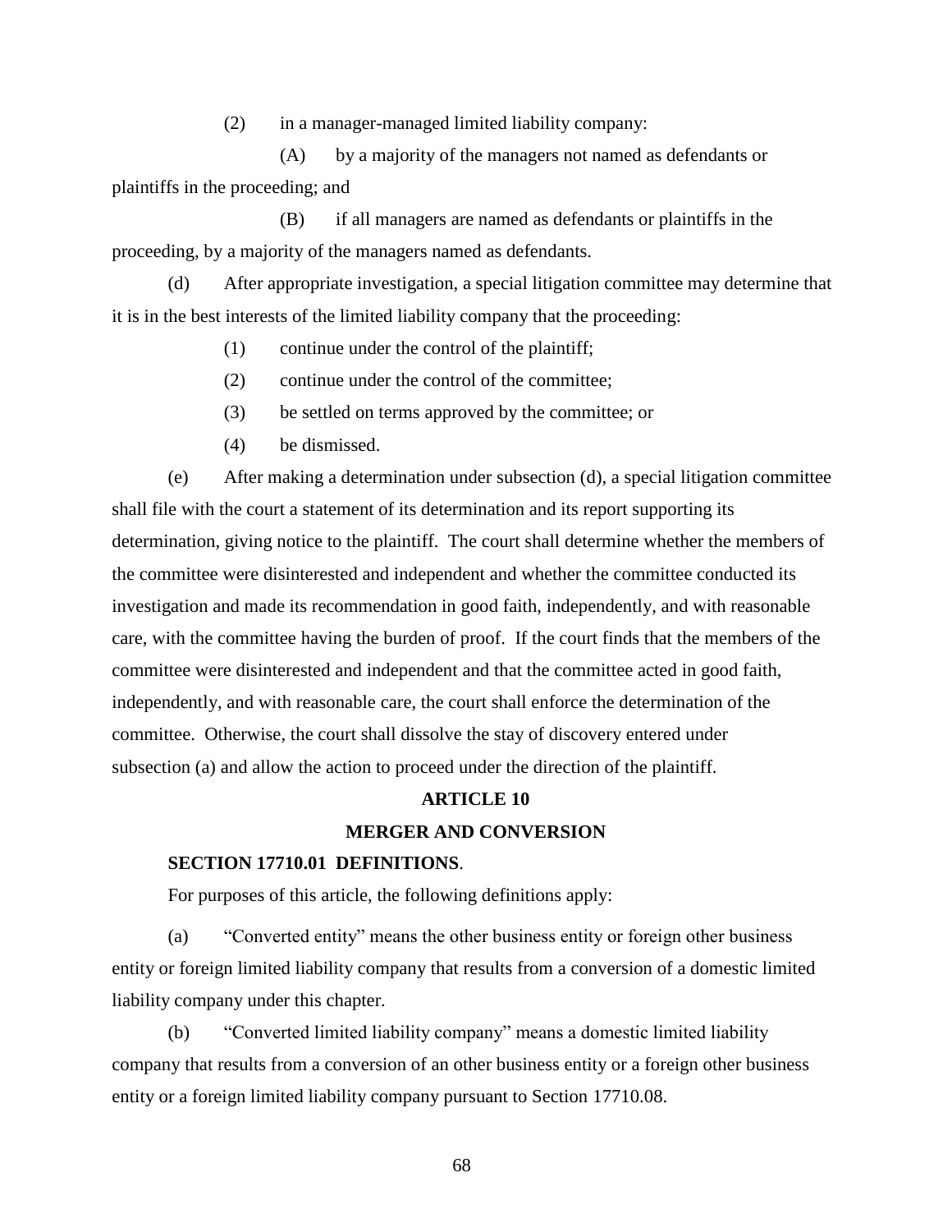(2) in a manager-managed limited liability company:

(A) by a majority of the managers not named as defendants or plaintiffs in the proceeding; and

(B) if all managers are named as defendants or plaintiffs in the proceeding, by a majority of the managers named as defendants.

(d) After appropriate investigation, a special litigation committee may determine that it is in the best interests of the limited liability company that the proceeding:

(1) continue under the control of the plaintiff;

(2) continue under the control of the committee;

(3) be settled on terms approved by the committee; or

(4) be dismissed.

(e) After making a determination under subsection (d), a special litigation committee shall file with the court a statement of its determination and its report supporting its determination, giving notice to the plaintiff. The court shall determine whether the members of the committee were disinterested and independent and whether the committee conducted its investigation and made its recommendation in good faith, independently, and with reasonable care, with the committee having the burden of proof. If the court finds that the members of the committee were disinterested and independent and that the committee acted in good faith, independently, and with reasonable care, the court shall enforce the determination of the committee. Otherwise, the court shall dissolve the stay of discovery entered under subsection (a) and allow the action to proceed under the direction of the plaintiff.

## ARTICLE 10

## MERGER AND CONVERSION

### SECTION 17710.01 DEFINITIONS.

For purposes of this article, the following definitions apply:

(a) "Converted entity" means the other business entity or foreign other business entity or foreign limited liability company that results from a conversion of a domestic limited liability company under this chapter.

(b) "Converted limited liability company" means a domestic limited liability company that results from a conversion of an other business entity or a foreign other business entity or a foreign limited liability company pursuant to Section 17710.08.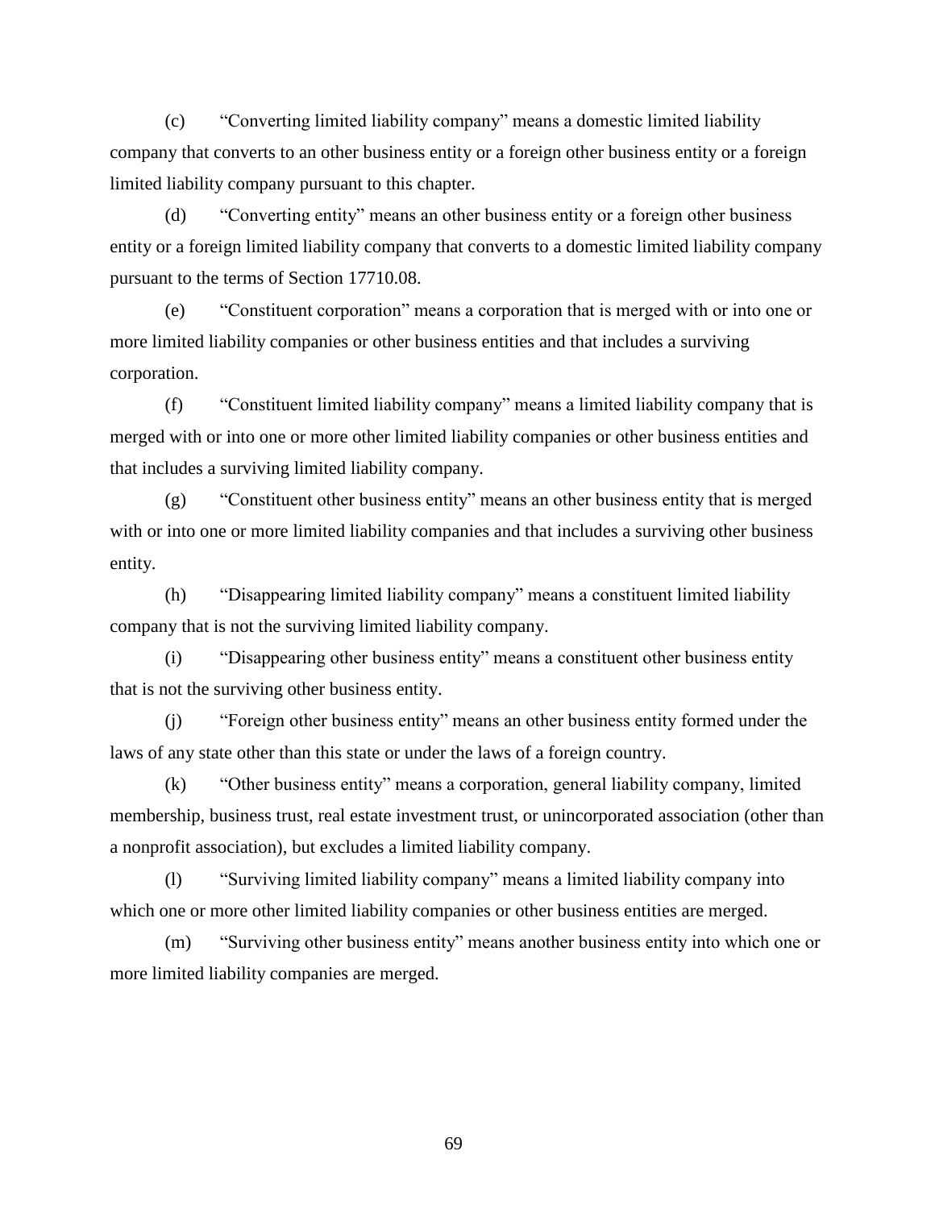(c) "Converting limited liability company" means a domestic limited liability company that converts to an other business entity or a foreign other business entity or a foreign limited liability company pursuant to this chapter.

(d) "Converting entity" means an other business entity or a foreign other business entity or a foreign limited liability company that converts to a domestic limited liability company pursuant to the terms of Section 17710.08.

(e) "Constituent corporation" means a corporation that is merged with or into one or more limited liability companies or other business entities and that includes a surviving corporation.

(f) "Constituent limited liability company" means a limited liability company that is merged with or into one or more other limited liability companies or other business entities and that includes a surviving limited liability company.

(g) "Constituent other business entity" means an other business entity that is merged with or into one or more limited liability companies and that includes a surviving other business entity.

(h) "Disappearing limited liability company" means a constituent limited liability company that is not the surviving limited liability company.

(i) "Disappearing other business entity" means a constituent other business entity that is not the surviving other business entity.

(j) "Foreign other business entity" means an other business entity formed under the laws of any state other than this state or under the laws of a foreign country.

(k) "Other business entity" means a corporation, general liability company, limited membership, business trust, real estate investment trust, or unincorporated association (other than a nonprofit association), but excludes a limited liability company.

(l) "Surviving limited liability company" means a limited liability company into which one or more other limited liability companies or other business entities are merged.

(m) "Surviving other business entity" means another business entity into which one or more limited liability companies are merged.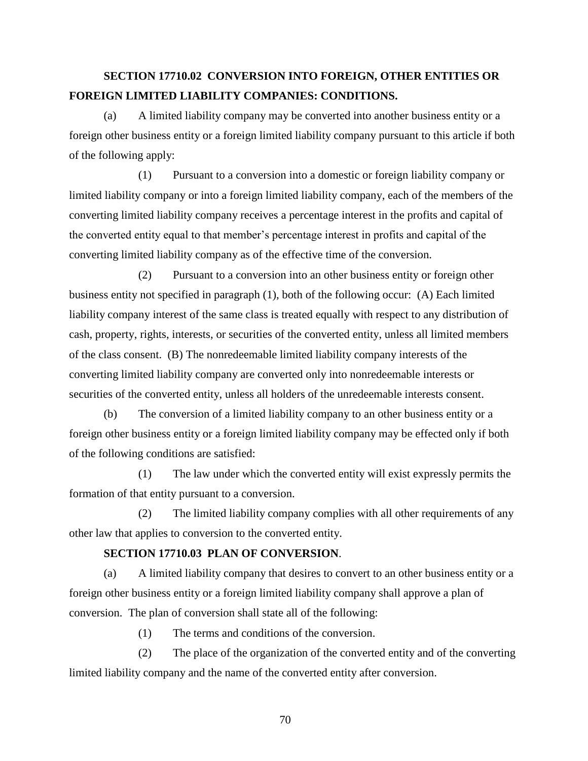**SECTION 17710.02 CONVERSION INTO FOREIGN, OTHER ENTITIES OR FOREIGN LIMITED LIABILITY COMPANIES: CONDITIONS.**

(a) A limited liability company may be converted into another business entity or a foreign other business entity or a foreign limited liability company pursuant to this article if both of the following apply:

(1) Pursuant to a conversion into a domestic or foreign liability company or limited liability company or into a foreign limited liability company, each of the members of the converting limited liability company receives a percentage interest in the profits and capital of the converted entity equal to that member's percentage interest in profits and capital of the converting limited liability company as of the effective time of the conversion.

(2) Pursuant to a conversion into an other business entity or foreign other business entity not specified in paragraph (1), both of the following occur: (A) Each limited liability company interest of the same class is treated equally with respect to any distribution of cash, property, rights, interests, or securities of the converted entity, unless all limited members of the class consent. (B) The nonredeemable limited liability company interests of the converting limited liability company are converted only into nonredeemable interests or securities of the converted entity, unless all holders of the unredeemable interests consent.

(b) The conversion of a limited liability company to an other business entity or a foreign other business entity or a foreign limited liability company may be effected only if both of the following conditions are satisfied:

(1) The law under which the converted entity will exist expressly permits the formation of that entity pursuant to a conversion.

(2) The limited liability company complies with all other requirements of any other law that applies to conversion to the converted entity.

**SECTION 17710.03 PLAN OF CONVERSION**.

(a) A limited liability company that desires to convert to an other business entity or a foreign other business entity or a foreign limited liability company shall approve a plan of conversion. The plan of conversion shall state all of the following:

(1) The terms and conditions of the conversion.

(2) The place of the organization of the converted entity and of the converting limited liability company and the name of the converted entity after conversion.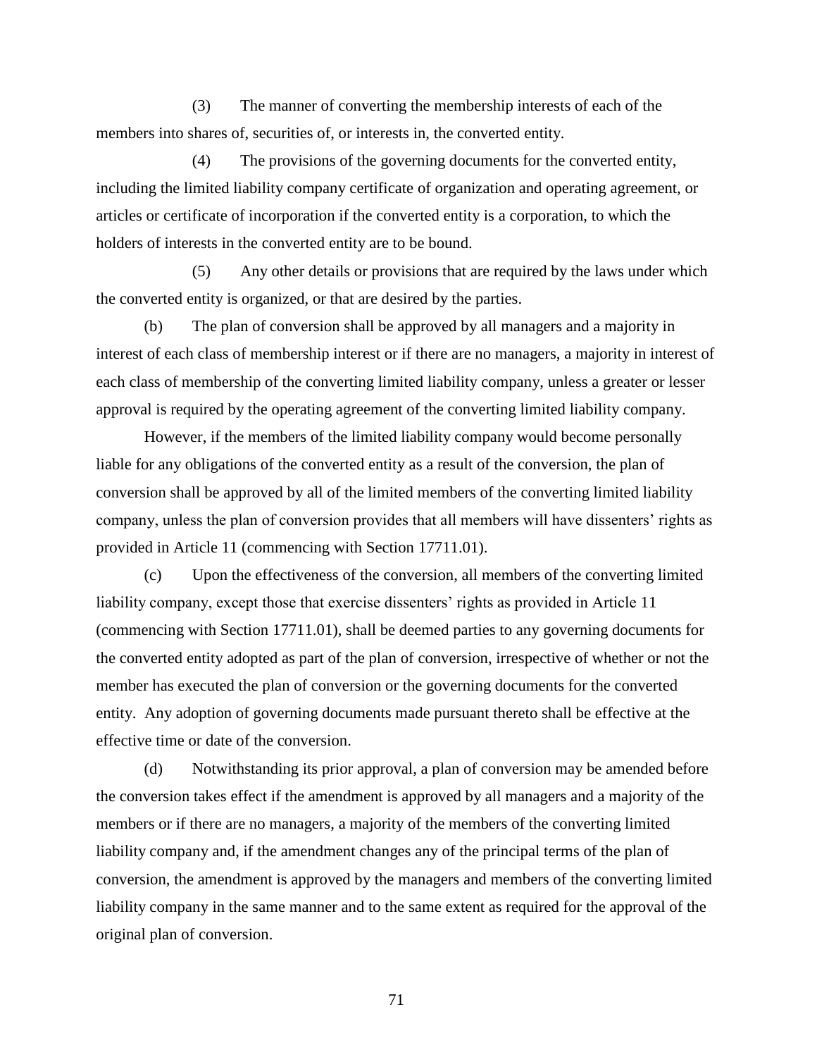(3) The manner of converting the membership interests of each of the members into shares of, securities of, or interests in, the converted entity.

(4) The provisions of the governing documents for the converted entity, including the limited liability company certificate of organization and operating agreement, or articles or certificate of incorporation if the converted entity is a corporation, to which the holders of interests in the converted entity are to be bound.

(5) Any other details or provisions that are required by the laws under which the converted entity is organized, or that are desired by the parties.

(b) The plan of conversion shall be approved by all managers and a majority in interest of each class of membership interest or if there are no managers, a majority in interest of each class of membership of the converting limited liability company, unless a greater or lesser approval is required by the operating agreement of the converting limited liability company.

However, if the members of the limited liability company would become personally liable for any obligations of the converted entity as a result of the conversion, the plan of conversion shall be approved by all of the limited members of the converting limited liability company, unless the plan of conversion provides that all members will have dissenters' rights as provided in Article 11 (commencing with Section 17711.01).

(c) Upon the effectiveness of the conversion, all members of the converting limited liability company, except those that exercise dissenters' rights as provided in Article 11 (commencing with Section 17711.01), shall be deemed parties to any governing documents for the converted entity adopted as part of the plan of conversion, irrespective of whether or not the member has executed the plan of conversion or the governing documents for the converted entity. Any adoption of governing documents made pursuant thereto shall be effective at the effective time or date of the conversion.

(d) Notwithstanding its prior approval, a plan of conversion may be amended before the conversion takes effect if the amendment is approved by all managers and a majority of the members or if there are no managers, a majority of the members of the converting limited liability company and, if the amendment changes any of the principal terms of the plan of conversion, the amendment is approved by the managers and members of the converting limited liability company in the same manner and to the same extent as required for the approval of the original plan of conversion.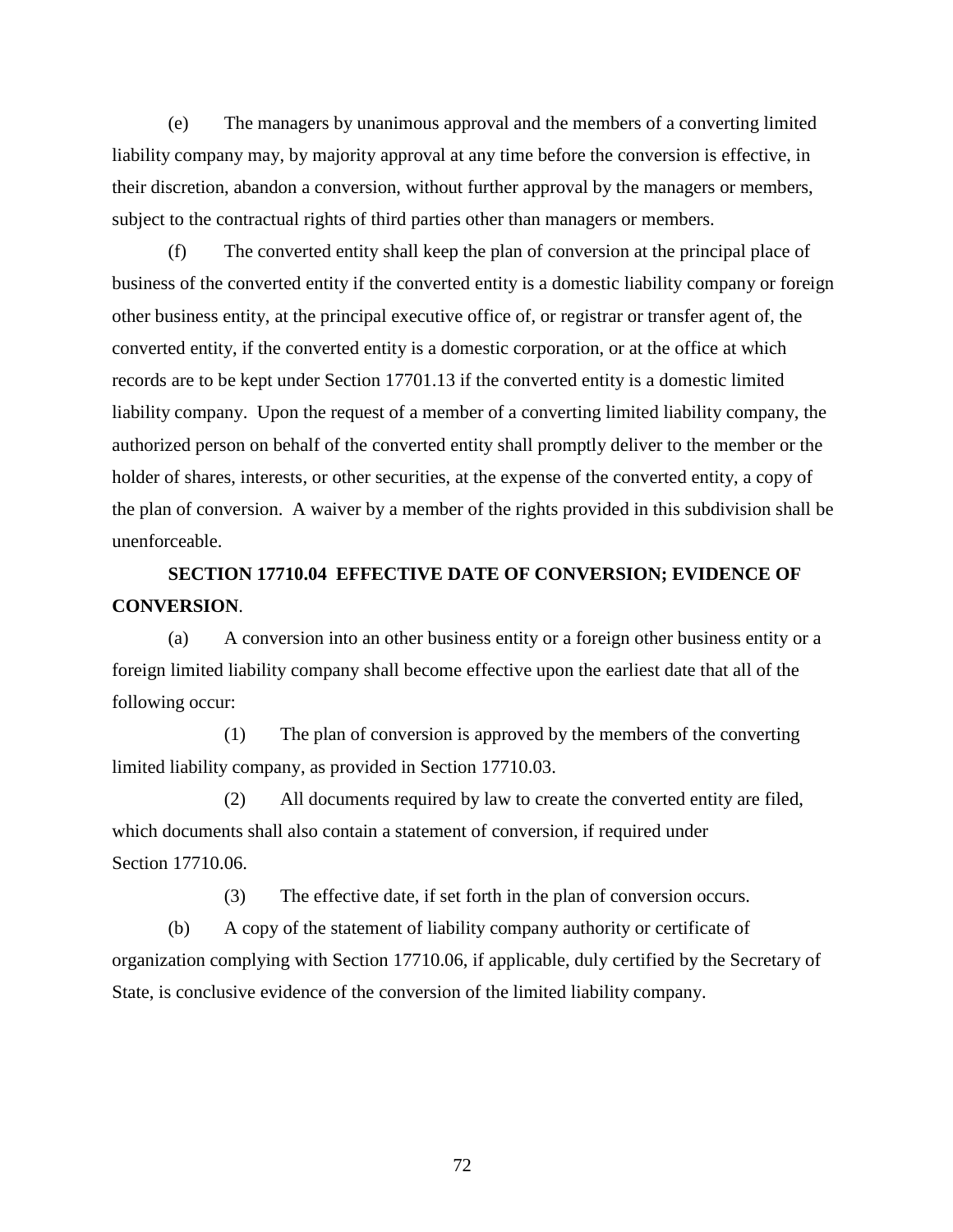(e) The managers by unanimous approval and the members of a converting limited liability company may, by majority approval at any time before the conversion is effective, in their discretion, abandon a conversion, without further approval by the managers or members, subject to the contractual rights of third parties other than managers or members.

(f) The converted entity shall keep the plan of conversion at the principal place of business of the converted entity if the converted entity is a domestic liability company or foreign other business entity, at the principal executive office of, or registrar or transfer agent of, the converted entity, if the converted entity is a domestic corporation, or at the office at which records are to be kept under Section 17701.13 if the converted entity is a domestic limited liability company. Upon the request of a member of a converting limited liability company, the authorized person on behalf of the converted entity shall promptly deliver to the member or the holder of shares, interests, or other securities, at the expense of the converted entity, a copy of the plan of conversion. A waiver by a member of the rights provided in this subdivision shall be unenforceable.

**SECTION 17710.04 EFFECTIVE DATE OF CONVERSION; EVIDENCE OF CONVERSION**.

(a) A conversion into an other business entity or a foreign other business entity or a foreign limited liability company shall become effective upon the earliest date that all of the following occur:

(1) The plan of conversion is approved by the members of the converting limited liability company, as provided in Section 17710.03.

(2) All documents required by law to create the converted entity are filed, which documents shall also contain a statement of conversion, if required under Section 17710.06.

(3) The effective date, if set forth in the plan of conversion occurs.

(b) A copy of the statement of liability company authority or certificate of organization complying with Section 17710.06, if applicable, duly certified by the Secretary of State, is conclusive evidence of the conversion of the limited liability company.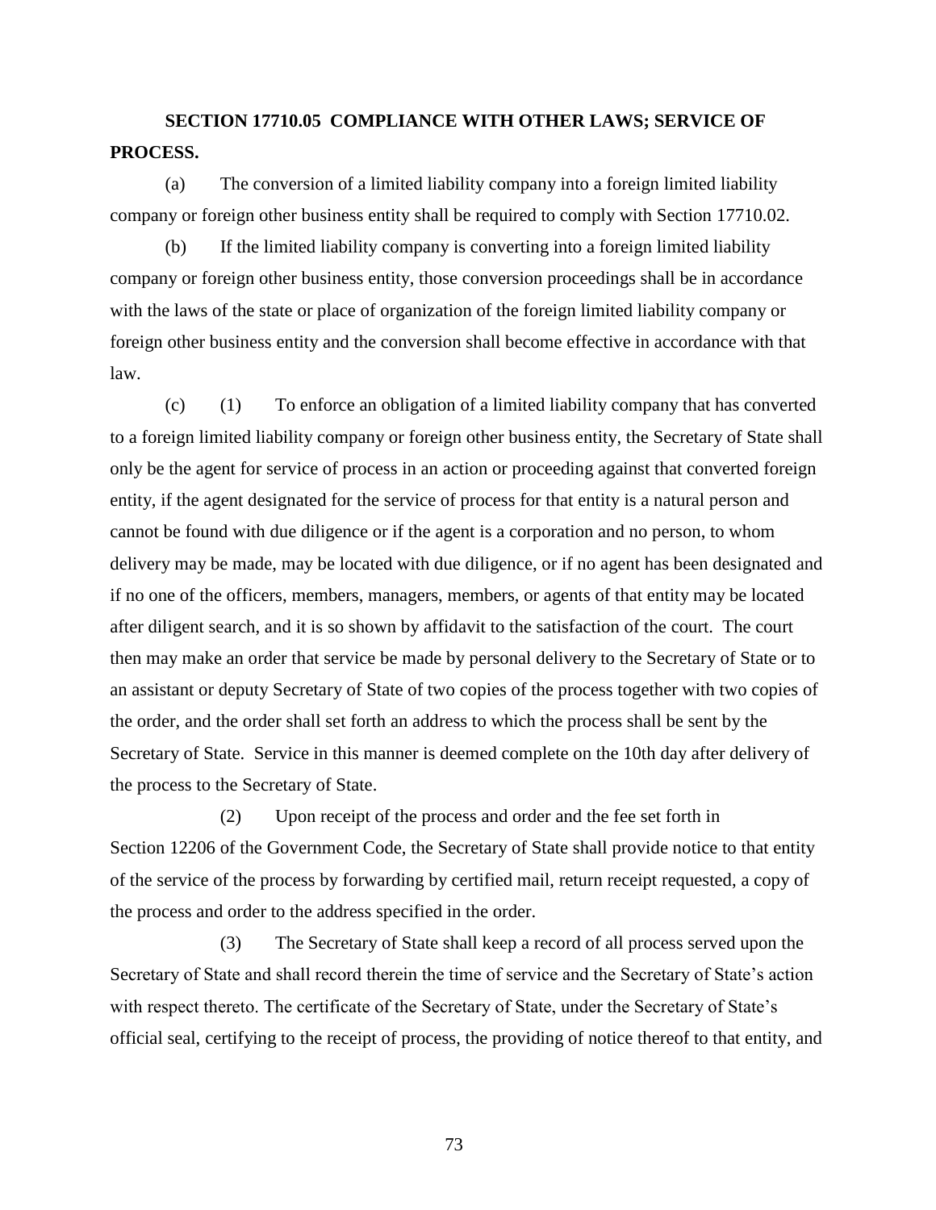**SECTION 17710.05 COMPLIANCE WITH OTHER LAWS; SERVICE OF PROCESS.**

(a) The conversion of a limited liability company into a foreign limited liability company or foreign other business entity shall be required to comply with Section 17710.02.

(b) If the limited liability company is converting into a foreign limited liability company or foreign other business entity, those conversion proceedings shall be in accordance with the laws of the state or place of organization of the foreign limited liability company or foreign other business entity and the conversion shall become effective in accordance with that law.

(c) (1) To enforce an obligation of a limited liability company that has converted to a foreign limited liability company or foreign other business entity, the Secretary of State shall only be the agent for service of process in an action or proceeding against that converted foreign entity, if the agent designated for the service of process for that entity is a natural person and cannot be found with due diligence or if the agent is a corporation and no person, to whom delivery may be made, may be located with due diligence, or if no agent has been designated and if no one of the officers, members, managers, members, or agents of that entity may be located after diligent search, and it is so shown by affidavit to the satisfaction of the court. The court then may make an order that service be made by personal delivery to the Secretary of State or to an assistant or deputy Secretary of State of two copies of the process together with two copies of the order, and the order shall set forth an address to which the process shall be sent by the Secretary of State. Service in this manner is deemed complete on the 10th day after delivery of the process to the Secretary of State.

(2) Upon receipt of the process and order and the fee set forth in Section 12206 of the Government Code, the Secretary of State shall provide notice to that entity of the service of the process by forwarding by certified mail, return receipt requested, a copy of the process and order to the address specified in the order.

(3) The Secretary of State shall keep a record of all process served upon the Secretary of State and shall record therein the time of service and the Secretary of State's action with respect thereto. The certificate of the Secretary of State, under the Secretary of State's official seal, certifying to the receipt of process, the providing of notice thereof to that entity, and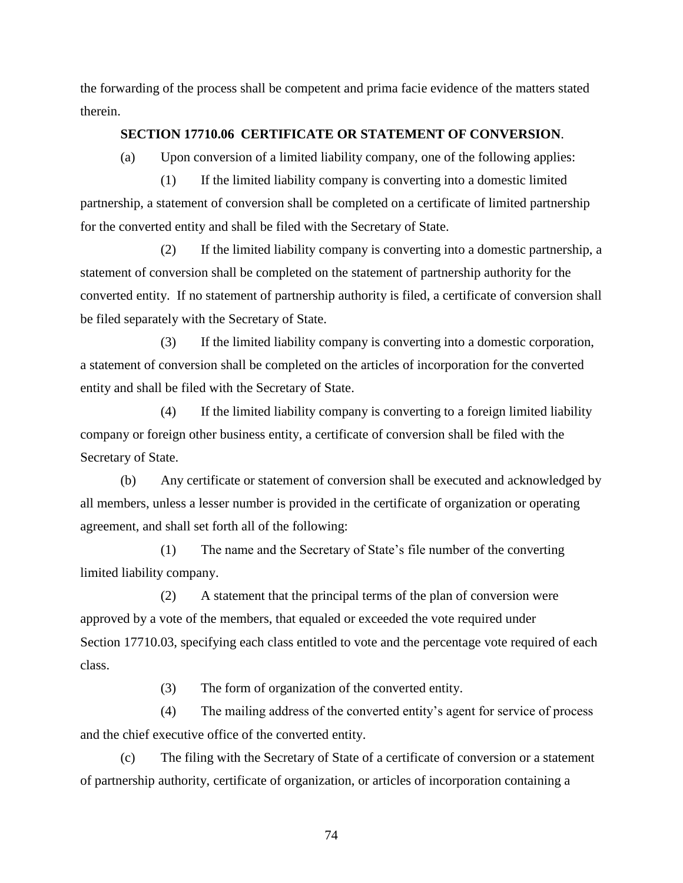the forwarding of the process shall be competent and prima facie evidence of the matters stated therein.

**SECTION 17710.06 CERTIFICATE OR STATEMENT OF CONVERSION**.

(a) Upon conversion of a limited liability company, one of the following applies:

(1) If the limited liability company is converting into a domestic limited partnership, a statement of conversion shall be completed on a certificate of limited partnership for the converted entity and shall be filed with the Secretary of State.

(2) If the limited liability company is converting into a domestic partnership, a statement of conversion shall be completed on the statement of partnership authority for the converted entity. If no statement of partnership authority is filed, a certificate of conversion shall be filed separately with the Secretary of State.

(3) If the limited liability company is converting into a domestic corporation, a statement of conversion shall be completed on the articles of incorporation for the converted entity and shall be filed with the Secretary of State.

(4) If the limited liability company is converting to a foreign limited liability company or foreign other business entity, a certificate of conversion shall be filed with the Secretary of State.

(b) Any certificate or statement of conversion shall be executed and acknowledged by all members, unless a lesser number is provided in the certificate of organization or operating agreement, and shall set forth all of the following:

(1) The name and the Secretary of State's file number of the converting limited liability company.

(2) A statement that the principal terms of the plan of conversion were approved by a vote of the members, that equaled or exceeded the vote required under Section 17710.03, specifying each class entitled to vote and the percentage vote required of each class.

(3) The form of organization of the converted entity.

(4) The mailing address of the converted entity's agent for service of process and the chief executive office of the converted entity.

(c) The filing with the Secretary of State of a certificate of conversion or a statement of partnership authority, certificate of organization, or articles of incorporation containing a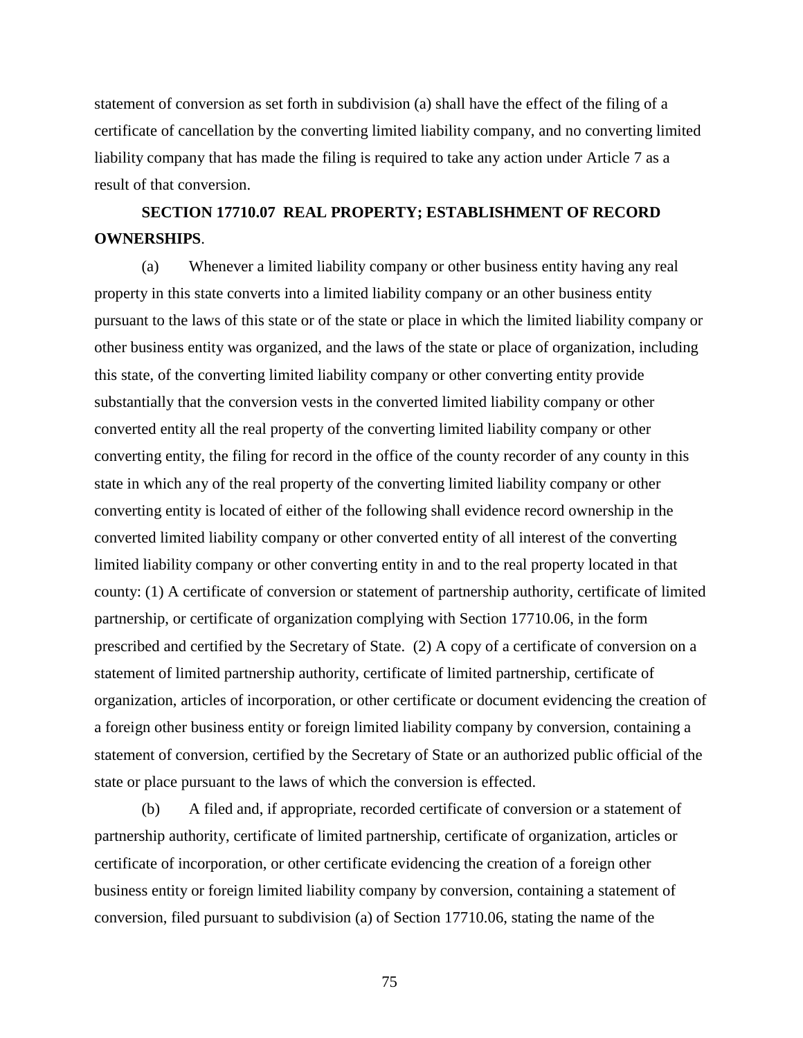statement of conversion as set forth in subdivision (a) shall have the effect of the filing of a certificate of cancellation by the converting limited liability company, and no converting limited liability company that has made the filing is required to take any action under Article 7 as a result of that conversion.

**SECTION 17710.07 REAL PROPERTY; ESTABLISHMENT OF RECORD OWNERSHIPS**.

(a) Whenever a limited liability company or other business entity having any real property in this state converts into a limited liability company or an other business entity pursuant to the laws of this state or of the state or place in which the limited liability company or other business entity was organized, and the laws of the state or place of organization, including this state, of the converting limited liability company or other converting entity provide substantially that the conversion vests in the converted limited liability company or other converted entity all the real property of the converting limited liability company or other converting entity, the filing for record in the office of the county recorder of any county in this state in which any of the real property of the converting limited liability company or other converting entity is located of either of the following shall evidence record ownership in the converted limited liability company or other converted entity of all interest of the converting limited liability company or other converting entity in and to the real property located in that county: (1) A certificate of conversion or statement of partnership authority, certificate of limited partnership, or certificate of organization complying with Section 17710.06, in the form prescribed and certified by the Secretary of State. (2) A copy of a certificate of conversion on a statement of limited partnership authority, certificate of limited partnership, certificate of organization, articles of incorporation, or other certificate or document evidencing the creation of a foreign other business entity or foreign limited liability company by conversion, containing a statement of conversion, certified by the Secretary of State or an authorized public official of the state or place pursuant to the laws of which the conversion is effected.

(b) A filed and, if appropriate, recorded certificate of conversion or a statement of partnership authority, certificate of limited partnership, certificate of organization, articles or certificate of incorporation, or other certificate evidencing the creation of a foreign other business entity or foreign limited liability company by conversion, containing a statement of conversion, filed pursuant to subdivision (a) of Section 17710.06, stating the name of the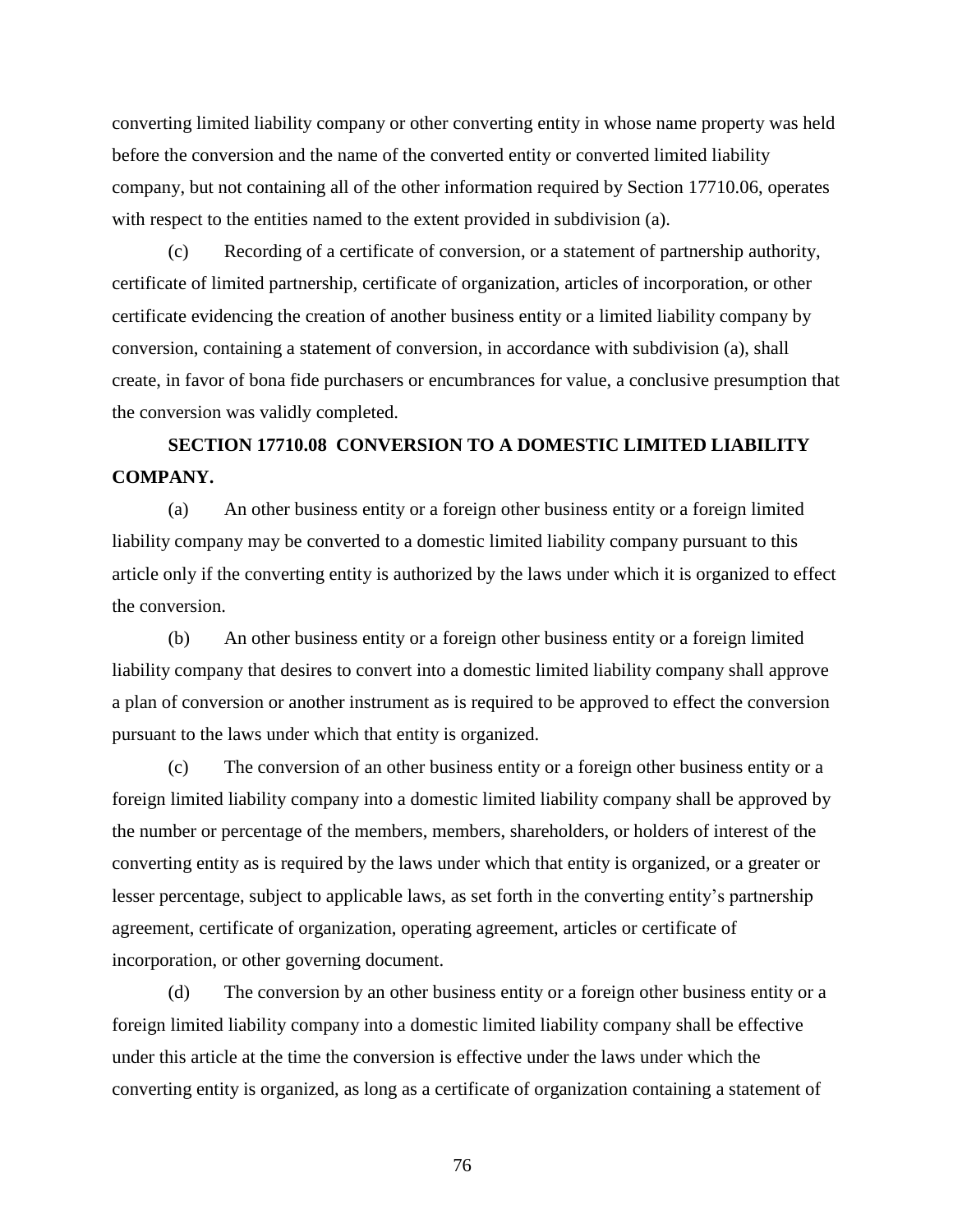converting limited liability company or other converting entity in whose name property was held before the conversion and the name of the converted entity or converted limited liability company, but not containing all of the other information required by Section 17710.06, operates with respect to the entities named to the extent provided in subdivision (a).

(c) Recording of a certificate of conversion, or a statement of partnership authority, certificate of limited partnership, certificate of organization, articles of incorporation, or other certificate evidencing the creation of another business entity or a limited liability company by conversion, containing a statement of conversion, in accordance with subdivision (a), shall create, in favor of bona fide purchasers or encumbrances for value, a conclusive presumption that the conversion was validly completed.

**SECTION 17710.08 CONVERSION TO A DOMESTIC LIMITED LIABILITY COMPANY.**

(a) An other business entity or a foreign other business entity or a foreign limited liability company may be converted to a domestic limited liability company pursuant to this article only if the converting entity is authorized by the laws under which it is organized to effect the conversion.

(b) An other business entity or a foreign other business entity or a foreign limited liability company that desires to convert into a domestic limited liability company shall approve a plan of conversion or another instrument as is required to be approved to effect the conversion pursuant to the laws under which that entity is organized.

(c) The conversion of an other business entity or a foreign other business entity or a foreign limited liability company into a domestic limited liability company shall be approved by the number or percentage of the members, members, shareholders, or holders of interest of the converting entity as is required by the laws under which that entity is organized, or a greater or lesser percentage, subject to applicable laws, as set forth in the converting entity's partnership agreement, certificate of organization, operating agreement, articles or certificate of incorporation, or other governing document.

(d) The conversion by an other business entity or a foreign other business entity or a foreign limited liability company into a domestic limited liability company shall be effective under this article at the time the conversion is effective under the laws under which the converting entity is organized, as long as a certificate of organization containing a statement of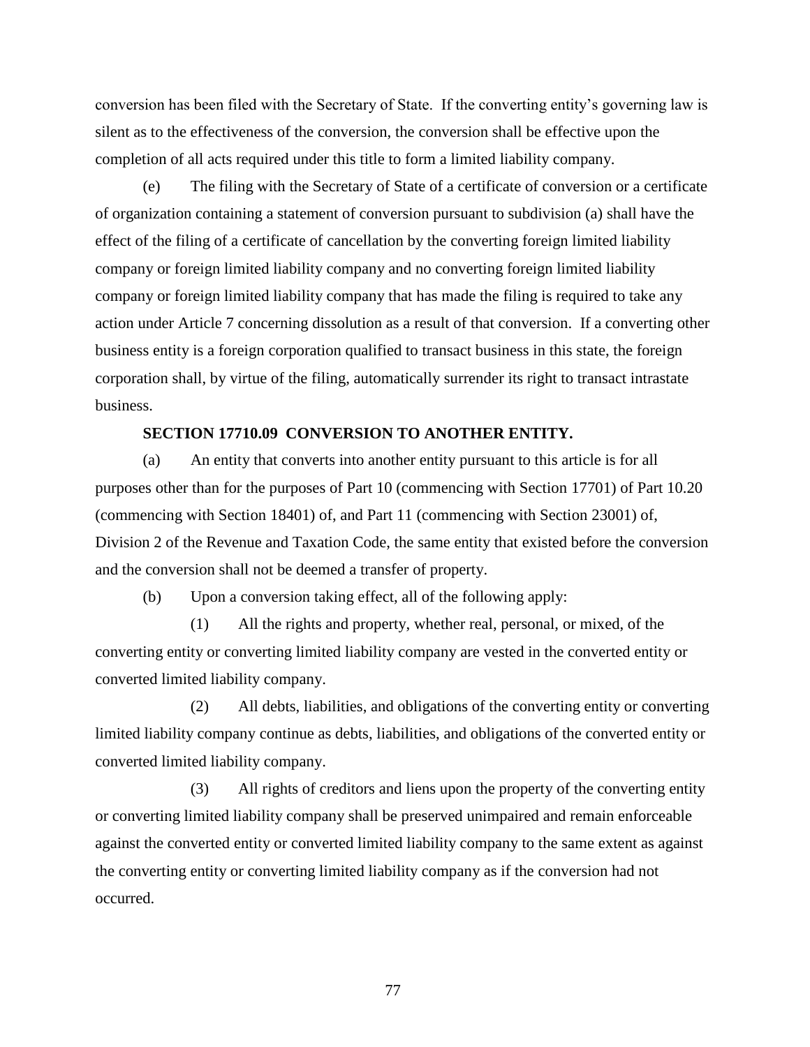conversion has been filed with the Secretary of State. If the converting entity's governing law is silent as to the effectiveness of the conversion, the conversion shall be effective upon the completion of all acts required under this title to form a limited liability company.

(e) The filing with the Secretary of State of a certificate of conversion or a certificate of organization containing a statement of conversion pursuant to subdivision (a) shall have the effect of the filing of a certificate of cancellation by the converting foreign limited liability company or foreign limited liability company and no converting foreign limited liability company or foreign limited liability company that has made the filing is required to take any action under Article 7 concerning dissolution as a result of that conversion. If a converting other business entity is a foreign corporation qualified to transact business in this state, the foreign corporation shall, by virtue of the filing, automatically surrender its right to transact intrastate business.

**SECTION 17710.09 CONVERSION TO ANOTHER ENTITY.**

(a) An entity that converts into another entity pursuant to this article is for all purposes other than for the purposes of Part 10 (commencing with Section 17701) of Part 10.20 (commencing with Section 18401) of, and Part 11 (commencing with Section 23001) of, Division 2 of the Revenue and Taxation Code, the same entity that existed before the conversion and the conversion shall not be deemed a transfer of property.

(b) Upon a conversion taking effect, all of the following apply:

(1) All the rights and property, whether real, personal, or mixed, of the converting entity or converting limited liability company are vested in the converted entity or converted limited liability company.

(2) All debts, liabilities, and obligations of the converting entity or converting limited liability company continue as debts, liabilities, and obligations of the converted entity or converted limited liability company.

(3) All rights of creditors and liens upon the property of the converting entity or converting limited liability company shall be preserved unimpaired and remain enforceable against the converted entity or converted limited liability company to the same extent as against the converting entity or converting limited liability company as if the conversion had not occurred.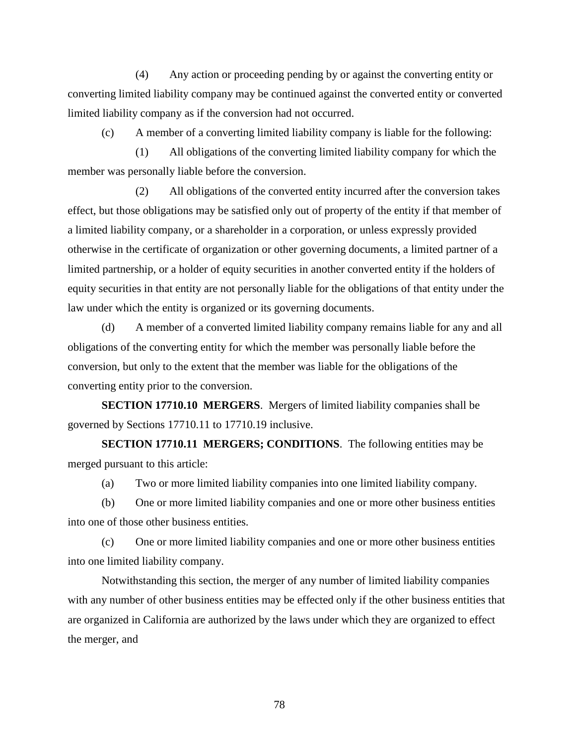(4) Any action or proceeding pending by or against the converting entity or converting limited liability company may be continued against the converted entity or converted limited liability company as if the conversion had not occurred.

(c) A member of a converting limited liability company is liable for the following:

(1) All obligations of the converting limited liability company for which the member was personally liable before the conversion.

(2) All obligations of the converted entity incurred after the conversion takes effect, but those obligations may be satisfied only out of property of the entity if that member of a limited liability company, or a shareholder in a corporation, or unless expressly provided otherwise in the certificate of organization or other governing documents, a limited partner of a limited partnership, or a holder of equity securities in another converted entity if the holders of equity securities in that entity are not personally liable for the obligations of that entity under the law under which the entity is organized or its governing documents.

(d) A member of a converted limited liability company remains liable for any and all obligations of the converting entity for which the member was personally liable before the conversion, but only to the extent that the member was liable for the obligations of the converting entity prior to the conversion.

**SECTION 17710.10 MERGERS**. Mergers of limited liability companies shall be governed by Sections 17710.11 to 17710.19 inclusive.

**SECTION 17710.11 MERGERS; CONDITIONS**. The following entities may be merged pursuant to this article:

(a) Two or more limited liability companies into one limited liability company.

(b) One or more limited liability companies and one or more other business entities into one of those other business entities.

(c) One or more limited liability companies and one or more other business entities into one limited liability company.

Notwithstanding this section, the merger of any number of limited liability companies with any number of other business entities may be effected only if the other business entities that are organized in California are authorized by the laws under which they are organized to effect the merger, and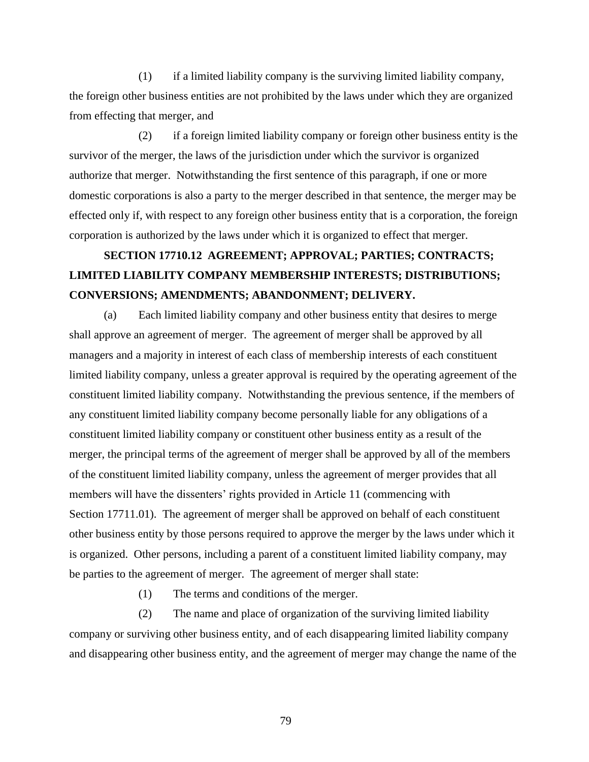(1) if a limited liability company is the surviving limited liability company, the foreign other business entities are not prohibited by the laws under which they are organized from effecting that merger, and

(2) if a foreign limited liability company or foreign other business entity is the survivor of the merger, the laws of the jurisdiction under which the survivor is organized authorize that merger. Notwithstanding the first sentence of this paragraph, if one or more domestic corporations is also a party to the merger described in that sentence, the merger may be effected only if, with respect to any foreign other business entity that is a corporation, the foreign corporation is authorized by the laws under which it is organized to effect that merger.

## SECTION 17710.12 AGREEMENT; APPROVAL; PARTIES; CONTRACTS; LIMITED LIABILITY COMPANY MEMBERSHIP INTERESTS; DISTRIBUTIONS; CONVERSIONS; AMENDMENTS; ABANDONMENT; DELIVERY.

(a) Each limited liability company and other business entity that desires to merge shall approve an agreement of merger. The agreement of merger shall be approved by all managers and a majority in interest of each class of membership interests of each constituent limited liability company, unless a greater approval is required by the operating agreement of the constituent limited liability company. Notwithstanding the previous sentence, if the members of any constituent limited liability company become personally liable for any obligations of a constituent limited liability company or constituent other business entity as a result of the merger, the principal terms of the agreement of merger shall be approved by all of the members of the constituent limited liability company, unless the agreement of merger provides that all members will have the dissenters' rights provided in Article 11 (commencing with Section 17711.01). The agreement of merger shall be approved on behalf of each constituent other business entity by those persons required to approve the merger by the laws under which it is organized. Other persons, including a parent of a constituent limited liability company, may be parties to the agreement of merger. The agreement of merger shall state:

(1) The terms and conditions of the merger.

(2) The name and place of organization of the surviving limited liability company or surviving other business entity, and of each disappearing limited liability company and disappearing other business entity, and the agreement of merger may change the name of the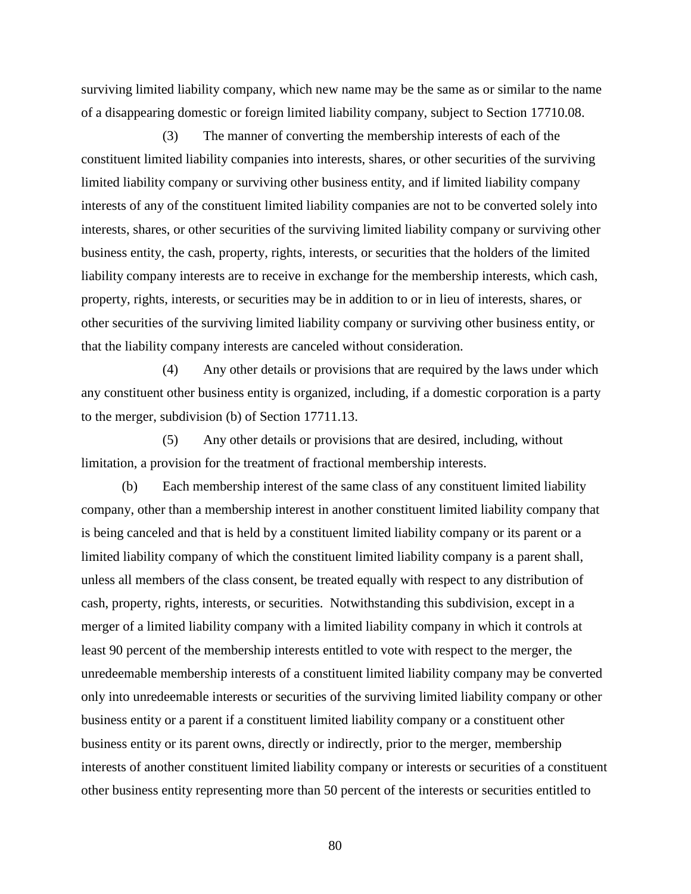surviving limited liability company, which new name may be the same as or similar to the name of a disappearing domestic or foreign limited liability company, subject to Section 17710.08.

(3) The manner of converting the membership interests of each of the constituent limited liability companies into interests, shares, or other securities of the surviving limited liability company or surviving other business entity, and if limited liability company interests of any of the constituent limited liability companies are not to be converted solely into interests, shares, or other securities of the surviving limited liability company or surviving other business entity, the cash, property, rights, interests, or securities that the holders of the limited liability company interests are to receive in exchange for the membership interests, which cash, property, rights, interests, or securities may be in addition to or in lieu of interests, shares, or other securities of the surviving limited liability company or surviving other business entity, or that the liability company interests are canceled without consideration.

(4) Any other details or provisions that are required by the laws under which any constituent other business entity is organized, including, if a domestic corporation is a party to the merger, subdivision (b) of Section 17711.13.

(5) Any other details or provisions that are desired, including, without limitation, a provision for the treatment of fractional membership interests.

(b) Each membership interest of the same class of any constituent limited liability company, other than a membership interest in another constituent limited liability company that is being canceled and that is held by a constituent limited liability company or its parent or a limited liability company of which the constituent limited liability company is a parent shall, unless all members of the class consent, be treated equally with respect to any distribution of cash, property, rights, interests, or securities. Notwithstanding this subdivision, except in a merger of a limited liability company with a limited liability company in which it controls at least 90 percent of the membership interests entitled to vote with respect to the merger, the unredeemable membership interests of a constituent limited liability company may be converted only into unredeemable interests or securities of the surviving limited liability company or other business entity or a parent if a constituent limited liability company or a constituent other business entity or its parent owns, directly or indirectly, prior to the merger, membership interests of another constituent limited liability company or interests or securities of a constituent other business entity representing more than 50 percent of the interests or securities entitled to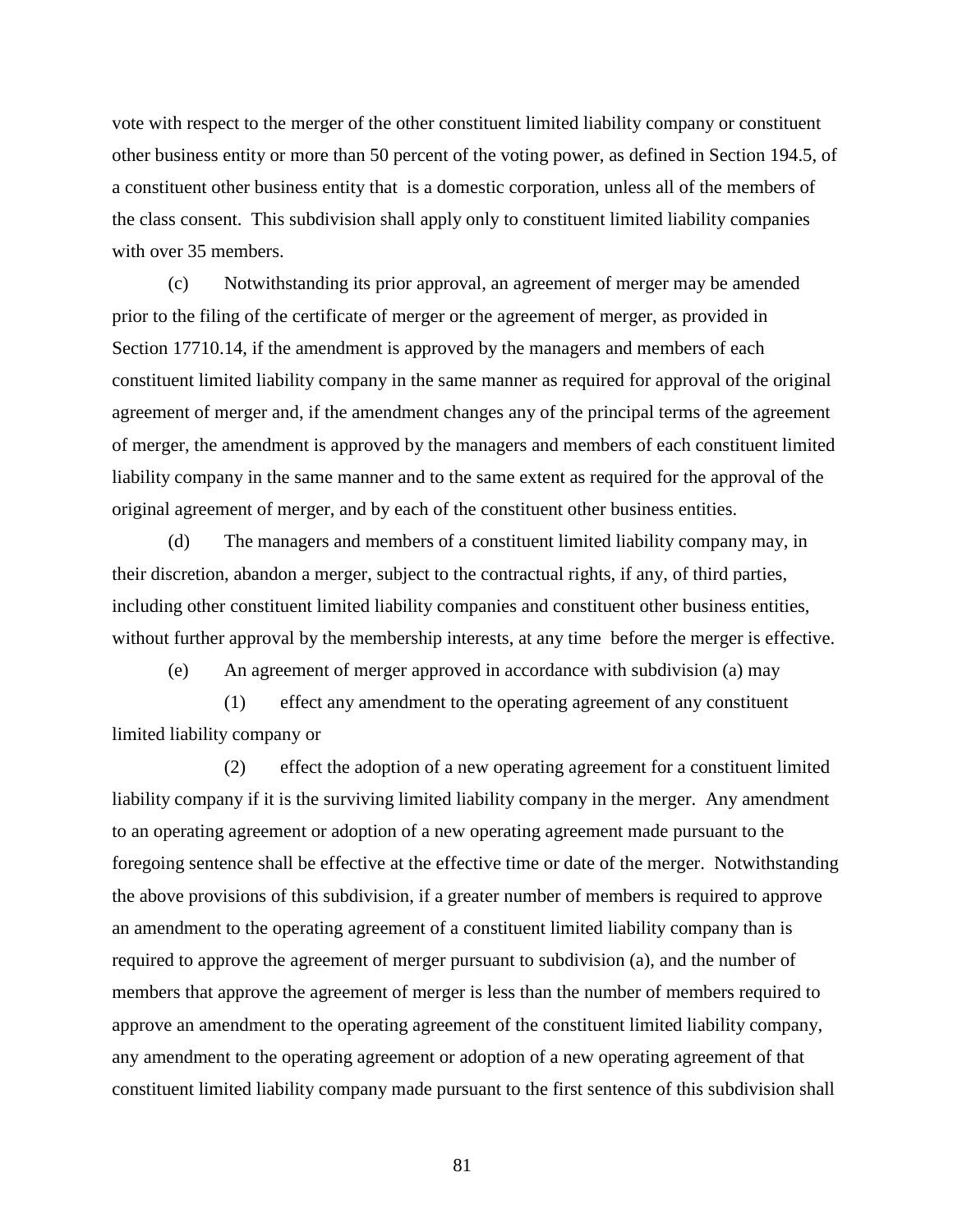vote with respect to the merger of the other constituent limited liability company or constituent other business entity or more than 50 percent of the voting power, as defined in Section 194.5, of a constituent other business entity that is a domestic corporation, unless all of the members of the class consent. This subdivision shall apply only to constituent limited liability companies with over 35 members.

(c) Notwithstanding its prior approval, an agreement of merger may be amended prior to the filing of the certificate of merger or the agreement of merger, as provided in Section 17710.14, if the amendment is approved by the managers and members of each constituent limited liability company in the same manner as required for approval of the original agreement of merger and, if the amendment changes any of the principal terms of the agreement of merger, the amendment is approved by the managers and members of each constituent limited liability company in the same manner and to the same extent as required for the approval of the original agreement of merger, and by each of the constituent other business entities.

(d) The managers and members of a constituent limited liability company may, in their discretion, abandon a merger, subject to the contractual rights, if any, of third parties, including other constituent limited liability companies and constituent other business entities, without further approval by the membership interests, at any time before the merger is effective.

(e) An agreement of merger approved in accordance with subdivision (a) may

(1) effect any amendment to the operating agreement of any constituent limited liability company or

(2) effect the adoption of a new operating agreement for a constituent limited liability company if it is the surviving limited liability company in the merger. Any amendment to an operating agreement or adoption of a new operating agreement made pursuant to the foregoing sentence shall be effective at the effective time or date of the merger. Notwithstanding the above provisions of this subdivision, if a greater number of members is required to approve an amendment to the operating agreement of a constituent limited liability company than is required to approve the agreement of merger pursuant to subdivision (a), and the number of members that approve the agreement of merger is less than the number of members required to approve an amendment to the operating agreement of the constituent limited liability company, any amendment to the operating agreement or adoption of a new operating agreement of that constituent limited liability company made pursuant to the first sentence of this subdivision shall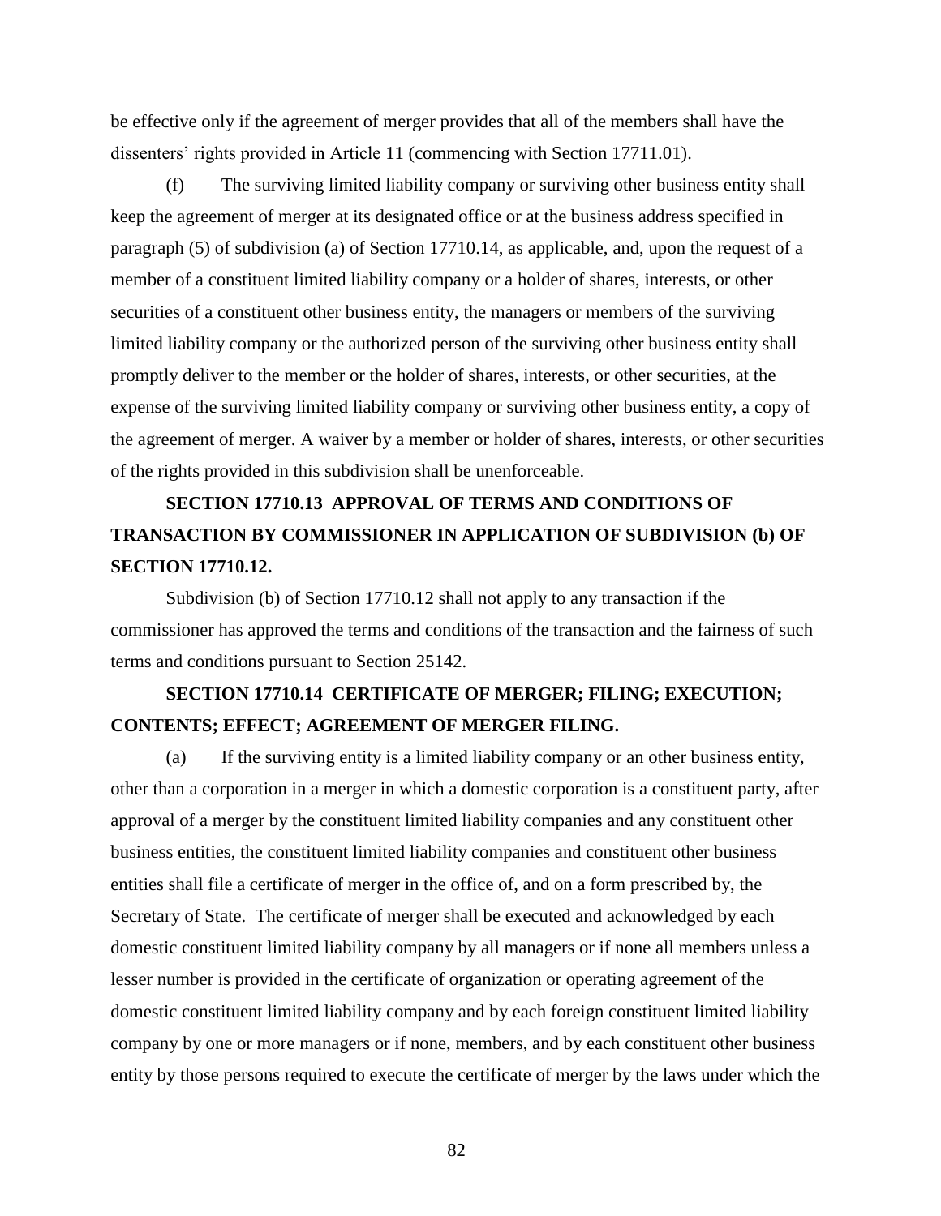be effective only if the agreement of merger provides that all of the members shall have the dissenters' rights provided in Article 11 (commencing with Section 17711.01).

(f) The surviving limited liability company or surviving other business entity shall keep the agreement of merger at its designated office or at the business address specified in paragraph (5) of subdivision (a) of Section 17710.14, as applicable, and, upon the request of a member of a constituent limited liability company or a holder of shares, interests, or other securities of a constituent other business entity, the managers or members of the surviving limited liability company or the authorized person of the surviving other business entity shall promptly deliver to the member or the holder of shares, interests, or other securities, at the expense of the surviving limited liability company or surviving other business entity, a copy of the agreement of merger. A waiver by a member or holder of shares, interests, or other securities of the rights provided in this subdivision shall be unenforceable.

### SECTION 17710.13 APPROVAL OF TERMS AND CONDITIONS OF TRANSACTION BY COMMISSIONER IN APPLICATION OF SUBDIVISION (b) OF SECTION 17710.12.

Subdivision (b) of Section 17710.12 shall not apply to any transaction if the commissioner has approved the terms and conditions of the transaction and the fairness of such terms and conditions pursuant to Section 25142.

### SECTION 17710.14 CERTIFICATE OF MERGER; FILING; EXECUTION; CONTENTS; EFFECT; AGREEMENT OF MERGER FILING.

(a) If the surviving entity is a limited liability company or an other business entity, other than a corporation in a merger in which a domestic corporation is a constituent party, after approval of a merger by the constituent limited liability companies and any constituent other business entities, the constituent limited liability companies and constituent other business entities shall file a certificate of merger in the office of, and on a form prescribed by, the Secretary of State. The certificate of merger shall be executed and acknowledged by each domestic constituent limited liability company by all managers or if none all members unless a lesser number is provided in the certificate of organization or operating agreement of the domestic constituent limited liability company and by each foreign constituent limited liability company by one or more managers or if none, members, and by each constituent other business entity by those persons required to execute the certificate of merger by the laws under which the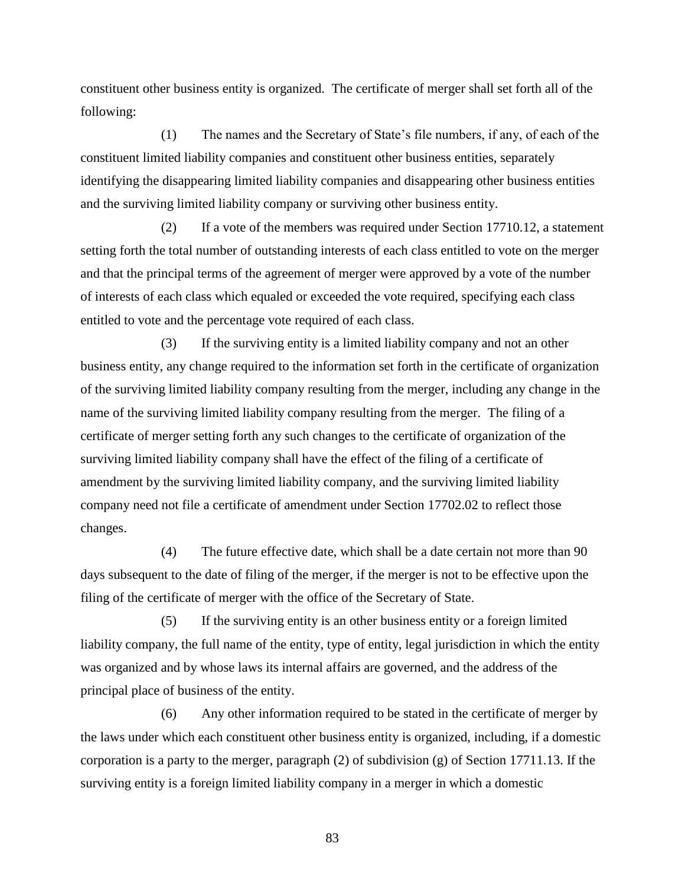constituent other business entity is organized. The certificate of merger shall set forth all of the following:

(1) The names and the Secretary of State's file numbers, if any, of each of the constituent limited liability companies and constituent other business entities, separately identifying the disappearing limited liability companies and disappearing other business entities and the surviving limited liability company or surviving other business entity.

(2) If a vote of the members was required under Section 17710.12, a statement setting forth the total number of outstanding interests of each class entitled to vote on the merger and that the principal terms of the agreement of merger were approved by a vote of the number of interests of each class which equaled or exceeded the vote required, specifying each class entitled to vote and the percentage vote required of each class.

(3) If the surviving entity is a limited liability company and not an other business entity, any change required to the information set forth in the certificate of organization of the surviving limited liability company resulting from the merger, including any change in the name of the surviving limited liability company resulting from the merger. The filing of a certificate of merger setting forth any such changes to the certificate of organization of the surviving limited liability company shall have the effect of the filing of a certificate of amendment by the surviving limited liability company, and the surviving limited liability company need not file a certificate of amendment under Section 17702.02 to reflect those changes.

(4) The future effective date, which shall be a date certain not more than 90 days subsequent to the date of filing of the merger, if the merger is not to be effective upon the filing of the certificate of merger with the office of the Secretary of State.

(5) If the surviving entity is an other business entity or a foreign limited liability company, the full name of the entity, type of entity, legal jurisdiction in which the entity was organized and by whose laws its internal affairs are governed, and the address of the principal place of business of the entity.

(6) Any other information required to be stated in the certificate of merger by the laws under which each constituent other business entity is organized, including, if a domestic corporation is a party to the merger, paragraph (2) of subdivision (g) of Section 17711.13. If the surviving entity is a foreign limited liability company in a merger in which a domestic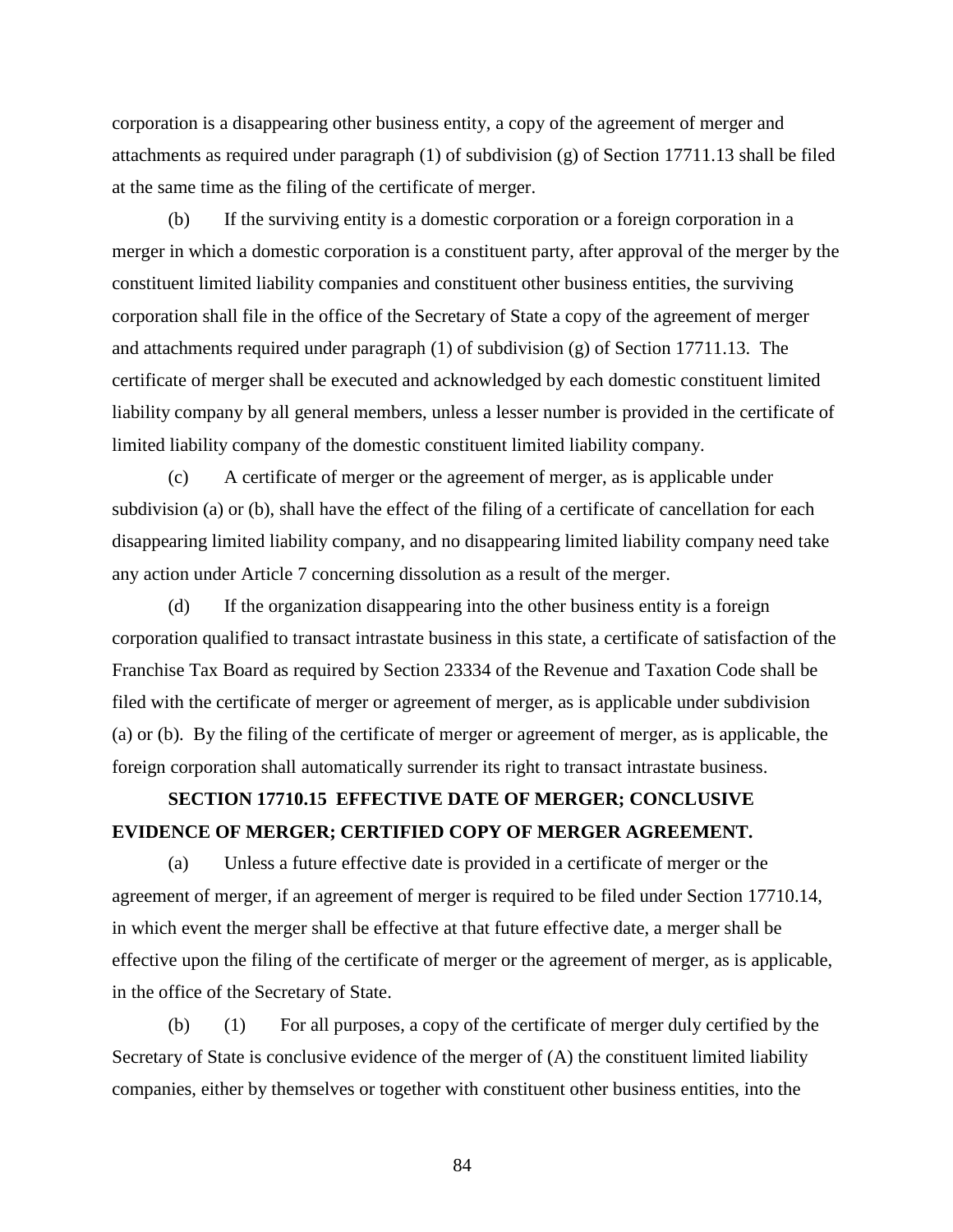corporation is a disappearing other business entity, a copy of the agreement of merger and attachments as required under paragraph (1) of subdivision (g) of Section 17711.13 shall be filed at the same time as the filing of the certificate of merger.

(b) If the surviving entity is a domestic corporation or a foreign corporation in a merger in which a domestic corporation is a constituent party, after approval of the merger by the constituent limited liability companies and constituent other business entities, the surviving corporation shall file in the office of the Secretary of State a copy of the agreement of merger and attachments required under paragraph (1) of subdivision (g) of Section 17711.13. The certificate of merger shall be executed and acknowledged by each domestic constituent limited liability company by all general members, unless a lesser number is provided in the certificate of limited liability company of the domestic constituent limited liability company.

(c) A certificate of merger or the agreement of merger, as is applicable under subdivision (a) or (b), shall have the effect of the filing of a certificate of cancellation for each disappearing limited liability company, and no disappearing limited liability company need take any action under Article 7 concerning dissolution as a result of the merger.

(d) If the organization disappearing into the other business entity is a foreign corporation qualified to transact intrastate business in this state, a certificate of satisfaction of the Franchise Tax Board as required by Section 23334 of the Revenue and Taxation Code shall be filed with the certificate of merger or agreement of merger, as is applicable under subdivision (a) or (b). By the filing of the certificate of merger or agreement of merger, as is applicable, the foreign corporation shall automatically surrender its right to transact intrastate business.

**SECTION 17710.15 EFFECTIVE DATE OF MERGER; CONCLUSIVE EVIDENCE OF MERGER; CERTIFIED COPY OF MERGER AGREEMENT.**

(a) Unless a future effective date is provided in a certificate of merger or the agreement of merger, if an agreement of merger is required to be filed under Section 17710.14, in which event the merger shall be effective at that future effective date, a merger shall be effective upon the filing of the certificate of merger or the agreement of merger, as is applicable, in the office of the Secretary of State.

(b) (1) For all purposes, a copy of the certificate of merger duly certified by the Secretary of State is conclusive evidence of the merger of (A) the constituent limited liability companies, either by themselves or together with constituent other business entities, into the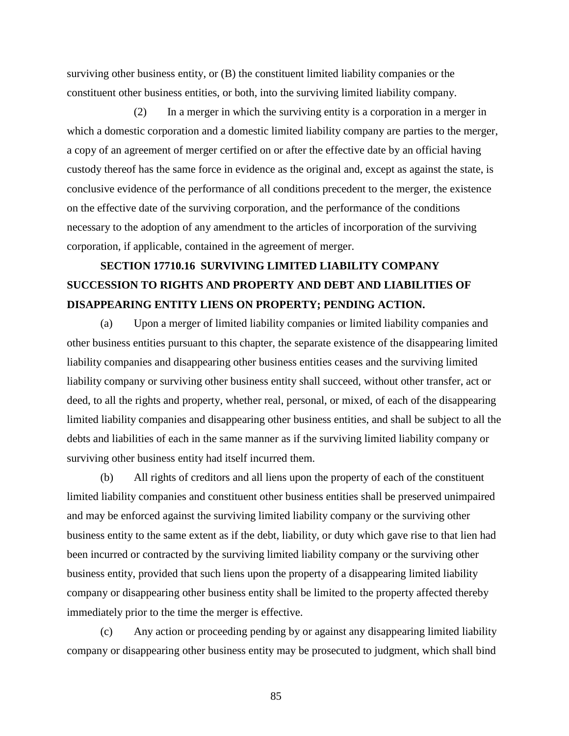surviving other business entity, or (B) the constituent limited liability companies or the constituent other business entities, or both, into the surviving limited liability company.

(2) In a merger in which the surviving entity is a corporation in a merger in which a domestic corporation and a domestic limited liability company are parties to the merger, a copy of an agreement of merger certified on or after the effective date by an official having custody thereof has the same force in evidence as the original and, except as against the state, is conclusive evidence of the performance of all conditions precedent to the merger, the existence on the effective date of the surviving corporation, and the performance of the conditions necessary to the adoption of any amendment to the articles of incorporation of the surviving corporation, if applicable, contained in the agreement of merger.

**SECTION 17710.16 SURVIVING LIMITED LIABILITY COMPANY SUCCESSION TO RIGHTS AND PROPERTY AND DEBT AND LIABILITIES OF DISAPPEARING ENTITY LIENS ON PROPERTY; PENDING ACTION.**

(a) Upon a merger of limited liability companies or limited liability companies and other business entities pursuant to this chapter, the separate existence of the disappearing limited liability companies and disappearing other business entities ceases and the surviving limited liability company or surviving other business entity shall succeed, without other transfer, act or deed, to all the rights and property, whether real, personal, or mixed, of each of the disappearing limited liability companies and disappearing other business entities, and shall be subject to all the debts and liabilities of each in the same manner as if the surviving limited liability company or surviving other business entity had itself incurred them.

(b) All rights of creditors and all liens upon the property of each of the constituent limited liability companies and constituent other business entities shall be preserved unimpaired and may be enforced against the surviving limited liability company or the surviving other business entity to the same extent as if the debt, liability, or duty which gave rise to that lien had been incurred or contracted by the surviving limited liability company or the surviving other business entity, provided that such liens upon the property of a disappearing limited liability company or disappearing other business entity shall be limited to the property affected thereby immediately prior to the time the merger is effective.

(c) Any action or proceeding pending by or against any disappearing limited liability company or disappearing other business entity may be prosecuted to judgment, which shall bind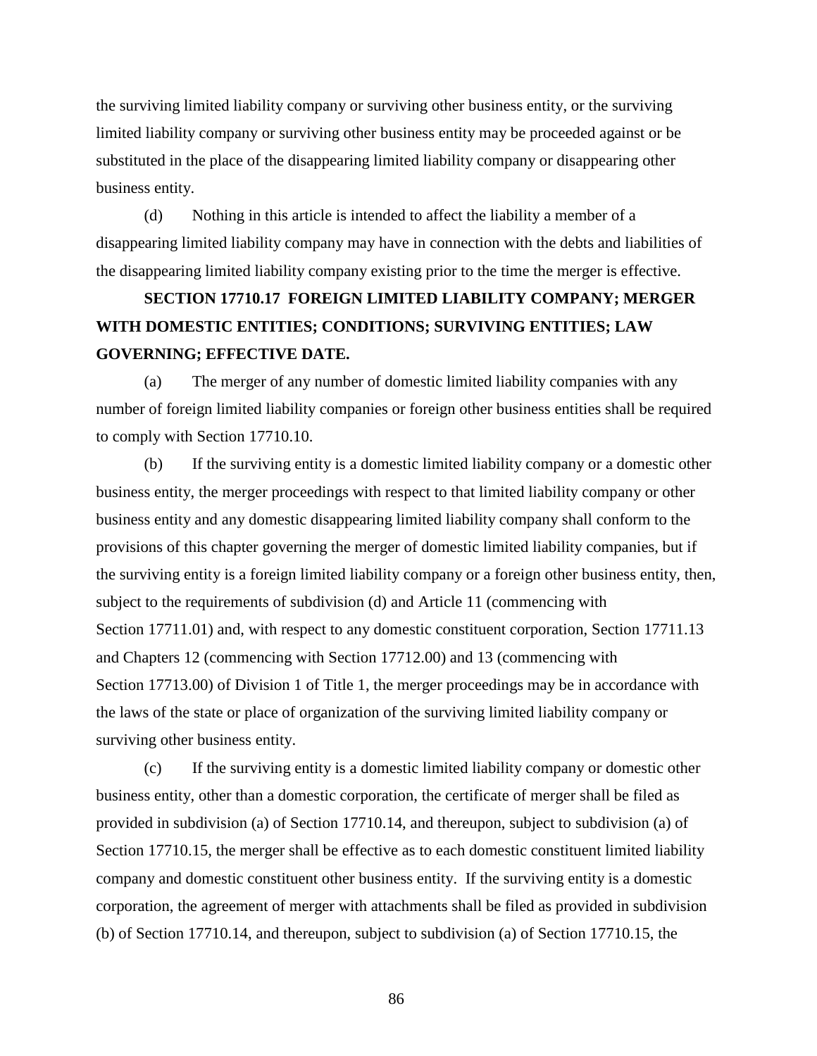the surviving limited liability company or surviving other business entity, or the surviving limited liability company or surviving other business entity may be proceeded against or be substituted in the place of the disappearing limited liability company or disappearing other business entity.

(d) Nothing in this article is intended to affect the liability a member of a disappearing limited liability company may have in connection with the debts and liabilities of the disappearing limited liability company existing prior to the time the merger is effective.

## SECTION 17710.17 FOREIGN LIMITED LIABILITY COMPANY; MERGER WITH DOMESTIC ENTITIES; CONDITIONS; SURVIVING ENTITIES; LAW GOVERNING; EFFECTIVE DATE.

(a) The merger of any number of domestic limited liability companies with any number of foreign limited liability companies or foreign other business entities shall be required to comply with Section 17710.10.

(b) If the surviving entity is a domestic limited liability company or a domestic other business entity, the merger proceedings with respect to that limited liability company or other business entity and any domestic disappearing limited liability company shall conform to the provisions of this chapter governing the merger of domestic limited liability companies, but if the surviving entity is a foreign limited liability company or a foreign other business entity, then, subject to the requirements of subdivision (d) and Article 11 (commencing with Section 17711.01) and, with respect to any domestic constituent corporation, Section 17711.13 and Chapters 12 (commencing with Section 17712.00) and 13 (commencing with Section 17713.00) of Division 1 of Title 1, the merger proceedings may be in accordance with the laws of the state or place of organization of the surviving limited liability company or surviving other business entity.

(c) If the surviving entity is a domestic limited liability company or domestic other business entity, other than a domestic corporation, the certificate of merger shall be filed as provided in subdivision (a) of Section 17710.14, and thereupon, subject to subdivision (a) of Section 17710.15, the merger shall be effective as to each domestic constituent limited liability company and domestic constituent other business entity. If the surviving entity is a domestic corporation, the agreement of merger with attachments shall be filed as provided in subdivision (b) of Section 17710.14, and thereupon, subject to subdivision (a) of Section 17710.15, the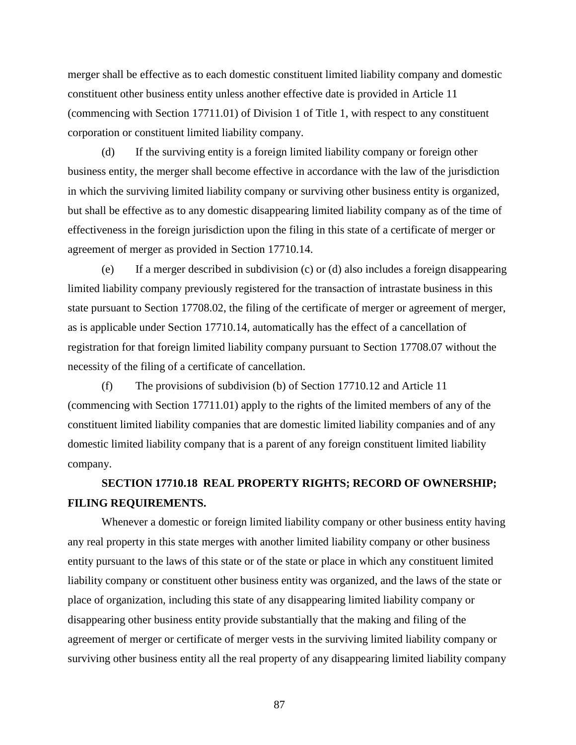merger shall be effective as to each domestic constituent limited liability company and domestic constituent other business entity unless another effective date is provided in Article 11 (commencing with Section 17711.01) of Division 1 of Title 1, with respect to any constituent corporation or constituent limited liability company.

(d) If the surviving entity is a foreign limited liability company or foreign other business entity, the merger shall become effective in accordance with the law of the jurisdiction in which the surviving limited liability company or surviving other business entity is organized, but shall be effective as to any domestic disappearing limited liability company as of the time of effectiveness in the foreign jurisdiction upon the filing in this state of a certificate of merger or agreement of merger as provided in Section 17710.14.

(e) If a merger described in subdivision (c) or (d) also includes a foreign disappearing limited liability company previously registered for the transaction of intrastate business in this state pursuant to Section 17708.02, the filing of the certificate of merger or agreement of merger, as is applicable under Section 17710.14, automatically has the effect of a cancellation of registration for that foreign limited liability company pursuant to Section 17708.07 without the necessity of the filing of a certificate of cancellation.

(f) The provisions of subdivision (b) of Section 17710.12 and Article 11 (commencing with Section 17711.01) apply to the rights of the limited members of any of the constituent limited liability companies that are domestic limited liability companies and of any domestic limited liability company that is a parent of any foreign constituent limited liability company.

**SECTION 17710.18 REAL PROPERTY RIGHTS; RECORD OF OWNERSHIP; FILING REQUIREMENTS.**

Whenever a domestic or foreign limited liability company or other business entity having any real property in this state merges with another limited liability company or other business entity pursuant to the laws of this state or of the state or place in which any constituent limited liability company or constituent other business entity was organized, and the laws of the state or place of organization, including this state of any disappearing limited liability company or disappearing other business entity provide substantially that the making and filing of the agreement of merger or certificate of merger vests in the surviving limited liability company or surviving other business entity all the real property of any disappearing limited liability company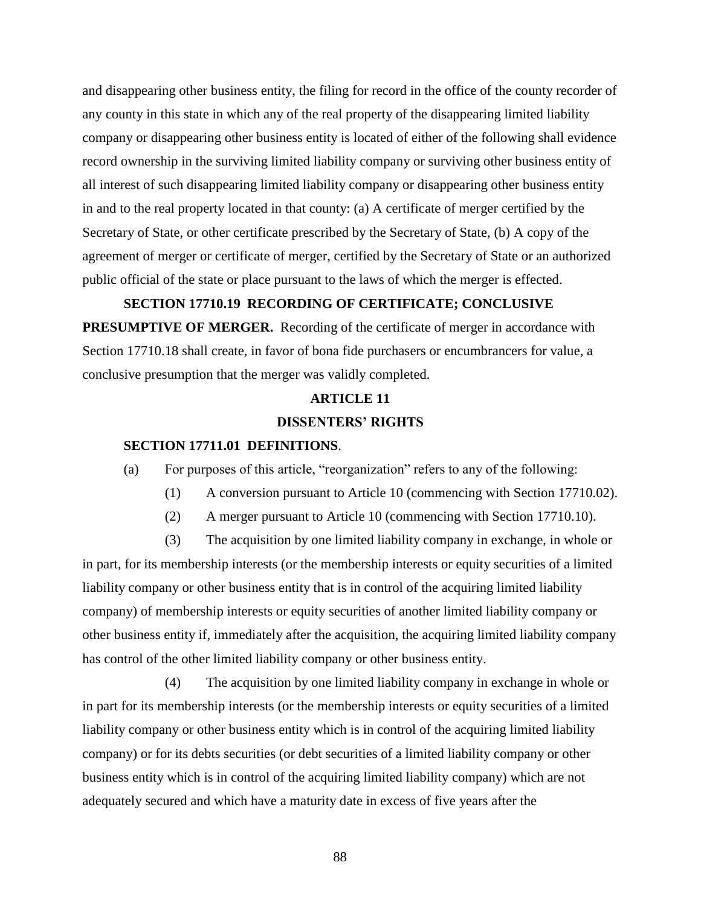and disappearing other business entity, the filing for record in the office of the county recorder of any county in this state in which any of the real property of the disappearing limited liability company or disappearing other business entity is located of either of the following shall evidence record ownership in the surviving limited liability company or surviving other business entity of all interest of such disappearing limited liability company or disappearing other business entity in and to the real property located in that county: (a) A certificate of merger certified by the Secretary of State, or other certificate prescribed by the Secretary of State, (b) A copy of the agreement of merger or certificate of merger, certified by the Secretary of State or an authorized public official of the state or place pursuant to the laws of which the merger is effected.

**SECTION 17710.19 RECORDING OF CERTIFICATE; CONCLUSIVE PRESUMPTIVE OF MERGER.** Recording of the certificate of merger in accordance with Section 17710.18 shall create, in favor of bona fide purchasers or encumbrancers for value, a conclusive presumption that the merger was validly completed.

## ARTICLE 11

## DISSENTERS' RIGHTS

**SECTION 17711.01 DEFINITIONS**.

(a) For purposes of this article, "reorganization" refers to any of the following:

(1) A conversion pursuant to Article 10 (commencing with Section 17710.02).

(2) A merger pursuant to Article 10 (commencing with Section 17710.10).

(3) The acquisition by one limited liability company in exchange, in whole or in part, for its membership interests (or the membership interests or equity securities of a limited liability company or other business entity that is in control of the acquiring limited liability company) of membership interests or equity securities of another limited liability company or other business entity if, immediately after the acquisition, the acquiring limited liability company has control of the other limited liability company or other business entity.

(4) The acquisition by one limited liability company in exchange in whole or in part for its membership interests (or the membership interests or equity securities of a limited liability company or other business entity which is in control of the acquiring limited liability company) or for its debts securities (or debt securities of a limited liability company or other business entity which is in control of the acquiring limited liability company) which are not adequately secured and which have a maturity date in excess of five years after the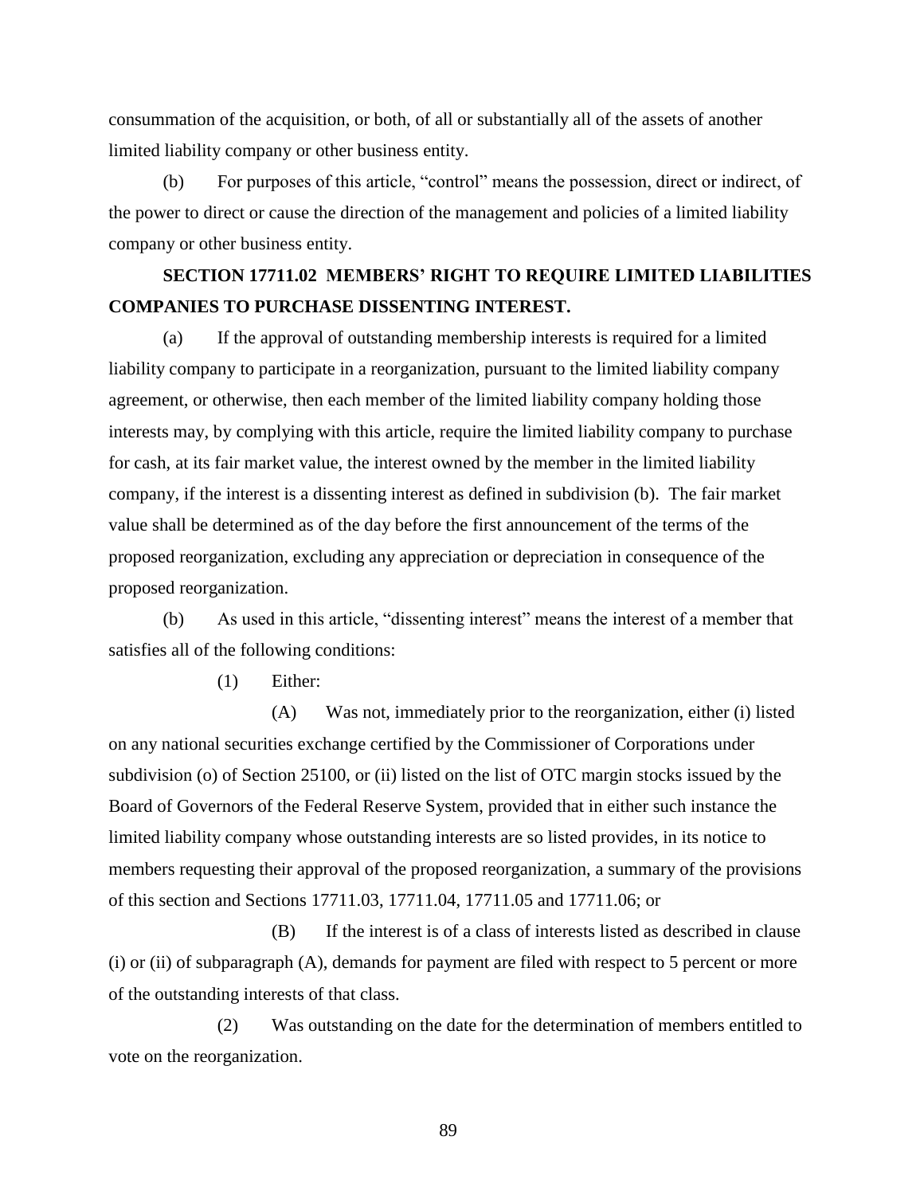consummation of the acquisition, or both, of all or substantially all of the assets of another limited liability company or other business entity.

(b) For purposes of this article, "control" means the possession, direct or indirect, of the power to direct or cause the direction of the management and policies of a limited liability company or other business entity.

### SECTION 17711.02 MEMBERS' RIGHT TO REQUIRE LIMITED LIABILITIES COMPANIES TO PURCHASE DISSENTING INTEREST.

(a) If the approval of outstanding membership interests is required for a limited liability company to participate in a reorganization, pursuant to the limited liability company agreement, or otherwise, then each member of the limited liability company holding those interests may, by complying with this article, require the limited liability company to purchase for cash, at its fair market value, the interest owned by the member in the limited liability company, if the interest is a dissenting interest as defined in subdivision (b). The fair market value shall be determined as of the day before the first announcement of the terms of the proposed reorganization, excluding any appreciation or depreciation in consequence of the proposed reorganization.

(b) As used in this article, "dissenting interest" means the interest of a member that satisfies all of the following conditions:

(1) Either:

(A) Was not, immediately prior to the reorganization, either (i) listed on any national securities exchange certified by the Commissioner of Corporations under subdivision (o) of Section 25100, or (ii) listed on the list of OTC margin stocks issued by the Board of Governors of the Federal Reserve System, provided that in either such instance the limited liability company whose outstanding interests are so listed provides, in its notice to members requesting their approval of the proposed reorganization, a summary of the provisions of this section and Sections 17711.03, 17711.04, 17711.05 and 17711.06; or

(B) If the interest is of a class of interests listed as described in clause (i) or (ii) of subparagraph (A), demands for payment are filed with respect to 5 percent or more of the outstanding interests of that class.

(2) Was outstanding on the date for the determination of members entitled to vote on the reorganization.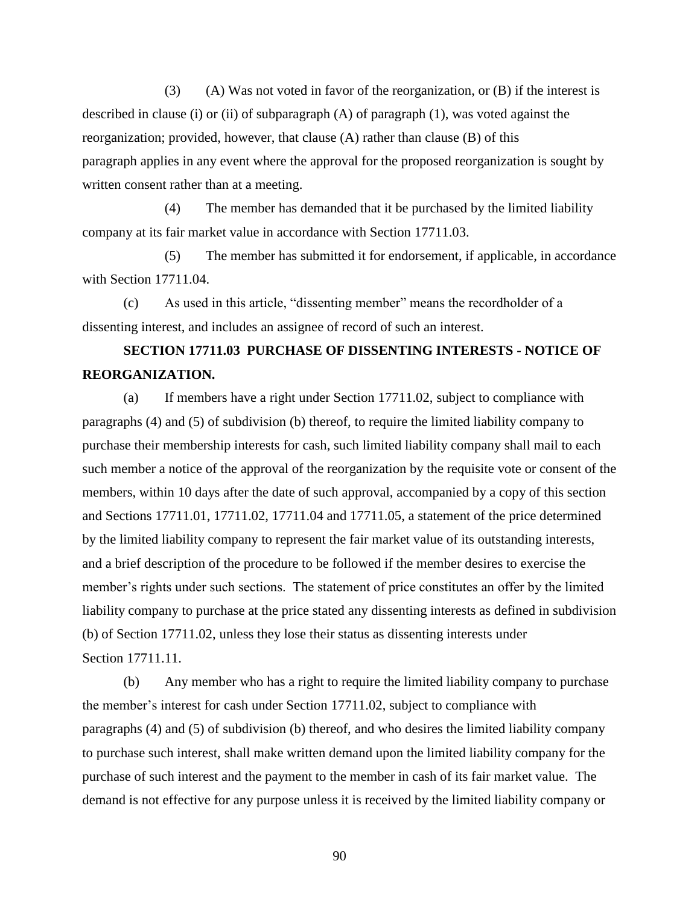(3) (A) Was not voted in favor of the reorganization, or (B) if the interest is described in clause (i) or (ii) of subparagraph (A) of paragraph (1), was voted against the reorganization; provided, however, that clause (A) rather than clause (B) of this paragraph applies in any event where the approval for the proposed reorganization is sought by written consent rather than at a meeting.

(4) The member has demanded that it be purchased by the limited liability company at its fair market value in accordance with Section 17711.03.

(5) The member has submitted it for endorsement, if applicable, in accordance with Section 17711.04.

(c) As used in this article, "dissenting member" means the recordholder of a dissenting interest, and includes an assignee of record of such an interest.

**SECTION 17711.03 PURCHASE OF DISSENTING INTERESTS - NOTICE OF REORGANIZATION.**

(a) If members have a right under Section 17711.02, subject to compliance with paragraphs (4) and (5) of subdivision (b) thereof, to require the limited liability company to purchase their membership interests for cash, such limited liability company shall mail to each such member a notice of the approval of the reorganization by the requisite vote or consent of the members, within 10 days after the date of such approval, accompanied by a copy of this section and Sections 17711.01, 17711.02, 17711.04 and 17711.05, a statement of the price determined by the limited liability company to represent the fair market value of its outstanding interests, and a brief description of the procedure to be followed if the member desires to exercise the member's rights under such sections. The statement of price constitutes an offer by the limited liability company to purchase at the price stated any dissenting interests as defined in subdivision (b) of Section 17711.02, unless they lose their status as dissenting interests under Section 17711.11.

(b) Any member who has a right to require the limited liability company to purchase the member's interest for cash under Section 17711.02, subject to compliance with paragraphs (4) and (5) of subdivision (b) thereof, and who desires the limited liability company to purchase such interest, shall make written demand upon the limited liability company for the purchase of such interest and the payment to the member in cash of its fair market value. The demand is not effective for any purpose unless it is received by the limited liability company or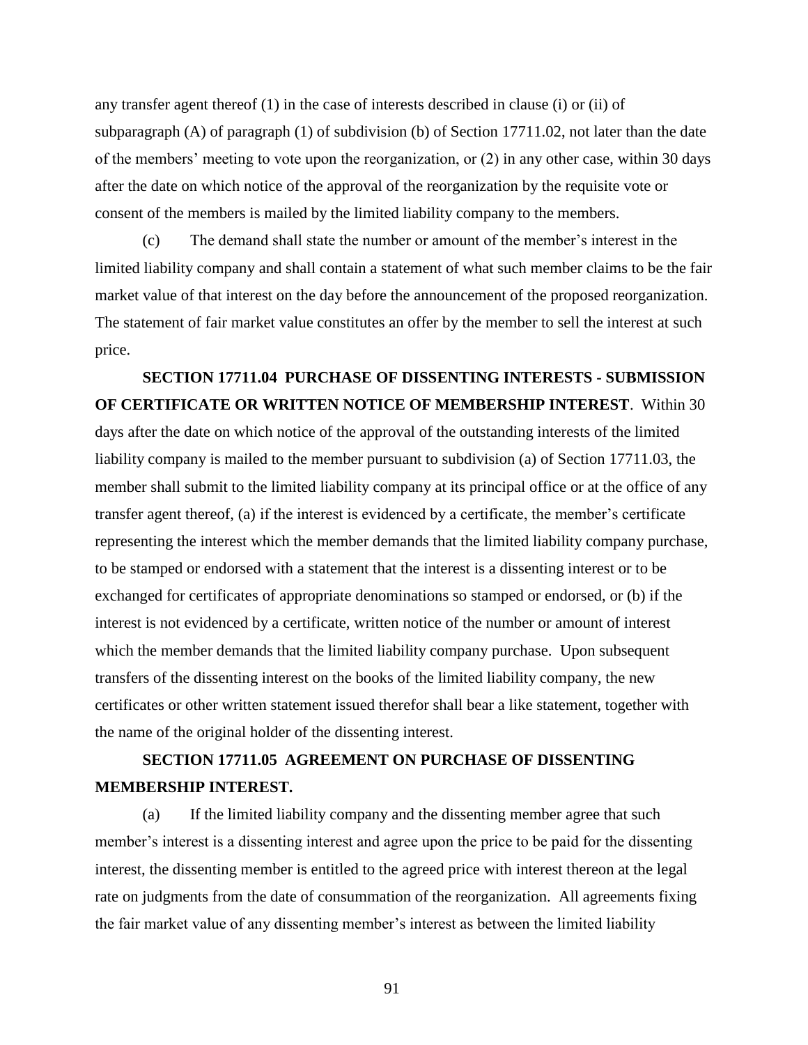any transfer agent thereof (1) in the case of interests described in clause (i) or (ii) of subparagraph (A) of paragraph (1) of subdivision (b) of Section 17711.02, not later than the date of the members' meeting to vote upon the reorganization, or (2) in any other case, within 30 days after the date on which notice of the approval of the reorganization by the requisite vote or consent of the members is mailed by the limited liability company to the members.

(c) The demand shall state the number or amount of the member's interest in the limited liability company and shall contain a statement of what such member claims to be the fair market value of that interest on the day before the announcement of the proposed reorganization. The statement of fair market value constitutes an offer by the member to sell the interest at such price.

**SECTION 17711.04 PURCHASE OF DISSENTING INTERESTS - SUBMISSION OF CERTIFICATE OR WRITTEN NOTICE OF MEMBERSHIP INTEREST**. Within 30 days after the date on which notice of the approval of the outstanding interests of the limited liability company is mailed to the member pursuant to subdivision (a) of Section 17711.03, the member shall submit to the limited liability company at its principal office or at the office of any transfer agent thereof, (a) if the interest is evidenced by a certificate, the member's certificate representing the interest which the member demands that the limited liability company purchase, to be stamped or endorsed with a statement that the interest is a dissenting interest or to be exchanged for certificates of appropriate denominations so stamped or endorsed, or (b) if the interest is not evidenced by a certificate, written notice of the number or amount of interest which the member demands that the limited liability company purchase. Upon subsequent transfers of the dissenting interest on the books of the limited liability company, the new certificates or other written statement issued therefor shall bear a like statement, together with the name of the original holder of the dissenting interest.

**SECTION 17711.05 AGREEMENT ON PURCHASE OF DISSENTING MEMBERSHIP INTEREST.**

(a) If the limited liability company and the dissenting member agree that such member's interest is a dissenting interest and agree upon the price to be paid for the dissenting interest, the dissenting member is entitled to the agreed price with interest thereon at the legal rate on judgments from the date of consummation of the reorganization. All agreements fixing the fair market value of any dissenting member's interest as between the limited liability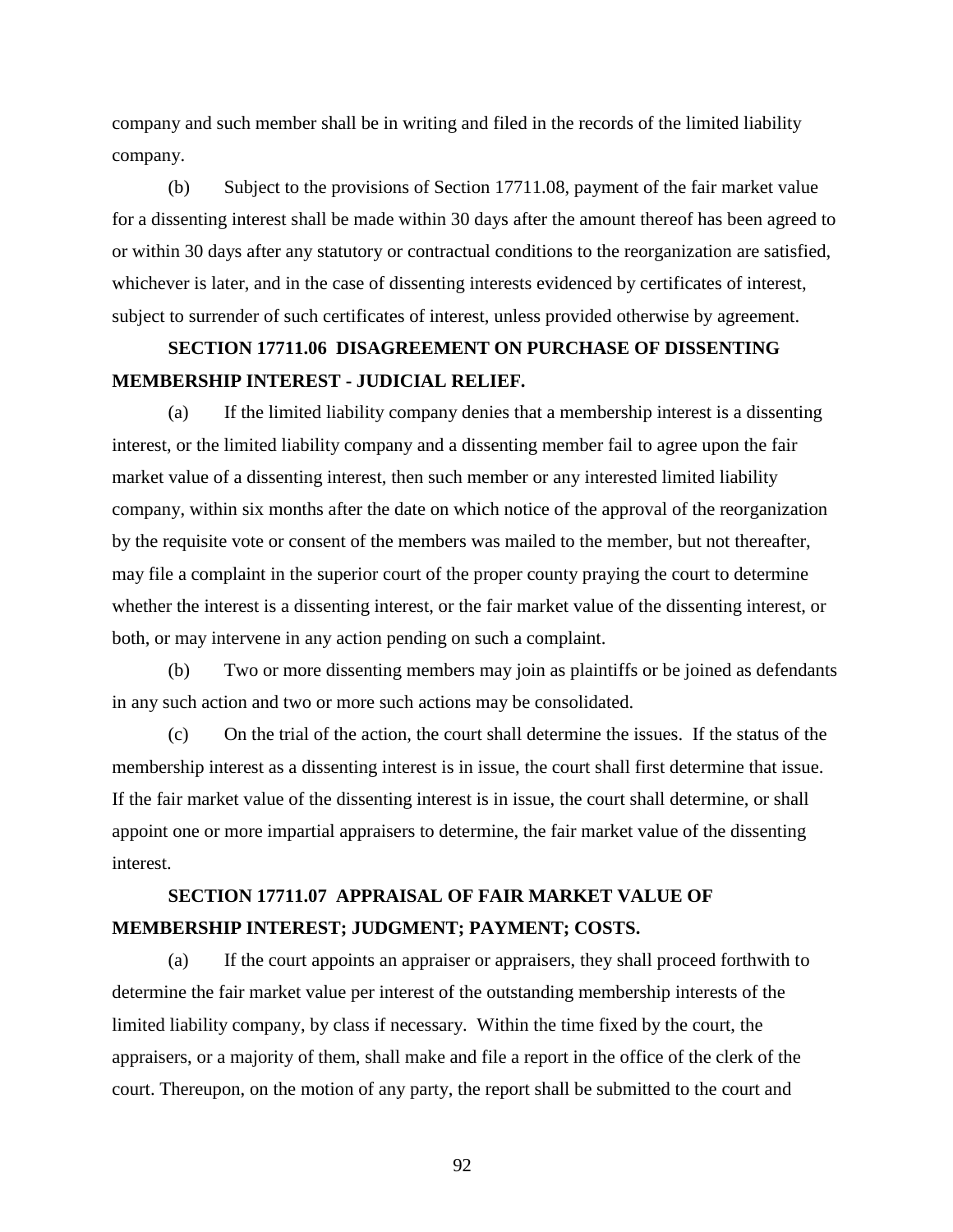company and such member shall be in writing and filed in the records of the limited liability company.

(b) Subject to the provisions of Section 17711.08, payment of the fair market value for a dissenting interest shall be made within 30 days after the amount thereof has been agreed to or within 30 days after any statutory or contractual conditions to the reorganization are satisfied, whichever is later, and in the case of dissenting interests evidenced by certificates of interest, subject to surrender of such certificates of interest, unless provided otherwise by agreement.

**SECTION 17711.06 DISAGREEMENT ON PURCHASE OF DISSENTING MEMBERSHIP INTEREST - JUDICIAL RELIEF.**

(a) If the limited liability company denies that a membership interest is a dissenting interest, or the limited liability company and a dissenting member fail to agree upon the fair market value of a dissenting interest, then such member or any interested limited liability company, within six months after the date on which notice of the approval of the reorganization by the requisite vote or consent of the members was mailed to the member, but not thereafter, may file a complaint in the superior court of the proper county praying the court to determine whether the interest is a dissenting interest, or the fair market value of the dissenting interest, or both, or may intervene in any action pending on such a complaint.

(b) Two or more dissenting members may join as plaintiffs or be joined as defendants in any such action and two or more such actions may be consolidated.

(c) On the trial of the action, the court shall determine the issues. If the status of the membership interest as a dissenting interest is in issue, the court shall first determine that issue. If the fair market value of the dissenting interest is in issue, the court shall determine, or shall appoint one or more impartial appraisers to determine, the fair market value of the dissenting interest.

**SECTION 17711.07 APPRAISAL OF FAIR MARKET VALUE OF MEMBERSHIP INTEREST; JUDGMENT; PAYMENT; COSTS.**

(a) If the court appoints an appraiser or appraisers, they shall proceed forthwith to determine the fair market value per interest of the outstanding membership interests of the limited liability company, by class if necessary. Within the time fixed by the court, the appraisers, or a majority of them, shall make and file a report in the office of the clerk of the court. Thereupon, on the motion of any party, the report shall be submitted to the court and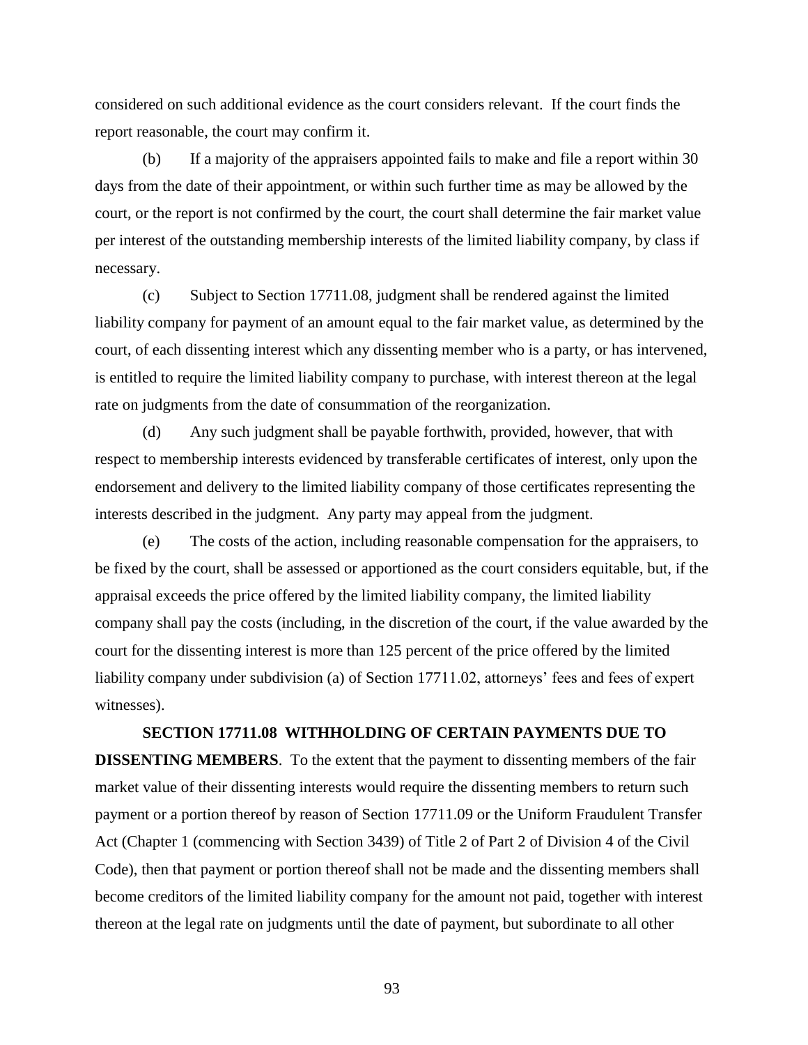considered on such additional evidence as the court considers relevant. If the court finds the report reasonable, the court may confirm it.

(b) If a majority of the appraisers appointed fails to make and file a report within 30 days from the date of their appointment, or within such further time as may be allowed by the court, or the report is not confirmed by the court, the court shall determine the fair market value per interest of the outstanding membership interests of the limited liability company, by class if necessary.

(c) Subject to Section 17711.08, judgment shall be rendered against the limited liability company for payment of an amount equal to the fair market value, as determined by the court, of each dissenting interest which any dissenting member who is a party, or has intervened, is entitled to require the limited liability company to purchase, with interest thereon at the legal rate on judgments from the date of consummation of the reorganization.

(d) Any such judgment shall be payable forthwith, provided, however, that with respect to membership interests evidenced by transferable certificates of interest, only upon the endorsement and delivery to the limited liability company of those certificates representing the interests described in the judgment. Any party may appeal from the judgment.

(e) The costs of the action, including reasonable compensation for the appraisers, to be fixed by the court, shall be assessed or apportioned as the court considers equitable, but, if the appraisal exceeds the price offered by the limited liability company, the limited liability company shall pay the costs (including, in the discretion of the court, if the value awarded by the court for the dissenting interest is more than 125 percent of the price offered by the limited liability company under subdivision (a) of Section 17711.02, attorneys' fees and fees of expert witnesses).

**SECTION 17711.08 WITHHOLDING OF CERTAIN PAYMENTS DUE TO DISSENTING MEMBERS**. To the extent that the payment to dissenting members of the fair market value of their dissenting interests would require the dissenting members to return such payment or a portion thereof by reason of Section 17711.09 or the Uniform Fraudulent Transfer Act (Chapter 1 (commencing with Section 3439) of Title 2 of Part 2 of Division 4 of the Civil Code), then that payment or portion thereof shall not be made and the dissenting members shall become creditors of the limited liability company for the amount not paid, together with interest thereon at the legal rate on judgments until the date of payment, but subordinate to all other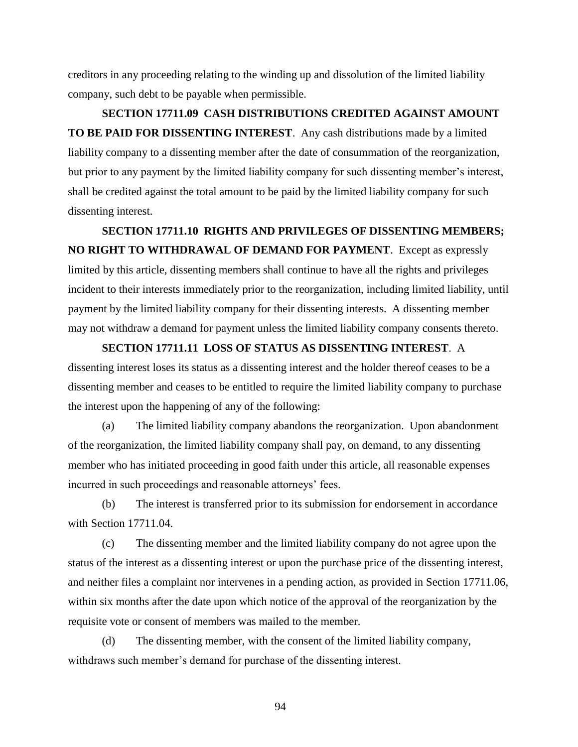creditors in any proceeding relating to the winding up and dissolution of the limited liability company, such debt to be payable when permissible.

**SECTION 17711.09 CASH DISTRIBUTIONS CREDITED AGAINST AMOUNT TO BE PAID FOR DISSENTING INTEREST**. Any cash distributions made by a limited liability company to a dissenting member after the date of consummation of the reorganization, but prior to any payment by the limited liability company for such dissenting member's interest, shall be credited against the total amount to be paid by the limited liability company for such dissenting interest.

**SECTION 17711.10 RIGHTS AND PRIVILEGES OF DISSENTING MEMBERS; NO RIGHT TO WITHDRAWAL OF DEMAND FOR PAYMENT**. Except as expressly limited by this article, dissenting members shall continue to have all the rights and privileges incident to their interests immediately prior to the reorganization, including limited liability, until payment by the limited liability company for their dissenting interests. A dissenting member may not withdraw a demand for payment unless the limited liability company consents thereto.

**SECTION 17711.11 LOSS OF STATUS AS DISSENTING INTEREST**. A dissenting interest loses its status as a dissenting interest and the holder thereof ceases to be a dissenting member and ceases to be entitled to require the limited liability company to purchase the interest upon the happening of any of the following:

(a) The limited liability company abandons the reorganization. Upon abandonment of the reorganization, the limited liability company shall pay, on demand, to any dissenting member who has initiated proceeding in good faith under this article, all reasonable expenses incurred in such proceedings and reasonable attorneys' fees.

(b) The interest is transferred prior to its submission for endorsement in accordance with Section 17711.04.

(c) The dissenting member and the limited liability company do not agree upon the status of the interest as a dissenting interest or upon the purchase price of the dissenting interest, and neither files a complaint nor intervenes in a pending action, as provided in Section 17711.06, within six months after the date upon which notice of the approval of the reorganization by the requisite vote or consent of members was mailed to the member.

(d) The dissenting member, with the consent of the limited liability company, withdraws such member's demand for purchase of the dissenting interest.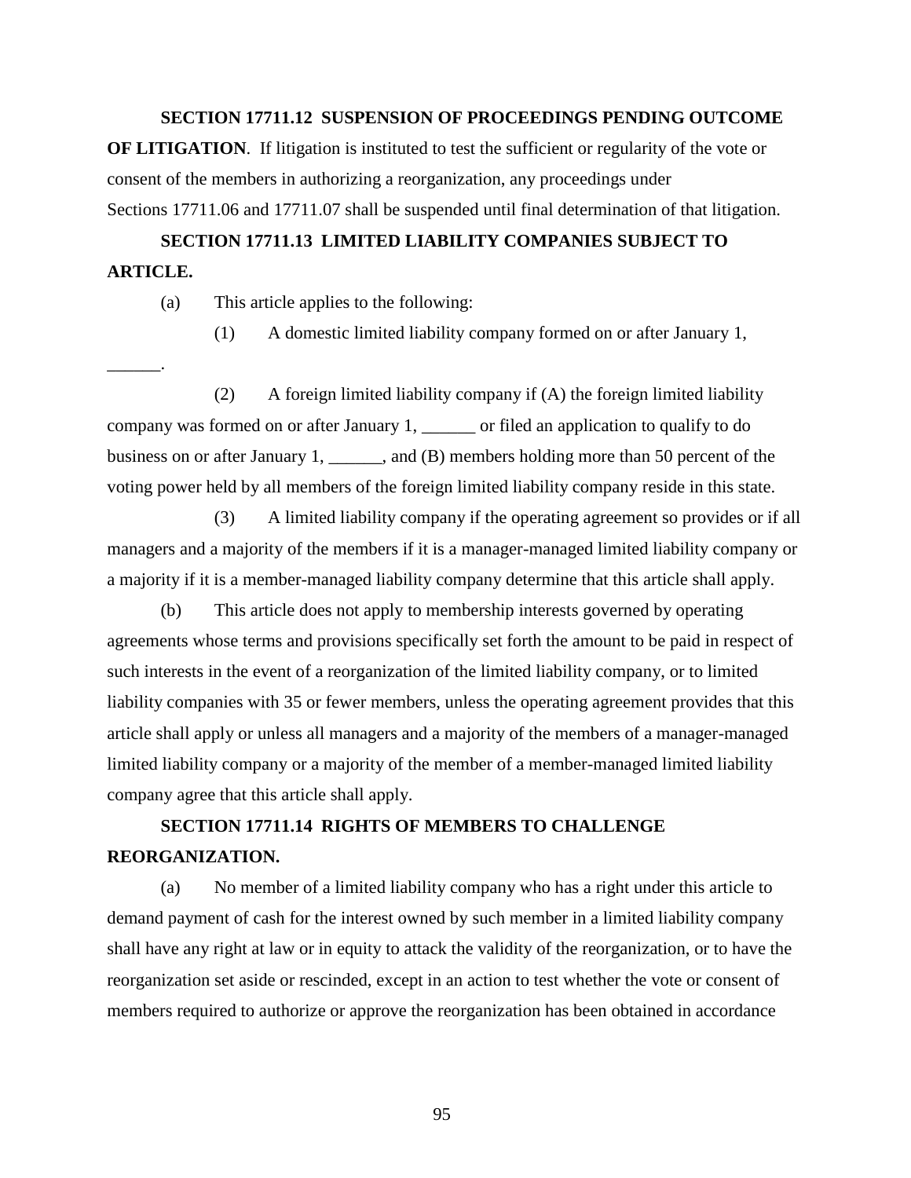**SECTION 17711.12 SUSPENSION OF PROCEEDINGS PENDING OUTCOME OF LITIGATION**. If litigation is instituted to test the sufficient or regularity of the vote or consent of the members in authorizing a reorganization, any proceedings under Sections 17711.06 and 17711.07 shall be suspended until final determination of that litigation.

**SECTION 17711.13 LIMITED LIABILITY COMPANIES SUBJECT TO ARTICLE.**

(a) This article applies to the following:

(1) A domestic limited liability company formed on or after January 1, ______.

(2) A foreign limited liability company if (A) the foreign limited liability company was formed on or after January 1, ______ or filed an application to qualify to do business on or after January 1, ______, and (B) members holding more than 50 percent of the voting power held by all members of the foreign limited liability company reside in this state.

(3) A limited liability company if the operating agreement so provides or if all managers and a majority of the members if it is a manager-managed limited liability company or a majority if it is a member-managed liability company determine that this article shall apply.

(b) This article does not apply to membership interests governed by operating agreements whose terms and provisions specifically set forth the amount to be paid in respect of such interests in the event of a reorganization of the limited liability company, or to limited liability companies with 35 or fewer members, unless the operating agreement provides that this article shall apply or unless all managers and a majority of the members of a manager-managed limited liability company or a majority of the member of a member-managed limited liability company agree that this article shall apply.

**SECTION 17711.14 RIGHTS OF MEMBERS TO CHALLENGE REORGANIZATION.**

(a) No member of a limited liability company who has a right under this article to demand payment of cash for the interest owned by such member in a limited liability company shall have any right at law or in equity to attack the validity of the reorganization, or to have the reorganization set aside or rescinded, except in an action to test whether the vote or consent of members required to authorize or approve the reorganization has been obtained in accordance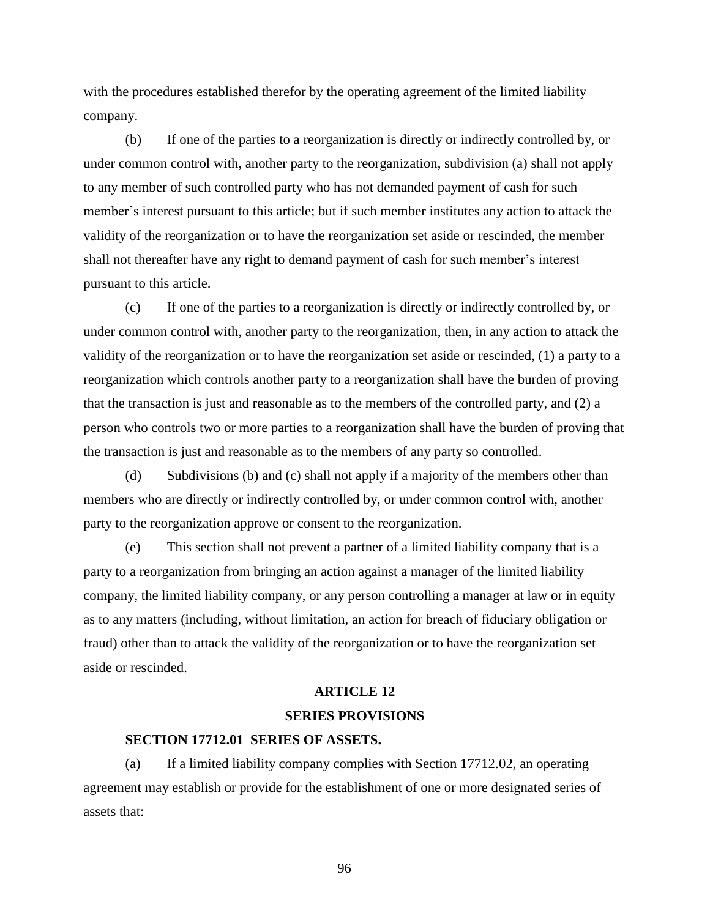with the procedures established therefor by the operating agreement of the limited liability company.

(b) If one of the parties to a reorganization is directly or indirectly controlled by, or under common control with, another party to the reorganization, subdivision (a) shall not apply to any member of such controlled party who has not demanded payment of cash for such member's interest pursuant to this article; but if such member institutes any action to attack the validity of the reorganization or to have the reorganization set aside or rescinded, the member shall not thereafter have any right to demand payment of cash for such member's interest pursuant to this article.

(c) If one of the parties to a reorganization is directly or indirectly controlled by, or under common control with, another party to the reorganization, then, in any action to attack the validity of the reorganization or to have the reorganization set aside or rescinded, (1) a party to a reorganization which controls another party to a reorganization shall have the burden of proving that the transaction is just and reasonable as to the members of the controlled party, and (2) a person who controls two or more parties to a reorganization shall have the burden of proving that the transaction is just and reasonable as to the members of any party so controlled.

(d) Subdivisions (b) and (c) shall not apply if a majority of the members other than members who are directly or indirectly controlled by, or under common control with, another party to the reorganization approve or consent to the reorganization.

(e) This section shall not prevent a partner of a limited liability company that is a party to a reorganization from bringing an action against a manager of the limited liability company, the limited liability company, or any person controlling a manager at law or in equity as to any matters (including, without limitation, an action for breach of fiduciary obligation or fraud) other than to attack the validity of the reorganization or to have the reorganization set aside or rescinded.

## ARTICLE 12

## SERIES PROVISIONS

### SECTION 17712.01 SERIES OF ASSETS.

(a) If a limited liability company complies with Section 17712.02, an operating agreement may establish or provide for the establishment of one or more designated series of assets that: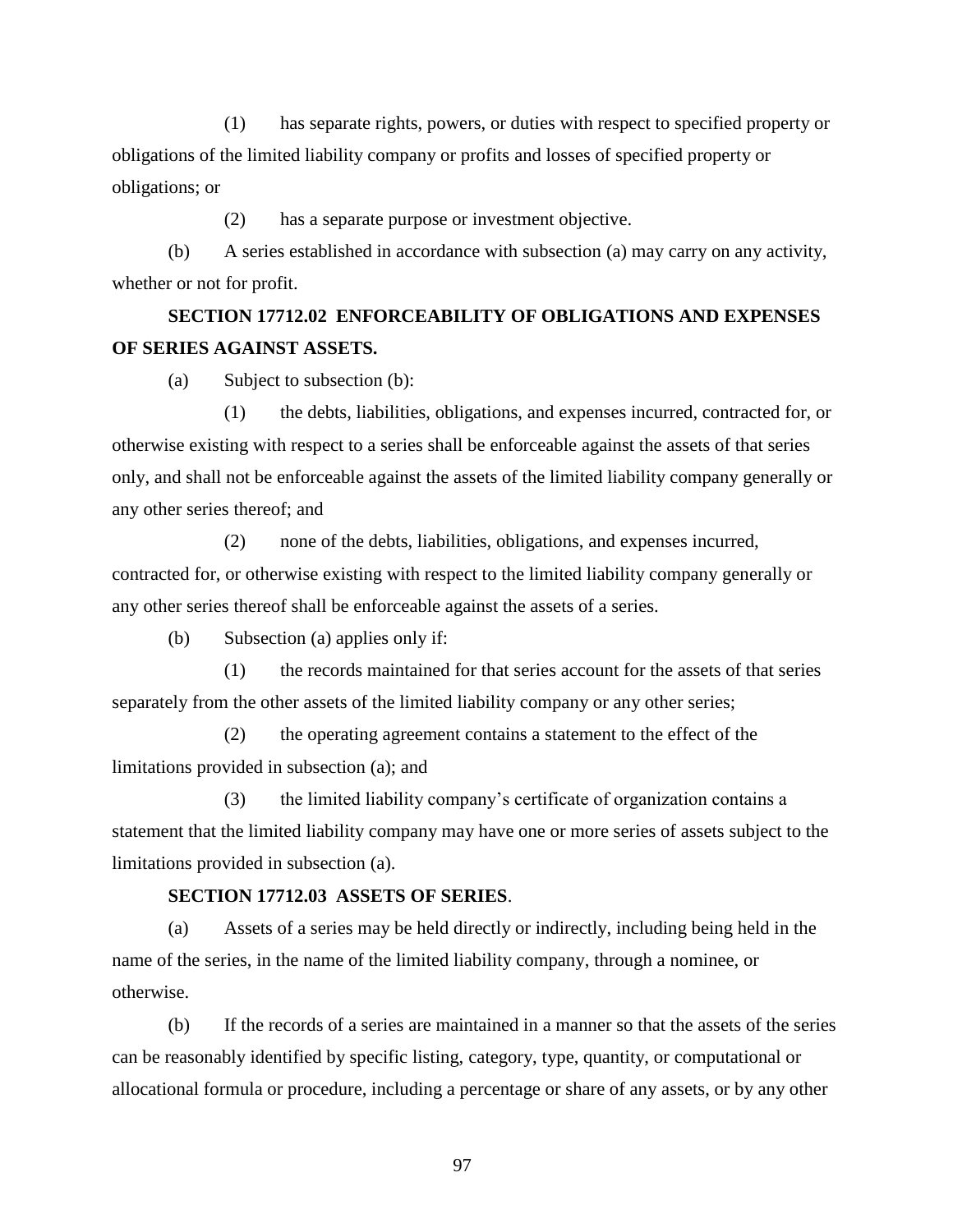(1) has separate rights, powers, or duties with respect to specified property or obligations of the limited liability company or profits and losses of specified property or obligations; or

(2) has a separate purpose or investment objective.

(b) A series established in accordance with subsection (a) may carry on any activity, whether or not for profit.

### SECTION 17712.02 ENFORCEABILITY OF OBLIGATIONS AND EXPENSES OF SERIES AGAINST ASSETS.

(a) Subject to subsection (b):

(1) the debts, liabilities, obligations, and expenses incurred, contracted for, or otherwise existing with respect to a series shall be enforceable against the assets of that series only, and shall not be enforceable against the assets of the limited liability company generally or any other series thereof; and

(2) none of the debts, liabilities, obligations, and expenses incurred, contracted for, or otherwise existing with respect to the limited liability company generally or any other series thereof shall be enforceable against the assets of a series.

(b) Subsection (a) applies only if:

(1) the records maintained for that series account for the assets of that series separately from the other assets of the limited liability company or any other series;

(2) the operating agreement contains a statement to the effect of the limitations provided in subsection (a); and

(3) the limited liability company's certificate of organization contains a statement that the limited liability company may have one or more series of assets subject to the limitations provided in subsection (a).

### SECTION 17712.03 ASSETS OF SERIES.

(a) Assets of a series may be held directly or indirectly, including being held in the name of the series, in the name of the limited liability company, through a nominee, or otherwise.

(b) If the records of a series are maintained in a manner so that the assets of the series can be reasonably identified by specific listing, category, type, quantity, or computational or allocational formula or procedure, including a percentage or share of any assets, or by any other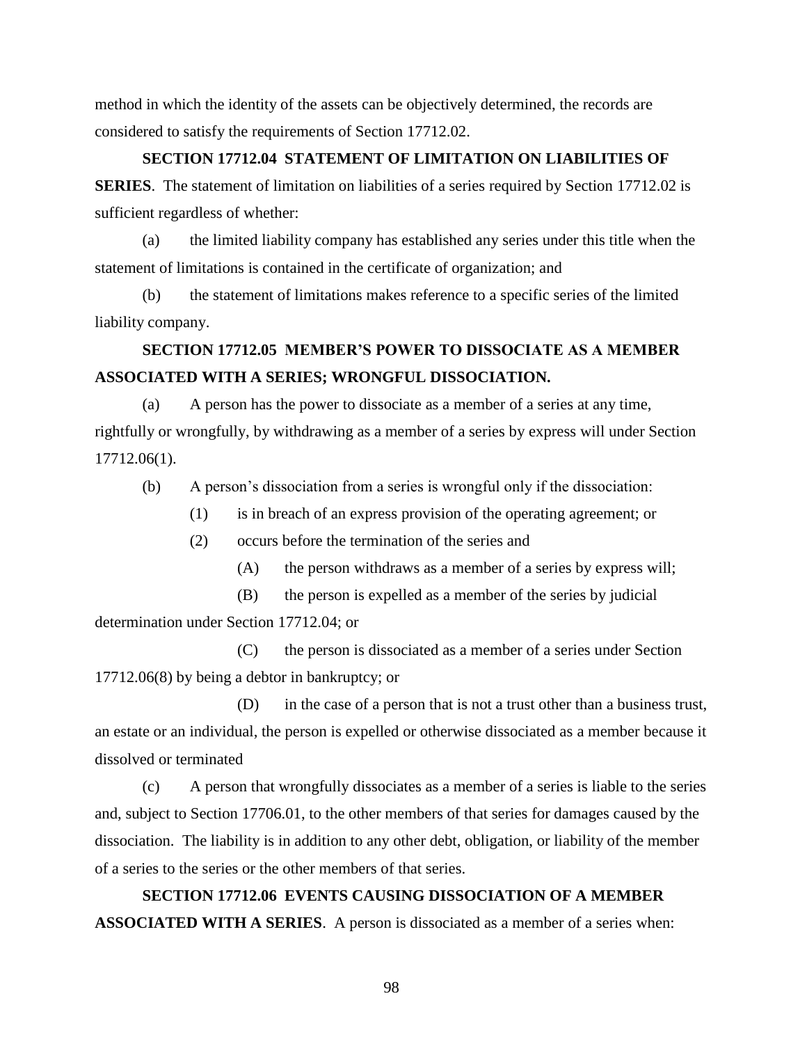method in which the identity of the assets can be objectively determined, the records are considered to satisfy the requirements of Section 17712.02.

**SECTION 17712.04 STATEMENT OF LIMITATION ON LIABILITIES OF SERIES**. The statement of limitation on liabilities of a series required by Section 17712.02 is sufficient regardless of whether:

(a) the limited liability company has established any series under this title when the statement of limitations is contained in the certificate of organization; and

(b) the statement of limitations makes reference to a specific series of the limited liability company.

**SECTION 17712.05 MEMBER'S POWER TO DISSOCIATE AS A MEMBER ASSOCIATED WITH A SERIES; WRONGFUL DISSOCIATION.**

(a) A person has the power to dissociate as a member of a series at any time, rightfully or wrongfully, by withdrawing as a member of a series by express will under Section 17712.06(1).

(b) A person's dissociation from a series is wrongful only if the dissociation:

(1) is in breach of an express provision of the operating agreement; or

(2) occurs before the termination of the series and

(A) the person withdraws as a member of a series by express will;

(B) the person is expelled as a member of the series by judicial determination under Section 17712.04; or

(C) the person is dissociated as a member of a series under Section 17712.06(8) by being a debtor in bankruptcy; or

(D) in the case of a person that is not a trust other than a business trust, an estate or an individual, the person is expelled or otherwise dissociated as a member because it dissolved or terminated

(c) A person that wrongfully dissociates as a member of a series is liable to the series and, subject to Section 17706.01, to the other members of that series for damages caused by the dissociation. The liability is in addition to any other debt, obligation, or liability of the member of a series to the series or the other members of that series.

**SECTION 17712.06 EVENTS CAUSING DISSOCIATION OF A MEMBER ASSOCIATED WITH A SERIES**. A person is dissociated as a member of a series when: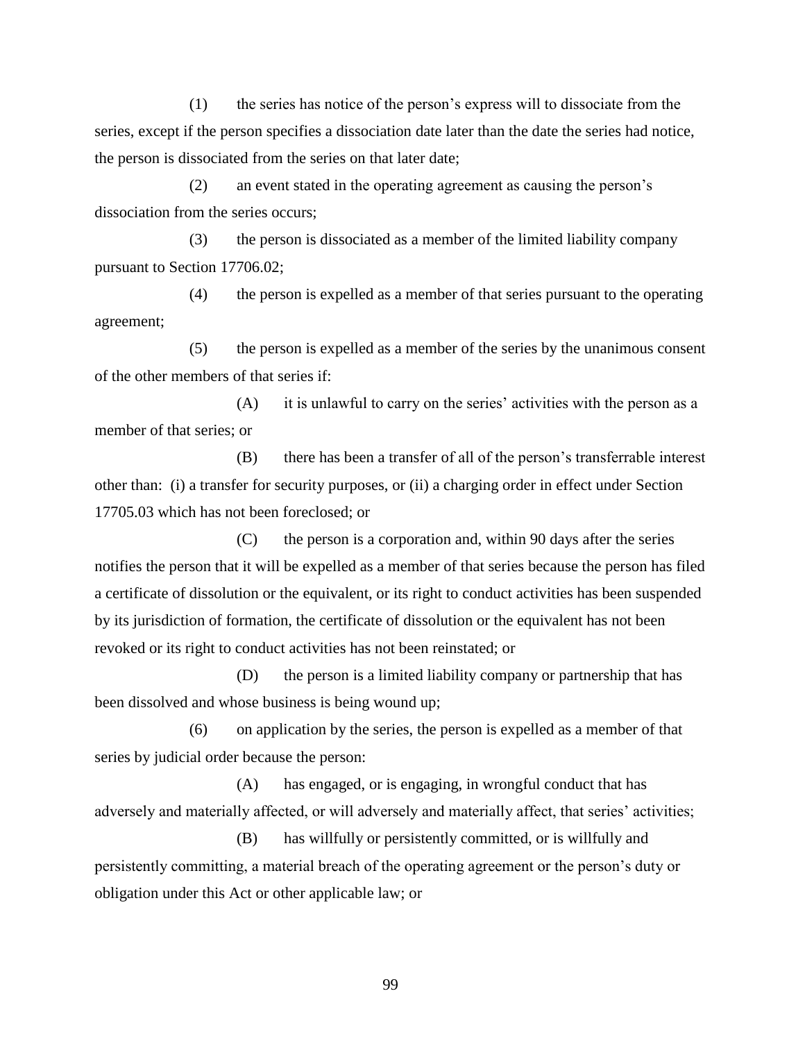(1) the series has notice of the person's express will to dissociate from the series, except if the person specifies a dissociation date later than the date the series had notice, the person is dissociated from the series on that later date;

(2) an event stated in the operating agreement as causing the person's dissociation from the series occurs;

(3) the person is dissociated as a member of the limited liability company pursuant to Section 17706.02;

(4) the person is expelled as a member of that series pursuant to the operating agreement;

(5) the person is expelled as a member of the series by the unanimous consent of the other members of that series if:

(A) it is unlawful to carry on the series' activities with the person as a member of that series; or

(B) there has been a transfer of all of the person's transferrable interest other than: (i) a transfer for security purposes, or (ii) a charging order in effect under Section 17705.03 which has not been foreclosed; or

(C) the person is a corporation and, within 90 days after the series notifies the person that it will be expelled as a member of that series because the person has filed a certificate of dissolution or the equivalent, or its right to conduct activities has been suspended by its jurisdiction of formation, the certificate of dissolution or the equivalent has not been revoked or its right to conduct activities has not been reinstated; or

(D) the person is a limited liability company or partnership that has been dissolved and whose business is being wound up;

(6) on application by the series, the person is expelled as a member of that series by judicial order because the person:

(A) has engaged, or is engaging, in wrongful conduct that has adversely and materially affected, or will adversely and materially affect, that series' activities;

(B) has willfully or persistently committed, or is willfully and persistently committing, a material breach of the operating agreement or the person's duty or obligation under this Act or other applicable law; or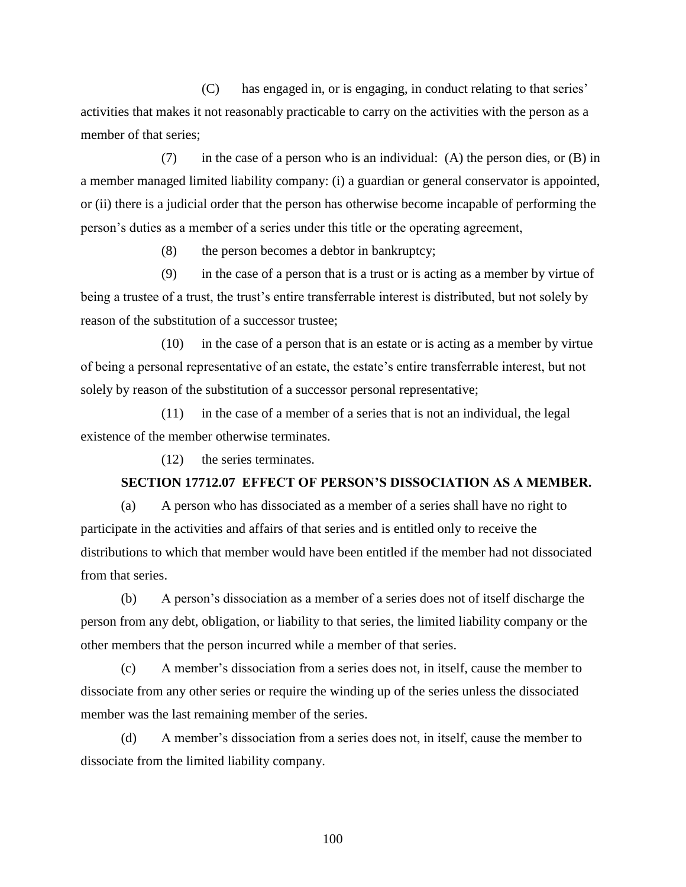(C) has engaged in, or is engaging, in conduct relating to that series' activities that makes it not reasonably practicable to carry on the activities with the person as a member of that series;

(7) in the case of a person who is an individual: (A) the person dies, or (B) in a member managed limited liability company: (i) a guardian or general conservator is appointed, or (ii) there is a judicial order that the person has otherwise become incapable of performing the person's duties as a member of a series under this title or the operating agreement,

(8) the person becomes a debtor in bankruptcy;

(9) in the case of a person that is a trust or is acting as a member by virtue of being a trustee of a trust, the trust's entire transferrable interest is distributed, but not solely by reason of the substitution of a successor trustee;

(10) in the case of a person that is an estate or is acting as a member by virtue of being a personal representative of an estate, the estate's entire transferrable interest, but not solely by reason of the substitution of a successor personal representative;

(11) in the case of a member of a series that is not an individual, the legal existence of the member otherwise terminates.

(12) the series terminates.

**SECTION 17712.07 EFFECT OF PERSON'S DISSOCIATION AS A MEMBER.**

(a) A person who has dissociated as a member of a series shall have no right to participate in the activities and affairs of that series and is entitled only to receive the distributions to which that member would have been entitled if the member had not dissociated from that series.

(b) A person's dissociation as a member of a series does not of itself discharge the person from any debt, obligation, or liability to that series, the limited liability company or the other members that the person incurred while a member of that series.

(c) A member's dissociation from a series does not, in itself, cause the member to dissociate from any other series or require the winding up of the series unless the dissociated member was the last remaining member of the series.

(d) A member's dissociation from a series does not, in itself, cause the member to dissociate from the limited liability company.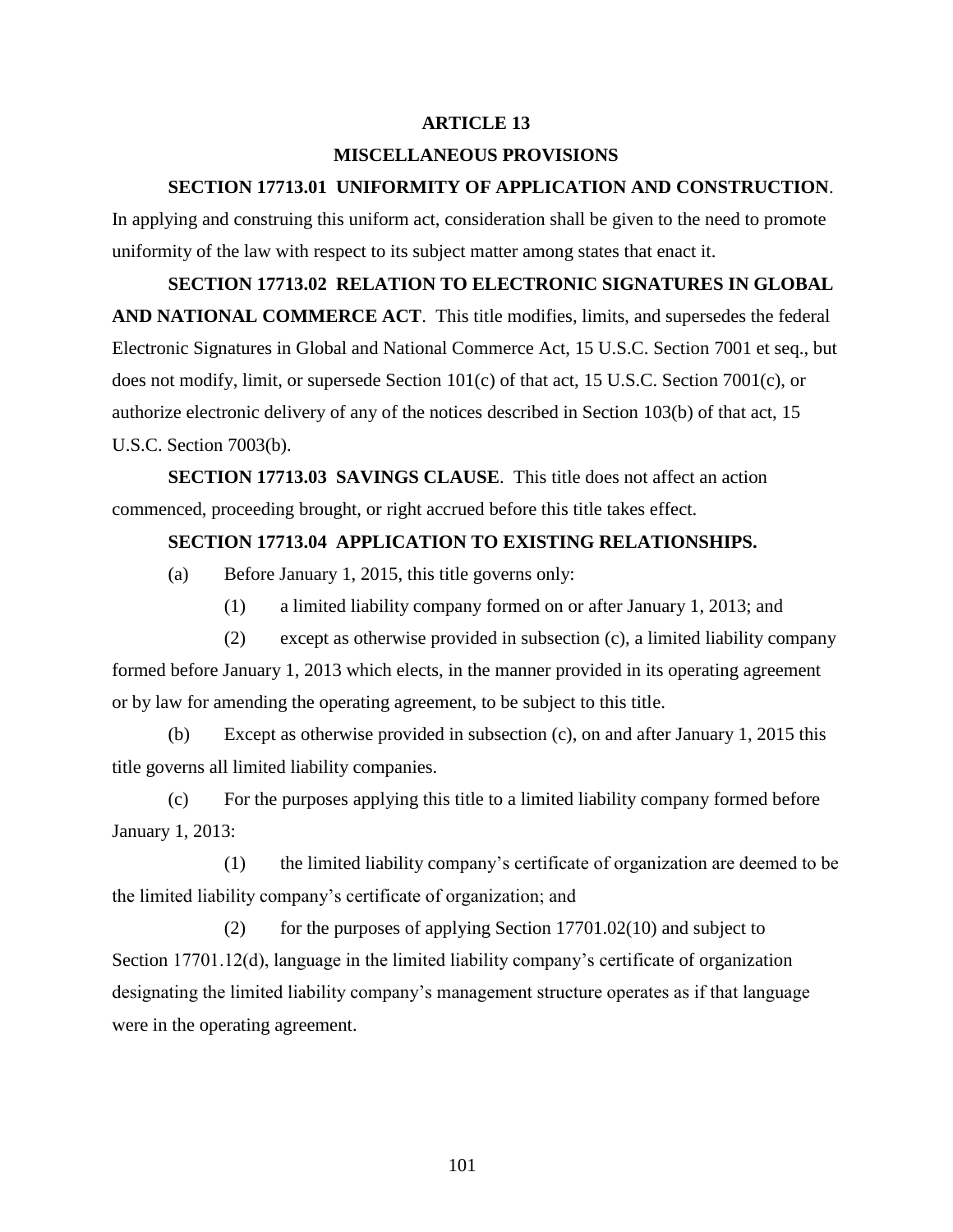## ARTICLE 13

## MISCELLANEOUS PROVISIONS

**SECTION 17713.01 UNIFORMITY OF APPLICATION AND CONSTRUCTION**. In applying and construing this uniform act, consideration shall be given to the need to promote uniformity of the law with respect to its subject matter among states that enact it.

**SECTION 17713.02 RELATION TO ELECTRONIC SIGNATURES IN GLOBAL AND NATIONAL COMMERCE ACT**. This title modifies, limits, and supersedes the federal Electronic Signatures in Global and National Commerce Act, 15 U.S.C. Section 7001 et seq., but does not modify, limit, or supersede Section 101(c) of that act, 15 U.S.C. Section 7001(c), or authorize electronic delivery of any of the notices described in Section 103(b) of that act, 15 U.S.C. Section 7003(b).

**SECTION 17713.03 SAVINGS CLAUSE**. This title does not affect an action commenced, proceeding brought, or right accrued before this title takes effect.

**SECTION 17713.04 APPLICATION TO EXISTING RELATIONSHIPS.**

(a) Before January 1, 2015, this title governs only:

(1) a limited liability company formed on or after January 1, 2013; and

(2) except as otherwise provided in subsection (c), a limited liability company formed before January 1, 2013 which elects, in the manner provided in its operating agreement or by law for amending the operating agreement, to be subject to this title.

(b) Except as otherwise provided in subsection (c), on and after January 1, 2015 this title governs all limited liability companies.

(c) For the purposes applying this title to a limited liability company formed before January 1, 2013:

(1) the limited liability company's certificate of organization are deemed to be the limited liability company's certificate of organization; and

(2) for the purposes of applying Section 17701.02(10) and subject to Section 17701.12(d), language in the limited liability company's certificate of organization designating the limited liability company's management structure operates as if that language were in the operating agreement.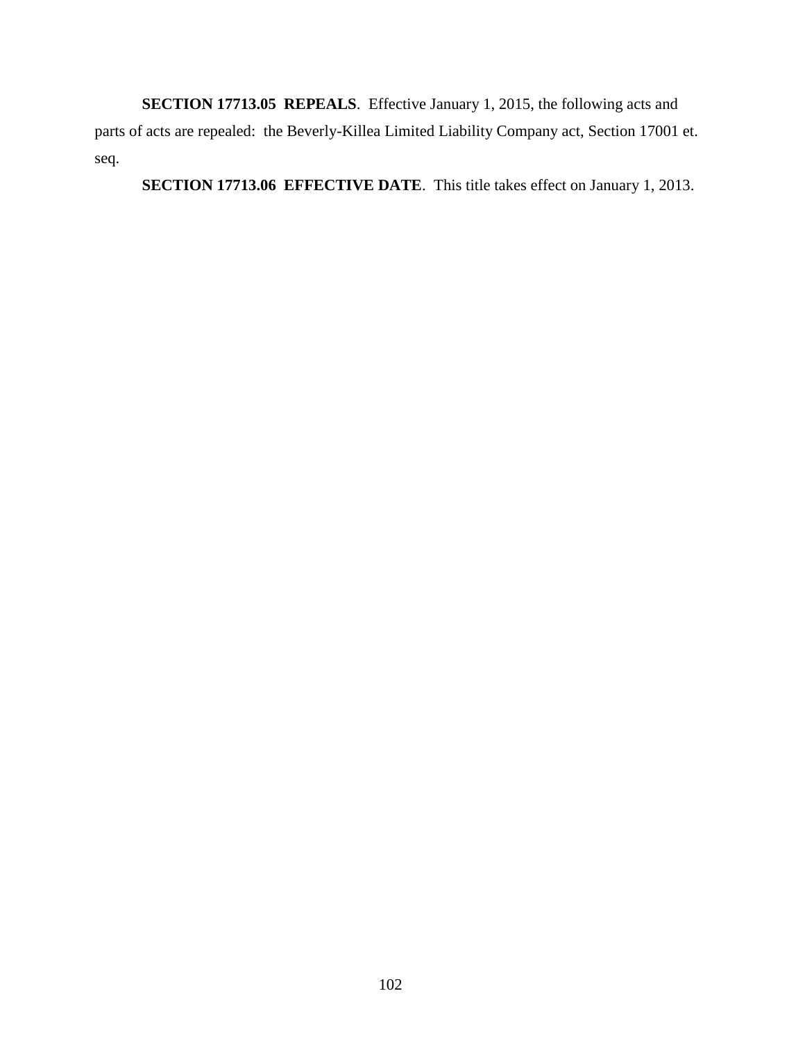**SECTION 17713.05 REPEALS**. Effective January 1, 2015, the following acts and parts of acts are repealed: the Beverly-Killea Limited Liability Company act, Section 17001 et. seq.

**SECTION 17713.06 EFFECTIVE DATE**. This title takes effect on January 1, 2013.